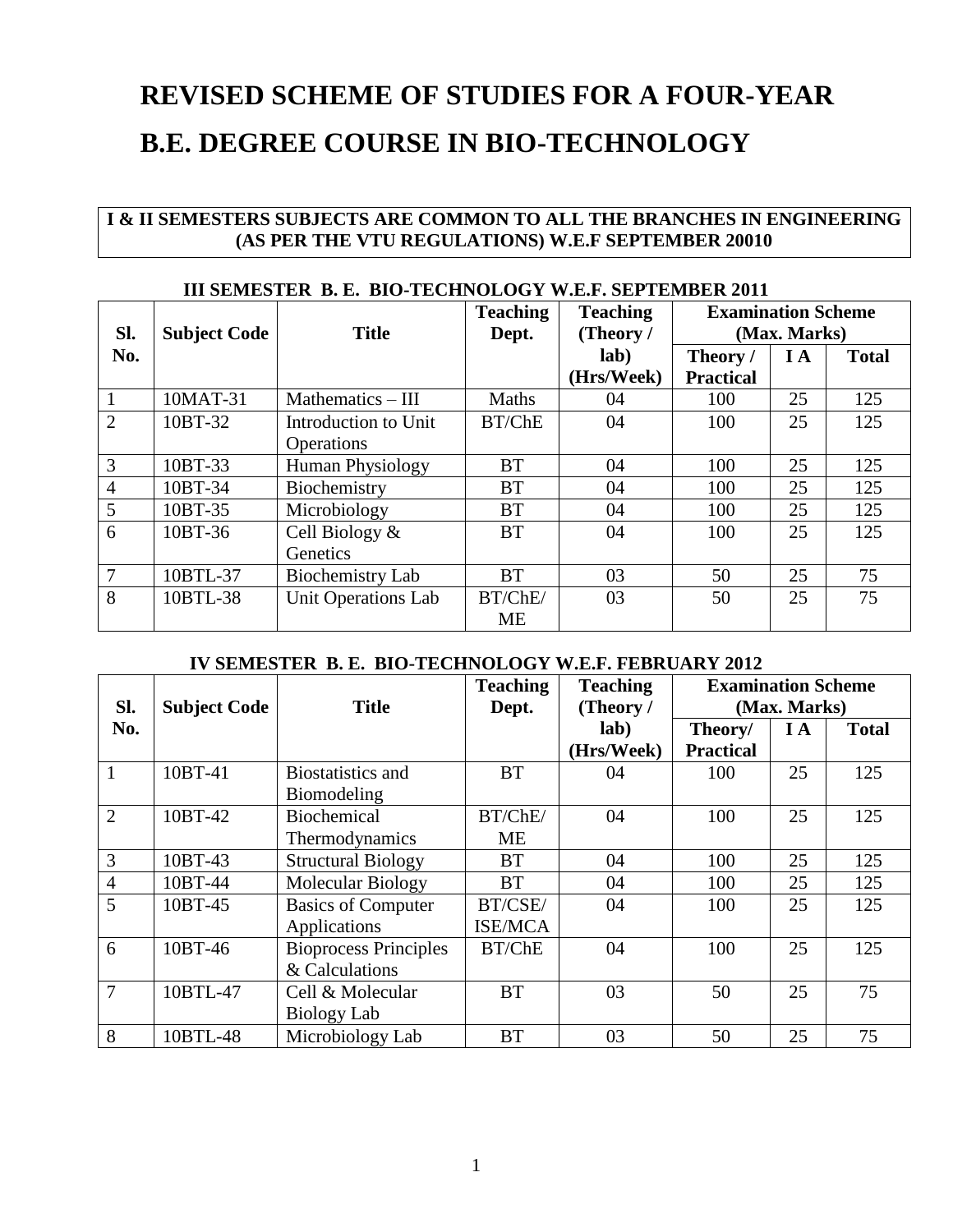# REVISED SCHEME OF STUDIES FOR A FOUR-YEAR B.E. DEGREE COURSE IN BIO-TECHNOLOGY

**I & II SEMESTERS SUBJECTS ARE COMMON TO ALL THE BRANCHES IN ENGINEERING (AS PER THE VTU REGULATIONS) W.E.F SEPTEMBER 20010**

### III SEMESTER B. E. BIO-TECHNOLOGY W.E.F. SEPTEMBER 2011

| Sl. No. | Subject Code | Title | Teaching Dept. | Teaching (Theory / lab) (Hrs/Week) | Examination Scheme (Max. Marks) | | |
|---|---|---|---|---|---|---|---|
| | | | | | Theory / Practical | I A | Total |
| 1 | 10MAT-31 | Mathematics – III | Maths | 04 | 100 | 25 | 125 |
| 2 | 10BT-32 | Introduction to Unit Operations | BT/ChE | 04 | 100 | 25 | 125 |
| 3 | 10BT-33 | Human Physiology | BT | 04 | 100 | 25 | 125 |
| 4 | 10BT-34 | Biochemistry | BT | 04 | 100 | 25 | 125 |
| 5 | 10BT-35 | Microbiology | BT | 04 | 100 | 25 | 125 |
| 6 | 10BT-36 | Cell Biology & Genetics | BT | 04 | 100 | 25 | 125 |
| 7 | 10BTL-37 | Biochemistry Lab | BT | 03 | 50 | 25 | 75 |
| 8 | 10BTL-38 | Unit Operations Lab | BT/ChE/ ME | 03 | 50 | 25 | 75 |

### IV SEMESTER B. E. BIO-TECHNOLOGY W.E.F. FEBRUARY 2012

| Sl. No. | Subject Code | Title | Teaching Dept. | Teaching (Theory / lab) (Hrs/Week) | Examination Scheme (Max. Marks) | | |
|---|---|---|---|---|---|---|---|
| | | | | | Theory/ Practical | I A | Total |
| 1 | 10BT-41 | Biostatistics and Biomodeling | BT | 04 | 100 | 25 | 125 |
| 2 | 10BT-42 | Biochemical Thermodynamics | BT/ChE/ ME | 04 | 100 | 25 | 125 |
| 3 | 10BT-43 | Structural Biology | BT | 04 | 100 | 25 | 125 |
| 4 | 10BT-44 | Molecular Biology | BT | 04 | 100 | 25 | 125 |
| 5 | 10BT-45 | Basics of Computer Applications | BT/CSE/ ISE/MCA | 04 | 100 | 25 | 125 |
| 6 | 10BT-46 | Bioprocess Principles & Calculations | BT/ChE | 04 | 100 | 25 | 125 |
| 7 | 10BTL-47 | Cell & Molecular Biology Lab | BT | 03 | 50 | 25 | 75 |
| 8 | 10BTL-48 | Microbiology Lab | BT | 03 | 50 | 25 | 75 |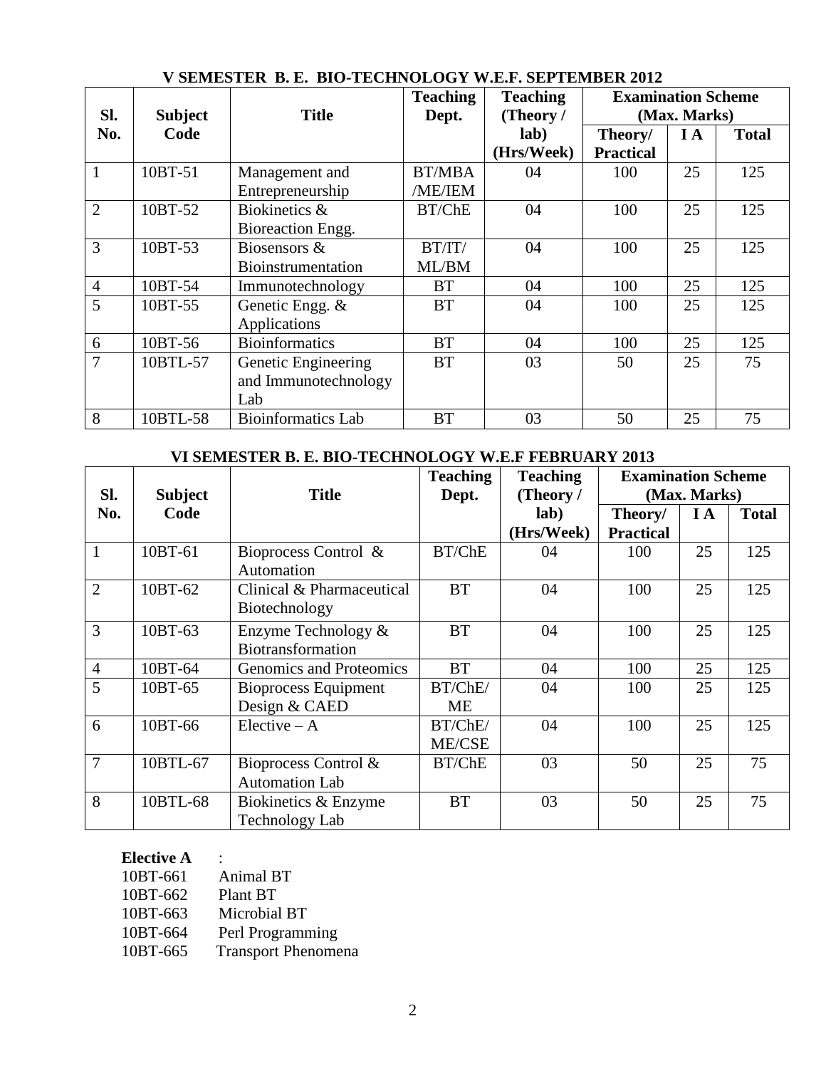## V SEMESTER B. E. BIO-TECHNOLOGY W.E.F. SEPTEMBER 2012

| Sl. No. | Subject Code | Title | Teaching Dept. | Teaching (Theory / lab) (Hrs/Week) | Examination Scheme (Max. Marks) | | |
|---|---|---|---|---|---|---|---|
| | | | | | Theory/ Practical | I A | Total |
| 1 | 10BT-51 | Management and Entrepreneurship | BT/MBA /ME/IEM | 04 | 100 | 25 | 125 |
| 2 | 10BT-52 | Biokinetics & Bioreaction Engg. | BT/ChE | 04 | 100 | 25 | 125 |
| 3 | 10BT-53 | Biosensors & Bioinstrumentation | BT/IT/ ML/BM | 04 | 100 | 25 | 125 |
| 4 | 10BT-54 | Immunotechnology | BT | 04 | 100 | 25 | 125 |
| 5 | 10BT-55 | Genetic Engg. & Applications | BT | 04 | 100 | 25 | 125 |
| 6 | 10BT-56 | Bioinformatics | BT | 04 | 100 | 25 | 125 |
| 7 | 10BTL-57 | Genetic Engineering and Immunotechnology Lab | BT | 03 | 50 | 25 | 75 |
| 8 | 10BTL-58 | Bioinformatics Lab | BT | 03 | 50 | 25 | 75 |

## VI SEMESTER B. E. BIO-TECHNOLOGY W.E.F FEBRUARY 2013

| Sl. No. | Subject Code | Title | Teaching Dept. | Teaching (Theory / lab) (Hrs/Week) | Examination Scheme (Max. Marks) | | |
|---|---|---|---|---|---|---|---|
| | | | | | Theory/ Practical | I A | Total |
| 1 | 10BT-61 | Bioprocess Control & Automation | BT/ChE | 04 | 100 | 25 | 125 |
| 2 | 10BT-62 | Clinical & Pharmaceutical Biotechnology | BT | 04 | 100 | 25 | 125 |
| 3 | 10BT-63 | Enzyme Technology & Biotransformation | BT | 04 | 100 | 25 | 125 |
| 4 | 10BT-64 | Genomics and Proteomics | BT | 04 | 100 | 25 | 125 |
| 5 | 10BT-65 | Bioprocess Equipment Design & CAED | BT/ChE/ ME | 04 | 100 | 25 | 125 |
| 6 | 10BT-66 | Elective – A | BT/ChE/ ME/CSE | 04 | 100 | 25 | 125 |
| 7 | 10BTL-67 | Bioprocess Control & Automation Lab | BT/ChE | 03 | 50 | 25 | 75 |
| 8 | 10BTL-68 | Biokinetics & Enzyme Technology Lab | BT | 03 | 50 | 25 | 75 |

**Elective A** :

10BT-661 Animal BT
10BT-662 Plant BT
10BT-663 Microbial BT
10BT-664 Perl Programming
10BT-665 Transport Phenomena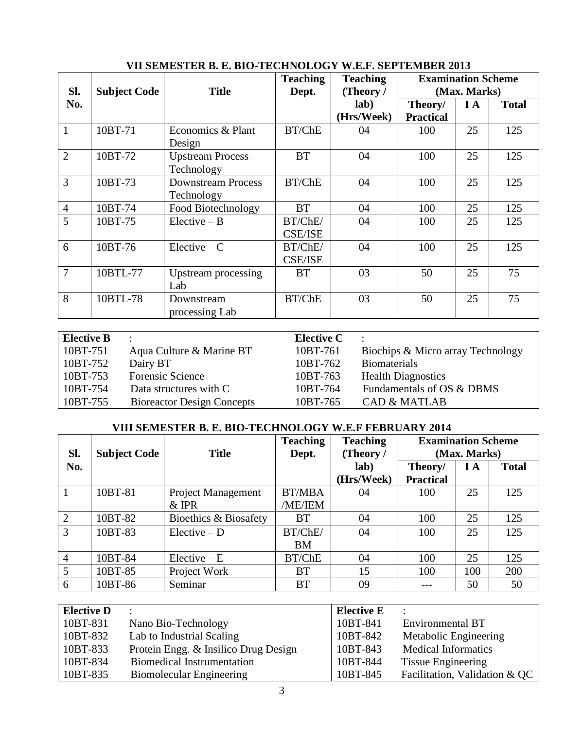## VII SEMESTER B. E. BIO-TECHNOLOGY W.E.F. SEPTEMBER 2013

| Sl. No. | Subject Code | Title | Teaching Dept. | Teaching (Theory / lab) (Hrs/Week) | Examination Scheme (Max. Marks) | | |
|---|---|---|---|---|---|---|---|
| | | | | | Theory/ Practical | I A | Total |
| 1 | 10BT-71 | Economics & Plant Design | BT/ChE | 04 | 100 | 25 | 125 |
| 2 | 10BT-72 | Upstream Process Technology | BT | 04 | 100 | 25 | 125 |
| 3 | 10BT-73 | Downstream Process Technology | BT/ChE | 04 | 100 | 25 | 125 |
| 4 | 10BT-74 | Food Biotechnology | BT | 04 | 100 | 25 | 125 |
| 5 | 10BT-75 | Elective – B | BT/ChE/ CSE/ISE | 04 | 100 | 25 | 125 |
| 6 | 10BT-76 | Elective – C | BT/ChE/ CSE/ISE | 04 | 100 | 25 | 125 |
| 7 | 10BTL-77 | Upstream processing Lab | BT | 03 | 50 | 25 | 75 |
| 8 | 10BTL-78 | Downstream processing Lab | BT/ChE | 03 | 50 | 25 | 75 |

| **Elective B** | : | **Elective C** | : |
|---|---|---|---|
| 10BT-751 | Aqua Culture & Marine BT | 10BT-761 | Biochips & Micro array Technology |
| 10BT-752 | Dairy BT | 10BT-762 | Biomaterials |
| 10BT-753 | Forensic Science | 10BT-763 | Health Diagnostics |
| 10BT-754 | Data structures with C | 10BT-764 | Fundamentals of OS & DBMS |
| 10BT-755 | Bioreactor Design Concepts | 10BT-765 | CAD & MATLAB |

## VIII SEMESTER B. E. BIO-TECHNOLOGY W.E.F FEBRUARY 2014

| Sl. No. | Subject Code | Title | Teaching Dept. | Teaching (Theory / lab) (Hrs/Week) | Examination Scheme (Max. Marks) | | |
|---|---|---|---|---|---|---|---|
| | | | | | Theory/ Practical | I A | Total |
| 1 | 10BT-81 | Project Management & IPR | BT/MBA /ME/IEM | 04 | 100 | 25 | 125 |
| 2 | 10BT-82 | Bioethics & Biosafety | BT | 04 | 100 | 25 | 125 |
| 3 | 10BT-83 | Elective – D | BT/ChE/ BM | 04 | 100 | 25 | 125 |
| 4 | 10BT-84 | Elective – E | BT/ChE | 04 | 100 | 25 | 125 |
| 5 | 10BT-85 | Project Work | BT | 15 | 100 | 100 | 200 |
| 6 | 10BT-86 | Seminar | BT | 09 | --- | 50 | 50 |

| **Elective D** | : | **Elective E** | : |
|---|---|---|---|
| 10BT-831 | Nano Bio-Technology | 10BT-841 | Environmental BT |
| 10BT-832 | Lab to Industrial Scaling | 10BT-842 | Metabolic Engineering |
| 10BT-833 | Protein Engg. & Insilico Drug Design | 10BT-843 | Medical Informatics |
| 10BT-834 | Biomedical Instrumentation | 10BT-844 | Tissue Engineering |
| 10BT-835 | Biomolecular Engineering | 10BT-845 | Facilitation, Validation & QC |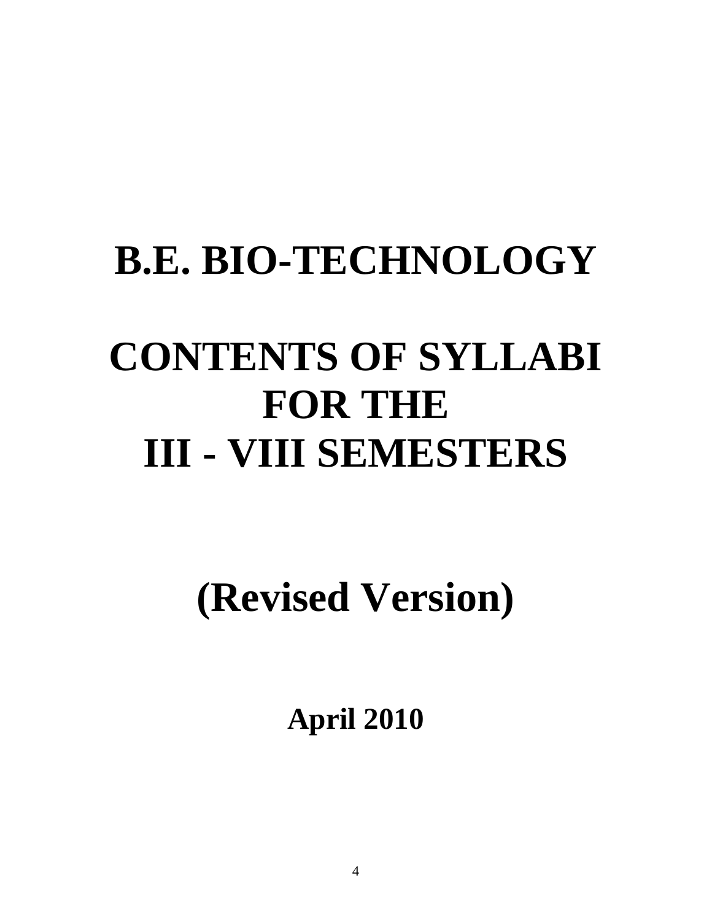# B.E. BIO-TECHNOLOGY

# CONTENTS OF SYLLABI FOR THE III - VIII SEMESTERS

# (Revised Version)

## April 2010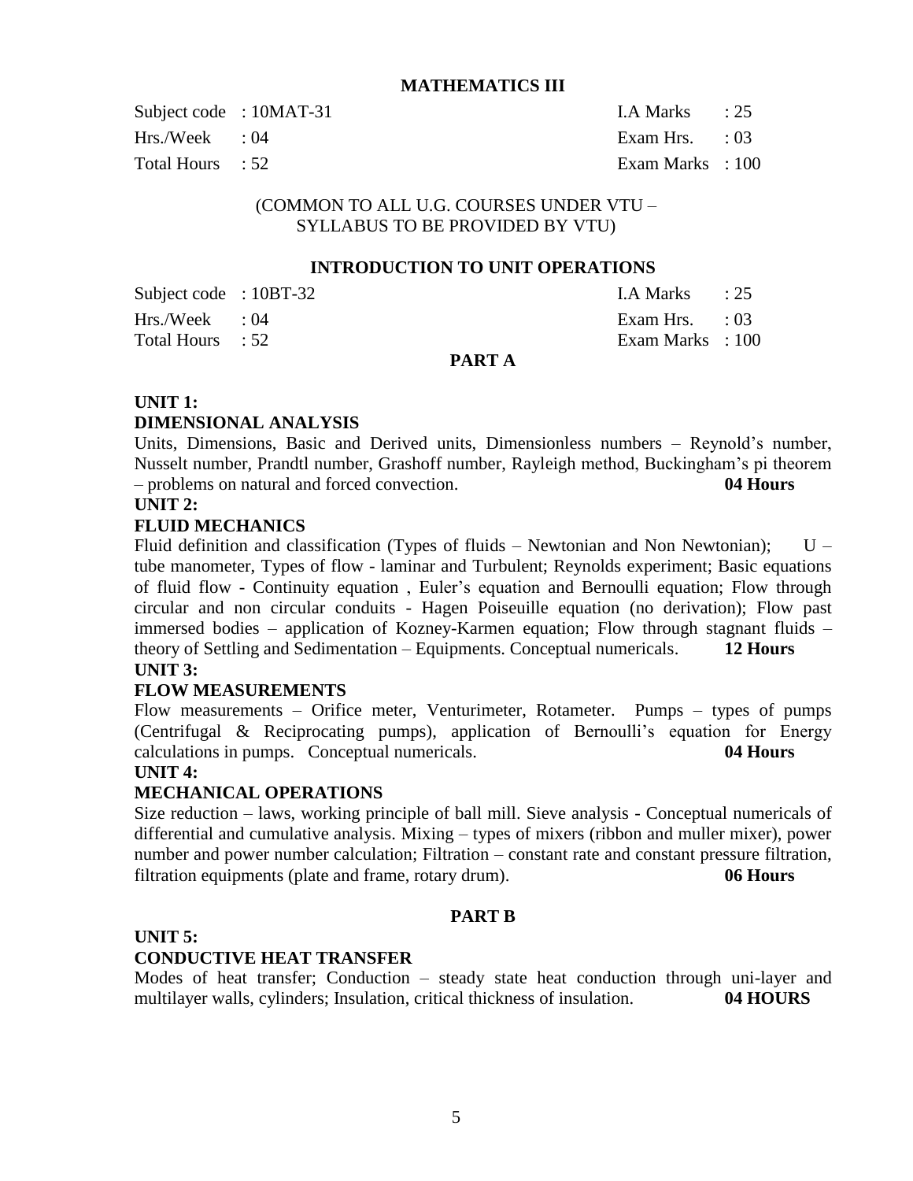## MATHEMATICS III

| | | | |
|---|---|---|---|
| Subject code | : 10MAT-31 | I.A Marks | : 25 |
| Hrs./Week | : 04 | Exam Hrs. | : 03 |
| Total Hours | : 52 | Exam Marks | : 100 |

(COMMON TO ALL U.G. COURSES UNDER VTU – SYLLABUS TO BE PROVIDED BY VTU)

## INTRODUCTION TO UNIT OPERATIONS

| | | | |
|---|---|---|---|
| Subject code | : 10BT-32 | I.A Marks | : 25 |
| Hrs./Week | : 04 | Exam Hrs. | : 03 |
| Total Hours | : 52 | Exam Marks | : 100 |

### PART A

**UNIT 1:**

**DIMENSIONAL ANALYSIS**

Units, Dimensions, Basic and Derived units, Dimensionless numbers – Reynold's number, Nusselt number, Prandtl number, Grashoff number, Rayleigh method, Buckingham's pi theorem – problems on natural and forced convection. **04 Hours**

**UNIT 2:**

**FLUID MECHANICS**

Fluid definition and classification (Types of fluids – Newtonian and Non Newtonian); U – tube manometer, Types of flow - laminar and Turbulent; Reynolds experiment; Basic equations of fluid flow - Continuity equation , Euler's equation and Bernoulli equation; Flow through circular and non circular conduits - Hagen Poiseuille equation (no derivation); Flow past immersed bodies – application of Kozney-Karmen equation; Flow through stagnant fluids – theory of Settling and Sedimentation – Equipments. Conceptual numericals. **12 Hours**

**UNIT 3:**

**FLOW MEASUREMENTS**

Flow measurements – Orifice meter, Venturimeter, Rotameter. Pumps – types of pumps (Centrifugal & Reciprocating pumps), application of Bernoulli's equation for Energy calculations in pumps. Conceptual numericals. **04 Hours**

**UNIT 4:**

**MECHANICAL OPERATIONS**

Size reduction – laws, working principle of ball mill. Sieve analysis - Conceptual numericals of differential and cumulative analysis. Mixing – types of mixers (ribbon and muller mixer), power number and power number calculation; Filtration – constant rate and constant pressure filtration, filtration equipments (plate and frame, rotary drum). **06 Hours**

### PART B

**UNIT 5:**

**CONDUCTIVE HEAT TRANSFER**

Modes of heat transfer; Conduction – steady state heat conduction through uni-layer and multilayer walls, cylinders; Insulation, critical thickness of insulation. **04 HOURS**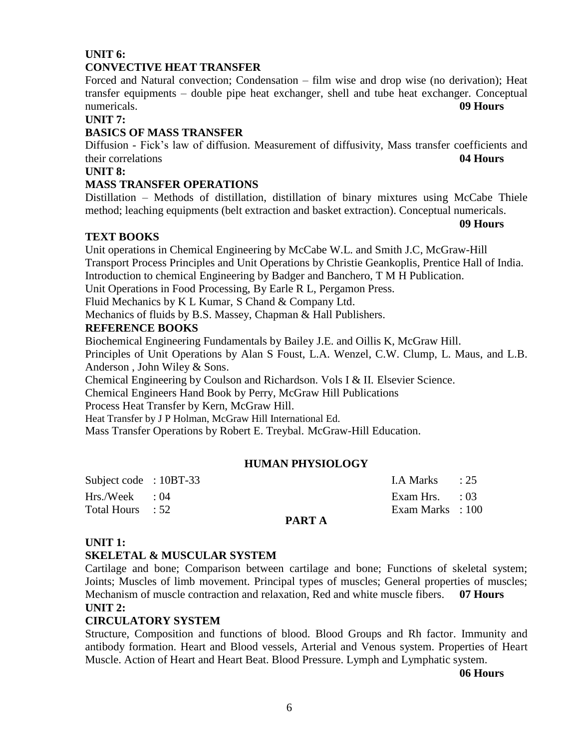**UNIT 6:**

**CONVECTIVE HEAT TRANSFER**

Forced and Natural convection; Condensation – film wise and drop wise (no derivation); Heat transfer equipments – double pipe heat exchanger, shell and tube heat exchanger. Conceptual numericals. **09 Hours**

**UNIT 7:**

**BASICS OF MASS TRANSFER**

Diffusion - Fick's law of diffusion. Measurement of diffusivity, Mass transfer coefficients and their correlations **04 Hours**

**UNIT 8:**

**MASS TRANSFER OPERATIONS**

Distillation – Methods of distillation, distillation of binary mixtures using McCabe Thiele method; leaching equipments (belt extraction and basket extraction). Conceptual numericals.

**09 Hours**

**TEXT BOOKS**

Unit operations in Chemical Engineering by McCabe W.L. and Smith J.C, McGraw-Hill
Transport Process Principles and Unit Operations by Christie Geankoplis, Prentice Hall of India.
Introduction to chemical Engineering by Badger and Banchero, T M H Publication.
Unit Operations in Food Processing, By Earle R L, Pergamon Press.
Fluid Mechanics by K L Kumar, S Chand & Company Ltd.
Mechanics of fluids by B.S. Massey, Chapman & Hall Publishers.

**REFERENCE BOOKS**

Biochemical Engineering Fundamentals by Bailey J.E. and Oillis K, McGraw Hill.
Principles of Unit Operations by Alan S Foust, L.A. Wenzel, C.W. Clump, L. Maus, and L.B. Anderson , John Wiley & Sons.
Chemical Engineering by Coulson and Richardson. Vols I & II. Elsevier Science.
Chemical Engineers Hand Book by Perry, McGraw Hill Publications
Process Heat Transfer by Kern, McGraw Hill.
Heat Transfer by J P Holman, McGraw Hill International Ed.
Mass Transfer Operations by Robert E. Treybal. McGraw-Hill Education.

## HUMAN PHYSIOLOGY

| | | | |
|---|---|---|---|
| Subject code | : 10BT-33 | I.A Marks | : 25 |
| Hrs./Week | : 04 | Exam Hrs. | : 03 |
| Total Hours | : 52 | Exam Marks | : 100 |

**PART A**

**UNIT 1:**

**SKELETAL & MUSCULAR SYSTEM**

Cartilage and bone; Comparison between cartilage and bone; Functions of skeletal system; Joints; Muscles of limb movement. Principal types of muscles; General properties of muscles; Mechanism of muscle contraction and relaxation, Red and white muscle fibers. **07 Hours**

**UNIT 2:**

**CIRCULATORY SYSTEM**

Structure, Composition and functions of blood. Blood Groups and Rh factor. Immunity and antibody formation. Heart and Blood vessels, Arterial and Venous system. Properties of Heart Muscle. Action of Heart and Heart Beat. Blood Pressure. Lymph and Lymphatic system.

**06 Hours**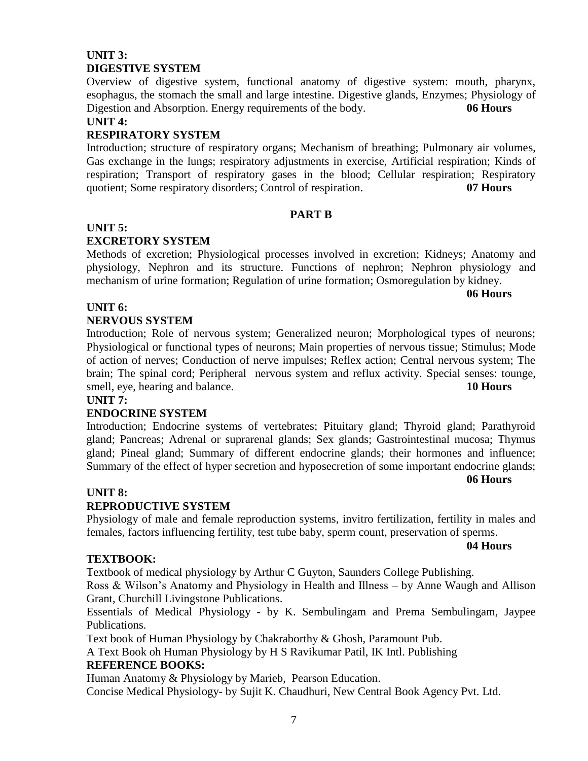**UNIT 3:**

**DIGESTIVE SYSTEM**

Overview of digestive system, functional anatomy of digestive system: mouth, pharynx, esophagus, the stomach the small and large intestine. Digestive glands, Enzymes; Physiology of Digestion and Absorption. Energy requirements of the body. **06 Hours**

**UNIT 4:**

**RESPIRATORY SYSTEM**

Introduction; structure of respiratory organs; Mechanism of breathing; Pulmonary air volumes, Gas exchange in the lungs; respiratory adjustments in exercise, Artificial respiration; Kinds of respiration; Transport of respiratory gases in the blood; Cellular respiration; Respiratory quotient; Some respiratory disorders; Control of respiration. **07 Hours**

## PART B

**UNIT 5:**

**EXCRETORY SYSTEM**

Methods of excretion; Physiological processes involved in excretion; Kidneys; Anatomy and physiology, Nephron and its structure. Functions of nephron; Nephron physiology and mechanism of urine formation; Regulation of urine formation; Osmoregulation by kidney.

**06 Hours**

**UNIT 6:**

**NERVOUS SYSTEM**

Introduction; Role of nervous system; Generalized neuron; Morphological types of neurons; Physiological or functional types of neurons; Main properties of nervous tissue; Stimulus; Mode of action of nerves; Conduction of nerve impulses; Reflex action; Central nervous system; The brain; The spinal cord; Peripheral nervous system and reflux activity. Special senses: tounge, smell, eye, hearing and balance. **10 Hours**

**UNIT 7:**

**ENDOCRINE SYSTEM**

Introduction; Endocrine systems of vertebrates; Pituitary gland; Thyroid gland; Parathyroid gland; Pancreas; Adrenal or suprarenal glands; Sex glands; Gastrointestinal mucosa; Thymus gland; Pineal gland; Summary of different endocrine glands; their hormones and influence; Summary of the effect of hyper secretion and hyposecretion of some important endocrine glands;

**06 Hours**

**UNIT 8:**

**REPRODUCTIVE SYSTEM**

Physiology of male and female reproduction systems, invitro fertilization, fertility in males and females, factors influencing fertility, test tube baby, sperm count, preservation of sperms.

**04 Hours**

**TEXTBOOK:**

Textbook of medical physiology by Arthur C Guyton, Saunders College Publishing.

Ross & Wilson's Anatomy and Physiology in Health and Illness – by Anne Waugh and Allison Grant, Churchill Livingstone Publications.

Essentials of Medical Physiology - by K. Sembulingam and Prema Sembulingam, Jaypee Publications.

Text book of Human Physiology by Chakraborthy & Ghosh, Paramount Pub.

A Text Book oh Human Physiology by H S Ravikumar Patil, IK Intl. Publishing

**REFERENCE BOOKS:**

Human Anatomy & Physiology by Marieb, Pearson Education.

Concise Medical Physiology- by Sujit K. Chaudhuri, New Central Book Agency Pvt. Ltd.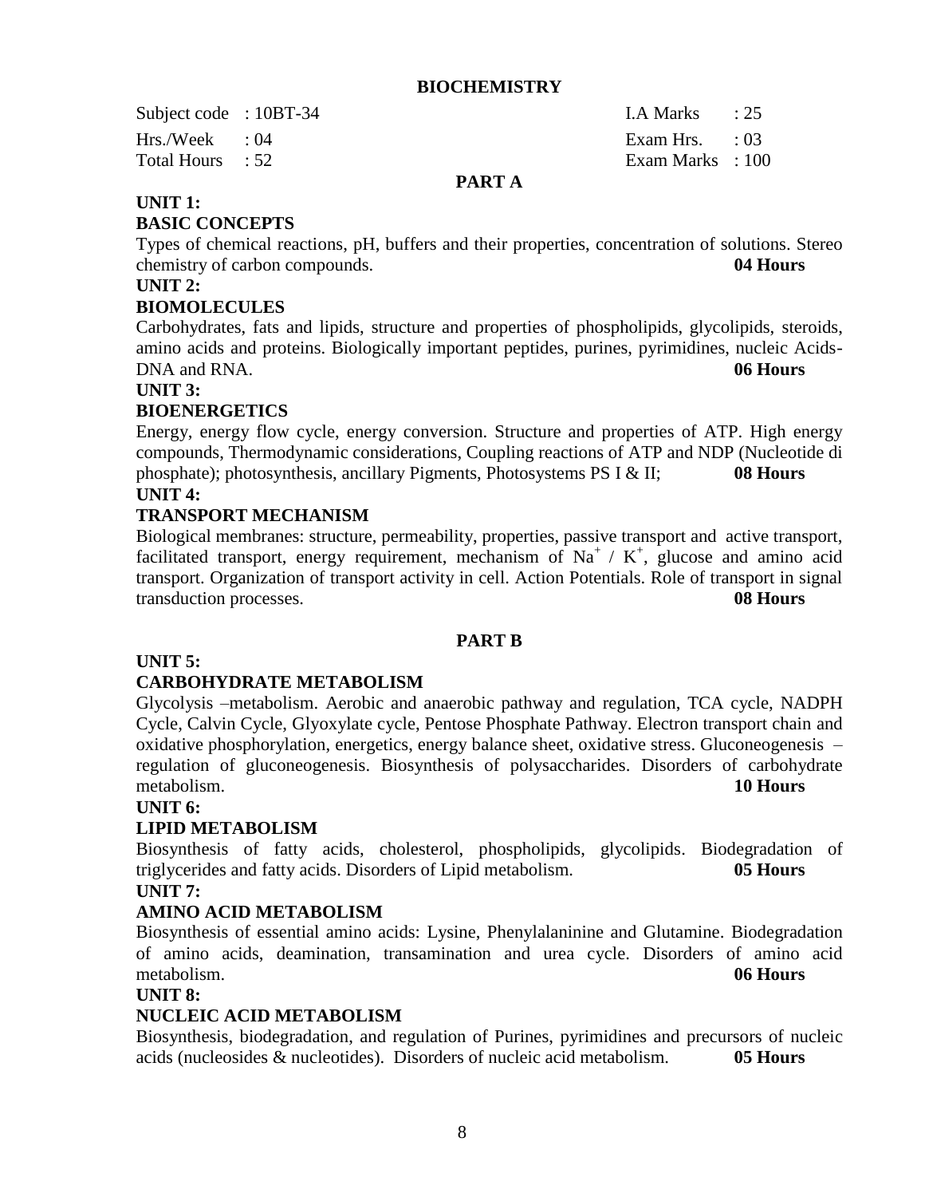# BIOCHEMISTRY

| | | | |
|---|---|---|---|
| Subject code | : 10BT-34 | I.A Marks | : 25 |
| Hrs./Week | : 04 | Exam Hrs. | : 03 |
| Total Hours | : 52 | Exam Marks | : 100 |

## PART A

### UNIT 1:
### BASIC CONCEPTS

Types of chemical reactions, pH, buffers and their properties, concentration of solutions. Stereo chemistry of carbon compounds. **04 Hours**

### UNIT 2:
### BIOMOLECULES

Carbohydrates, fats and lipids, structure and properties of phospholipids, glycolipids, steroids, amino acids and proteins. Biologically important peptides, purines, pyrimidines, nucleic Acids-DNA and RNA. **06 Hours**

### UNIT 3:
### BIOENERGETICS

Energy, energy flow cycle, energy conversion. Structure and properties of ATP. High energy compounds, Thermodynamic considerations, Coupling reactions of ATP and NDP (Nucleotide di phosphate); photosynthesis, ancillary Pigments, Photosystems PS I & II; **08 Hours**

### UNIT 4:
### TRANSPORT MECHANISM

Biological membranes: structure, permeability, properties, passive transport and active transport, facilitated transport, energy requirement, mechanism of $Na^+$ / $K^+$, glucose and amino acid transport. Organization of transport activity in cell. Action Potentials. Role of transport in signal transduction processes. **08 Hours**

## PART B

### UNIT 5:
### CARBOHYDRATE METABOLISM

Glycolysis –metabolism. Aerobic and anaerobic pathway and regulation, TCA cycle, NADPH Cycle, Calvin Cycle, Glyoxylate cycle, Pentose Phosphate Pathway. Electron transport chain and oxidative phosphorylation, energetics, energy balance sheet, oxidative stress. Gluconeogenesis – regulation of gluconeogenesis. Biosynthesis of polysaccharides. Disorders of carbohydrate metabolism. **10 Hours**

### UNIT 6:
### LIPID METABOLISM

Biosynthesis of fatty acids, cholesterol, phospholipids, glycolipids. Biodegradation of triglycerides and fatty acids. Disorders of Lipid metabolism. **05 Hours**

### UNIT 7:
### AMINO ACID METABOLISM

Biosynthesis of essential amino acids: Lysine, Phenylalaninine and Glutamine. Biodegradation of amino acids, deamination, transamination and urea cycle. Disorders of amino acid metabolism. **06 Hours**

### UNIT 8:
### NUCLEIC ACID METABOLISM

Biosynthesis, biodegradation, and regulation of Purines, pyrimidines and precursors of nucleic acids (nucleosides & nucleotides). Disorders of nucleic acid metabolism. **05 Hours**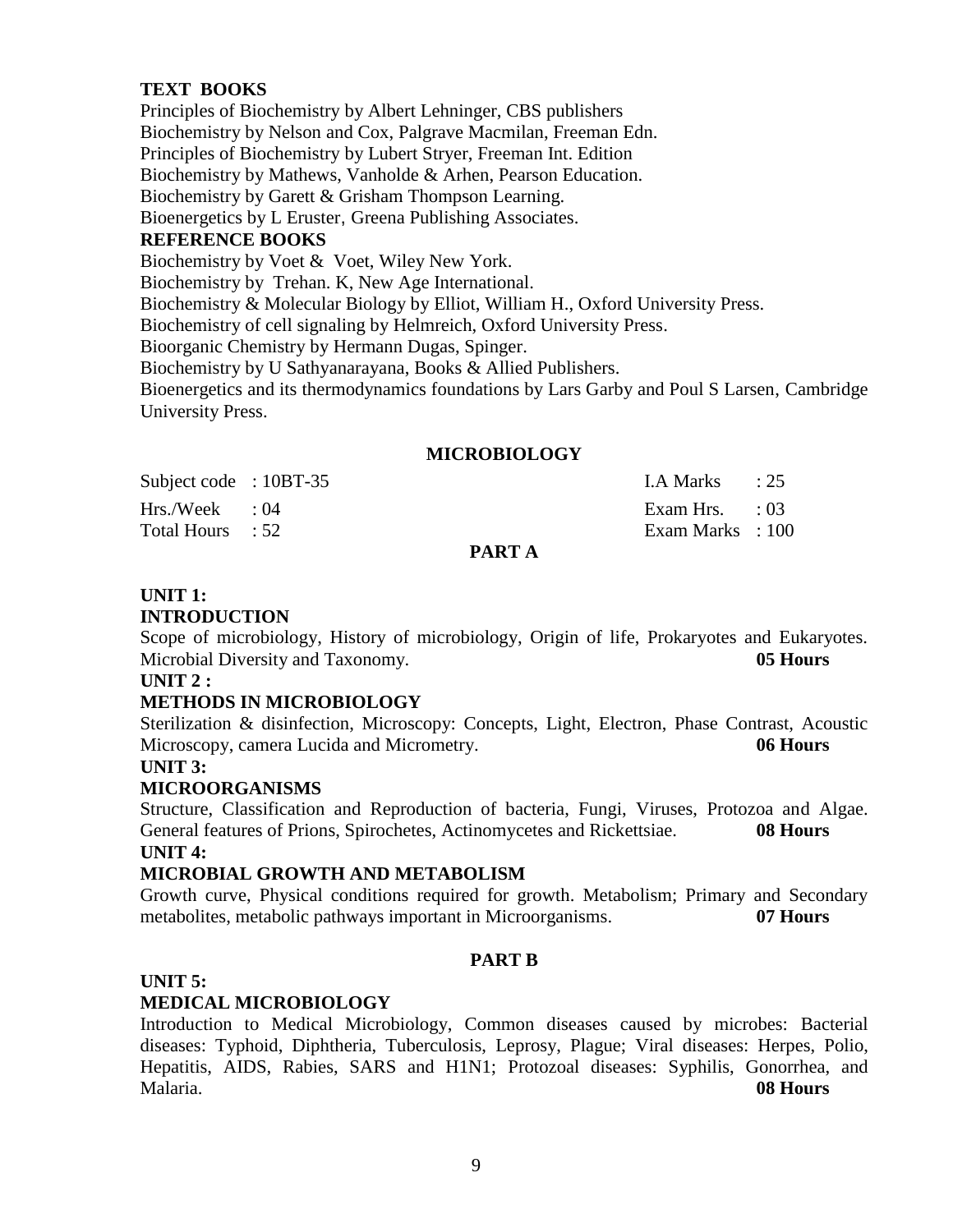**TEXT BOOKS**

Principles of Biochemistry by Albert Lehninger, CBS publishers
Biochemistry by Nelson and Cox, Palgrave Macmilan, Freeman Edn.
Principles of Biochemistry by Lubert Stryer, Freeman Int. Edition
Biochemistry by Mathews, Vanholde & Arhen, Pearson Education.
Biochemistry by Garett & Grisham Thompson Learning.
Bioenergetics by L Eruster, Greena Publishing Associates.

**REFERENCE BOOKS**

Biochemistry by Voet & Voet, Wiley New York.
Biochemistry by Trehan. K, New Age International.
Biochemistry & Molecular Biology by Elliot, William H., Oxford University Press.
Biochemistry of cell signaling by Helmreich, Oxford University Press.
Bioorganic Chemistry by Hermann Dugas, Spinger.
Biochemistry by U Sathyanarayana, Books & Allied Publishers.
Bioenergetics and its thermodynamics foundations by Lars Garby and Poul S Larsen, Cambridge University Press.

## MICROBIOLOGY

| | | | |
|---|---|---|---|
| Subject code | : 10BT-35 | I.A Marks | : 25 |
| Hrs./Week | : 04 | Exam Hrs. | : 03 |
| Total Hours | : 52 | Exam Marks | : 100 |

### PART A

**UNIT 1:**

**INTRODUCTION**

Scope of microbiology, History of microbiology, Origin of life, Prokaryotes and Eukaryotes. Microbial Diversity and Taxonomy. **05 Hours**

**UNIT 2 :**

**METHODS IN MICROBIOLOGY**

Sterilization & disinfection, Microscopy: Concepts, Light, Electron, Phase Contrast, Acoustic Microscopy, camera Lucida and Micrometry. **06 Hours**

**UNIT 3:**

**MICROORGANISMS**

Structure, Classification and Reproduction of bacteria, Fungi, Viruses, Protozoa and Algae. General features of Prions, Spirochetes, Actinomycetes and Rickettsiae. **08 Hours**

**UNIT 4:**

**MICROBIAL GROWTH AND METABOLISM**

Growth curve, Physical conditions required for growth. Metabolism; Primary and Secondary metabolites, metabolic pathways important in Microorganisms. **07 Hours**

### PART B

**UNIT 5:**

**MEDICAL MICROBIOLOGY**

Introduction to Medical Microbiology, Common diseases caused by microbes: Bacterial diseases: Typhoid, Diphtheria, Tuberculosis, Leprosy, Plague; Viral diseases: Herpes, Polio, Hepatitis, AIDS, Rabies, SARS and H1N1; Protozoal diseases: Syphilis, Gonorrhea, and Malaria. **08 Hours**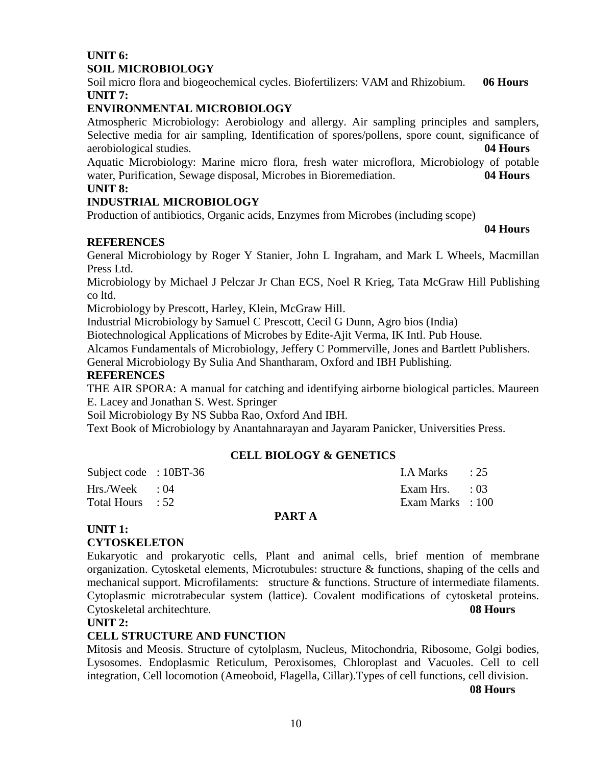**UNIT 6:**

**SOIL MICROBIOLOGY**

Soil micro flora and biogeochemical cycles. Biofertilizers: VAM and Rhizobium. **06 Hours**

**UNIT 7:**

**ENVIRONMENTAL MICROBIOLOGY**

Atmospheric Microbiology: Aerobiology and allergy. Air sampling principles and samplers, Selective media for air sampling, Identification of spores/pollens, spore count, significance of aerobiological studies. **04 Hours**

Aquatic Microbiology: Marine micro flora, fresh water microflora, Microbiology of potable water, Purification, Sewage disposal, Microbes in Bioremediation. **04 Hours**

**UNIT 8:**

**INDUSTRIAL MICROBIOLOGY**

Production of antibiotics, Organic acids, Enzymes from Microbes (including scope)

**04 Hours**

**REFERENCES**

General Microbiology by Roger Y Stanier, John L Ingraham, and Mark L Wheels, Macmillan Press Ltd.

Microbiology by Michael J Pelczar Jr Chan ECS, Noel R Krieg, Tata McGraw Hill Publishing co ltd.

Microbiology by Prescott, Harley, Klein, McGraw Hill.

Industrial Microbiology by Samuel C Prescott, Cecil G Dunn, Agro bios (India)

Biotechnological Applications of Microbes by Edite-Ajit Verma, IK Intl. Pub House.

Alcamos Fundamentals of Microbiology, Jeffery C Pommerville, Jones and Bartlett Publishers.

General Microbiology By Sulia And Shantharam, Oxford and IBH Publishing.

**REFERENCES**

THE AIR SPORA: A manual for catching and identifying airborne biological particles. Maureen E. Lacey and Jonathan S. West. Springer

Soil Microbiology By NS Subba Rao, Oxford And IBH.

Text Book of Microbiology by Anantahnarayan and Jayaram Panicker, Universities Press.

## CELL BIOLOGY & GENETICS

| | | | |
|---|---|---|---|
| Subject code | : 10BT-36 | I.A Marks | : 25 |
| Hrs./Week | : 04 | Exam Hrs. | : 03 |
| Total Hours | : 52 | Exam Marks | : 100 |

**PART A**

**UNIT 1:**

**CYTOSKELETON**

Eukaryotic and prokaryotic cells, Plant and animal cells, brief mention of membrane organization. Cytosketal elements, Microtubules: structure & functions, shaping of the cells and mechanical support. Microfilaments: structure & functions. Structure of intermediate filaments. Cytoplasmic microtrabecular system (lattice). Covalent modifications of cytosketal proteins. Cytoskeletal architechture. **08 Hours**

**UNIT 2:**

**CELL STRUCTURE AND FUNCTION**

Mitosis and Meosis. Structure of cytolplasm, Nucleus, Mitochondria, Ribosome, Golgi bodies, Lysosomes. Endoplasmic Reticulum, Peroxisomes, Chloroplast and Vacuoles. Cell to cell integration, Cell locomotion (Ameoboid, Flagella, Cillar).Types of cell functions, cell division.

**08 Hours**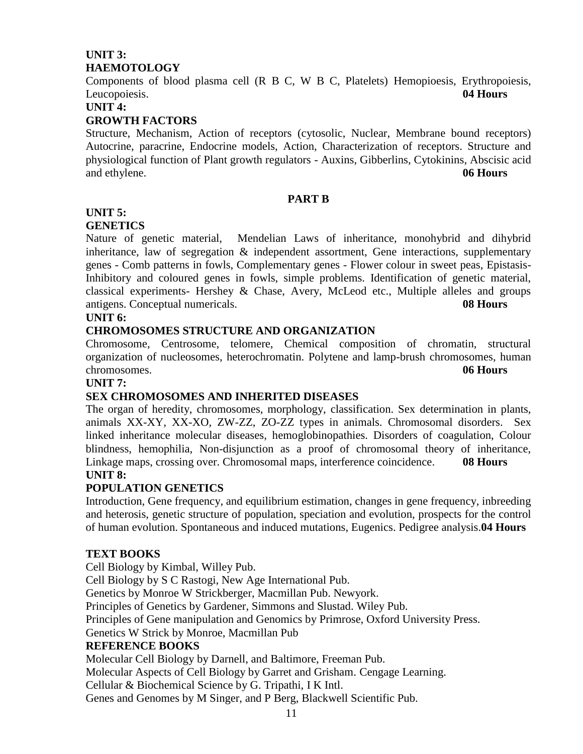**UNIT 3:**

**HAEMOTOLOGY**

Components of blood plasma cell (R B C, W B C, Platelets) Hemopioesis, Erythropoiesis, Leucopoiesis. **04 Hours**

**UNIT 4:**

**GROWTH FACTORS**

Structure, Mechanism, Action of receptors (cytosolic, Nuclear, Membrane bound receptors) Autocrine, paracrine, Endocrine models, Action, Characterization of receptors. Structure and physiological function of Plant growth regulators - Auxins, Gibberlins, Cytokinins, Abscisic acid and ethylene. **06 Hours**

## PART B

**UNIT 5:**

**GENETICS**

Nature of genetic material, Mendelian Laws of inheritance, monohybrid and dihybrid inheritance, law of segregation & independent assortment, Gene interactions, supplementary genes - Comb patterns in fowls, Complementary genes - Flower colour in sweet peas, Epistasis-Inhibitory and coloured genes in fowls, simple problems. Identification of genetic material, classical experiments- Hershey & Chase, Avery, McLeod etc., Multiple alleles and groups antigens. Conceptual numericals. **08 Hours**

**UNIT 6:**

**CHROMOSOMES STRUCTURE AND ORGANIZATION**

Chromosome, Centrosome, telomere, Chemical composition of chromatin, structural organization of nucleosomes, heterochromatin. Polytene and lamp-brush chromosomes, human chromosomes. **06 Hours**

**UNIT 7:**

**SEX CHROMOSOMES AND INHERITED DISEASES**

The organ of heredity, chromosomes, morphology, classification. Sex determination in plants, animals XX-XY, XX-XO, ZW-ZZ, ZO-ZZ types in animals. Chromosomal disorders. Sex linked inheritance molecular diseases, hemoglobinopathies. Disorders of coagulation, Colour blindness, hemophilia, Non-disjunction as a proof of chromosomal theory of inheritance, Linkage maps, crossing over. Chromosomal maps, interference coincidence. **08 Hours**

**UNIT 8:**

**POPULATION GENETICS**

Introduction, Gene frequency, and equilibrium estimation, changes in gene frequency, inbreeding and heterosis, genetic structure of population, speciation and evolution, prospects for the control of human evolution. Spontaneous and induced mutations, Eugenics. Pedigree analysis.**04 Hours**

**TEXT BOOKS**

Cell Biology by Kimbal, Willey Pub.

Cell Biology by S C Rastogi, New Age International Pub.

Genetics by Monroe W Strickberger, Macmillan Pub. Newyork.

Principles of Genetics by Gardener, Simmons and Slustad. Wiley Pub.

Principles of Gene manipulation and Genomics by Primrose, Oxford University Press.

Genetics W Strick by Monroe, Macmillan Pub

**REFERENCE BOOKS**

Molecular Cell Biology by Darnell, and Baltimore, Freeman Pub.

Molecular Aspects of Cell Biology by Garret and Grisham. Cengage Learning.

Cellular & Biochemical Science by G. Tripathi, I K Intl.

Genes and Genomes by M Singer, and P Berg, Blackwell Scientific Pub.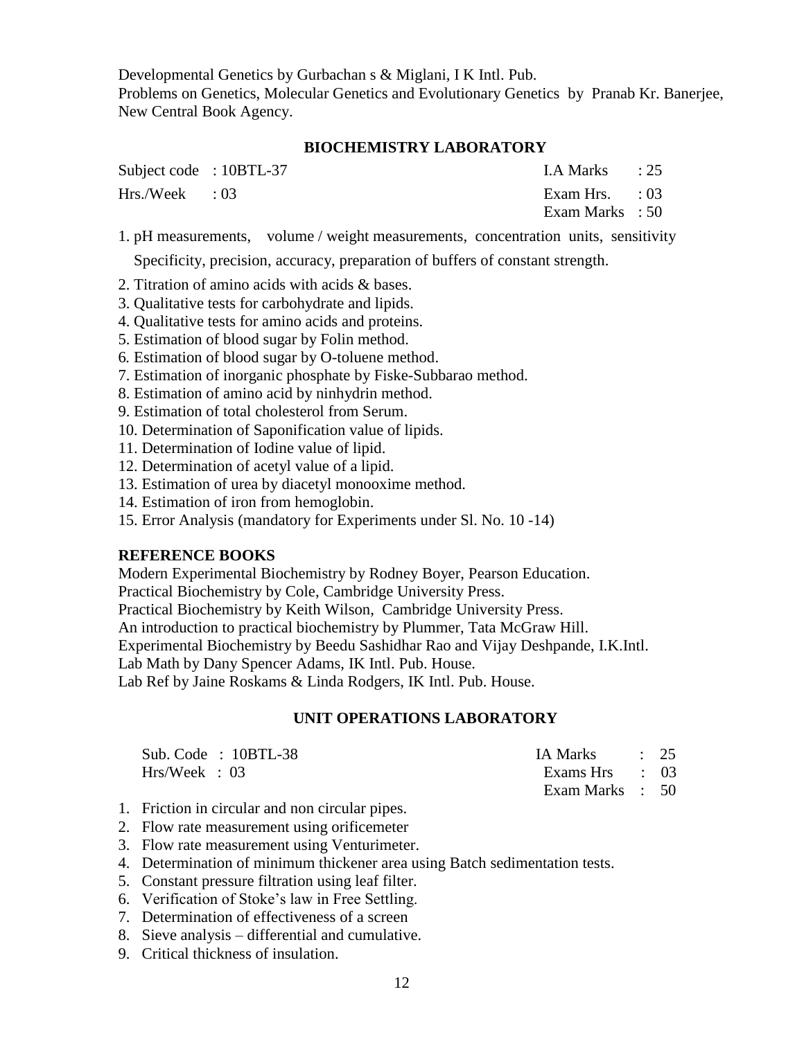Developmental Genetics by Gurbachan s & Miglani, I K Intl. Pub.
Problems on Genetics, Molecular Genetics and Evolutionary Genetics by Pranab Kr. Banerjee, New Central Book Agency.

## BIOCHEMISTRY LABORATORY

| | | | |
|---|---|---|---|
| Subject code | : 10BTL-37 | I.A Marks | : 25 |
| Hrs./Week | : 03 | Exam Hrs. | : 03 |
| | | Exam Marks | : 50 |

1. pH measurements, volume / weight measurements, concentration units, sensitivity Specificity, precision, accuracy, preparation of buffers of constant strength.
2. Titration of amino acids with acids & bases.
3. Qualitative tests for carbohydrate and lipids.
4. Qualitative tests for amino acids and proteins.
5. Estimation of blood sugar by Folin method.
6. Estimation of blood sugar by O-toluene method.
7. Estimation of inorganic phosphate by Fiske-Subbarao method.
8. Estimation of amino acid by ninhydrin method.
9. Estimation of total cholesterol from Serum.
10. Determination of Saponification value of lipids.
11. Determination of Iodine value of lipid.
12. Determination of acetyl value of a lipid.
13. Estimation of urea by diacetyl monooxime method.
14. Estimation of iron from hemoglobin.
15. Error Analysis (mandatory for Experiments under Sl. No. 10 -14)

### REFERENCE BOOKS

Modern Experimental Biochemistry by Rodney Boyer, Pearson Education.
Practical Biochemistry by Cole, Cambridge University Press.
Practical Biochemistry by Keith Wilson, Cambridge University Press.
An introduction to practical biochemistry by Plummer, Tata McGraw Hill.
Experimental Biochemistry by Beedu Sashidhar Rao and Vijay Deshpande, I.K.Intl.
Lab Math by Dany Spencer Adams, IK Intl. Pub. House.
Lab Ref by Jaine Roskams & Linda Rodgers, IK Intl. Pub. House.

## UNIT OPERATIONS LABORATORY

| | | | |
|---|---|---|---|
| Sub. Code | : 10BTL-38 | IA Marks | : 25 |
| Hrs/Week | : 03 | Exams Hrs | : 03 |
| | | Exam Marks | : 50 |

1. Friction in circular and non circular pipes.
2. Flow rate measurement using orificemeter
3. Flow rate measurement using Venturimeter.
4. Determination of minimum thickener area using Batch sedimentation tests.
5. Constant pressure filtration using leaf filter.
6. Verification of Stoke's law in Free Settling.
7. Determination of effectiveness of a screen
8. Sieve analysis – differential and cumulative.
9. Critical thickness of insulation.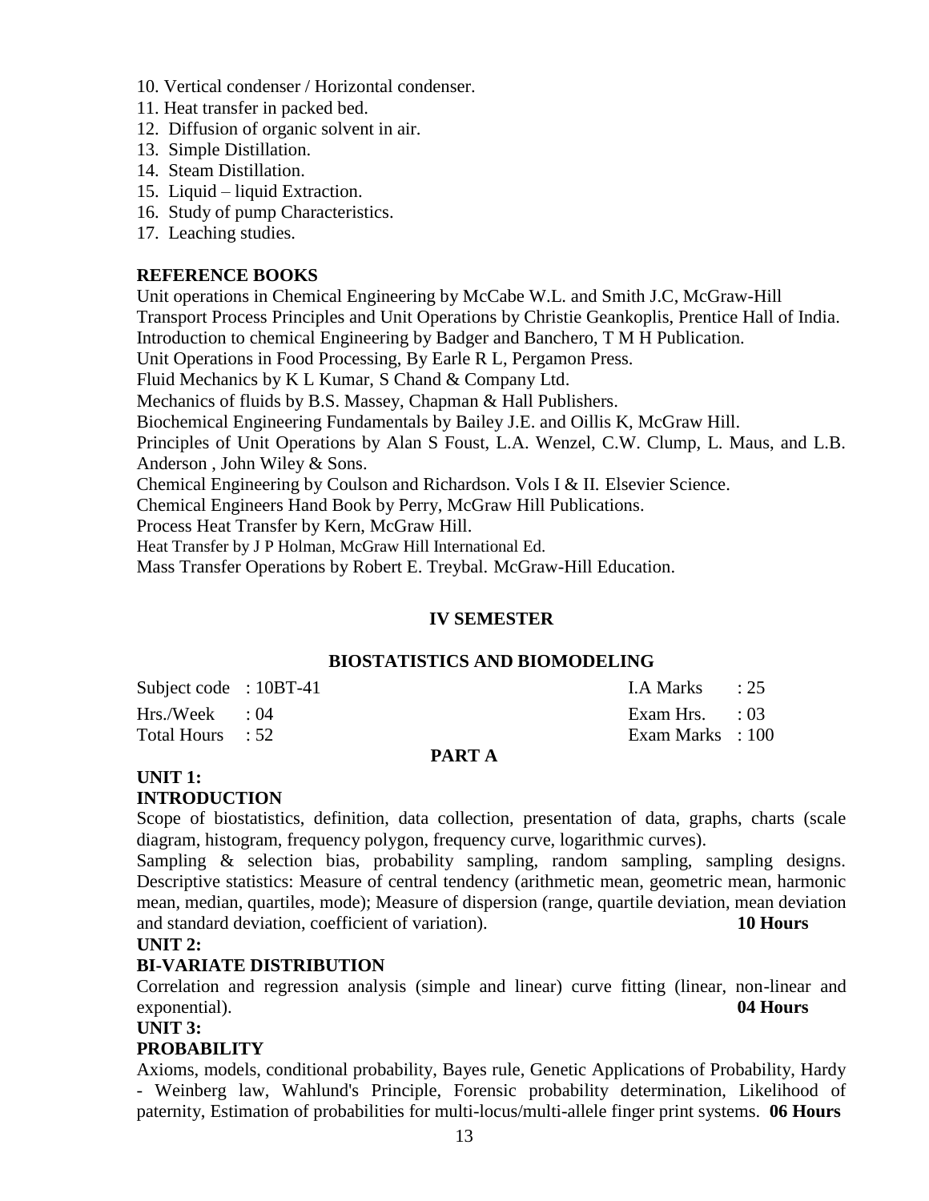10. Vertical condenser / Horizontal condenser.
11. Heat transfer in packed bed.
12. Diffusion of organic solvent in air.
13. Simple Distillation.
14. Steam Distillation.
15. Liquid – liquid Extraction.
16. Study of pump Characteristics.
17. Leaching studies.

**REFERENCE BOOKS**

Unit operations in Chemical Engineering by McCabe W.L. and Smith J.C, McGraw-Hill
Transport Process Principles and Unit Operations by Christie Geankoplis, Prentice Hall of India.
Introduction to chemical Engineering by Badger and Banchero, T M H Publication.
Unit Operations in Food Processing, By Earle R L, Pergamon Press.
Fluid Mechanics by K L Kumar, S Chand & Company Ltd.
Mechanics of fluids by B.S. Massey, Chapman & Hall Publishers.
Biochemical Engineering Fundamentals by Bailey J.E. and Oillis K, McGraw Hill.
Principles of Unit Operations by Alan S Foust, L.A. Wenzel, C.W. Clump, L. Maus, and L.B. Anderson , John Wiley & Sons.
Chemical Engineering by Coulson and Richardson. Vols I & II. Elsevier Science.
Chemical Engineers Hand Book by Perry, McGraw Hill Publications.
Process Heat Transfer by Kern, McGraw Hill.
Heat Transfer by J P Holman, McGraw Hill International Ed.
Mass Transfer Operations by Robert E. Treybal. McGraw-Hill Education.

## IV SEMESTER

## BIOSTATISTICS AND BIOMODELING

| | | | |
|---|---|---|---|
| Subject code | : 10BT-41 | I.A Marks | : 25 |
| Hrs./Week | : 04 | Exam Hrs. | : 03 |
| Total Hours | : 52 | Exam Marks | : 100 |

### PART A

**UNIT 1:**
**INTRODUCTION**

Scope of biostatistics, definition, data collection, presentation of data, graphs, charts (scale diagram, histogram, frequency polygon, frequency curve, logarithmic curves).
Sampling & selection bias, probability sampling, random sampling, sampling designs. Descriptive statistics: Measure of central tendency (arithmetic mean, geometric mean, harmonic mean, median, quartiles, mode); Measure of dispersion (range, quartile deviation, mean deviation and standard deviation, coefficient of variation). **10 Hours**

**UNIT 2:**
**BI-VARIATE DISTRIBUTION**

Correlation and regression analysis (simple and linear) curve fitting (linear, non-linear and exponential). **04 Hours**

**UNIT 3:**
**PROBABILITY**

Axioms, models, conditional probability, Bayes rule, Genetic Applications of Probability, Hardy - Weinberg law, Wahlund's Principle, Forensic probability determination, Likelihood of paternity, Estimation of probabilities for multi-locus/multi-allele finger print systems. **06 Hours**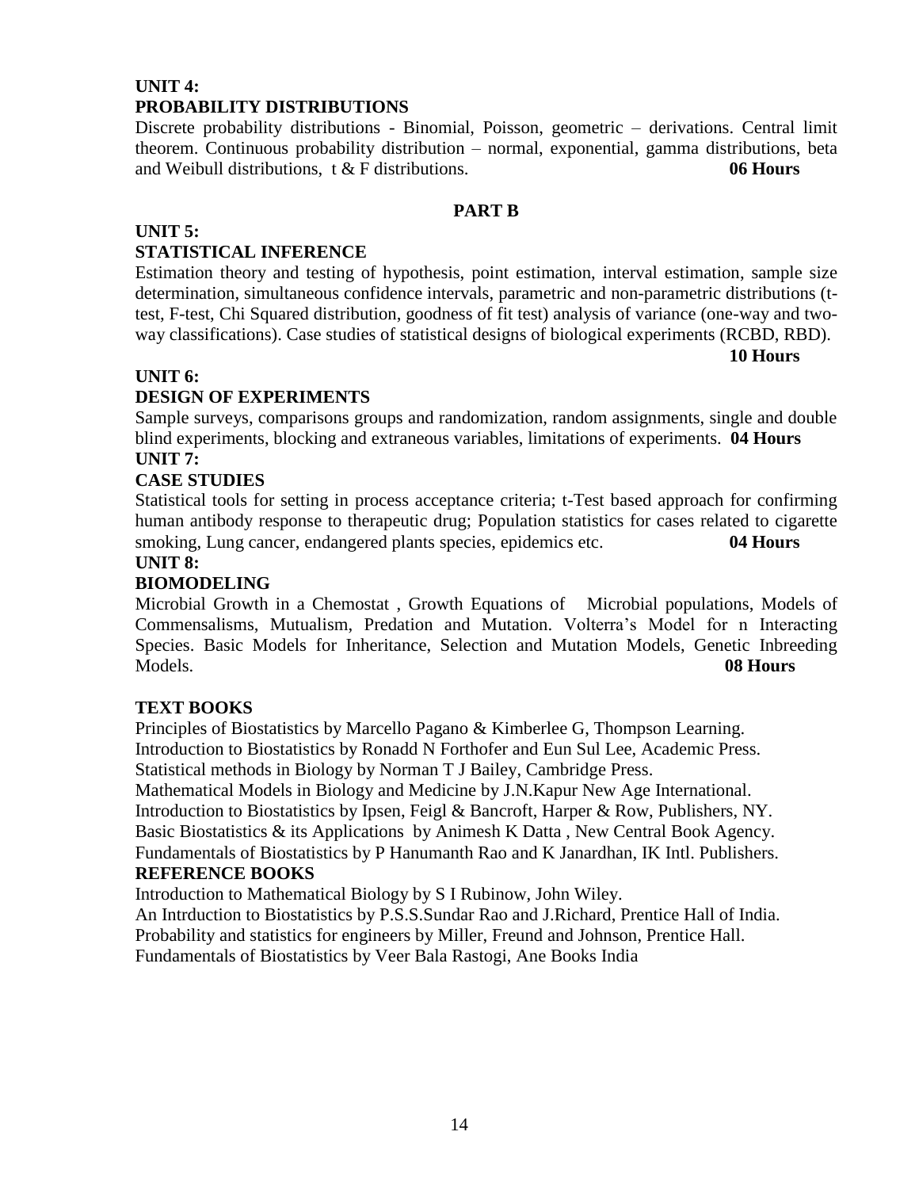**UNIT 4:**
**PROBABILITY DISTRIBUTIONS**

Discrete probability distributions - Binomial, Poisson, geometric – derivations. Central limit theorem. Continuous probability distribution – normal, exponential, gamma distributions, beta and Weibull distributions, t & F distributions. **06 Hours**

## PART B

**UNIT 5:**
**STATISTICAL INFERENCE**

Estimation theory and testing of hypothesis, point estimation, interval estimation, sample size determination, simultaneous confidence intervals, parametric and non-parametric distributions (t-test, F-test, Chi Squared distribution, goodness of fit test) analysis of variance (one-way and two-way classifications). Case studies of statistical designs of biological experiments (RCBD, RBD). **10 Hours**

**UNIT 6:**
**DESIGN OF EXPERIMENTS**

Sample surveys, comparisons groups and randomization, random assignments, single and double blind experiments, blocking and extraneous variables, limitations of experiments. **04 Hours**

**UNIT 7:**
**CASE STUDIES**

Statistical tools for setting in process acceptance criteria; t-Test based approach for confirming human antibody response to therapeutic drug; Population statistics for cases related to cigarette smoking, Lung cancer, endangered plants species, epidemics etc. **04 Hours**

**UNIT 8:**
**BIOMODELING**

Microbial Growth in a Chemostat , Growth Equations of Microbial populations, Models of Commensalisms, Mutualism, Predation and Mutation. Volterra's Model for n Interacting Species. Basic Models for Inheritance, Selection and Mutation Models, Genetic Inbreeding Models. **08 Hours**

**TEXT BOOKS**

Principles of Biostatistics by Marcello Pagano & Kimberlee G, Thompson Learning.
Introduction to Biostatistics by Ronadd N Forthofer and Eun Sul Lee, Academic Press.
Statistical methods in Biology by Norman T J Bailey, Cambridge Press.
Mathematical Models in Biology and Medicine by J.N.Kapur New Age International.
Introduction to Biostatistics by Ipsen, Feigl & Bancroft, Harper & Row, Publishers, NY.
Basic Biostatistics & its Applications by Animesh K Datta , New Central Book Agency.
Fundamentals of Biostatistics by P Hanumanth Rao and K Janardhan, IK Intl. Publishers.

**REFERENCE BOOKS**

Introduction to Mathematical Biology by S I Rubinow, John Wiley.
An Intrduction to Biostatistics by P.S.S.Sundar Rao and J.Richard, Prentice Hall of India.
Probability and statistics for engineers by Miller, Freund and Johnson, Prentice Hall.
Fundamentals of Biostatistics by Veer Bala Rastogi, Ane Books India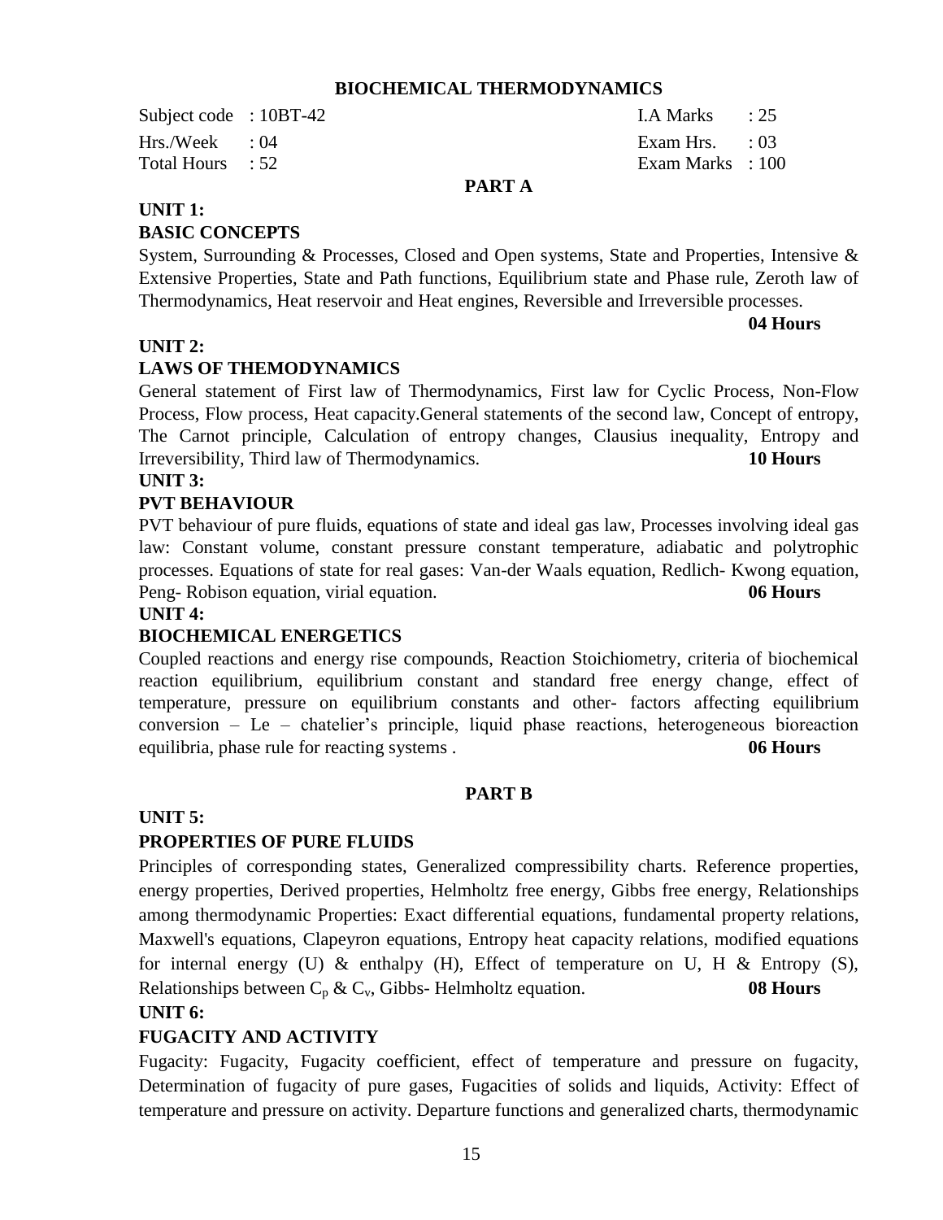## BIOCHEMICAL THERMODYNAMICS

| | | | |
|---|---|---|---|
| Subject code | : 10BT-42 | I.A Marks | : 25 |
| Hrs./Week | : 04 | Exam Hrs. | : 03 |
| Total Hours | : 52 | Exam Marks | : 100 |

### PART A

**UNIT 1:**

**BASIC CONCEPTS**

System, Surrounding & Processes, Closed and Open systems, State and Properties, Intensive & Extensive Properties, State and Path functions, Equilibrium state and Phase rule, Zeroth law of Thermodynamics, Heat reservoir and Heat engines, Reversible and Irreversible processes.

**04 Hours**

**UNIT 2:**

**LAWS OF THEMODYNAMICS**

General statement of First law of Thermodynamics, First law for Cyclic Process, Non-Flow Process, Flow process, Heat capacity.General statements of the second law, Concept of entropy, The Carnot principle, Calculation of entropy changes, Clausius inequality, Entropy and Irreversibility, Third law of Thermodynamics. **10 Hours**

**UNIT 3:**

**PVT BEHAVIOUR**

PVT behaviour of pure fluids, equations of state and ideal gas law, Processes involving ideal gas law: Constant volume, constant pressure constant temperature, adiabatic and polytrophic processes. Equations of state for real gases: Van-der Waals equation, Redlich- Kwong equation, Peng- Robison equation, virial equation. **06 Hours**

**UNIT 4:**

**BIOCHEMICAL ENERGETICS**

Coupled reactions and energy rise compounds, Reaction Stoichiometry, criteria of biochemical reaction equilibrium, equilibrium constant and standard free energy change, effect of temperature, pressure on equilibrium constants and other- factors affecting equilibrium conversion – Le – chatelier's principle, liquid phase reactions, heterogeneous bioreaction equilibria, phase rule for reacting systems . **06 Hours**

### PART B

**UNIT 5:**

**PROPERTIES OF PURE FLUIDS**

Principles of corresponding states, Generalized compressibility charts. Reference properties, energy properties, Derived properties, Helmholtz free energy, Gibbs free energy, Relationships among thermodynamic Properties: Exact differential equations, fundamental property relations, Maxwell's equations, Clapeyron equations, Entropy heat capacity relations, modified equations for internal energy (U) & enthalpy (H), Effect of temperature on U, H & Entropy (S), Relationships between $C_p$ & $C_v$, Gibbs- Helmholtz equation. **08 Hours**

**UNIT 6:**

**FUGACITY AND ACTIVITY**

Fugacity: Fugacity, Fugacity coefficient, effect of temperature and pressure on fugacity, Determination of fugacity of pure gases, Fugacities of solids and liquids, Activity: Effect of temperature and pressure on activity. Departure functions and generalized charts, thermodynamic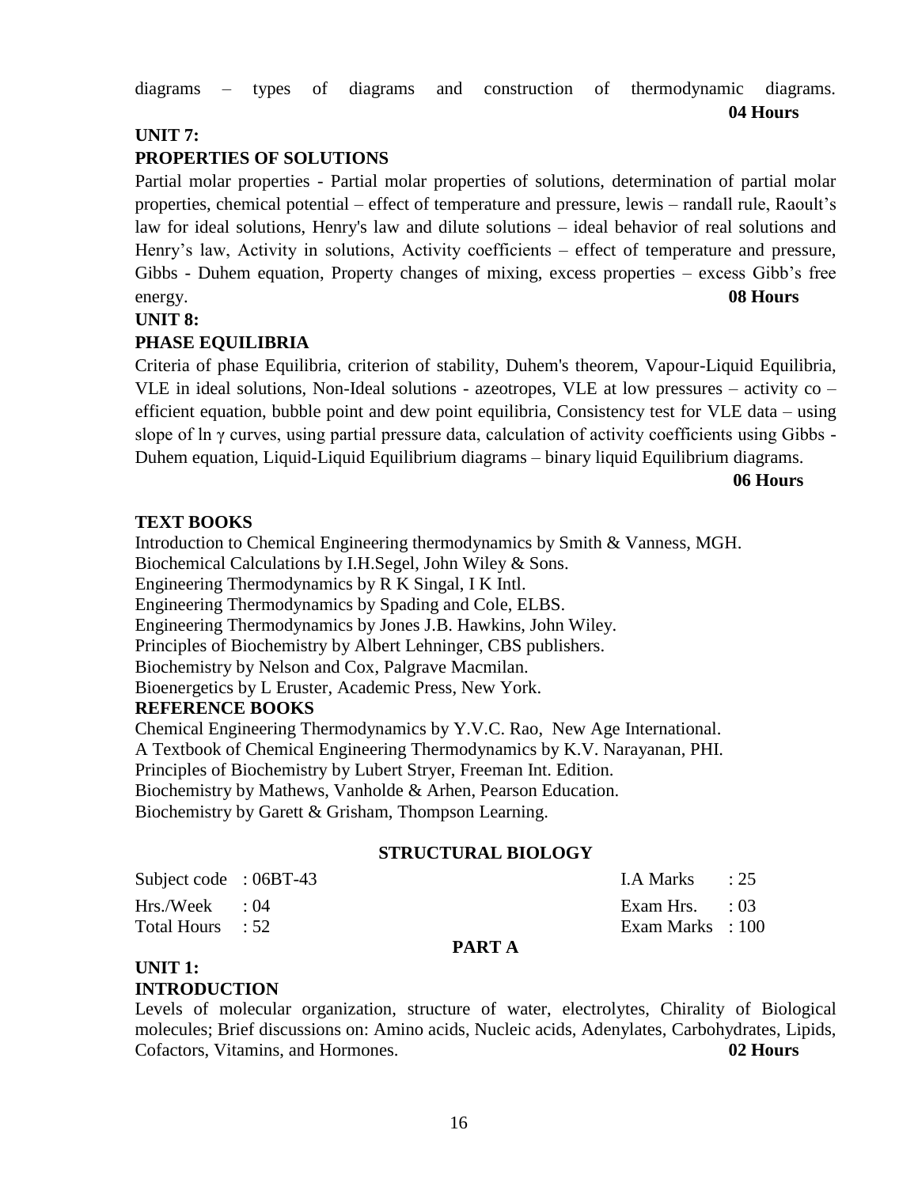diagrams – types of diagrams and construction of thermodynamic diagrams. **04 Hours**

**UNIT 7:**

**PROPERTIES OF SOLUTIONS**

Partial molar properties - Partial molar properties of solutions, determination of partial molar properties, chemical potential – effect of temperature and pressure, lewis – randall rule, Raoult's law for ideal solutions, Henry's law and dilute solutions – ideal behavior of real solutions and Henry's law, Activity in solutions, Activity coefficients – effect of temperature and pressure, Gibbs - Duhem equation, Property changes of mixing, excess properties – excess Gibb's free energy. **08 Hours**

**UNIT 8:**

**PHASE EQUILIBRIA**

Criteria of phase Equilibria, criterion of stability, Duhem's theorem, Vapour-Liquid Equilibria, VLE in ideal solutions, Non-Ideal solutions - azeotropes, VLE at low pressures – activity co – efficient equation, bubble point and dew point equilibria, Consistency test for VLE data – using slope of $\ln \gamma$ curves, using partial pressure data, calculation of activity coefficients using Gibbs - Duhem equation, Liquid-Liquid Equilibrium diagrams – binary liquid Equilibrium diagrams. **06 Hours**

**TEXT BOOKS**

Introduction to Chemical Engineering thermodynamics by Smith & Vanness, MGH.
Biochemical Calculations by I.H.Segel, John Wiley & Sons.
Engineering Thermodynamics by R K Singal, I K Intl.
Engineering Thermodynamics by Spading and Cole, ELBS.
Engineering Thermodynamics by Jones J.B. Hawkins, John Wiley.
Principles of Biochemistry by Albert Lehninger, CBS publishers.
Biochemistry by Nelson and Cox, Palgrave Macmilan.
Bioenergetics by L Eruster, Academic Press, New York.

**REFERENCE BOOKS**

Chemical Engineering Thermodynamics by Y.V.C. Rao, New Age International.
A Textbook of Chemical Engineering Thermodynamics by K.V. Narayanan, PHI.
Principles of Biochemistry by Lubert Stryer, Freeman Int. Edition.
Biochemistry by Mathews, Vanholde & Arhen, Pearson Education.
Biochemistry by Garett & Grisham, Thompson Learning.

## STRUCTURAL BIOLOGY

| | | | |
|---|---|---|---|
| Subject code | : 06BT-43 | I.A Marks | : 25 |
| Hrs./Week | : 04 | Exam Hrs. | : 03 |
| Total Hours | : 52 | Exam Marks | : 100 |

**PART A**

**UNIT 1:**

**INTRODUCTION**

Levels of molecular organization, structure of water, electrolytes, Chirality of Biological molecules; Brief discussions on: Amino acids, Nucleic acids, Adenylates, Carbohydrates, Lipids, Cofactors, Vitamins, and Hormones. **02 Hours**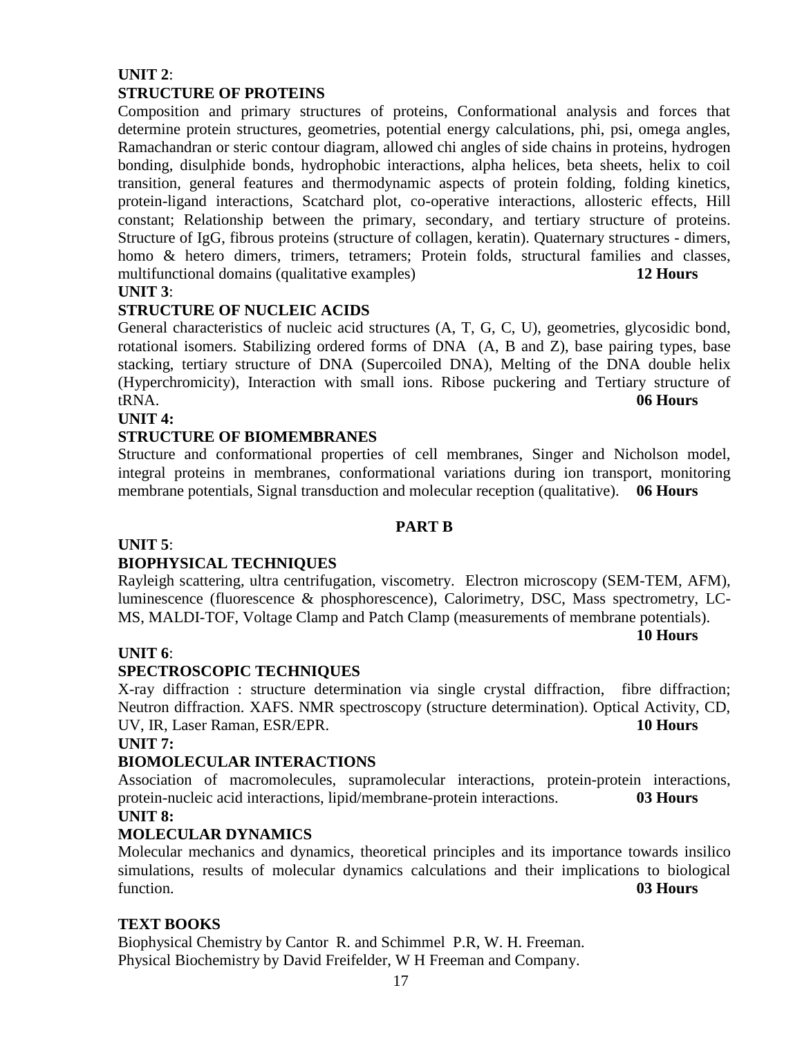**UNIT 2**:

**STRUCTURE OF PROTEINS**

Composition and primary structures of proteins, Conformational analysis and forces that determine protein structures, geometries, potential energy calculations, phi, psi, omega angles, Ramachandran or steric contour diagram, allowed chi angles of side chains in proteins, hydrogen bonding, disulphide bonds, hydrophobic interactions, alpha helices, beta sheets, helix to coil transition, general features and thermodynamic aspects of protein folding, folding kinetics, protein-ligand interactions, Scatchard plot, co-operative interactions, allosteric effects, Hill constant; Relationship between the primary, secondary, and tertiary structure of proteins. Structure of IgG, fibrous proteins (structure of collagen, keratin). Quaternary structures - dimers, homo & hetero dimers, trimers, tetramers; Protein folds, structural families and classes, multifunctional domains (qualitative examples) **12 Hours**

**UNIT 3**:

**STRUCTURE OF NUCLEIC ACIDS**

General characteristics of nucleic acid structures (A, T, G, C, U), geometries, glycosidic bond, rotational isomers. Stabilizing ordered forms of DNA (A, B and Z), base pairing types, base stacking, tertiary structure of DNA (Supercoiled DNA), Melting of the DNA double helix (Hyperchromicity), Interaction with small ions. Ribose puckering and Tertiary structure of tRNA. **06 Hours**

**UNIT 4:**

**STRUCTURE OF BIOMEMBRANES**

Structure and conformational properties of cell membranes, Singer and Nicholson model, integral proteins in membranes, conformational variations during ion transport, monitoring membrane potentials, Signal transduction and molecular reception (qualitative). **06 Hours**

## PART B

**UNIT 5**:

**BIOPHYSICAL TECHNIQUES**

Rayleigh scattering, ultra centrifugation, viscometry. Electron microscopy (SEM-TEM, AFM), luminescence (fluorescence & phosphorescence), Calorimetry, DSC, Mass spectrometry, LC-MS, MALDI-TOF, Voltage Clamp and Patch Clamp (measurements of membrane potentials). **10 Hours**

**UNIT 6**:

**SPECTROSCOPIC TECHNIQUES**

X-ray diffraction : structure determination via single crystal diffraction, fibre diffraction; Neutron diffraction. XAFS. NMR spectroscopy (structure determination). Optical Activity, CD, UV, IR, Laser Raman, ESR/EPR. **10 Hours**

**UNIT 7:**

**BIOMOLECULAR INTERACTIONS**

Association of macromolecules, supramolecular interactions, protein-protein interactions, protein-nucleic acid interactions, lipid/membrane-protein interactions. **03 Hours**

**UNIT 8:**

**MOLECULAR DYNAMICS**

Molecular mechanics and dynamics, theoretical principles and its importance towards insilico simulations, results of molecular dynamics calculations and their implications to biological function. **03 Hours**

**TEXT BOOKS**

Biophysical Chemistry by Cantor R. and Schimmel P.R, W. H. Freeman.

Physical Biochemistry by David Freifelder, W H Freeman and Company.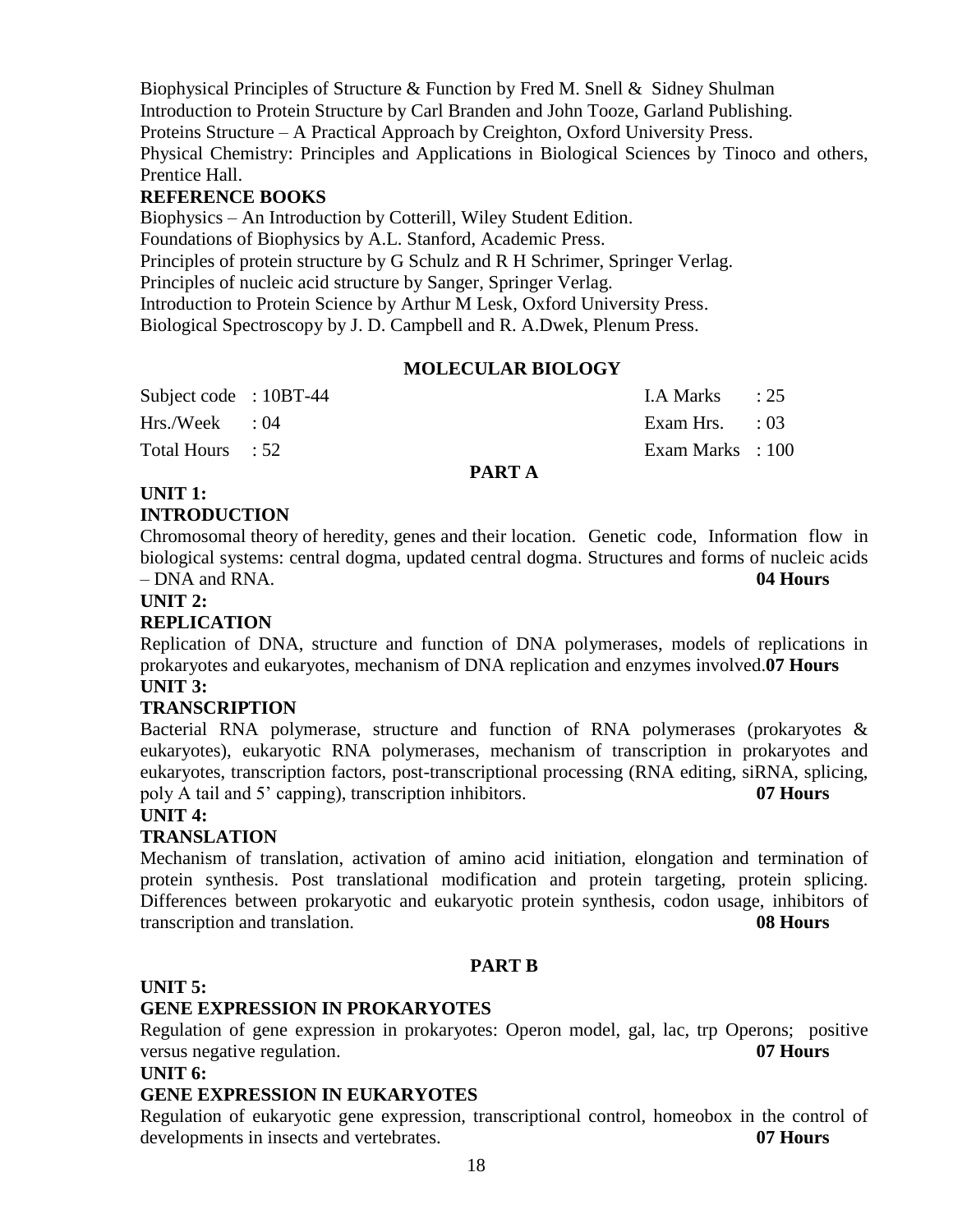Biophysical Principles of Structure & Function by Fred M. Snell & Sidney Shulman
Introduction to Protein Structure by Carl Branden and John Tooze, Garland Publishing.
Proteins Structure – A Practical Approach by Creighton, Oxford University Press.
Physical Chemistry: Principles and Applications in Biological Sciences by Tinoco and others, Prentice Hall.

**REFERENCE BOOKS**

Biophysics – An Introduction by Cotterill, Wiley Student Edition.
Foundations of Biophysics by A.L. Stanford, Academic Press.
Principles of protein structure by G Schulz and R H Schrimer, Springer Verlag.
Principles of nucleic acid structure by Sanger, Springer Verlag.
Introduction to Protein Science by Arthur M Lesk, Oxford University Press.
Biological Spectroscopy by J. D. Campbell and R. A.Dwek, Plenum Press.

## MOLECULAR BIOLOGY

| | | | |
|---|---|---|---|
| Subject code | : 10BT-44 | I.A Marks | : 25 |
| Hrs./Week | : 04 | Exam Hrs. | : 03 |
| Total Hours | : 52 | Exam Marks | : 100 |

### PART A

**UNIT 1:**
**INTRODUCTION**

Chromosomal theory of heredity, genes and their location. Genetic code, Information flow in biological systems: central dogma, updated central dogma. Structures and forms of nucleic acids – DNA and RNA. **04 Hours**

**UNIT 2:**
**REPLICATION**

Replication of DNA, structure and function of DNA polymerases, models of replications in prokaryotes and eukaryotes, mechanism of DNA replication and enzymes involved. **07 Hours**

**UNIT 3:**
**TRANSCRIPTION**

Bacterial RNA polymerase, structure and function of RNA polymerases (prokaryotes & eukaryotes), eukaryotic RNA polymerases, mechanism of transcription in prokaryotes and eukaryotes, transcription factors, post-transcriptional processing (RNA editing, siRNA, splicing, poly A tail and 5' capping), transcription inhibitors. **07 Hours**

**UNIT 4:**
**TRANSLATION**

Mechanism of translation, activation of amino acid initiation, elongation and termination of protein synthesis. Post translational modification and protein targeting, protein splicing. Differences between prokaryotic and eukaryotic protein synthesis, codon usage, inhibitors of transcription and translation. **08 Hours**

### PART B

**UNIT 5:**
**GENE EXPRESSION IN PROKARYOTES**

Regulation of gene expression in prokaryotes: Operon model, gal, lac, trp Operons; positive versus negative regulation. **07 Hours**

**UNIT 6:**
**GENE EXPRESSION IN EUKARYOTES**

Regulation of eukaryotic gene expression, transcriptional control, homeobox in the control of developments in insects and vertebrates. **07 Hours**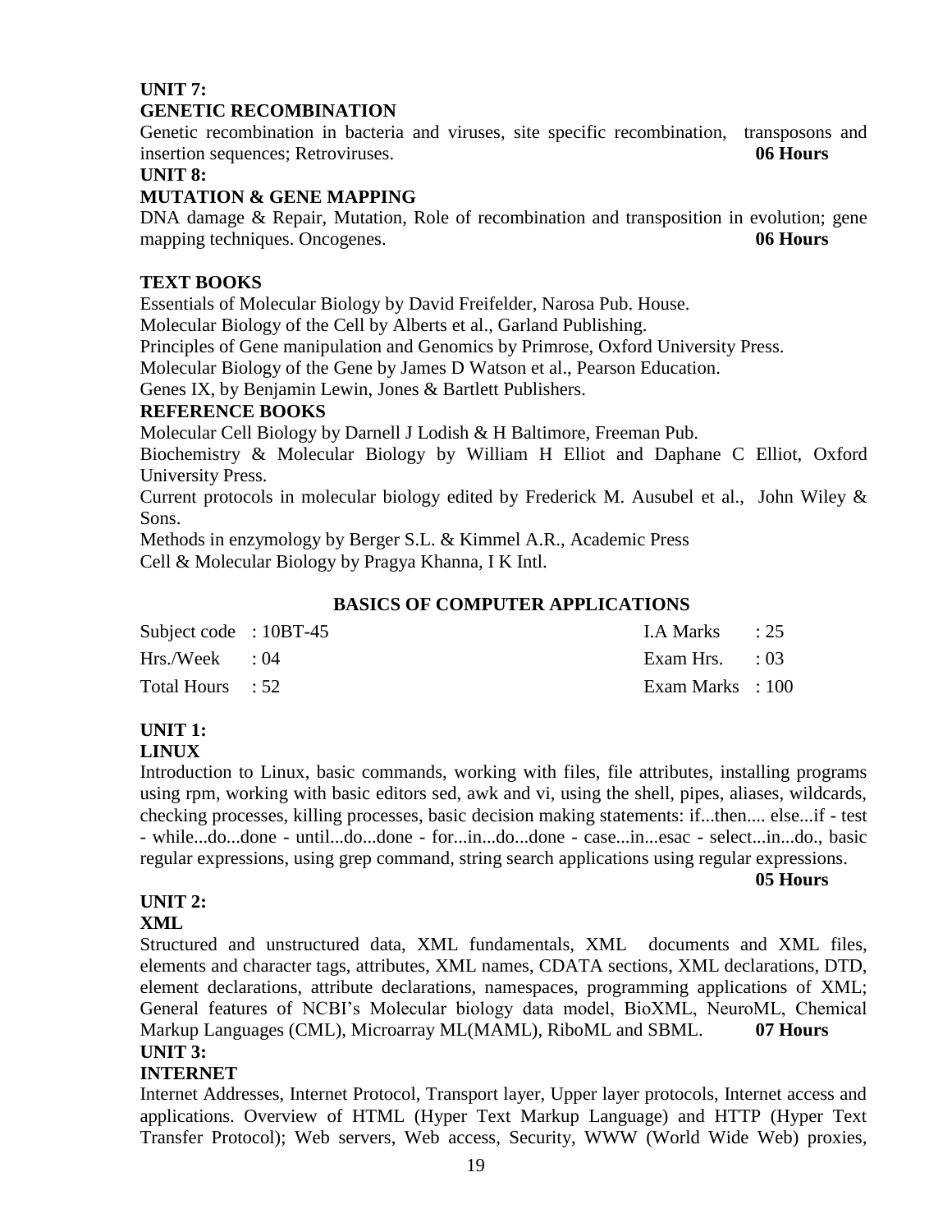**UNIT 7:**

**GENETIC RECOMBINATION**

Genetic recombination in bacteria and viruses, site specific recombination, transposons and insertion sequences; Retroviruses. **06 Hours**

**UNIT 8:**

**MUTATION & GENE MAPPING**

DNA damage & Repair, Mutation, Role of recombination and transposition in evolution; gene mapping techniques. Oncogenes. **06 Hours**

**TEXT BOOKS**

Essentials of Molecular Biology by David Freifelder, Narosa Pub. House.

Molecular Biology of the Cell by Alberts et al., Garland Publishing.

Principles of Gene manipulation and Genomics by Primrose, Oxford University Press.

Molecular Biology of the Gene by James D Watson et al., Pearson Education.

Genes IX, by Benjamin Lewin, Jones & Bartlett Publishers.

**REFERENCE BOOKS**

Molecular Cell Biology by Darnell J Lodish & H Baltimore, Freeman Pub.

Biochemistry & Molecular Biology by William H Elliot and Daphane C Elliot, Oxford University Press.

Current protocols in molecular biology edited by Frederick M. Ausubel et al., John Wiley & Sons.

Methods in enzymology by Berger S.L. & Kimmel A.R., Academic Press

Cell & Molecular Biology by Pragya Khanna, I K Intl.

## BASICS OF COMPUTER APPLICATIONS

| | | | |
|---|---|---|---|
| Subject code | : 10BT-45 | I.A Marks | : 25 |
| Hrs./Week | : 04 | Exam Hrs. | : 03 |
| Total Hours | : 52 | Exam Marks | : 100 |

**UNIT 1:**

**LINUX**

Introduction to Linux, basic commands, working with files, file attributes, installing programs using rpm, working with basic editors sed, awk and vi, using the shell, pipes, aliases, wildcards, checking processes, killing processes, basic decision making statements: if...then.... else...if - test - while...do...done - until...do...done - for...in...do...done - case...in...esac - select...in...do., basic regular expressions, using grep command, string search applications using regular expressions. **05 Hours**

**UNIT 2:**

**XML**

Structured and unstructured data, XML fundamentals, XML documents and XML files, elements and character tags, attributes, XML names, CDATA sections, XML declarations, DTD, element declarations, attribute declarations, namespaces, programming applications of XML; General features of NCBI's Molecular biology data model, BioXML, NeuroML, Chemical Markup Languages (CML), Microarray ML(MAML), RiboML and SBML. **07 Hours**

**UNIT 3:**

**INTERNET**

Internet Addresses, Internet Protocol, Transport layer, Upper layer protocols, Internet access and applications. Overview of HTML (Hyper Text Markup Language) and HTTP (Hyper Text Transfer Protocol); Web servers, Web access, Security, WWW (World Wide Web) proxies,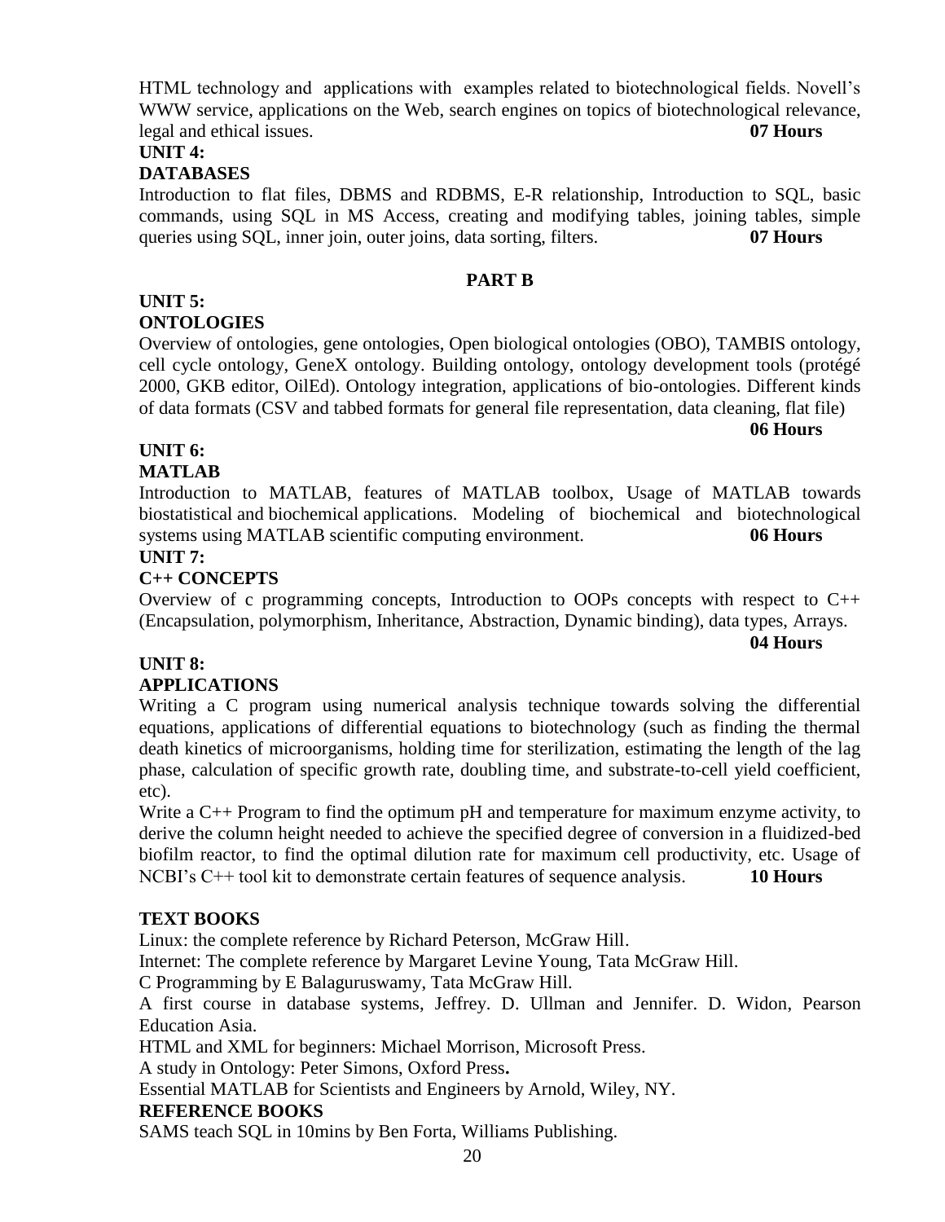HTML technology and applications with examples related to biotechnological fields. Novell's WWW service, applications on the Web, search engines on topics of biotechnological relevance, legal and ethical issues. **07 Hours**

**UNIT 4:**

**DATABASES**

Introduction to flat files, DBMS and RDBMS, E-R relationship, Introduction to SQL, basic commands, using SQL in MS Access, creating and modifying tables, joining tables, simple queries using SQL, inner join, outer joins, data sorting, filters. **07 Hours**

## PART B

**UNIT 5:**

**ONTOLOGIES**

Overview of ontologies, gene ontologies, Open biological ontologies (OBO), TAMBIS ontology, cell cycle ontology, GeneX ontology. Building ontology, ontology development tools (protégé 2000, GKB editor, OilEd). Ontology integration, applications of bio-ontologies. Different kinds of data formats (CSV and tabbed formats for general file representation, data cleaning, flat file) **06 Hours**

**UNIT 6:**

**MATLAB**

Introduction to MATLAB, features of MATLAB toolbox, Usage of MATLAB towards biostatistical and biochemical applications. Modeling of biochemical and biotechnological systems using MATLAB scientific computing environment. **06 Hours**

**UNIT 7:**

**C++ CONCEPTS**

Overview of c programming concepts, Introduction to OOPs concepts with respect to C++ (Encapsulation, polymorphism, Inheritance, Abstraction, Dynamic binding), data types, Arrays. **04 Hours**

**UNIT 8:**

**APPLICATIONS**

Writing a C program using numerical analysis technique towards solving the differential equations, applications of differential equations to biotechnology (such as finding the thermal death kinetics of microorganisms, holding time for sterilization, estimating the length of the lag phase, calculation of specific growth rate, doubling time, and substrate-to-cell yield coefficient, etc).

Write a C++ Program to find the optimum pH and temperature for maximum enzyme activity, to derive the column height needed to achieve the specified degree of conversion in a fluidized-bed biofilm reactor, to find the optimal dilution rate for maximum cell productivity, etc. Usage of NCBI's C++ tool kit to demonstrate certain features of sequence analysis. **10 Hours**

**TEXT BOOKS**

Linux: the complete reference by Richard Peterson, McGraw Hill.

Internet: The complete reference by Margaret Levine Young, Tata McGraw Hill.

C Programming by E Balaguruswamy, Tata McGraw Hill.

A first course in database systems, Jeffrey. D. Ullman and Jennifer. D. Widon, Pearson Education Asia.

HTML and XML for beginners: Michael Morrison, Microsoft Press.

A study in Ontology: Peter Simons, Oxford Press**.**

Essential MATLAB for Scientists and Engineers by Arnold, Wiley, NY.

**REFERENCE BOOKS**

SAMS teach SQL in 10mins by Ben Forta, Williams Publishing.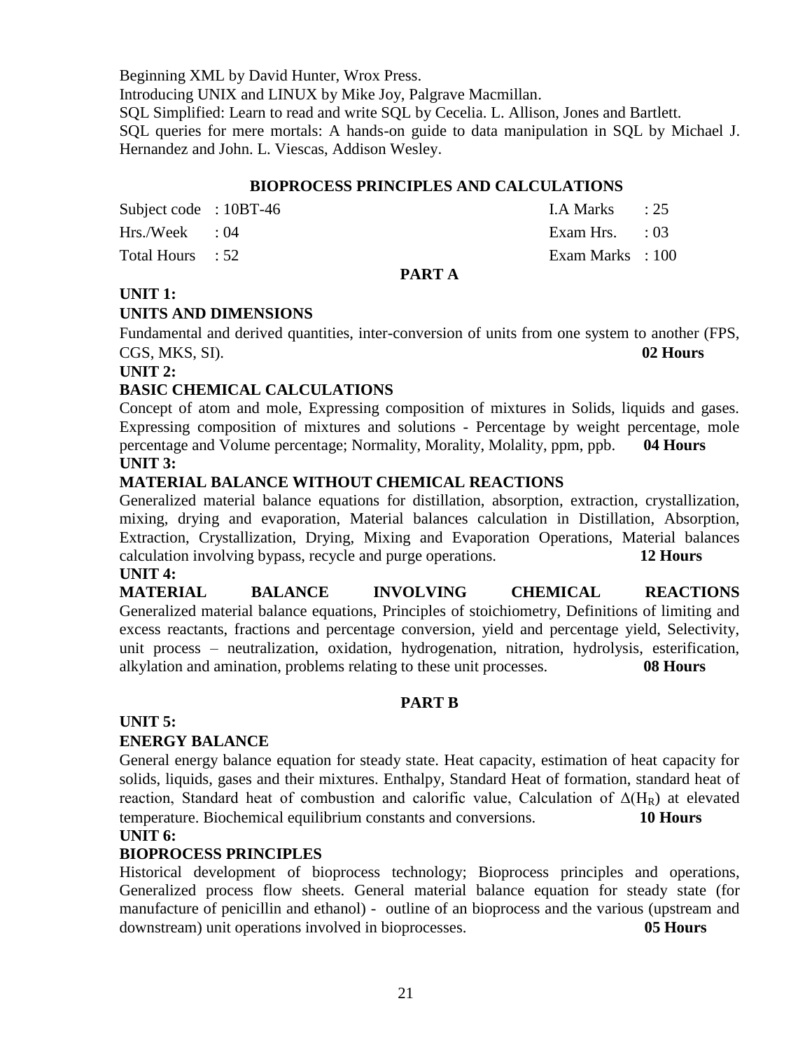Beginning XML by David Hunter, Wrox Press.

Introducing UNIX and LINUX by Mike Joy, Palgrave Macmillan.

SQL Simplified: Learn to read and write SQL by Cecelia. L. Allison, Jones and Bartlett.

SQL queries for mere mortals: A hands-on guide to data manipulation in SQL by Michael J. Hernandez and John. L. Viescas, Addison Wesley.

## BIOPROCESS PRINCIPLES AND CALCULATIONS

| | | | |
|---|---|---|---|
| Subject code | : 10BT-46 | I.A Marks | : 25 |
| Hrs./Week | : 04 | Exam Hrs. | : 03 |
| Total Hours | : 52 | Exam Marks | : 100 |

### PART A

**UNIT 1:**

**UNITS AND DIMENSIONS**

Fundamental and derived quantities, inter-conversion of units from one system to another (FPS, CGS, MKS, SI). **02 Hours**

**UNIT 2:**

**BASIC CHEMICAL CALCULATIONS**

Concept of atom and mole, Expressing composition of mixtures in Solids, liquids and gases. Expressing composition of mixtures and solutions - Percentage by weight percentage, mole percentage and Volume percentage; Normality, Morality, Molality, ppm, ppb. **04 Hours**

**UNIT 3:**

**MATERIAL BALANCE WITHOUT CHEMICAL REACTIONS**

Generalized material balance equations for distillation, absorption, extraction, crystallization, mixing, drying and evaporation, Material balances calculation in Distillation, Absorption, Extraction, Crystallization, Drying, Mixing and Evaporation Operations, Material balances calculation involving bypass, recycle and purge operations. **12 Hours**

**UNIT 4:**

**MATERIAL BALANCE INVOLVING CHEMICAL REACTIONS**

Generalized material balance equations, Principles of stoichiometry, Definitions of limiting and excess reactants, fractions and percentage conversion, yield and percentage yield, Selectivity, unit process – neutralization, oxidation, hydrogenation, nitration, hydrolysis, esterification, alkylation and amination, problems relating to these unit processes. **08 Hours**

### PART B

**UNIT 5:**

**ENERGY BALANCE**

General energy balance equation for steady state. Heat capacity, estimation of heat capacity for solids, liquids, gases and their mixtures. Enthalpy, Standard Heat of formation, standard heat of reaction, Standard heat of combustion and calorific value, Calculation of $\Delta(H_R)$ at elevated temperature. Biochemical equilibrium constants and conversions. **10 Hours**

**UNIT 6:**

**BIOPROCESS PRINCIPLES**

Historical development of bioprocess technology; Bioprocess principles and operations, Generalized process flow sheets. General material balance equation for steady state (for manufacture of penicillin and ethanol) - outline of an bioprocess and the various (upstream and downstream) unit operations involved in bioprocesses. **05 Hours**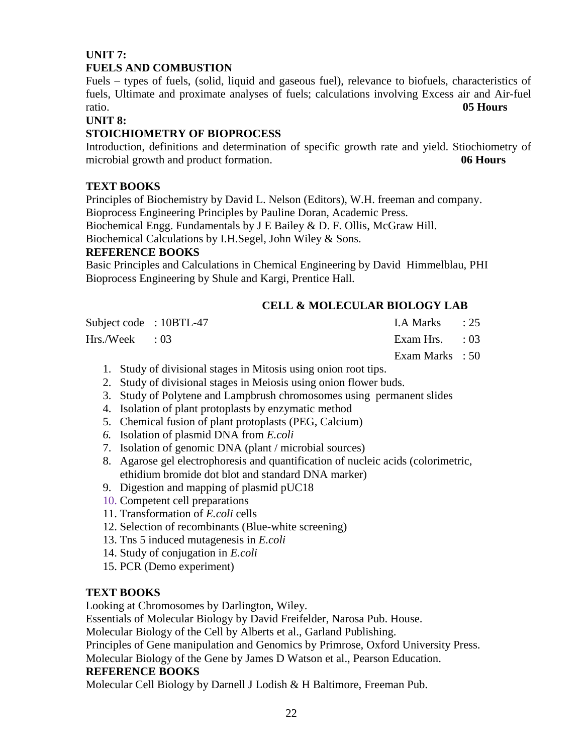**UNIT 7:**

**FUELS AND COMBUSTION**

Fuels – types of fuels, (solid, liquid and gaseous fuel), relevance to biofuels, characteristics of fuels, Ultimate and proximate analyses of fuels; calculations involving Excess air and Air-fuel ratio. **05 Hours**

**UNIT 8:**

**STOICHIOMETRY OF BIOPROCESS**

Introduction, definitions and determination of specific growth rate and yield. Stiochiometry of microbial growth and product formation. **06 Hours**

**TEXT BOOKS**

Principles of Biochemistry by David L. Nelson (Editors), W.H. freeman and company.
Bioprocess Engineering Principles by Pauline Doran, Academic Press.
Biochemical Engg. Fundamentals by J E Bailey & D. F. Ollis, McGraw Hill.
Biochemical Calculations by I.H.Segel, John Wiley & Sons.

**REFERENCE BOOKS**

Basic Principles and Calculations in Chemical Engineering by David Himmelblau, PHI
Bioprocess Engineering by Shule and Kargi, Prentice Hall.

## CELL & MOLECULAR BIOLOGY LAB

| | | | |
|---|---|---|---|
| Subject code | : 10BTL-47 | I.A Marks | : 25 |
| Hrs./Week | : 03 | Exam Hrs. | : 03 |
| | | Exam Marks | : 50 |

1. Study of divisional stages in Mitosis using onion root tips.
2. Study of divisional stages in Meiosis using onion flower buds.
3. Study of Polytene and Lampbrush chromosomes using permanent slides
4. Isolation of plant protoplasts by enzymatic method
5. Chemical fusion of plant protoplasts (PEG, Calcium)
6. Isolation of plasmid DNA from *E.coli*
7. Isolation of genomic DNA (plant / microbial sources)
8. Agarose gel electrophoresis and quantification of nucleic acids (colorimetric, ethidium bromide dot blot and standard DNA marker)
9. Digestion and mapping of plasmid pUC18
10. Competent cell preparations
11. Transformation of *E.coli* cells
12. Selection of recombinants (Blue-white screening)
13. Tns 5 induced mutagenesis in *E.coli*
14. Study of conjugation in *E.coli*
15. PCR (Demo experiment)

**TEXT BOOKS**

Looking at Chromosomes by Darlington, Wiley.
Essentials of Molecular Biology by David Freifelder, Narosa Pub. House.
Molecular Biology of the Cell by Alberts et al., Garland Publishing.
Principles of Gene manipulation and Genomics by Primrose, Oxford University Press.
Molecular Biology of the Gene by James D Watson et al., Pearson Education.

**REFERENCE BOOKS**

Molecular Cell Biology by Darnell J Lodish & H Baltimore, Freeman Pub.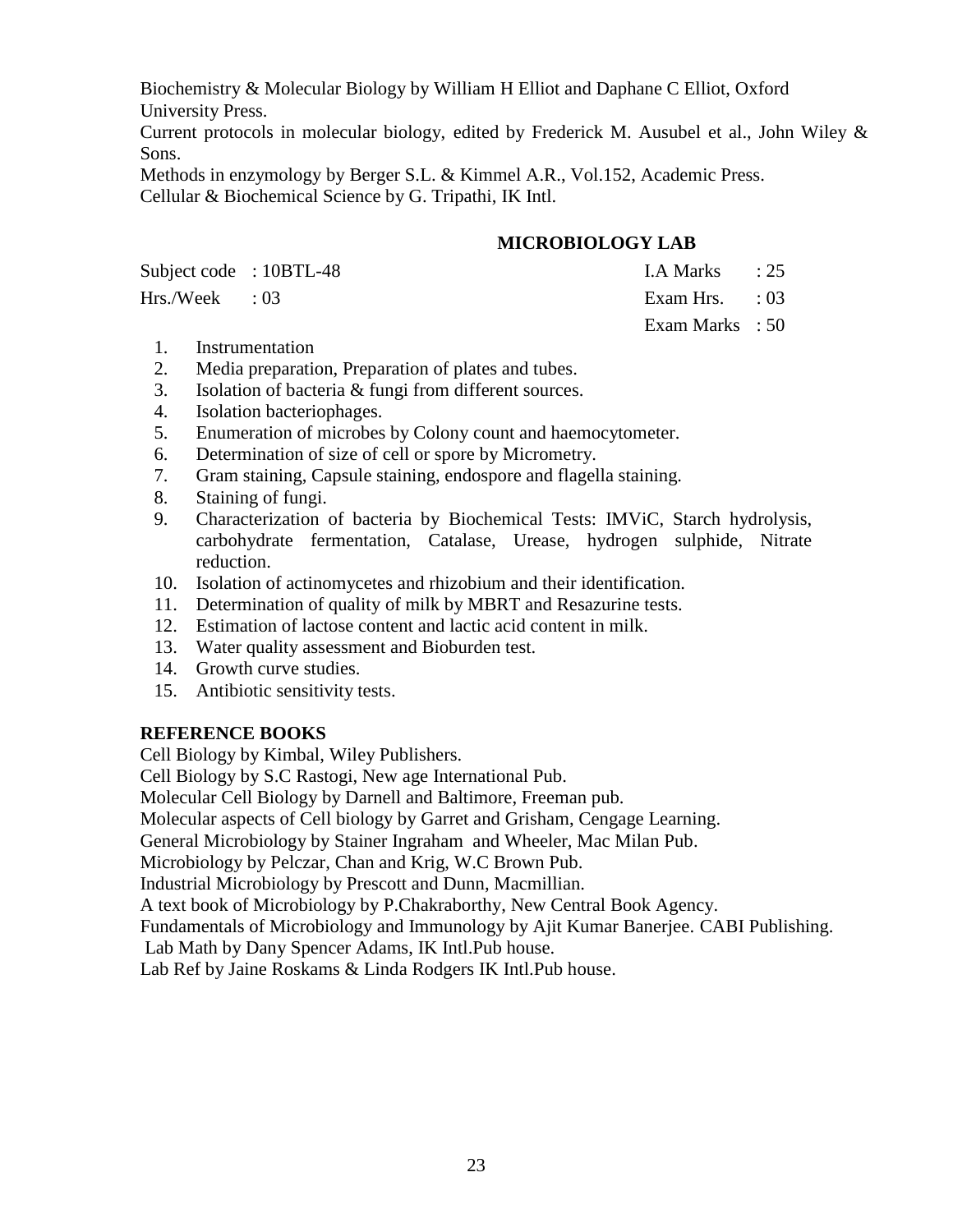Biochemistry & Molecular Biology by William H Elliot and Daphane C Elliot, Oxford University Press.

Current protocols in molecular biology, edited by Frederick M. Ausubel et al., John Wiley & Sons.

Methods in enzymology by Berger S.L. & Kimmel A.R., Vol.152, Academic Press.

Cellular & Biochemical Science by G. Tripathi, IK Intl.

## MICROBIOLOGY LAB

| | | | |
|---|---|---|---|
| Subject code | : 10BTL-48 | I.A Marks | : 25 |
| Hrs./Week | : 03 | Exam Hrs. | : 03 |
| | | Exam Marks | : 50 |

1. Instrumentation
2. Media preparation, Preparation of plates and tubes.
3. Isolation of bacteria & fungi from different sources.
4. Isolation bacteriophages.
5. Enumeration of microbes by Colony count and haemocytometer.
6. Determination of size of cell or spore by Micrometry.
7. Gram staining, Capsule staining, endospore and flagella staining.
8. Staining of fungi.
9. Characterization of bacteria by Biochemical Tests: IMViC, Starch hydrolysis, carbohydrate fermentation, Catalase, Urease, hydrogen sulphide, Nitrate reduction.
10. Isolation of actinomycetes and rhizobium and their identification.
11. Determination of quality of milk by MBRT and Resazurine tests.
12. Estimation of lactose content and lactic acid content in milk.
13. Water quality assessment and Bioburden test.
14. Growth curve studies.
15. Antibiotic sensitivity tests.

### REFERENCE BOOKS

Cell Biology by Kimbal, Wiley Publishers.

Cell Biology by S.C Rastogi, New age International Pub.

Molecular Cell Biology by Darnell and Baltimore, Freeman pub.

Molecular aspects of Cell biology by Garret and Grisham, Cengage Learning.

General Microbiology by Stainer Ingraham and Wheeler, Mac Milan Pub.

Microbiology by Pelczar, Chan and Krig, W.C Brown Pub.

Industrial Microbiology by Prescott and Dunn, Macmillian.

A text book of Microbiology by P.Chakraborthy, New Central Book Agency.

Fundamentals of Microbiology and Immunology by Ajit Kumar Banerjee. CABI Publishing.

Lab Math by Dany Spencer Adams, IK Intl.Pub house.

Lab Ref by Jaine Roskams & Linda Rodgers IK Intl.Pub house.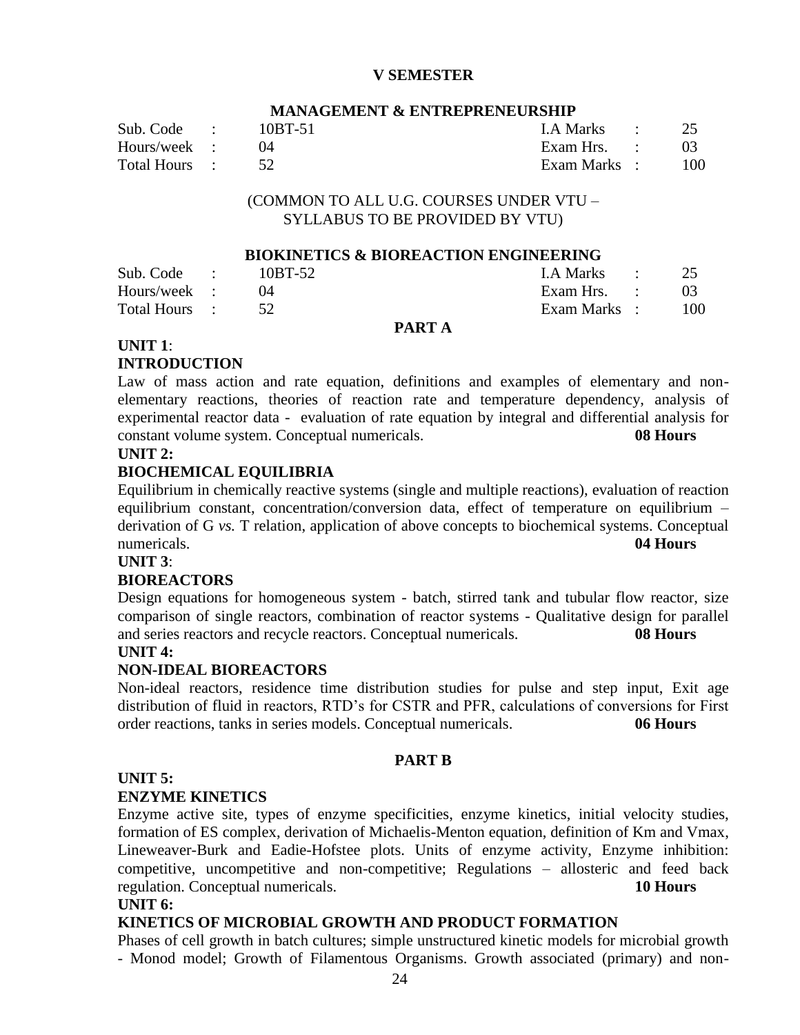# V SEMESTER

## MANAGEMENT & ENTREPRENEURSHIP

| Sub. Code | : | 10BT-51 | I.A Marks | : | 25 |
|---|---|---|---|---|---|
| Hours/week | : | 04 | Exam Hrs. | : | 03 |
| Total Hours | : | 52 | Exam Marks | : | 100 |

(COMMON TO ALL U.G. COURSES UNDER VTU – SYLLABUS TO BE PROVIDED BY VTU)

## BIOKINETICS & BIOREACTION ENGINEERING

| Sub. Code | : | 10BT-52 | I.A Marks | : | 25 |
|---|---|---|---|---|---|
| Hours/week | : | 04 | Exam Hrs. | : | 03 |
| Total Hours | : | 52 | Exam Marks | : | 100 |

### PART A

**UNIT 1**:

**INTRODUCTION**

Law of mass action and rate equation, definitions and examples of elementary and non-elementary reactions, theories of reaction rate and temperature dependency, analysis of experimental reactor data - evaluation of rate equation by integral and differential analysis for constant volume system. Conceptual numericals. **08 Hours**

**UNIT 2:**

**BIOCHEMICAL EQUILIBRIA**

Equilibrium in chemically reactive systems (single and multiple reactions), evaluation of reaction equilibrium constant, concentration/conversion data, effect of temperature on equilibrium – derivation of G *vs.* T relation, application of above concepts to biochemical systems. Conceptual numericals. **04 Hours**

**UNIT 3**:

**BIOREACTORS**

Design equations for homogeneous system - batch, stirred tank and tubular flow reactor, size comparison of single reactors, combination of reactor systems - Qualitative design for parallel and series reactors and recycle reactors. Conceptual numericals. **08 Hours**

**UNIT 4:**

**NON-IDEAL BIOREACTORS**

Non-ideal reactors, residence time distribution studies for pulse and step input, Exit age distribution of fluid in reactors, RTD's for CSTR and PFR, calculations of conversions for First order reactions, tanks in series models. Conceptual numericals. **06 Hours**

### PART B

**UNIT 5:**

**ENZYME KINETICS**

Enzyme active site, types of enzyme specificities, enzyme kinetics, initial velocity studies, formation of ES complex, derivation of Michaelis-Menton equation, definition of Km and Vmax, Lineweaver-Burk and Eadie-Hofstee plots. Units of enzyme activity, Enzyme inhibition: competitive, uncompetitive and non-competitive; Regulations – allosteric and feed back regulation. Conceptual numericals. **10 Hours**

**UNIT 6:**

**KINETICS OF MICROBIAL GROWTH AND PRODUCT FORMATION**

Phases of cell growth in batch cultures; simple unstructured kinetic models for microbial growth - Monod model; Growth of Filamentous Organisms. Growth associated (primary) and non-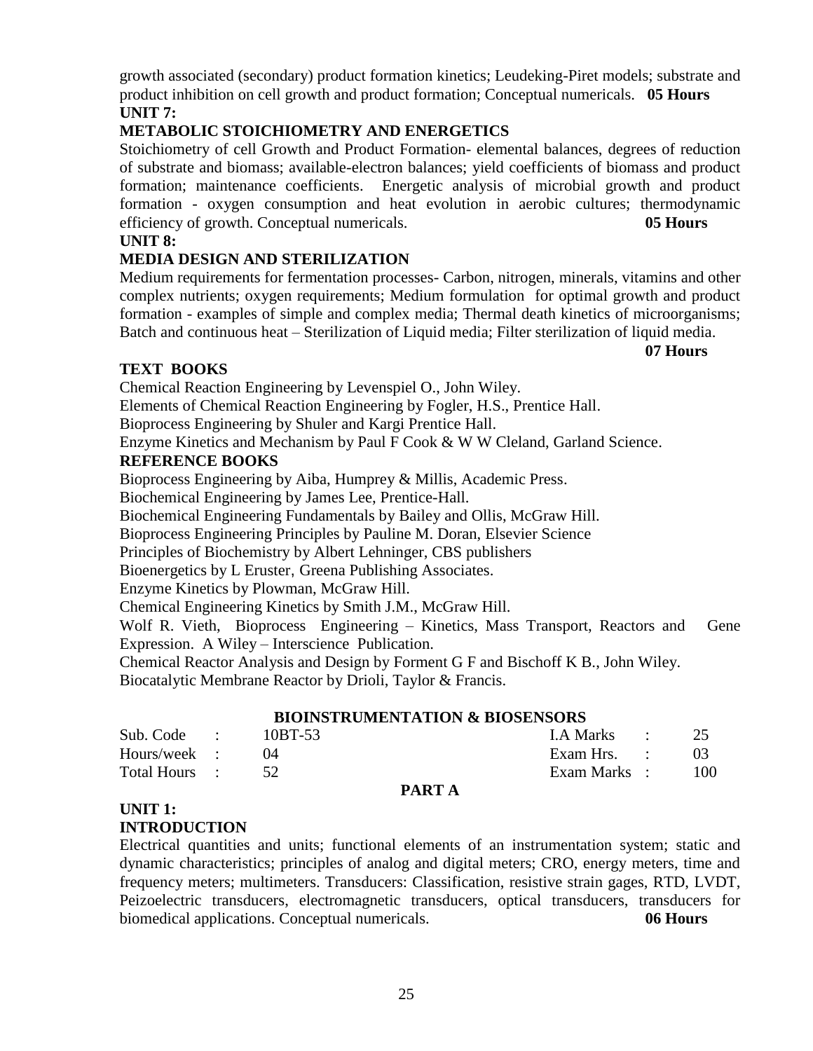growth associated (secondary) product formation kinetics; Leudeking-Piret models; substrate and product inhibition on cell growth and product formation; Conceptual numericals. **05 Hours**

**UNIT 7:**

**METABOLIC STOICHIOMETRY AND ENERGETICS**

Stoichiometry of cell Growth and Product Formation- elemental balances, degrees of reduction of substrate and biomass; available-electron balances; yield coefficients of biomass and product formation; maintenance coefficients. Energetic analysis of microbial growth and product formation - oxygen consumption and heat evolution in aerobic cultures; thermodynamic efficiency of growth. Conceptual numericals. **05 Hours**

**UNIT 8:**

**MEDIA DESIGN AND STERILIZATION**

Medium requirements for fermentation processes- Carbon, nitrogen, minerals, vitamins and other complex nutrients; oxygen requirements; Medium formulation for optimal growth and product formation - examples of simple and complex media; Thermal death kinetics of microorganisms; Batch and continuous heat – Sterilization of Liquid media; Filter sterilization of liquid media. **07 Hours**

**TEXT BOOKS**

Chemical Reaction Engineering by Levenspiel O., John Wiley.

Elements of Chemical Reaction Engineering by Fogler, H.S., Prentice Hall.

Bioprocess Engineering by Shuler and Kargi Prentice Hall.

Enzyme Kinetics and Mechanism by Paul F Cook & W W Cleland, Garland Science.

**REFERENCE BOOKS**

Bioprocess Engineering by Aiba, Humprey & Millis, Academic Press.

Biochemical Engineering by James Lee, Prentice-Hall.

Biochemical Engineering Fundamentals by Bailey and Ollis, McGraw Hill.

Bioprocess Engineering Principles by Pauline M. Doran, Elsevier Science

Principles of Biochemistry by Albert Lehninger, CBS publishers

Bioenergetics by L Eruster, Greena Publishing Associates.

Enzyme Kinetics by Plowman, McGraw Hill.

Chemical Engineering Kinetics by Smith J.M., McGraw Hill.

Wolf R. Vieth, Bioprocess Engineering – Kinetics, Mass Transport, Reactors and Gene Expression. A Wiley – Interscience Publication.

Chemical Reactor Analysis and Design by Forment G F and Bischoff K B., John Wiley.

Biocatalytic Membrane Reactor by Drioli, Taylor & Francis.

## BIOINSTRUMENTATION & BIOSENSORS

| | | | | | |
|---|---|---|---|---|---|
| Sub. Code | : | 10BT-53 | I.A Marks | : | 25 |
| Hours/week | : | 04 | Exam Hrs. | : | 03 |
| Total Hours | : | 52 | Exam Marks | : | 100 |

**PART A**

**UNIT 1:**

**INTRODUCTION**

Electrical quantities and units; functional elements of an instrumentation system; static and dynamic characteristics; principles of analog and digital meters; CRO, energy meters, time and frequency meters; multimeters. Transducers: Classification, resistive strain gages, RTD, LVDT, Peizoelectric transducers, electromagnetic transducers, optical transducers, transducers for biomedical applications. Conceptual numericals. **06 Hours**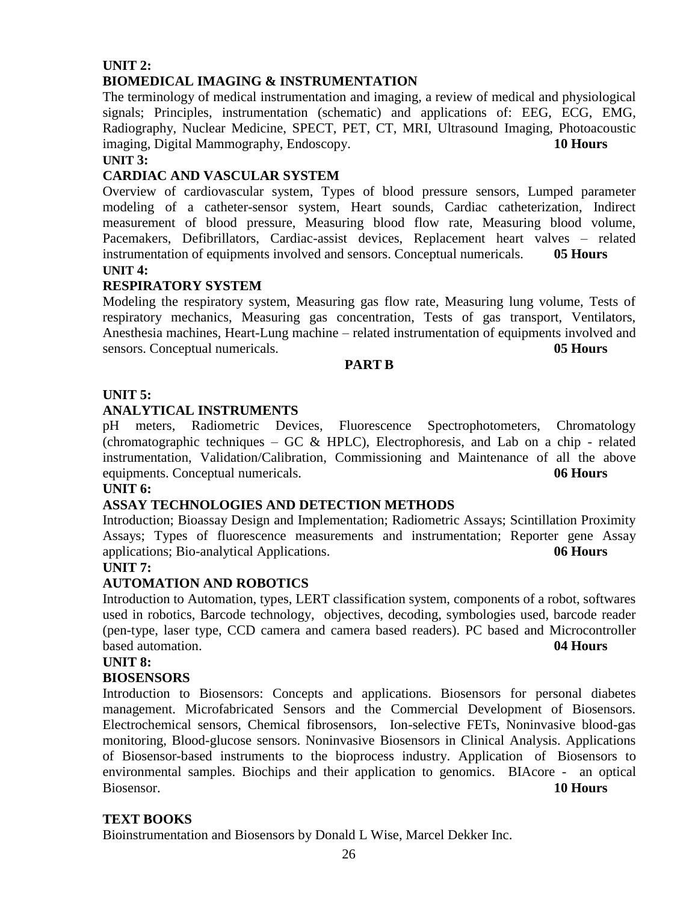**UNIT 2:**

**BIOMEDICAL IMAGING & INSTRUMENTATION**

The terminology of medical instrumentation and imaging, a review of medical and physiological signals; Principles, instrumentation (schematic) and applications of: EEG, ECG, EMG, Radiography, Nuclear Medicine, SPECT, PET, CT, MRI, Ultrasound Imaging, Photoacoustic imaging, Digital Mammography, Endoscopy. **10 Hours**

**UNIT 3:**

**CARDIAC AND VASCULAR SYSTEM**

Overview of cardiovascular system, Types of blood pressure sensors, Lumped parameter modeling of a catheter-sensor system, Heart sounds, Cardiac catheterization, Indirect measurement of blood pressure, Measuring blood flow rate, Measuring blood volume, Pacemakers, Defibrillators, Cardiac-assist devices, Replacement heart valves – related instrumentation of equipments involved and sensors. Conceptual numericals. **05 Hours**

**UNIT 4:**

**RESPIRATORY SYSTEM**

Modeling the respiratory system, Measuring gas flow rate, Measuring lung volume, Tests of respiratory mechanics, Measuring gas concentration, Tests of gas transport, Ventilators, Anesthesia machines, Heart-Lung machine – related instrumentation of equipments involved and sensors. Conceptual numericals. **05 Hours**

**PART B**

**UNIT 5:**

**ANALYTICAL INSTRUMENTS**

pH meters, Radiometric Devices, Fluorescence Spectrophotometers, Chromatology (chromatographic techniques – GC & HPLC), Electrophoresis, and Lab on a chip - related instrumentation, Validation/Calibration, Commissioning and Maintenance of all the above equipments. Conceptual numericals. **06 Hours**

**UNIT 6:**

**ASSAY TECHNOLOGIES AND DETECTION METHODS**

Introduction; Bioassay Design and Implementation; Radiometric Assays; Scintillation Proximity Assays; Types of fluorescence measurements and instrumentation; Reporter gene Assay applications; Bio-analytical Applications. **06 Hours**

**UNIT 7:**

**AUTOMATION AND ROBOTICS**

Introduction to Automation, types, LERT classification system, components of a robot, softwares used in robotics, Barcode technology, objectives, decoding, symbologies used, barcode reader (pen-type, laser type, CCD camera and camera based readers). PC based and Microcontroller based automation. **04 Hours**

**UNIT 8:**

**BIOSENSORS**

Introduction to Biosensors: Concepts and applications. Biosensors for personal diabetes management. Microfabricated Sensors and the Commercial Development of Biosensors. Electrochemical sensors, Chemical fibrosensors, Ion-selective FETs, Noninvasive blood-gas monitoring, Blood-glucose sensors. Noninvasive Biosensors in Clinical Analysis. Applications of Biosensor-based instruments to the bioprocess industry. Application of Biosensors to environmental samples. Biochips and their application to genomics. BIAcore - an optical Biosensor. **10 Hours**

**TEXT BOOKS**

Bioinstrumentation and Biosensors by Donald L Wise, Marcel Dekker Inc.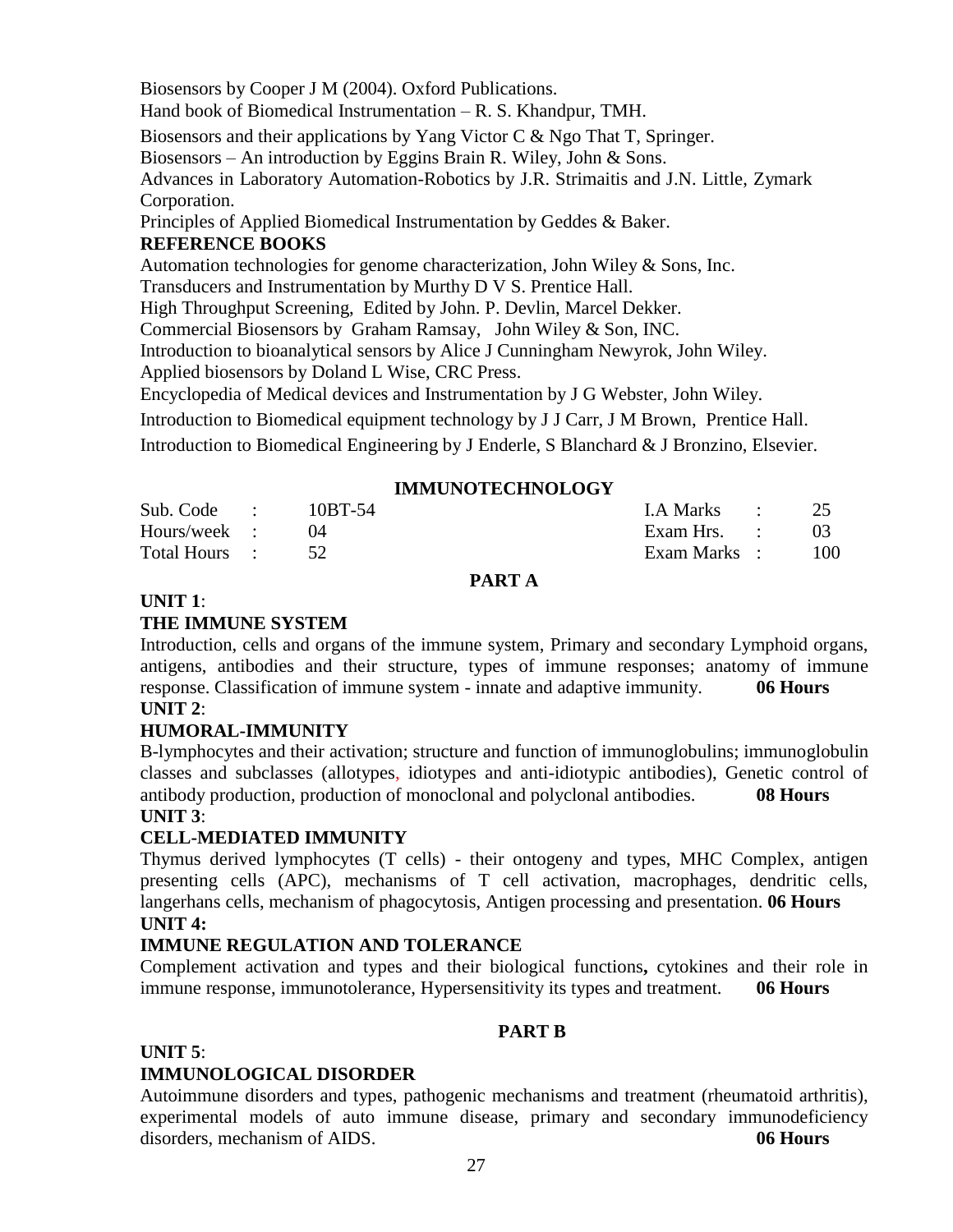Biosensors by Cooper J M (2004). Oxford Publications.

Hand book of Biomedical Instrumentation – R. S. Khandpur, TMH.

Biosensors and their applications by Yang Victor C & Ngo That T, Springer.

Biosensors – An introduction by Eggins Brain R. Wiley, John & Sons.

Advances in Laboratory Automation-Robotics by J.R. Strimaitis and J.N. Little, Zymark Corporation.

Principles of Applied Biomedical Instrumentation by Geddes & Baker.

**REFERENCE BOOKS**

Automation technologies for genome characterization, John Wiley & Sons, Inc.

Transducers and Instrumentation by Murthy D V S. Prentice Hall.

High Throughput Screening, Edited by John. P. Devlin, Marcel Dekker.

Commercial Biosensors by Graham Ramsay, John Wiley & Son, INC.

Introduction to bioanalytical sensors by Alice J Cunningham Newyrok, John Wiley.

Applied biosensors by Doland L Wise, CRC Press.

Encyclopedia of Medical devices and Instrumentation by J G Webster, John Wiley.

Introduction to Biomedical equipment technology by J J Carr, J M Brown, Prentice Hall.

Introduction to Biomedical Engineering by J Enderle, S Blanchard & J Bronzino, Elsevier.

## IMMUNOTECHNOLOGY

| | | | | | |
|---|---|---|---|---|---|
| Sub. Code | : | 10BT-54 | I.A Marks | : | 25 |
| Hours/week | : | 04 | Exam Hrs. | : | 03 |
| Total Hours | : | 52 | Exam Marks | : | 100 |

### PART A

**UNIT 1**:

**THE IMMUNE SYSTEM**

Introduction, cells and organs of the immune system, Primary and secondary Lymphoid organs, antigens, antibodies and their structure, types of immune responses; anatomy of immune response. Classification of immune system - innate and adaptive immunity. **06 Hours**

**UNIT 2**:

**HUMORAL-IMMUNITY**

B-lymphocytes and their activation; structure and function of immunoglobulins; immunoglobulin classes and subclasses (allotypes, idiotypes and anti-idiotypic antibodies), Genetic control of antibody production, production of monoclonal and polyclonal antibodies. **08 Hours**

**UNIT 3**:

**CELL-MEDIATED IMMUNITY**

Thymus derived lymphocytes (T cells) - their ontogeny and types, MHC Complex, antigen presenting cells (APC), mechanisms of T cell activation, macrophages, dendritic cells, langerhans cells, mechanism of phagocytosis, Antigen processing and presentation. **06 Hours**

**UNIT 4:**

**IMMUNE REGULATION AND TOLERANCE**

Complement activation and types and their biological functions**,** cytokines and their role in immune response, immunotolerance, Hypersensitivity its types and treatment. **06 Hours**

### PART B

**UNIT 5**:

**IMMUNOLOGICAL DISORDER**

Autoimmune disorders and types, pathogenic mechanisms and treatment (rheumatoid arthritis), experimental models of auto immune disease, primary and secondary immunodeficiency disorders, mechanism of AIDS. **06 Hours**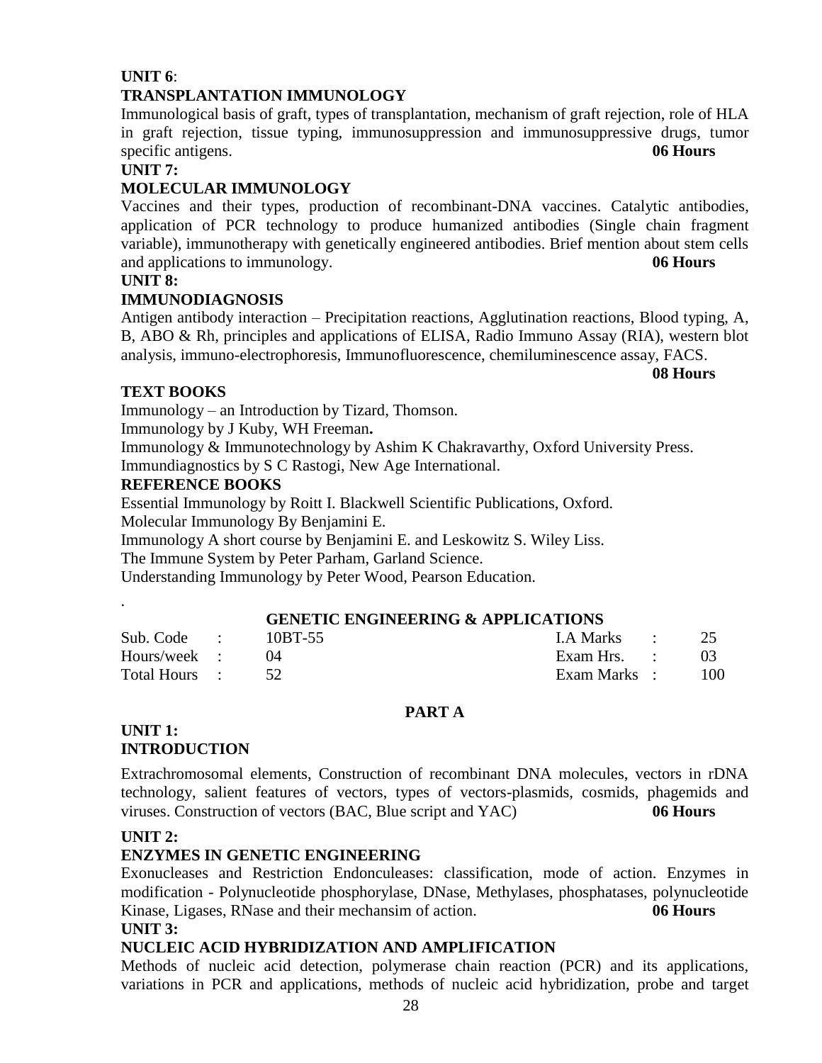**UNIT 6**:

**TRANSPLANTATION IMMUNOLOGY**

Immunological basis of graft, types of transplantation, mechanism of graft rejection, role of HLA in graft rejection, tissue typing, immunosuppression and immunosuppressive drugs, tumor specific antigens. **06 Hours**

**UNIT 7:**

**MOLECULAR IMMUNOLOGY**

Vaccines and their types, production of recombinant-DNA vaccines. Catalytic antibodies, application of PCR technology to produce humanized antibodies (Single chain fragment variable), immunotherapy with genetically engineered antibodies. Brief mention about stem cells and applications to immunology. **06 Hours**

**UNIT 8:**

**IMMUNODIAGNOSIS**

Antigen antibody interaction – Precipitation reactions, Agglutination reactions, Blood typing, A, B, ABO & Rh, principles and applications of ELISA, Radio Immuno Assay (RIA), western blot analysis, immuno-electrophoresis, Immunofluorescence, chemiluminescence assay, FACS. **08 Hours**

**TEXT BOOKS**

Immunology – an Introduction by Tizard, Thomson.

Immunology by J Kuby, WH Freeman**.**

Immunology & Immunotechnology by Ashim K Chakravarthy, Oxford University Press.

Immundiagnostics by S C Rastogi, New Age International.

**REFERENCE BOOKS**

Essential Immunology by Roitt I. Blackwell Scientific Publications, Oxford.

Molecular Immunology By Benjamini E.

Immunology A short course by Benjamini E. and Leskowitz S. Wiley Liss.

The Immune System by Peter Parham, Garland Science.

Understanding Immunology by Peter Wood, Pearson Education.

.

## GENETIC ENGINEERING & APPLICATIONS

| | | | | | |
|---|---|---|---|---|---|
| Sub. Code | : | 10BT-55 | I.A Marks | : | 25 |
| Hours/week | : | 04 | Exam Hrs. | : | 03 |
| Total Hours | : | 52 | Exam Marks | : | 100 |

### PART A

**UNIT 1:**

**INTRODUCTION**

Extrachromosomal elements, Construction of recombinant DNA molecules, vectors in rDNA technology, salient features of vectors, types of vectors-plasmids, cosmids, phagemids and viruses. Construction of vectors (BAC, Blue script and YAC) **06 Hours**

**UNIT 2:**

**ENZYMES IN GENETIC ENGINEERING**

Exonucleases and Restriction Endonculeases: classification, mode of action. Enzymes in modification - Polynucleotide phosphorylase, DNase, Methylases, phosphatases, polynucleotide Kinase, Ligases, RNase and their mechansim of action. **06 Hours**

**UNIT 3:**

**NUCLEIC ACID HYBRIDIZATION AND AMPLIFICATION**

Methods of nucleic acid detection, polymerase chain reaction (PCR) and its applications, variations in PCR and applications, methods of nucleic acid hybridization, probe and target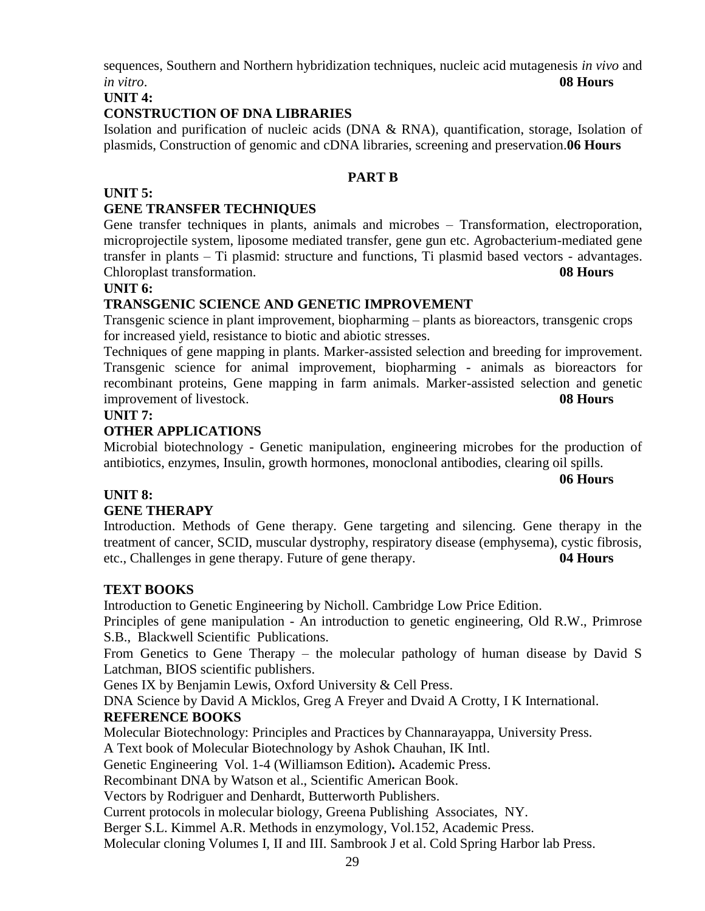sequences, Southern and Northern hybridization techniques, nucleic acid mutagenesis *in vivo* and *in vitro*. **08 Hours**

**UNIT 4:**

**CONSTRUCTION OF DNA LIBRARIES**

Isolation and purification of nucleic acids (DNA & RNA), quantification, storage, Isolation of plasmids, Construction of genomic and cDNA libraries, screening and preservation.**06 Hours**

## PART B

**UNIT 5:**

**GENE TRANSFER TECHNIQUES**

Gene transfer techniques in plants, animals and microbes – Transformation, electroporation, microprojectile system, liposome mediated transfer, gene gun etc. Agrobacterium-mediated gene transfer in plants – Ti plasmid: structure and functions, Ti plasmid based vectors - advantages. Chloroplast transformation. **08 Hours**

**UNIT 6:**

**TRANSGENIC SCIENCE AND GENETIC IMPROVEMENT**

Transgenic science in plant improvement, biopharming – plants as bioreactors, transgenic crops for increased yield, resistance to biotic and abiotic stresses.

Techniques of gene mapping in plants. Marker-assisted selection and breeding for improvement. Transgenic science for animal improvement, biopharming - animals as bioreactors for recombinant proteins, Gene mapping in farm animals. Marker-assisted selection and genetic improvement of livestock. **08 Hours**

**UNIT 7:**

**OTHER APPLICATIONS**

Microbial biotechnology - Genetic manipulation, engineering microbes for the production of antibiotics, enzymes, Insulin, growth hormones, monoclonal antibodies, clearing oil spills.

**06 Hours**

**UNIT 8:**

**GENE THERAPY**

Introduction. Methods of Gene therapy. Gene targeting and silencing. Gene therapy in the treatment of cancer, SCID, muscular dystrophy, respiratory disease (emphysema), cystic fibrosis, etc., Challenges in gene therapy. Future of gene therapy. **04 Hours**

**TEXT BOOKS**

Introduction to Genetic Engineering by Nicholl. Cambridge Low Price Edition.

Principles of gene manipulation - An introduction to genetic engineering, Old R.W., Primrose S.B., Blackwell Scientific Publications.

From Genetics to Gene Therapy – the molecular pathology of human disease by David S Latchman, BIOS scientific publishers.

Genes IX by Benjamin Lewis, Oxford University & Cell Press.

DNA Science by David A Micklos, Greg A Freyer and Dvaid A Crotty, I K International.

**REFERENCE BOOKS**

Molecular Biotechnology: Principles and Practices by Channarayappa, University Press.

A Text book of Molecular Biotechnology by Ashok Chauhan, IK Intl.

Genetic Engineering Vol. 1-4 (Williamson Edition)**.** Academic Press.

Recombinant DNA by Watson et al., Scientific American Book.

Vectors by Rodriguer and Denhardt, Butterworth Publishers.

Current protocols in molecular biology, Greena Publishing Associates, NY.

Berger S.L. Kimmel A.R. Methods in enzymology, Vol.152, Academic Press.

Molecular cloning Volumes I, II and III. Sambrook J et al. Cold Spring Harbor lab Press.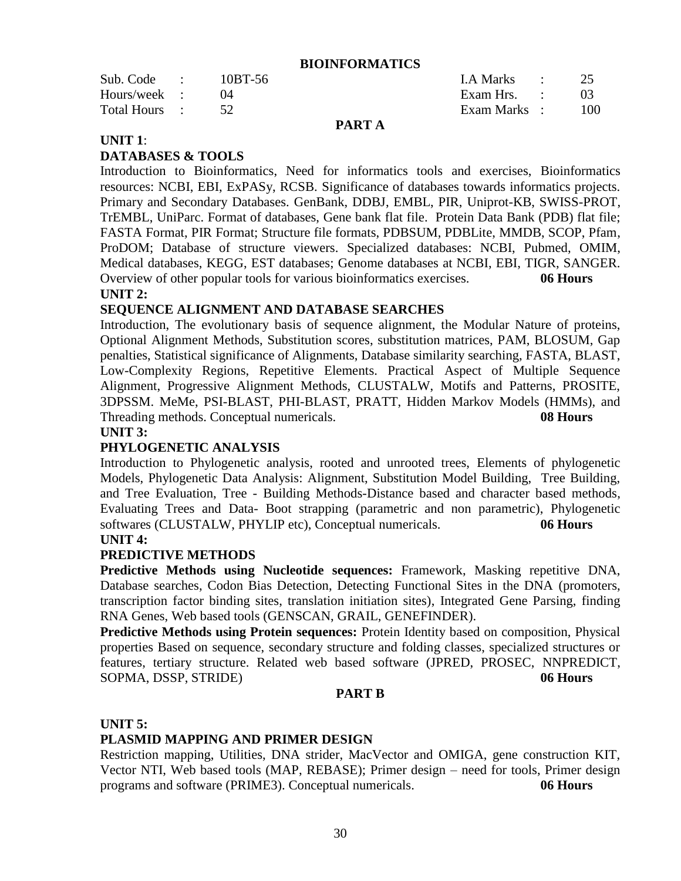## BIOINFORMATICS

| Sub. Code | : | 10BT-56 | I.A Marks | : | 25 |
|---|---|---|---|---|---|
| Hours/week | : | 04 | Exam Hrs. | : | 03 |
| Total Hours | : | 52 | Exam Marks | : | 100 |

### PART A

**UNIT 1**:

**DATABASES & TOOLS**

Introduction to Bioinformatics, Need for informatics tools and exercises, Bioinformatics resources: NCBI, EBI, ExPASy, RCSB. Significance of databases towards informatics projects. Primary and Secondary Databases. GenBank, DDBJ, EMBL, PIR, Uniprot-KB, SWISS-PROT, TrEMBL, UniParc. Format of databases, Gene bank flat file. Protein Data Bank (PDB) flat file; FASTA Format, PIR Format; Structure file formats, PDBSUM, PDBLite, MMDB, SCOP, Pfam, ProDOM; Database of structure viewers. Specialized databases: NCBI, Pubmed, OMIM, Medical databases, KEGG, EST databases; Genome databases at NCBI, EBI, TIGR, SANGER. Overview of other popular tools for various bioinformatics exercises. **06 Hours**

**UNIT 2:**

**SEQUENCE ALIGNMENT AND DATABASE SEARCHES**

Introduction, The evolutionary basis of sequence alignment, the Modular Nature of proteins, Optional Alignment Methods, Substitution scores, substitution matrices, PAM, BLOSUM, Gap penalties, Statistical significance of Alignments, Database similarity searching, FASTA, BLAST, Low-Complexity Regions, Repetitive Elements. Practical Aspect of Multiple Sequence Alignment, Progressive Alignment Methods, CLUSTALW, Motifs and Patterns, PROSITE, 3DPSSM. MeMe, PSI-BLAST, PHI-BLAST, PRATT, Hidden Markov Models (HMMs), and Threading methods. Conceptual numericals. **08 Hours**

**UNIT 3:**

**PHYLOGENETIC ANALYSIS**

Introduction to Phylogenetic analysis, rooted and unrooted trees, Elements of phylogenetic Models, Phylogenetic Data Analysis: Alignment, Substitution Model Building, Tree Building, and Tree Evaluation, Tree - Building Methods-Distance based and character based methods, Evaluating Trees and Data- Boot strapping (parametric and non parametric), Phylogenetic softwares (CLUSTALW, PHYLIP etc), Conceptual numericals. **06 Hours**

**UNIT 4:**

**PREDICTIVE METHODS**

**Predictive Methods using Nucleotide sequences:** Framework, Masking repetitive DNA, Database searches, Codon Bias Detection, Detecting Functional Sites in the DNA (promoters, transcription factor binding sites, translation initiation sites), Integrated Gene Parsing, finding RNA Genes, Web based tools (GENSCAN, GRAIL, GENEFINDER).

**Predictive Methods using Protein sequences:** Protein Identity based on composition, Physical properties Based on sequence, secondary structure and folding classes, specialized structures or features, tertiary structure. Related web based software (JPRED, PROSEC, NNPREDICT, SOPMA, DSSP, STRIDE) **06 Hours**

### PART B

**UNIT 5:**

**PLASMID MAPPING AND PRIMER DESIGN**

Restriction mapping, Utilities, DNA strider, MacVector and OMIGA, gene construction KIT, Vector NTI, Web based tools (MAP, REBASE); Primer design – need for tools, Primer design programs and software (PRIME3). Conceptual numericals. **06 Hours**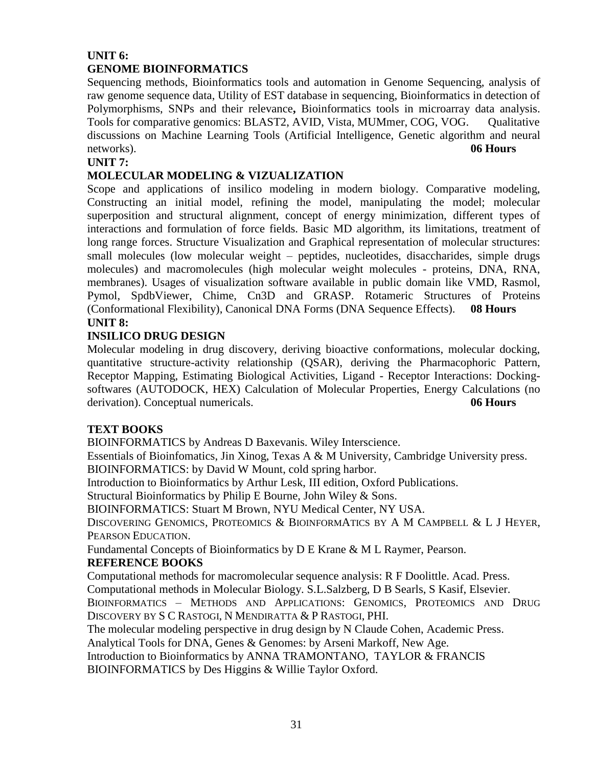**UNIT 6:**

**GENOME BIOINFORMATICS**

Sequencing methods, Bioinformatics tools and automation in Genome Sequencing, analysis of raw genome sequence data, Utility of EST database in sequencing, Bioinformatics in detection of Polymorphisms, SNPs and their relevance**,** Bioinformatics tools in microarray data analysis. Tools for comparative genomics: BLAST2, AVID, Vista, MUMmer, COG, VOG. Qualitative discussions on Machine Learning Tools (Artificial Intelligence, Genetic algorithm and neural networks). **06 Hours**

**UNIT 7:**

**MOLECULAR MODELING & VIZUALIZATION**

Scope and applications of insilico modeling in modern biology. Comparative modeling, Constructing an initial model, refining the model, manipulating the model; molecular superposition and structural alignment, concept of energy minimization, different types of interactions and formulation of force fields. Basic MD algorithm, its limitations, treatment of long range forces. Structure Visualization and Graphical representation of molecular structures: small molecules (low molecular weight – peptides, nucleotides, disaccharides, simple drugs molecules) and macromolecules (high molecular weight molecules - proteins, DNA, RNA, membranes). Usages of visualization software available in public domain like VMD, Rasmol, Pymol, SpdbViewer, Chime, Cn3D and GRASP. Rotameric Structures of Proteins (Conformational Flexibility), Canonical DNA Forms (DNA Sequence Effects). **08 Hours**

**UNIT 8:**

**INSILICO DRUG DESIGN**

Molecular modeling in drug discovery, deriving bioactive conformations, molecular docking, quantitative structure-activity relationship (QSAR), deriving the Pharmacophoric Pattern, Receptor Mapping, Estimating Biological Activities, Ligand - Receptor Interactions: Docking-softwares (AUTODOCK, HEX) Calculation of Molecular Properties, Energy Calculations (no derivation). Conceptual numericals. **06 Hours**

**TEXT BOOKS**

BIOINFORMATICS by Andreas D Baxevanis. Wiley Interscience.

Essentials of Bioinfomatics, Jin Xinog, Texas A & M University, Cambridge University press.

BIOINFORMATICS: by David W Mount, cold spring harbor.

Introduction to Bioinformatics by Arthur Lesk, III edition, Oxford Publications.

Structural Bioinformatics by Philip E Bourne, John Wiley & Sons.

BIOINFORMATICS: Stuart M Brown, NYU Medical Center, NY USA.

DISCOVERING GENOMICS, PROTEOMICS & BIOINFORMATICS BY A M CAMPBELL & L J HEYER, PEARSON EDUCATION.

Fundamental Concepts of Bioinformatics by D E Krane & M L Raymer, Pearson.

**REFERENCE BOOKS**

Computational methods for macromolecular sequence analysis: R F Doolittle. Acad. Press.

Computational methods in Molecular Biology. S.L.Salzberg, D B Searls, S Kasif, Elsevier.

BIOINFORMATICS – METHODS AND APPLICATIONS: GENOMICS, PROTEOMICS AND DRUG DISCOVERY BY S C RASTOGI, N MENDIRATTA & P RASTOGI, PHI.

The molecular modeling perspective in drug design by N Claude Cohen, Academic Press.

Analytical Tools for DNA, Genes & Genomes: by Arseni Markoff, New Age.

Introduction to Bioinformatics by ANNA TRAMONTANO, TAYLOR & FRANCIS

BIOINFORMATICS by Des Higgins & Willie Taylor Oxford.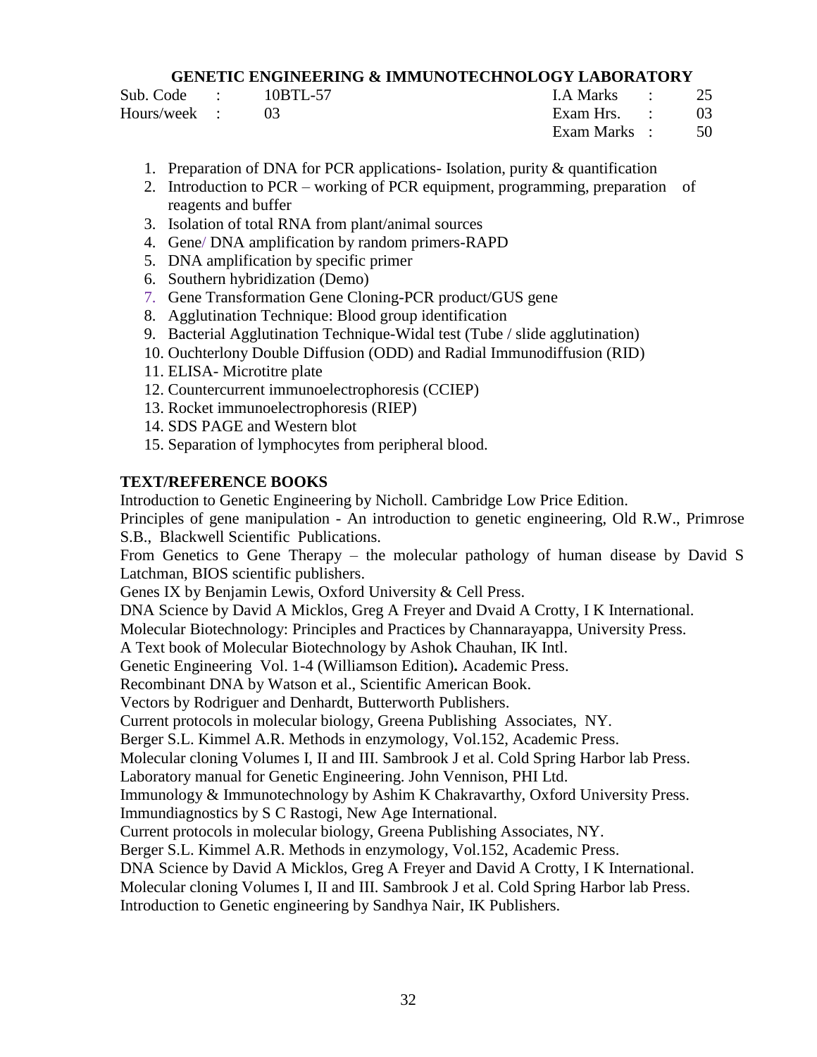## GENETIC ENGINEERING & IMMUNOTECHNOLOGY LABORATORY

| | | | | | |
|---|---|---|---|---|---|
| Sub. Code | : | 10BTL-57 | I.A Marks | : | 25 |
| Hours/week | : | 03 | Exam Hrs. | : | 03 |
| | | | Exam Marks | : | 50 |

1. Preparation of DNA for PCR applications- Isolation, purity & quantification
2. Introduction to PCR – working of PCR equipment, programming, preparation of reagents and buffer
3. Isolation of total RNA from plant/animal sources
4. Gene/ DNA amplification by random primers-RAPD
5. DNA amplification by specific primer
6. Southern hybridization (Demo)
7. Gene Transformation Gene Cloning-PCR product/GUS gene
8. Agglutination Technique: Blood group identification
9. Bacterial Agglutination Technique-Widal test (Tube / slide agglutination)
10. Ouchterlony Double Diffusion (ODD) and Radial Immunodiffusion (RID)
11. ELISA- Microtitre plate
12. Countercurrent immunoelectrophoresis (CCIEP)
13. Rocket immunoelectrophoresis (RIEP)
14. SDS PAGE and Western blot
15. Separation of lymphocytes from peripheral blood.

**TEXT/REFERENCE BOOKS**

Introduction to Genetic Engineering by Nicholl. Cambridge Low Price Edition.
Principles of gene manipulation - An introduction to genetic engineering, Old R.W., Primrose S.B., Blackwell Scientific Publications.
From Genetics to Gene Therapy – the molecular pathology of human disease by David S Latchman, BIOS scientific publishers.
Genes IX by Benjamin Lewis, Oxford University & Cell Press.
DNA Science by David A Micklos, Greg A Freyer and Dvaid A Crotty, I K International.
Molecular Biotechnology: Principles and Practices by Channarayappa, University Press.
A Text book of Molecular Biotechnology by Ashok Chauhan, IK Intl.
Genetic Engineering Vol. 1-4 (Williamson Edition)**.** Academic Press.
Recombinant DNA by Watson et al., Scientific American Book.
Vectors by Rodriguer and Denhardt, Butterworth Publishers.
Current protocols in molecular biology, Greena Publishing Associates, NY.
Berger S.L. Kimmel A.R. Methods in enzymology, Vol.152, Academic Press.
Molecular cloning Volumes I, II and III. Sambrook J et al. Cold Spring Harbor lab Press.
Laboratory manual for Genetic Engineering. John Vennison, PHI Ltd.
Immunology & Immunotechnology by Ashim K Chakravarthy, Oxford University Press.
Immundiagnostics by S C Rastogi, New Age International.
Current protocols in molecular biology, Greena Publishing Associates, NY.
Berger S.L. Kimmel A.R. Methods in enzymology, Vol.152, Academic Press.
DNA Science by David A Micklos, Greg A Freyer and David A Crotty, I K International.
Molecular cloning Volumes I, II and III. Sambrook J et al. Cold Spring Harbor lab Press.
Introduction to Genetic engineering by Sandhya Nair, IK Publishers.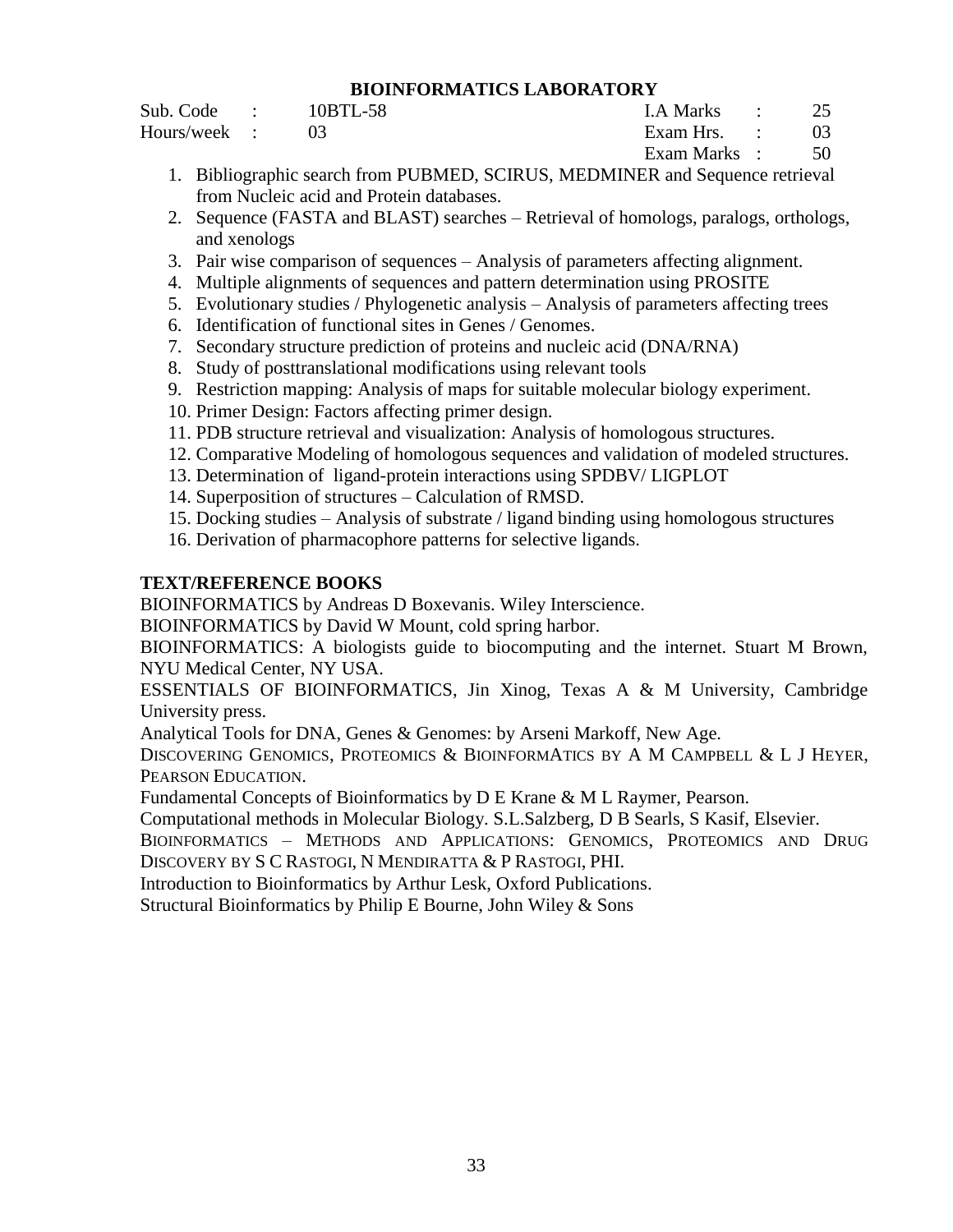## BIOINFORMATICS LABORATORY

| Sub. Code | : | 10BTL-58 | I.A Marks | : | 25 |
|---|---|---|---|---|---|
| Hours/week | : | 03 | Exam Hrs. | : | 03 |
| | | | Exam Marks | : | 50 |

1. Bibliographic search from PUBMED, SCIRUS, MEDMINER and Sequence retrieval from Nucleic acid and Protein databases.
2. Sequence (FASTA and BLAST) searches – Retrieval of homologs, paralogs, orthologs, and xenologs
3. Pair wise comparison of sequences – Analysis of parameters affecting alignment.
4. Multiple alignments of sequences and pattern determination using PROSITE
5. Evolutionary studies / Phylogenetic analysis – Analysis of parameters affecting trees
6. Identification of functional sites in Genes / Genomes.
7. Secondary structure prediction of proteins and nucleic acid (DNA/RNA)
8. Study of posttranslational modifications using relevant tools
9. Restriction mapping: Analysis of maps for suitable molecular biology experiment.
10. Primer Design: Factors affecting primer design.
11. PDB structure retrieval and visualization: Analysis of homologous structures.
12. Comparative Modeling of homologous sequences and validation of modeled structures.
13. Determination of ligand-protein interactions using SPDBV/ LIGPLOT
14. Superposition of structures – Calculation of RMSD.
15. Docking studies – Analysis of substrate / ligand binding using homologous structures
16. Derivation of pharmacophore patterns for selective ligands.

**TEXT/REFERENCE BOOKS**

BIOINFORMATICS by Andreas D Boxevanis. Wiley Interscience.

BIOINFORMATICS by David W Mount, cold spring harbor.

BIOINFORMATICS: A biologists guide to biocomputing and the internet. Stuart M Brown, NYU Medical Center, NY USA.

ESSENTIALS OF BIOINFORMATICS, Jin Xinog, Texas A & M University, Cambridge University press.

Analytical Tools for DNA, Genes & Genomes: by Arseni Markoff, New Age.

DISCOVERING GENOMICS, PROTEOMICS & BIOINFORMATICS BY A M CAMPBELL & L J HEYER, PEARSON EDUCATION.

Fundamental Concepts of Bioinformatics by D E Krane & M L Raymer, Pearson.

Computational methods in Molecular Biology. S.L.Salzberg, D B Searls, S Kasif, Elsevier.

BIOINFORMATICS – METHODS AND APPLICATIONS: GENOMICS, PROTEOMICS AND DRUG DISCOVERY BY S C RASTOGI, N MENDIRATTA & P RASTOGI, PHI.

Introduction to Bioinformatics by Arthur Lesk, Oxford Publications.

Structural Bioinformatics by Philip E Bourne, John Wiley & Sons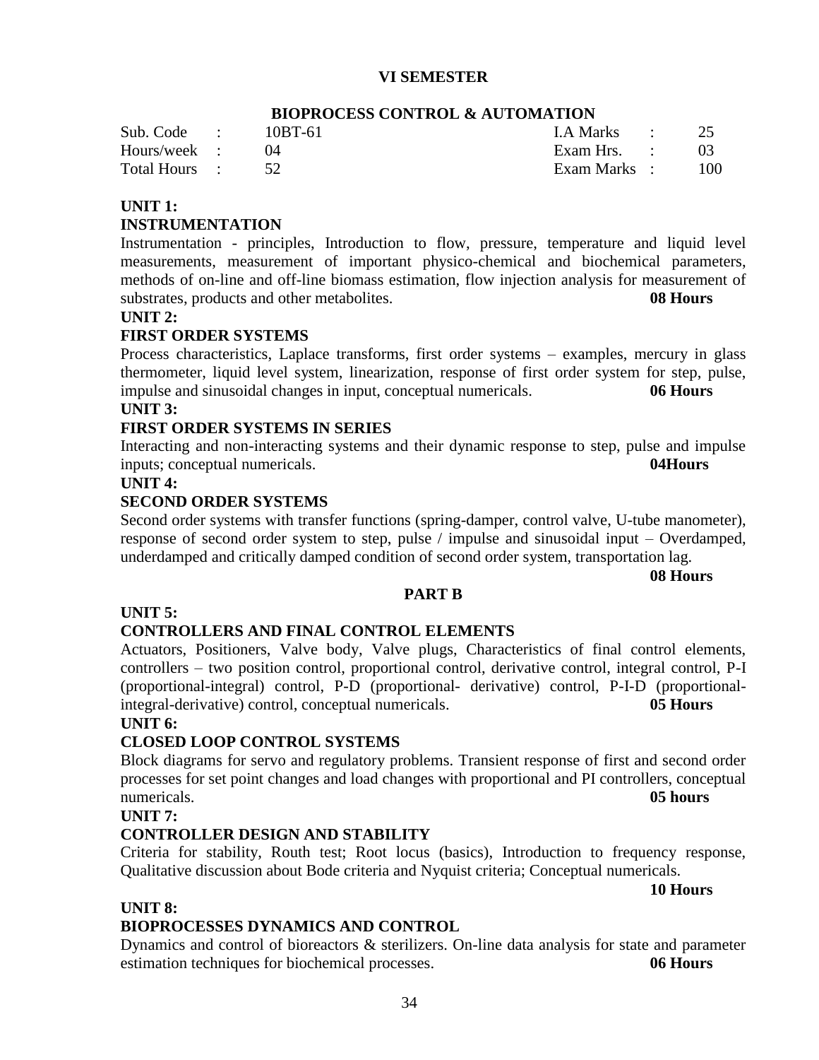## VI SEMESTER

### BIOPROCESS CONTROL & AUTOMATION

| | | | | | |
|---|---|---|---|---|---|
| Sub. Code | : 10BT-61 | | I.A Marks | : | 25 |
| Hours/week | : 04 | | Exam Hrs. | : | 03 |
| Total Hours | : 52 | | Exam Marks | : | 100 |

**UNIT 1:**

**INSTRUMENTATION**

Instrumentation - principles, Introduction to flow, pressure, temperature and liquid level measurements, measurement of important physico-chemical and biochemical parameters, methods of on-line and off-line biomass estimation, flow injection analysis for measurement of substrates, products and other metabolites. **08 Hours**

**UNIT 2:**

**FIRST ORDER SYSTEMS**

Process characteristics, Laplace transforms, first order systems – examples, mercury in glass thermometer, liquid level system, linearization, response of first order system for step, pulse, impulse and sinusoidal changes in input, conceptual numericals. **06 Hours**

**UNIT 3:**

**FIRST ORDER SYSTEMS IN SERIES**

Interacting and non-interacting systems and their dynamic response to step, pulse and impulse inputs; conceptual numericals. **04Hours**

**UNIT 4:**

**SECOND ORDER SYSTEMS**

Second order systems with transfer functions (spring-damper, control valve, U-tube manometer), response of second order system to step, pulse / impulse and sinusoidal input – Overdamped, underdamped and critically damped condition of second order system, transportation lag.

**08 Hours**

### PART B

**UNIT 5:**

**CONTROLLERS AND FINAL CONTROL ELEMENTS**

Actuators, Positioners, Valve body, Valve plugs, Characteristics of final control elements, controllers – two position control, proportional control, derivative control, integral control, P-I (proportional-integral) control, P-D (proportional- derivative) control, P-I-D (proportional-integral-derivative) control, conceptual numericals. **05 Hours**

**UNIT 6:**

**CLOSED LOOP CONTROL SYSTEMS**

Block diagrams for servo and regulatory problems. Transient response of first and second order processes for set point changes and load changes with proportional and PI controllers, conceptual numericals. **05 hours**

**UNIT 7:**

**CONTROLLER DESIGN AND STABILITY**

Criteria for stability, Routh test; Root locus (basics), Introduction to frequency response, Qualitative discussion about Bode criteria and Nyquist criteria; Conceptual numericals.

**10 Hours**

**UNIT 8:**

**BIOPROCESSES DYNAMICS AND CONTROL**

Dynamics and control of bioreactors & sterilizers. On-line data analysis for state and parameter estimation techniques for biochemical processes. **06 Hours**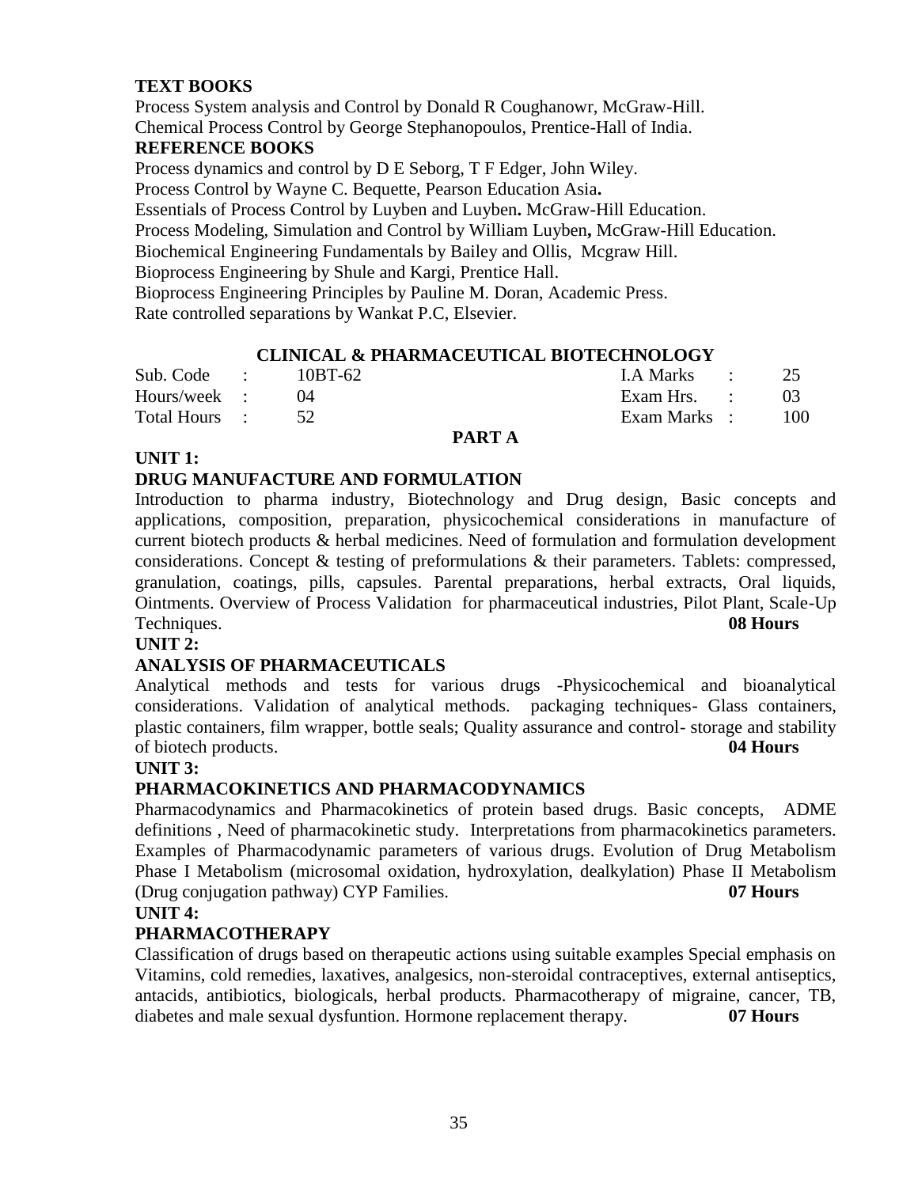**TEXT BOOKS**

Process System analysis and Control by Donald R Coughanowr, McGraw-Hill.
Chemical Process Control by George Stephanopoulos, Prentice-Hall of India.

**REFERENCE BOOKS**

Process dynamics and control by D E Seborg, T F Edger, John Wiley.
Process Control by Wayne C. Bequette, Pearson Education Asia**.**
Essentials of Process Control by Luyben and Luyben**.** McGraw-Hill Education.
Process Modeling, Simulation and Control by William Luyben**,** McGraw-Hill Education.
Biochemical Engineering Fundamentals by Bailey and Ollis, Mcgraw Hill.
Bioprocess Engineering by Shule and Kargi, Prentice Hall.
Bioprocess Engineering Principles by Pauline M. Doran, Academic Press.
Rate controlled separations by Wankat P.C, Elsevier.

## CLINICAL & PHARMACEUTICAL BIOTECHNOLOGY

| | | | | | |
|---|---|---|---|---|---|
| Sub. Code | : | 10BT-62 | I.A Marks | : | 25 |
| Hours/week | : | 04 | Exam Hrs. | : | 03 |
| Total Hours | : | 52 | Exam Marks | : | 100 |

### PART A

**UNIT 1:**

**DRUG MANUFACTURE AND FORMULATION**

Introduction to pharma industry, Biotechnology and Drug design, Basic concepts and applications, composition, preparation, physicochemical considerations in manufacture of current biotech products & herbal medicines. Need of formulation and formulation development considerations. Concept & testing of preformulations & their parameters. Tablets: compressed, granulation, coatings, pills, capsules. Parental preparations, herbal extracts, Oral liquids, Ointments. Overview of Process Validation for pharmaceutical industries, Pilot Plant, Scale-Up Techniques. **08 Hours**

**UNIT 2:**

**ANALYSIS OF PHARMACEUTICALS**

Analytical methods and tests for various drugs -Physicochemical and bioanalytical considerations. Validation of analytical methods. packaging techniques- Glass containers, plastic containers, film wrapper, bottle seals; Quality assurance and control- storage and stability of biotech products. **04 Hours**

**UNIT 3:**

**PHARMACOKINETICS AND PHARMACODYNAMICS**

Pharmacodynamics and Pharmacokinetics of protein based drugs. Basic concepts, ADME definitions , Need of pharmacokinetic study. Interpretations from pharmacokinetics parameters. Examples of Pharmacodynamic parameters of various drugs. Evolution of Drug Metabolism Phase I Metabolism (microsomal oxidation, hydroxylation, dealkylation) Phase II Metabolism (Drug conjugation pathway) CYP Families. **07 Hours**

**UNIT 4:**

**PHARMACOTHERAPY**

Classification of drugs based on therapeutic actions using suitable examples Special emphasis on Vitamins, cold remedies, laxatives, analgesics, non-steroidal contraceptives, external antiseptics, antacids, antibiotics, biologicals, herbal products. Pharmacotherapy of migraine, cancer, TB, diabetes and male sexual dysfuntion. Hormone replacement therapy. **07 Hours**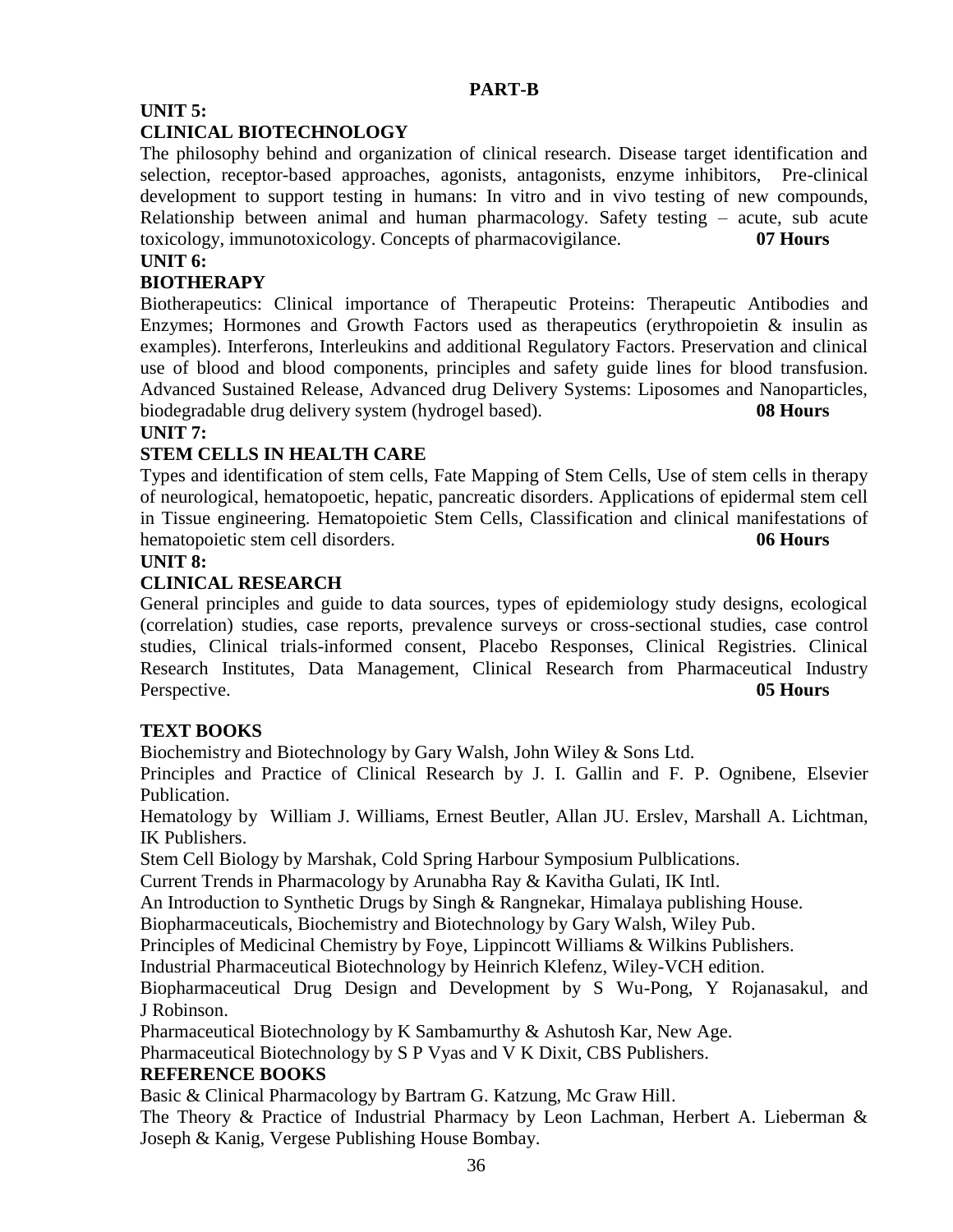## PART-B

### UNIT 5:

### CLINICAL BIOTECHNOLOGY

The philosophy behind and organization of clinical research. Disease target identification and selection, receptor-based approaches, agonists, antagonists, enzyme inhibitors, Pre-clinical development to support testing in humans: In vitro and in vivo testing of new compounds, Relationship between animal and human pharmacology. Safety testing – acute, sub acute toxicology, immunotoxicology. Concepts of pharmacovigilance. **07 Hours**

### UNIT 6:

### BIOTHERAPY

Biotherapeutics: Clinical importance of Therapeutic Proteins: Therapeutic Antibodies and Enzymes; Hormones and Growth Factors used as therapeutics (erythropoietin & insulin as examples). Interferons, Interleukins and additional Regulatory Factors. Preservation and clinical use of blood and blood components, principles and safety guide lines for blood transfusion. Advanced Sustained Release, Advanced drug Delivery Systems: Liposomes and Nanoparticles, biodegradable drug delivery system (hydrogel based). **08 Hours**

### UNIT 7:

### STEM CELLS IN HEALTH CARE

Types and identification of stem cells, Fate Mapping of Stem Cells, Use of stem cells in therapy of neurological, hematopoetic, hepatic, pancreatic disorders. Applications of epidermal stem cell in Tissue engineering. Hematopoietic Stem Cells, Classification and clinical manifestations of hematopoietic stem cell disorders. **06 Hours**

### UNIT 8:

### CLINICAL RESEARCH

General principles and guide to data sources, types of epidemiology study designs, ecological (correlation) studies, case reports, prevalence surveys or cross-sectional studies, case control studies, Clinical trials-informed consent, Placebo Responses, Clinical Registries. Clinical Research Institutes, Data Management, Clinical Research from Pharmaceutical Industry Perspective. **05 Hours**

### TEXT BOOKS

Biochemistry and Biotechnology by Gary Walsh, John Wiley & Sons Ltd.

Principles and Practice of Clinical Research by J. I. Gallin and F. P. Ognibene, Elsevier Publication.

Hematology by William J. Williams, Ernest Beutler, Allan JU. Erslev, Marshall A. Lichtman, IK Publishers.

Stem Cell Biology by Marshak, Cold Spring Harbour Symposium Pulblications.

Current Trends in Pharmacology by Arunabha Ray & Kavitha Gulati, IK Intl.

An Introduction to Synthetic Drugs by Singh & Rangnekar, Himalaya publishing House.

Biopharmaceuticals, Biochemistry and Biotechnology by Gary Walsh, Wiley Pub.

Principles of Medicinal Chemistry by Foye, Lippincott Williams & Wilkins Publishers.

Industrial Pharmaceutical Biotechnology by Heinrich Klefenz, Wiley-VCH edition.

Biopharmaceutical Drug Design and Development by S Wu-Pong, Y Rojanasakul, and J Robinson.

Pharmaceutical Biotechnology by K Sambamurthy & Ashutosh Kar, New Age.

Pharmaceutical Biotechnology by S P Vyas and V K Dixit, CBS Publishers.

### REFERENCE BOOKS

Basic & Clinical Pharmacology by Bartram G. Katzung, Mc Graw Hill.

The Theory & Practice of Industrial Pharmacy by Leon Lachman, Herbert A. Lieberman & Joseph & Kanig, Vergese Publishing House Bombay.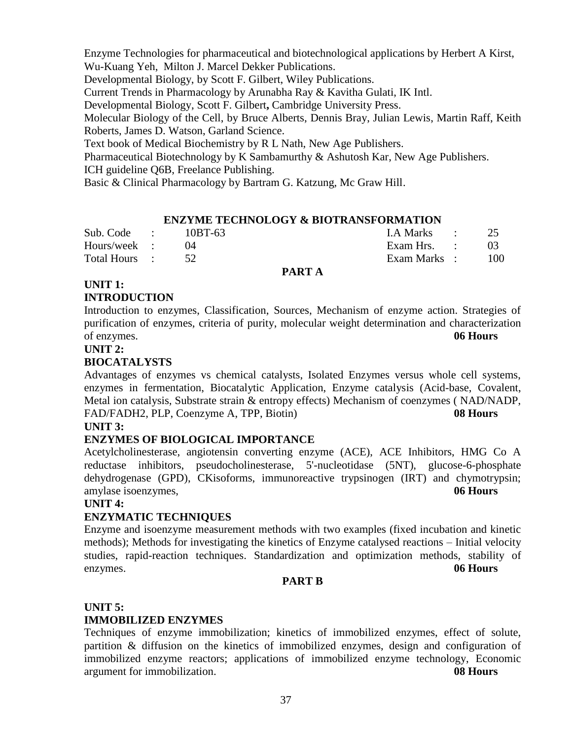Enzyme Technologies for pharmaceutical and biotechnological applications by Herbert A Kirst, Wu-Kuang Yeh, Milton J. Marcel Dekker Publications.

Developmental Biology, by Scott F. Gilbert, Wiley Publications.

Current Trends in Pharmacology by Arunabha Ray & Kavitha Gulati, IK Intl.

Developmental Biology, Scott F. Gilbert**,** Cambridge University Press.

Molecular Biology of the Cell, by Bruce Alberts, Dennis Bray, Julian Lewis, Martin Raff, Keith Roberts, James D. Watson, Garland Science.

Text book of Medical Biochemistry by R L Nath, New Age Publishers.

Pharmaceutical Biotechnology by K Sambamurthy & Ashutosh Kar, New Age Publishers.

ICH guideline Q6B, Freelance Publishing.

Basic & Clinical Pharmacology by Bartram G. Katzung, Mc Graw Hill.

## ENZYME TECHNOLOGY & BIOTRANSFORMATION

| | | | | | |
|---|---|---|---|---|---|
| Sub. Code | : | 10BT-63 | I.A Marks | : | 25 |
| Hours/week | : | 04 | Exam Hrs. | : | 03 |
| Total Hours | : | 52 | Exam Marks | : | 100 |

### PART A

**UNIT 1:**

**INTRODUCTION**

Introduction to enzymes, Classification, Sources, Mechanism of enzyme action. Strategies of purification of enzymes, criteria of purity, molecular weight determination and characterization of enzymes. **06 Hours**

**UNIT 2:**

**BIOCATALYSTS**

Advantages of enzymes vs chemical catalysts, Isolated Enzymes versus whole cell systems, enzymes in fermentation, Biocatalytic Application, Enzyme catalysis (Acid-base, Covalent, Metal ion catalysis, Substrate strain & entropy effects) Mechanism of coenzymes ( NAD/NADP, FAD/FADH2, PLP, Coenzyme A, TPP, Biotin) **08 Hours**

**UNIT 3:**

**ENZYMES OF BIOLOGICAL IMPORTANCE**

Acetylcholinesterase, angiotensin converting enzyme (ACE), ACE Inhibitors, HMG Co A reductase inhibitors, pseudocholinesterase, 5'-nucleotidase (5NT), glucose-6-phosphate dehydrogenase (GPD), CKisoforms, immunoreactive trypsinogen (IRT) and chymotrypsin; amylase isoenzymes, **06 Hours**

**UNIT 4:**

**ENZYMATIC TECHNIQUES**

Enzyme and isoenzyme measurement methods with two examples (fixed incubation and kinetic methods); Methods for investigating the kinetics of Enzyme catalysed reactions – Initial velocity studies, rapid-reaction techniques. Standardization and optimization methods, stability of enzymes. **06 Hours**

### PART B

**UNIT 5:**

**IMMOBILIZED ENZYMES**

Techniques of enzyme immobilization; kinetics of immobilized enzymes, effect of solute, partition & diffusion on the kinetics of immobilized enzymes, design and configuration of immobilized enzyme reactors; applications of immobilized enzyme technology, Economic argument for immobilization. **08 Hours**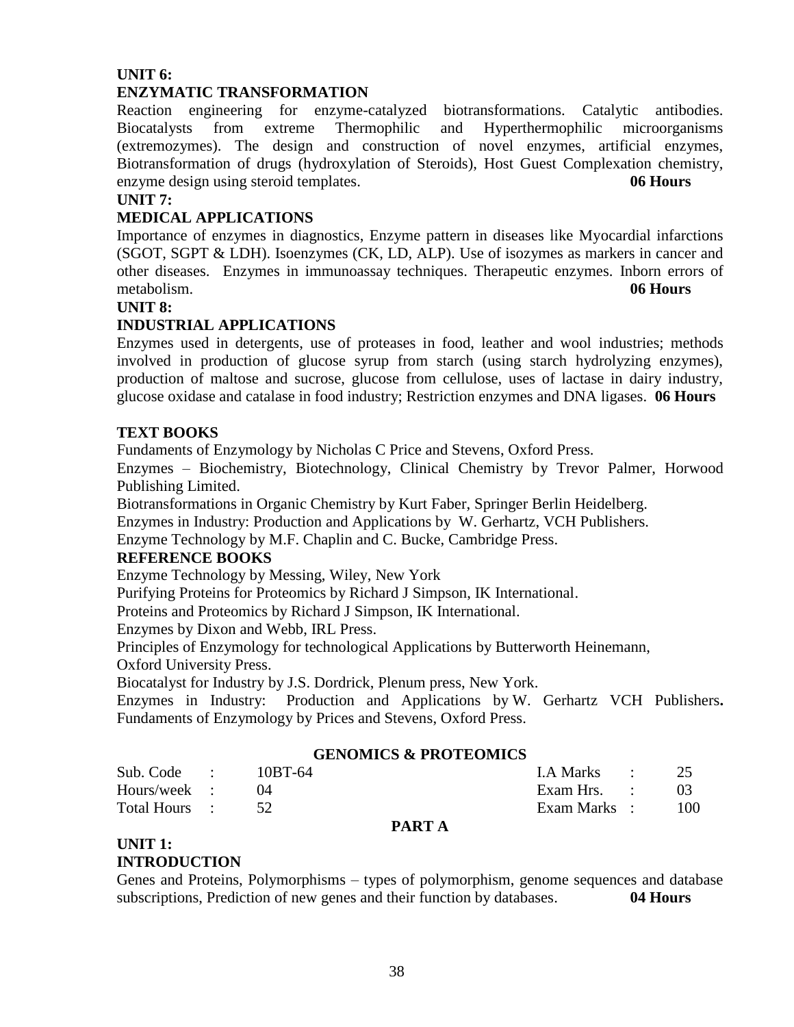**UNIT 6:**

**ENZYMATIC TRANSFORMATION**

Reaction engineering for enzyme-catalyzed biotransformations. Catalytic antibodies. Biocatalysts from extreme Thermophilic and Hyperthermophilic microorganisms (extremozymes). The design and construction of novel enzymes, artificial enzymes, Biotransformation of drugs (hydroxylation of Steroids), Host Guest Complexation chemistry, enzyme design using steroid templates. **06 Hours**

**UNIT 7:**

**MEDICAL APPLICATIONS**

Importance of enzymes in diagnostics, Enzyme pattern in diseases like Myocardial infarctions (SGOT, SGPT & LDH). Isoenzymes (CK, LD, ALP). Use of isozymes as markers in cancer and other diseases. Enzymes in immunoassay techniques. Therapeutic enzymes. Inborn errors of metabolism. **06 Hours**

**UNIT 8:**

**INDUSTRIAL APPLICATIONS**

Enzymes used in detergents, use of proteases in food, leather and wool industries; methods involved in production of glucose syrup from starch (using starch hydrolyzing enzymes), production of maltose and sucrose, glucose from cellulose, uses of lactase in dairy industry, glucose oxidase and catalase in food industry; Restriction enzymes and DNA ligases. **06 Hours**

**TEXT BOOKS**

Fundaments of Enzymology by Nicholas C Price and Stevens, Oxford Press.

Enzymes – Biochemistry, Biotechnology, Clinical Chemistry by Trevor Palmer, Horwood Publishing Limited.

Biotransformations in Organic Chemistry by Kurt Faber, Springer Berlin Heidelberg.

Enzymes in Industry: Production and Applications by W. Gerhartz, VCH Publishers.

Enzyme Technology by M.F. Chaplin and C. Bucke, Cambridge Press.

**REFERENCE BOOKS**

Enzyme Technology by Messing, Wiley, New York

Purifying Proteins for Proteomics by Richard J Simpson, IK International.

Proteins and Proteomics by Richard J Simpson, IK International.

Enzymes by Dixon and Webb, IRL Press.

Principles of Enzymology for technological Applications by Butterworth Heinemann, Oxford University Press.

Biocatalyst for Industry by J.S. Dordrick, Plenum press, New York.

Enzymes in Industry: Production and Applications by W. Gerhartz VCH Publishers**.**

Fundaments of Enzymology by Prices and Stevens, Oxford Press.

## GENOMICS & PROTEOMICS

| | | | | | |
|---|---|---|---|---|---|
| Sub. Code | : | 10BT-64 | I.A Marks | : | 25 |
| Hours/week | : | 04 | Exam Hrs. | : | 03 |
| Total Hours | : | 52 | Exam Marks | : | 100 |

### PART A

**UNIT 1:**

**INTRODUCTION**

Genes and Proteins, Polymorphisms – types of polymorphism, genome sequences and database subscriptions, Prediction of new genes and their function by databases. **04 Hours**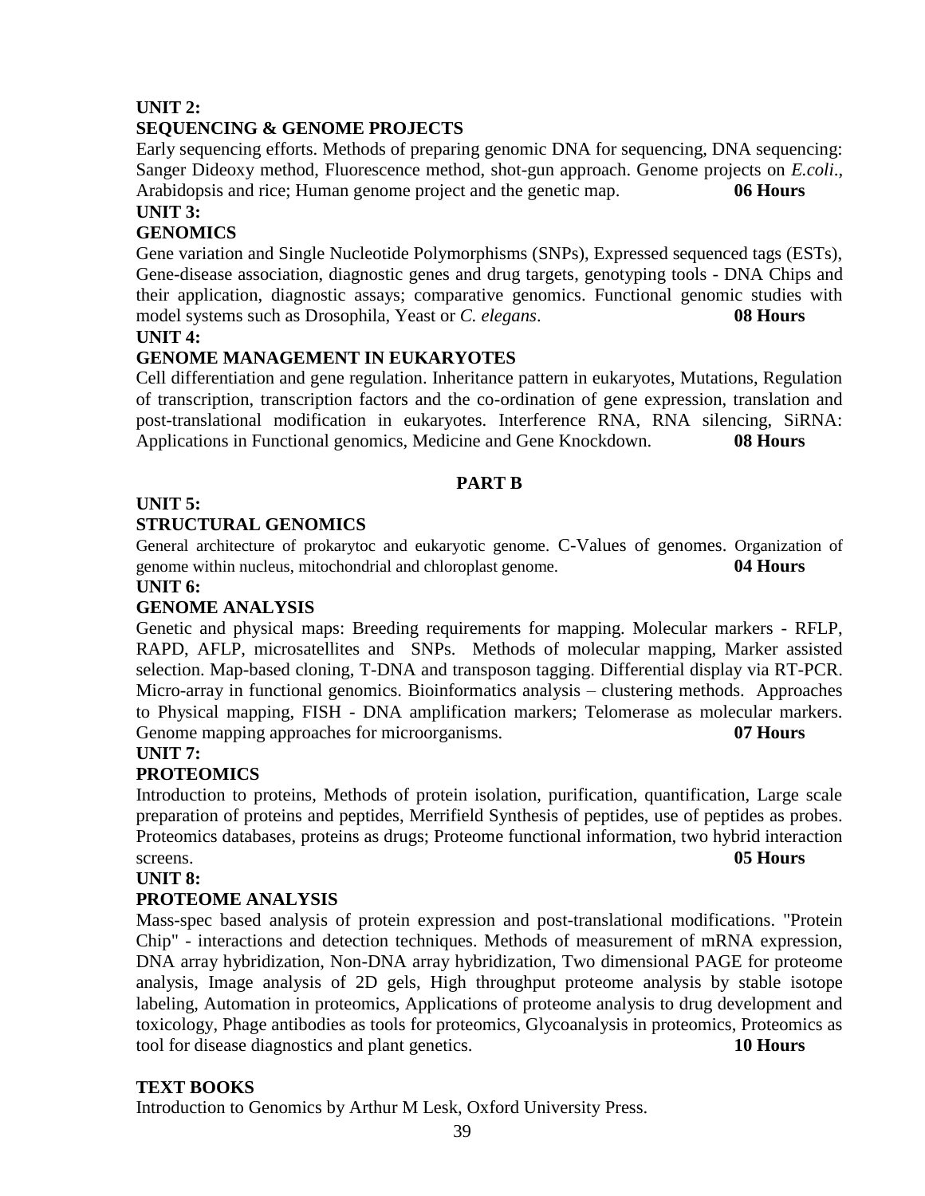**UNIT 2:**

**SEQUENCING & GENOME PROJECTS**

Early sequencing efforts. Methods of preparing genomic DNA for sequencing, DNA sequencing: Sanger Dideoxy method, Fluorescence method, shot-gun approach. Genome projects on *E.coli*., Arabidopsis and rice; Human genome project and the genetic map. **06 Hours**

**UNIT 3:**

**GENOMICS**

Gene variation and Single Nucleotide Polymorphisms (SNPs), Expressed sequenced tags (ESTs), Gene-disease association, diagnostic genes and drug targets, genotyping tools - DNA Chips and their application, diagnostic assays; comparative genomics. Functional genomic studies with model systems such as Drosophila, Yeast or *C. elegans*. **08 Hours**

**UNIT 4:**

**GENOME MANAGEMENT IN EUKARYOTES**

Cell differentiation and gene regulation. Inheritance pattern in eukaryotes, Mutations, Regulation of transcription, transcription factors and the co-ordination of gene expression, translation and post-translational modification in eukaryotes. Interference RNA, RNA silencing, SiRNA: Applications in Functional genomics, Medicine and Gene Knockdown. **08 Hours**

**PART B**

**UNIT 5:**

**STRUCTURAL GENOMICS**

General architecture of prokarytoc and eukaryotic genome. C-Values of genomes. Organization of genome within nucleus, mitochondrial and chloroplast genome. **04 Hours**

**UNIT 6:**

**GENOME ANALYSIS**

Genetic and physical maps: Breeding requirements for mapping. Molecular markers - RFLP, RAPD, AFLP, microsatellites and SNPs. Methods of molecular mapping, Marker assisted selection. Map-based cloning, T-DNA and transposon tagging. Differential display via RT-PCR. Micro-array in functional genomics. Bioinformatics analysis – clustering methods. Approaches to Physical mapping, FISH - DNA amplification markers; Telomerase as molecular markers. Genome mapping approaches for microorganisms. **07 Hours**

**UNIT 7:**

**PROTEOMICS**

Introduction to proteins, Methods of protein isolation, purification, quantification, Large scale preparation of proteins and peptides, Merrifield Synthesis of peptides, use of peptides as probes. Proteomics databases, proteins as drugs; Proteome functional information, two hybrid interaction screens. **05 Hours**

**UNIT 8:**

**PROTEOME ANALYSIS**

Mass-spec based analysis of protein expression and post-translational modifications. "Protein Chip" - interactions and detection techniques. Methods of measurement of mRNA expression, DNA array hybridization, Non-DNA array hybridization, Two dimensional PAGE for proteome analysis, Image analysis of 2D gels, High throughput proteome analysis by stable isotope labeling, Automation in proteomics, Applications of proteome analysis to drug development and toxicology, Phage antibodies as tools for proteomics, Glycoanalysis in proteomics, Proteomics as tool for disease diagnostics and plant genetics. **10 Hours**

**TEXT BOOKS**

Introduction to Genomics by Arthur M Lesk, Oxford University Press.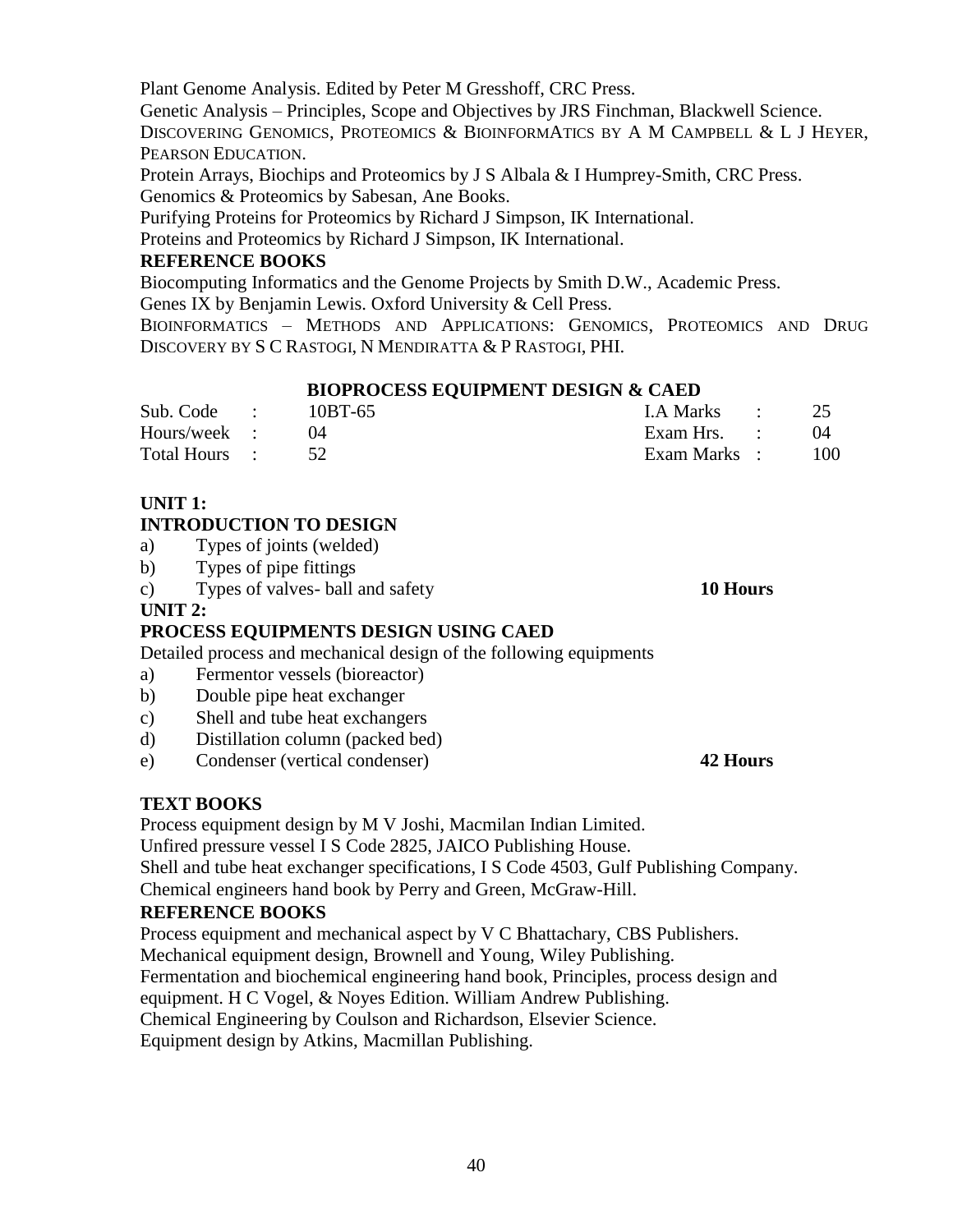Plant Genome Analysis. Edited by Peter M Gresshoff, CRC Press.

Genetic Analysis – Principles, Scope and Objectives by JRS Finchman, Blackwell Science.

DISCOVERING GENOMICS, PROTEOMICS & BIOINFORMATICS BY A M CAMPBELL & L J HEYER, PEARSON EDUCATION.

Protein Arrays, Biochips and Proteomics by J S Albala & I Humprey-Smith, CRC Press.

Genomics & Proteomics by Sabesan, Ane Books.

Purifying Proteins for Proteomics by Richard J Simpson, IK International.

Proteins and Proteomics by Richard J Simpson, IK International.

**REFERENCE BOOKS**

Biocomputing Informatics and the Genome Projects by Smith D.W., Academic Press.

Genes IX by Benjamin Lewis. Oxford University & Cell Press.

BIOINFORMATICS – METHODS AND APPLICATIONS: GENOMICS, PROTEOMICS AND DRUG DISCOVERY BY S C RASTOGI, N MENDIRATTA & P RASTOGI, PHI.

## BIOPROCESS EQUIPMENT DESIGN & CAED

| | | | | | |
|---|---|---|---|---|---|
| Sub. Code | : | 10BT-65 | I.A Marks | : | 25 |
| Hours/week | : | 04 | Exam Hrs. | : | 04 |
| Total Hours | : | 52 | Exam Marks | : | 100 |

**UNIT 1:**

**INTRODUCTION TO DESIGN**

a) Types of joints (welded)
b) Types of pipe fittings
c) Types of valves- ball and safety **10 Hours**

**UNIT 2:**

**PROCESS EQUIPMENTS DESIGN USING CAED**

Detailed process and mechanical design of the following equipments

a) Fermentor vessels (bioreactor)
b) Double pipe heat exchanger
c) Shell and tube heat exchangers
d) Distillation column (packed bed)
e) Condenser (vertical condenser) **42 Hours**

**TEXT BOOKS**

Process equipment design by M V Joshi, Macmilan Indian Limited.

Unfired pressure vessel I S Code 2825, JAICO Publishing House.

Shell and tube heat exchanger specifications, I S Code 4503, Gulf Publishing Company.

Chemical engineers hand book by Perry and Green, McGraw-Hill.

**REFERENCE BOOKS**

Process equipment and mechanical aspect by V C Bhattachary, CBS Publishers.

Mechanical equipment design, Brownell and Young, Wiley Publishing.

Fermentation and biochemical engineering hand book, Principles, process design and equipment. H C Vogel, & Noyes Edition. William Andrew Publishing.

Chemical Engineering by Coulson and Richardson, Elsevier Science.

Equipment design by Atkins, Macmillan Publishing.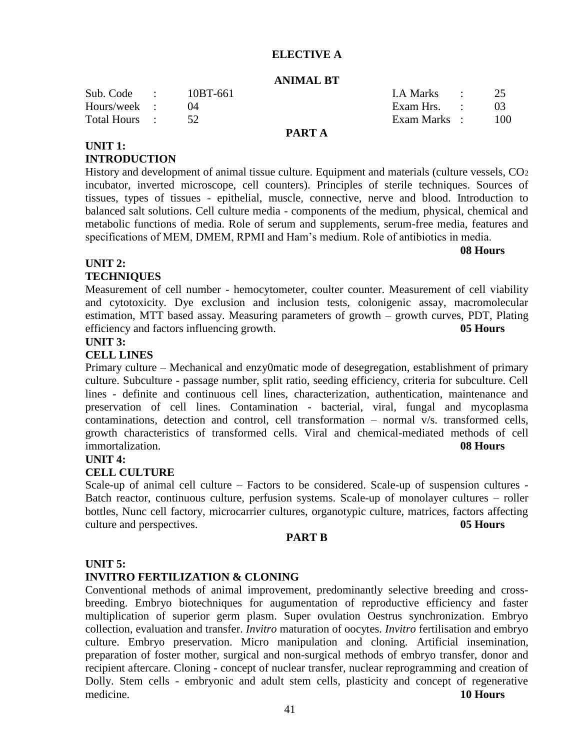## ELECTIVE A

### ANIMAL BT

| Sub. Code | : | 10BT-661 | I.A Marks | : | 25 |
|---|---|---|---|---|---|
| Hours/week | : | 04 | Exam Hrs. | : | 03 |
| Total Hours | : | 52 | Exam Marks | : | 100 |

### PART A

**UNIT 1:**
**INTRODUCTION**

History and development of animal tissue culture. Equipment and materials (culture vessels, $CO_2$ incubator, inverted microscope, cell counters). Principles of sterile techniques. Sources of tissues, types of tissues - epithelial, muscle, connective, nerve and blood. Introduction to balanced salt solutions. Cell culture media - components of the medium, physical, chemical and metabolic functions of media. Role of serum and supplements, serum-free media, features and specifications of MEM, DMEM, RPMI and Ham's medium. Role of antibiotics in media.

**08 Hours**

**UNIT 2:**
**TECHNIQUES**

Measurement of cell number - hemocytometer, coulter counter. Measurement of cell viability and cytotoxicity. Dye exclusion and inclusion tests, colonigenic assay, macromolecular estimation, MTT based assay. Measuring parameters of growth – growth curves, PDT, Plating efficiency and factors influencing growth. **05 Hours**

**UNIT 3:**
**CELL LINES**

Primary culture – Mechanical and enzy0matic mode of desegregation, establishment of primary culture. Subculture - passage number, split ratio, seeding efficiency, criteria for subculture. Cell lines - definite and continuous cell lines, characterization, authentication, maintenance and preservation of cell lines. Contamination - bacterial, viral, fungal and mycoplasma contaminations, detection and control, cell transformation – normal v/s. transformed cells, growth characteristics of transformed cells. Viral and chemical-mediated methods of cell immortalization. **08 Hours**

**UNIT 4:**
**CELL CULTURE**

Scale-up of animal cell culture – Factors to be considered. Scale-up of suspension cultures - Batch reactor, continuous culture, perfusion systems. Scale-up of monolayer cultures – roller bottles, Nunc cell factory, microcarrier cultures, organotypic culture, matrices, factors affecting culture and perspectives. **05 Hours**

### PART B

**UNIT 5:**
**INVITRO FERTILIZATION & CLONING**

Conventional methods of animal improvement, predominantly selective breeding and cross-breeding. Embryo biotechniques for augumentation of reproductive efficiency and faster multiplication of superior germ plasm. Super ovulation Oestrus synchronization. Embryo collection, evaluation and transfer. *Invitro* maturation of oocytes. *Invitro* fertilisation and embryo culture. Embryo preservation. Micro manipulation and cloning. Artificial insemination, preparation of foster mother, surgical and non-surgical methods of embryo transfer, donor and recipient aftercare. Cloning - concept of nuclear transfer, nuclear reprogramming and creation of Dolly. Stem cells - embryonic and adult stem cells, plasticity and concept of regenerative medicine. **10 Hours**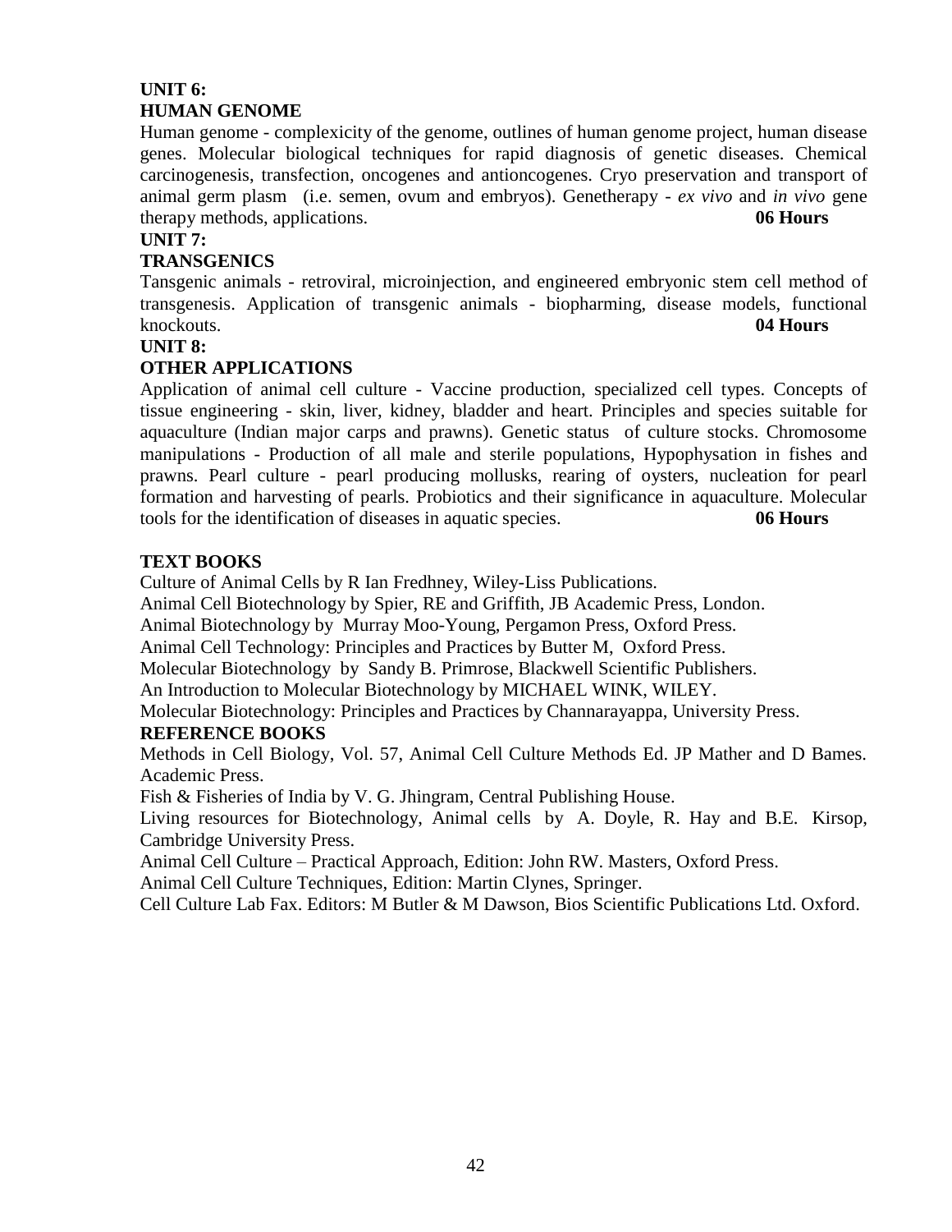**UNIT 6:**
**HUMAN GENOME**

Human genome - complexicity of the genome, outlines of human genome project, human disease genes. Molecular biological techniques for rapid diagnosis of genetic diseases. Chemical carcinogenesis, transfection, oncogenes and antioncogenes. Cryo preservation and transport of animal germ plasm (i.e. semen, ovum and embryos). Genetherapy - *ex vivo* and *in vivo* gene therapy methods, applications. **06 Hours**

**UNIT 7:**
**TRANSGENICS**

Tansgenic animals - retroviral, microinjection, and engineered embryonic stem cell method of transgenesis. Application of transgenic animals - biopharming, disease models, functional knockouts. **04 Hours**

**UNIT 8:**
**OTHER APPLICATIONS**

Application of animal cell culture - Vaccine production, specialized cell types. Concepts of tissue engineering - skin, liver, kidney, bladder and heart. Principles and species suitable for aquaculture (Indian major carps and prawns). Genetic status of culture stocks. Chromosome manipulations - Production of all male and sterile populations, Hypophysation in fishes and prawns. Pearl culture - pearl producing mollusks, rearing of oysters, nucleation for pearl formation and harvesting of pearls. Probiotics and their significance in aquaculture. Molecular tools for the identification of diseases in aquatic species. **06 Hours**

**TEXT BOOKS**

Culture of Animal Cells by R Ian Fredhney, Wiley-Liss Publications.
Animal Cell Biotechnology by Spier, RE and Griffith, JB Academic Press, London.
Animal Biotechnology by Murray Moo-Young, Pergamon Press, Oxford Press.
Animal Cell Technology: Principles and Practices by Butter M, Oxford Press.
Molecular Biotechnology by Sandy B. Primrose, Blackwell Scientific Publishers.
An Introduction to Molecular Biotechnology by MICHAEL WINK, WILEY.
Molecular Biotechnology: Principles and Practices by Channarayappa, University Press.

**REFERENCE BOOKS**

Methods in Cell Biology, Vol. 57, Animal Cell Culture Methods Ed. JP Mather and D Bames. Academic Press.
Fish & Fisheries of India by V. G. Jhingram, Central Publishing House.
Living resources for Biotechnology, Animal cells by A. Doyle, R. Hay and B.E. Kirsop, Cambridge University Press.
Animal Cell Culture – Practical Approach, Edition: John RW. Masters, Oxford Press.
Animal Cell Culture Techniques, Edition: Martin Clynes, Springer.
Cell Culture Lab Fax. Editors: M Butler & M Dawson, Bios Scientific Publications Ltd. Oxford.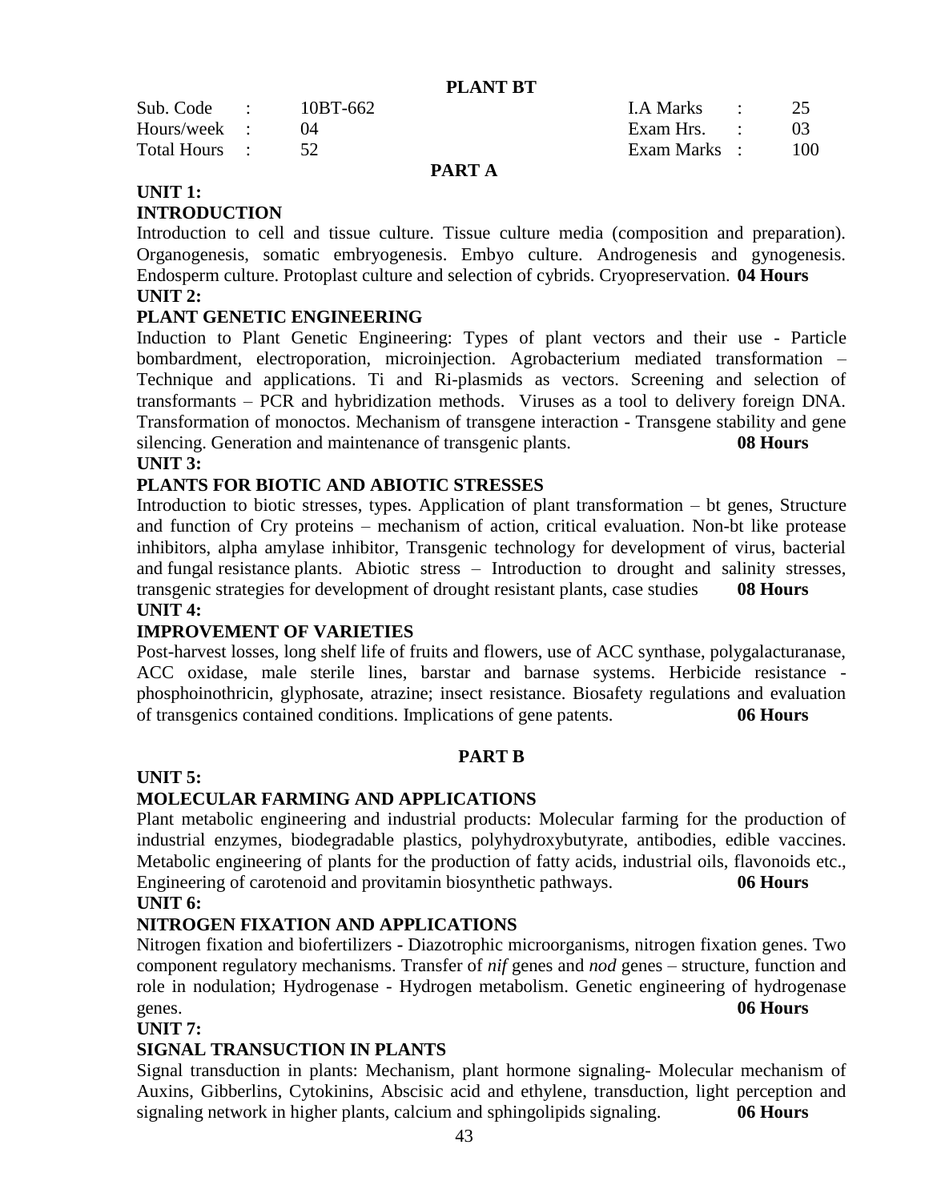## PLANT BT

| Sub. Code | : | 10BT-662 | I.A Marks | : | 25 |
|---|---|---|---|---|---|
| Hours/week | : | 04 | Exam Hrs. | : | 03 |
| Total Hours | : | 52 | Exam Marks | : | 100 |

## PART A

### UNIT 1:
### INTRODUCTION

Introduction to cell and tissue culture. Tissue culture media (composition and preparation). Organogenesis, somatic embryogenesis. Embyo culture. Androgenesis and gynogenesis. Endosperm culture. Protoplast culture and selection of cybrids. Cryopreservation. **04 Hours**

### UNIT 2:
### PLANT GENETIC ENGINEERING

Induction to Plant Genetic Engineering: Types of plant vectors and their use - Particle bombardment, electroporation, microinjection. Agrobacterium mediated transformation – Technique and applications. Ti and Ri-plasmids as vectors. Screening and selection of transformants – PCR and hybridization methods. Viruses as a tool to delivery foreign DNA. Transformation of monoctos. Mechanism of transgene interaction - Transgene stability and gene silencing. Generation and maintenance of transgenic plants. **08 Hours**

### UNIT 3:
### PLANTS FOR BIOTIC AND ABIOTIC STRESSES

Introduction to biotic stresses, types. Application of plant transformation – bt genes, Structure and function of Cry proteins – mechanism of action, critical evaluation. Non-bt like protease inhibitors, alpha amylase inhibitor, Transgenic technology for development of virus, bacterial and fungal resistance plants. Abiotic stress – Introduction to drought and salinity stresses, transgenic strategies for development of drought resistant plants, case studies **08 Hours**

### UNIT 4:
### IMPROVEMENT OF VARIETIES

Post-harvest losses, long shelf life of fruits and flowers, use of ACC synthase, polygalacturanase, ACC oxidase, male sterile lines, barstar and barnase systems. Herbicide resistance - phosphoinothricin, glyphosate, atrazine; insect resistance. Biosafety regulations and evaluation of transgenics contained conditions. Implications of gene patents. **06 Hours**

## PART B

### UNIT 5:
### MOLECULAR FARMING AND APPLICATIONS

Plant metabolic engineering and industrial products: Molecular farming for the production of industrial enzymes, biodegradable plastics, polyhydroxybutyrate, antibodies, edible vaccines. Metabolic engineering of plants for the production of fatty acids, industrial oils, flavonoids etc., Engineering of carotenoid and provitamin biosynthetic pathways. **06 Hours**

### UNIT 6:
### NITROGEN FIXATION AND APPLICATIONS

Nitrogen fixation and biofertilizers **-** Diazotrophic microorganisms, nitrogen fixation genes. Two component regulatory mechanisms. Transfer of *nif* genes and *nod* genes – structure, function and role in nodulation; Hydrogenase - Hydrogen metabolism. Genetic engineering of hydrogenase genes. **06 Hours**

### UNIT 7:
### SIGNAL TRANSUCTION IN PLANTS

Signal transduction in plants: Mechanism, plant hormone signaling- Molecular mechanism of Auxins, Gibberlins, Cytokinins, Abscisic acid and ethylene, transduction, light perception and signaling network in higher plants, calcium and sphingolipids signaling. **06 Hours**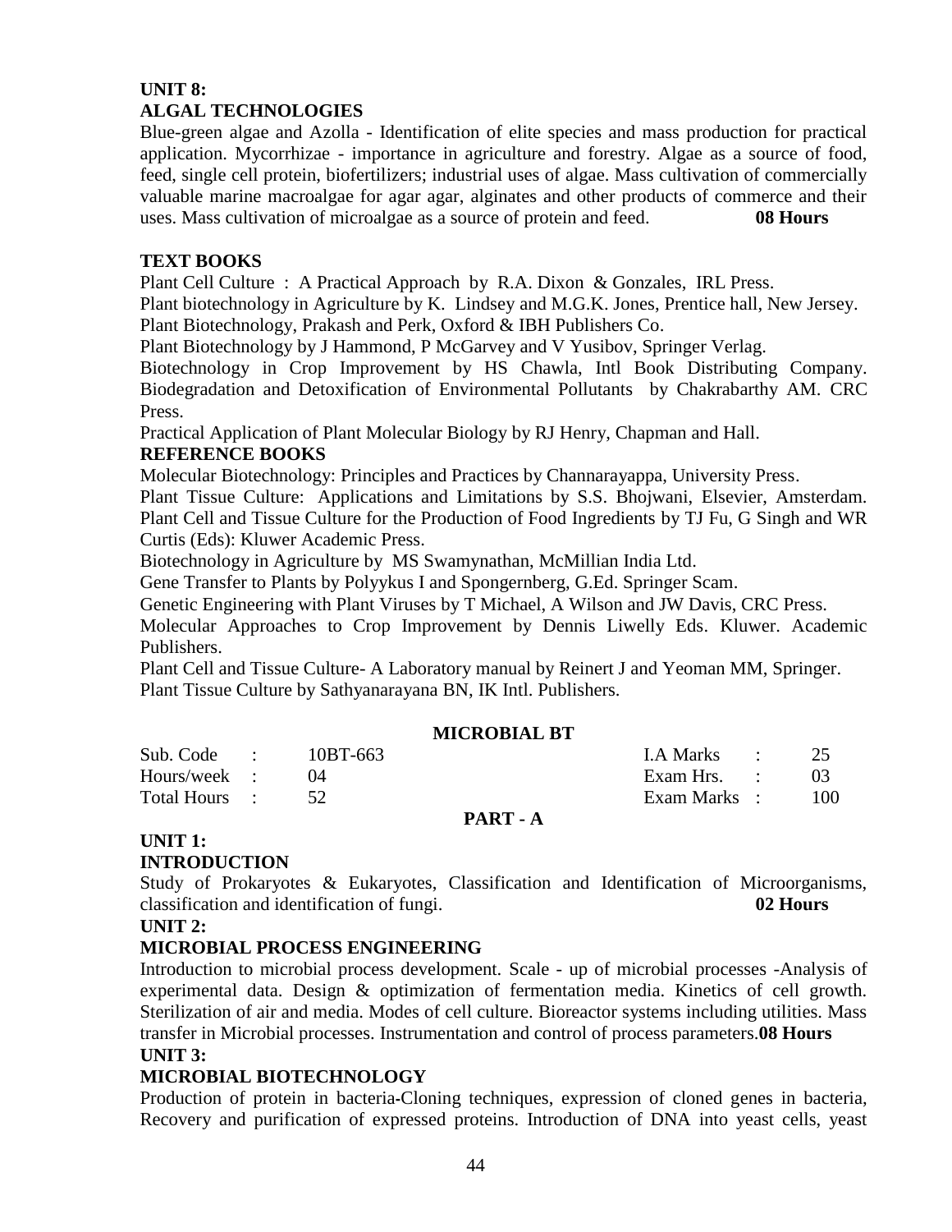**UNIT 8:**

**ALGAL TECHNOLOGIES**

Blue-green algae and Azolla - Identification of elite species and mass production for practical application. Mycorrhizae - importance in agriculture and forestry. Algae as a source of food, feed, single cell protein, biofertilizers; industrial uses of algae. Mass cultivation of commercially valuable marine macroalgae for agar agar, alginates and other products of commerce and their uses. Mass cultivation of microalgae as a source of protein and feed. **08 Hours**

**TEXT BOOKS**

Plant Cell Culture : A Practical Approach by R.A. Dixon & Gonzales, IRL Press.
Plant biotechnology in Agriculture by K. Lindsey and M.G.K. Jones, Prentice hall, New Jersey.
Plant Biotechnology, Prakash and Perk, Oxford & IBH Publishers Co.
Plant Biotechnology by J Hammond, P McGarvey and V Yusibov, Springer Verlag.
Biotechnology in Crop Improvement by HS Chawla, Intl Book Distributing Company.
Biodegradation and Detoxification of Environmental Pollutants by Chakrabarthy AM. CRC Press.
Practical Application of Plant Molecular Biology by RJ Henry, Chapman and Hall.

**REFERENCE BOOKS**

Molecular Biotechnology: Principles and Practices by Channarayappa, University Press.
Plant Tissue Culture: Applications and Limitations by S.S. Bhojwani, Elsevier, Amsterdam.
Plant Cell and Tissue Culture for the Production of Food Ingredients by TJ Fu, G Singh and WR Curtis (Eds): Kluwer Academic Press.
Biotechnology in Agriculture by MS Swamynathan, McMillian India Ltd.
Gene Transfer to Plants by Polyykus I and Spongernberg, G.Ed. Springer Scam.
Genetic Engineering with Plant Viruses by T Michael, A Wilson and JW Davis, CRC Press.
Molecular Approaches to Crop Improvement by Dennis Liwelly Eds. Kluwer. Academic Publishers.
Plant Cell and Tissue Culture- A Laboratory manual by Reinert J and Yeoman MM, Springer.
Plant Tissue Culture by Sathyanarayana BN, IK Intl. Publishers.

## MICROBIAL BT

| | | | | | |
|---|---|---|---|---|---|
| Sub. Code | : | 10BT-663 | I.A Marks | : | 25 |
| Hours/week | : | 04 | Exam Hrs. | : | 03 |
| Total Hours | : | 52 | Exam Marks | : | 100 |

**PART - A**

**UNIT 1:**

**INTRODUCTION**

Study of Prokaryotes & Eukaryotes, Classification and Identification of Microorganisms, classification and identification of fungi. **02 Hours**

**UNIT 2:**

**MICROBIAL PROCESS ENGINEERING**

Introduction to microbial process development. Scale - up of microbial processes -Analysis of experimental data. Design & optimization of fermentation media. Kinetics of cell growth. Sterilization of air and media. Modes of cell culture. Bioreactor systems including utilities. Mass transfer in Microbial processes. Instrumentation and control of process parameters.**08 Hours**

**UNIT 3:**

**MICROBIAL BIOTECHNOLOGY**

Production of protein in bacteria-Cloning techniques, expression of cloned genes in bacteria, Recovery and purification of expressed proteins. Introduction of DNA into yeast cells, yeast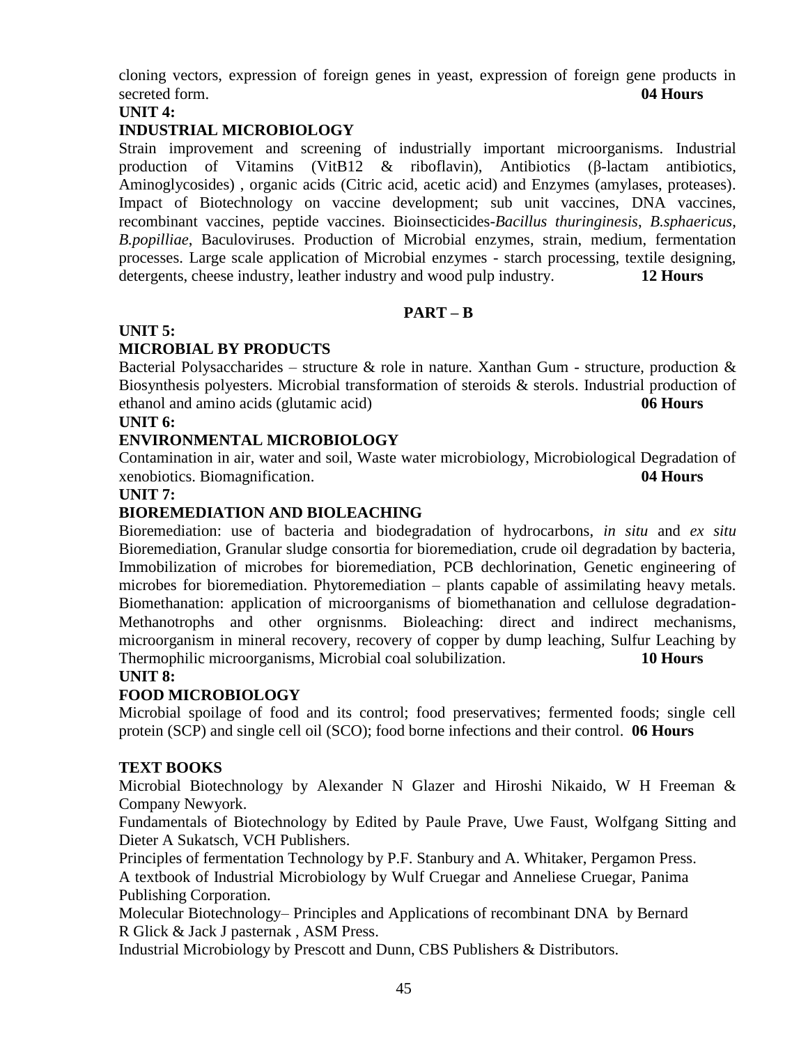cloning vectors, expression of foreign genes in yeast, expression of foreign gene products in secreted form. **04 Hours**

**UNIT 4:**

**INDUSTRIAL MICROBIOLOGY**

Strain improvement and screening of industrially important microorganisms. Industrial production of Vitamins (VitB12 & riboflavin), Antibiotics (β-lactam antibiotics, Aminoglycosides) , organic acids (Citric acid, acetic acid) and Enzymes (amylases, proteases). Impact of Biotechnology on vaccine development; sub unit vaccines, DNA vaccines, recombinant vaccines, peptide vaccines. Bioinsecticides-*Bacillus thuringinesis*, *B.sphaericus*, *B.popilliae*, Baculoviruses. Production of Microbial enzymes, strain, medium, fermentation processes. Large scale application of Microbial enzymes - starch processing, textile designing, detergents, cheese industry, leather industry and wood pulp industry. **12 Hours**

**PART – B**

**UNIT 5:**

**MICROBIAL BY PRODUCTS**

Bacterial Polysaccharides – structure & role in nature. Xanthan Gum - structure, production & Biosynthesis polyesters. Microbial transformation of steroids & sterols. Industrial production of ethanol and amino acids (glutamic acid) **06 Hours**

**UNIT 6:**

**ENVIRONMENTAL MICROBIOLOGY**

Contamination in air, water and soil, Waste water microbiology, Microbiological Degradation of xenobiotics. Biomagnification. **04 Hours**

**UNIT 7:**

**BIOREMEDIATION AND BIOLEACHING**

Bioremediation: use of bacteria and biodegradation of hydrocarbons, *in situ* and *ex situ* Bioremediation, Granular sludge consortia for bioremediation, crude oil degradation by bacteria, Immobilization of microbes for bioremediation, PCB dechlorination, Genetic engineering of microbes for bioremediation. Phytoremediation – plants capable of assimilating heavy metals. Biomethanation: application of microorganisms of biomethanation and cellulose degradation-Methanotrophs and other orgnisnms. Bioleaching: direct and indirect mechanisms, microorganism in mineral recovery, recovery of copper by dump leaching, Sulfur Leaching by Thermophilic microorganisms, Microbial coal solubilization. **10 Hours**

**UNIT 8:**

**FOOD MICROBIOLOGY**

Microbial spoilage of food and its control; food preservatives; fermented foods; single cell protein (SCP) and single cell oil (SCO); food borne infections and their control. **06 Hours**

**TEXT BOOKS**

Microbial Biotechnology by Alexander N Glazer and Hiroshi Nikaido, W H Freeman & Company Newyork.

Fundamentals of Biotechnology by Edited by Paule Prave, Uwe Faust, Wolfgang Sitting and Dieter A Sukatsch, VCH Publishers.

Principles of fermentation Technology by P.F. Stanbury and A. Whitaker, Pergamon Press.

A textbook of Industrial Microbiology by Wulf Cruegar and Anneliese Cruegar, Panima Publishing Corporation.

Molecular Biotechnology– Principles and Applications of recombinant DNA by Bernard R Glick & Jack J pasternak , ASM Press.

Industrial Microbiology by Prescott and Dunn, CBS Publishers & Distributors.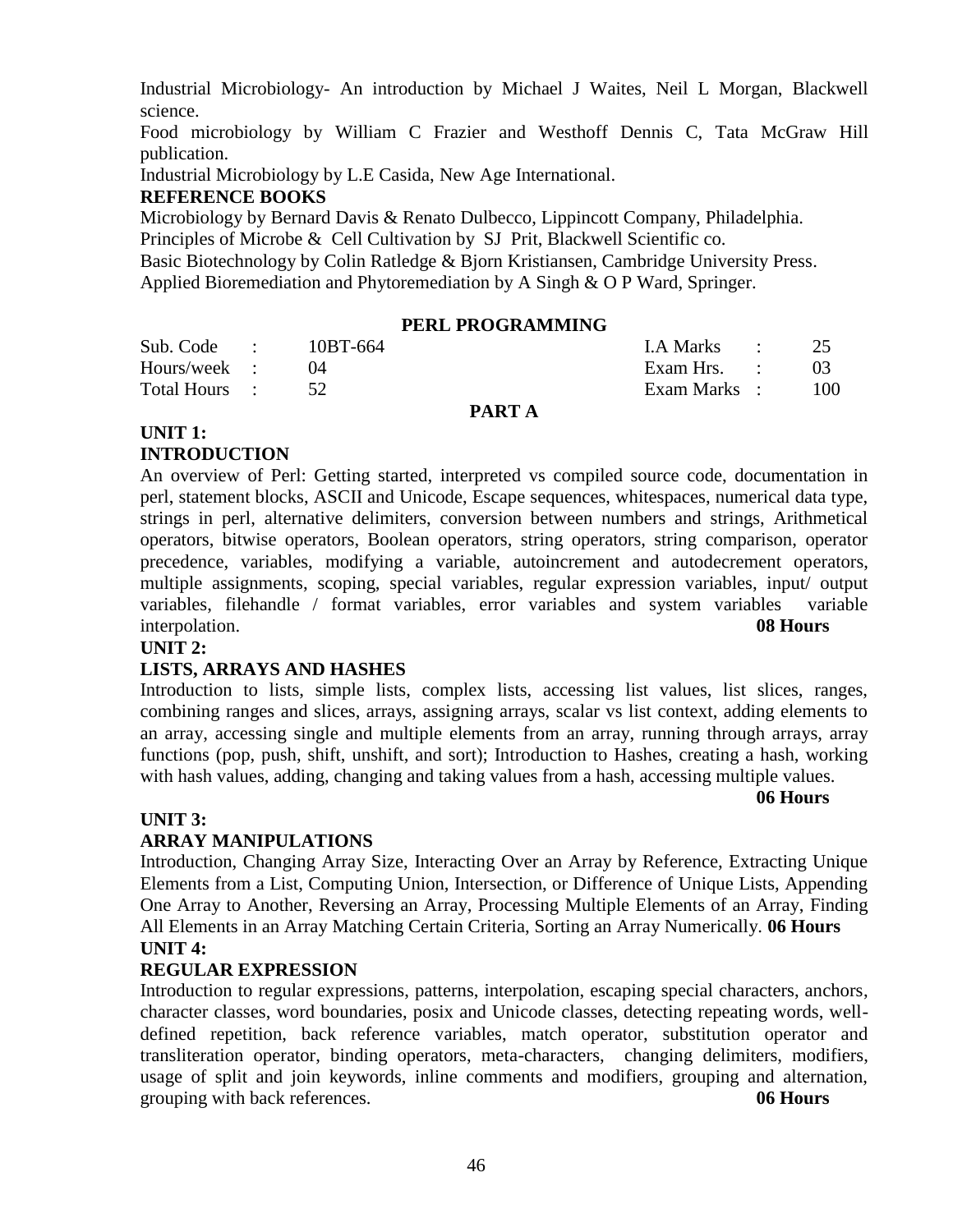Industrial Microbiology- An introduction by Michael J Waites, Neil L Morgan, Blackwell science.

Food microbiology by William C Frazier and Westhoff Dennis C, Tata McGraw Hill publication.

Industrial Microbiology by L.E Casida, New Age International.

**REFERENCE BOOKS**

Microbiology by Bernard Davis & Renato Dulbecco, Lippincott Company, Philadelphia.

Principles of Microbe & Cell Cultivation by SJ Prit, Blackwell Scientific co.

Basic Biotechnology by Colin Ratledge & Bjorn Kristiansen, Cambridge University Press.

Applied Bioremediation and Phytoremediation by A Singh & O P Ward, Springer.

## PERL PROGRAMMING

| | | | | | |
|---|---|---|---|---|---|
| Sub. Code | : | 10BT-664 | I.A Marks | : | 25 |
| Hours/week | : | 04 | Exam Hrs. | : | 03 |
| Total Hours | : | 52 | Exam Marks | : | 100 |

### PART A

**UNIT 1:**

**INTRODUCTION**

An overview of Perl: Getting started, interpreted vs compiled source code, documentation in perl, statement blocks, ASCII and Unicode, Escape sequences, whitespaces, numerical data type, strings in perl, alternative delimiters, conversion between numbers and strings, Arithmetical operators, bitwise operators, Boolean operators, string operators, string comparison, operator precedence, variables, modifying a variable, autoincrement and autodecrement operators, multiple assignments, scoping, special variables, regular expression variables, input/ output variables, filehandle / format variables, error variables and system variables variable interpolation. **08 Hours**

**UNIT 2:**

**LISTS, ARRAYS AND HASHES**

Introduction to lists, simple lists, complex lists, accessing list values, list slices, ranges, combining ranges and slices, arrays, assigning arrays, scalar vs list context, adding elements to an array, accessing single and multiple elements from an array, running through arrays, array functions (pop, push, shift, unshift, and sort); Introduction to Hashes, creating a hash, working with hash values, adding, changing and taking values from a hash, accessing multiple values. **06 Hours**

**UNIT 3:**

**ARRAY MANIPULATIONS**

Introduction, Changing Array Size, Interacting Over an Array by Reference, Extracting Unique Elements from a List, Computing Union, Intersection, or Difference of Unique Lists, Appending One Array to Another, Reversing an Array, Processing Multiple Elements of an Array, Finding All Elements in an Array Matching Certain Criteria, Sorting an Array Numerically. **06 Hours**

**UNIT 4:**

**REGULAR EXPRESSION**

Introduction to regular expressions, patterns, interpolation, escaping special characters, anchors, character classes, word boundaries, posix and Unicode classes, detecting repeating words, well-defined repetition, back reference variables, match operator, substitution operator and transliteration operator, binding operators, meta-characters, changing delimiters, modifiers, usage of split and join keywords, inline comments and modifiers, grouping and alternation, grouping with back references. **06 Hours**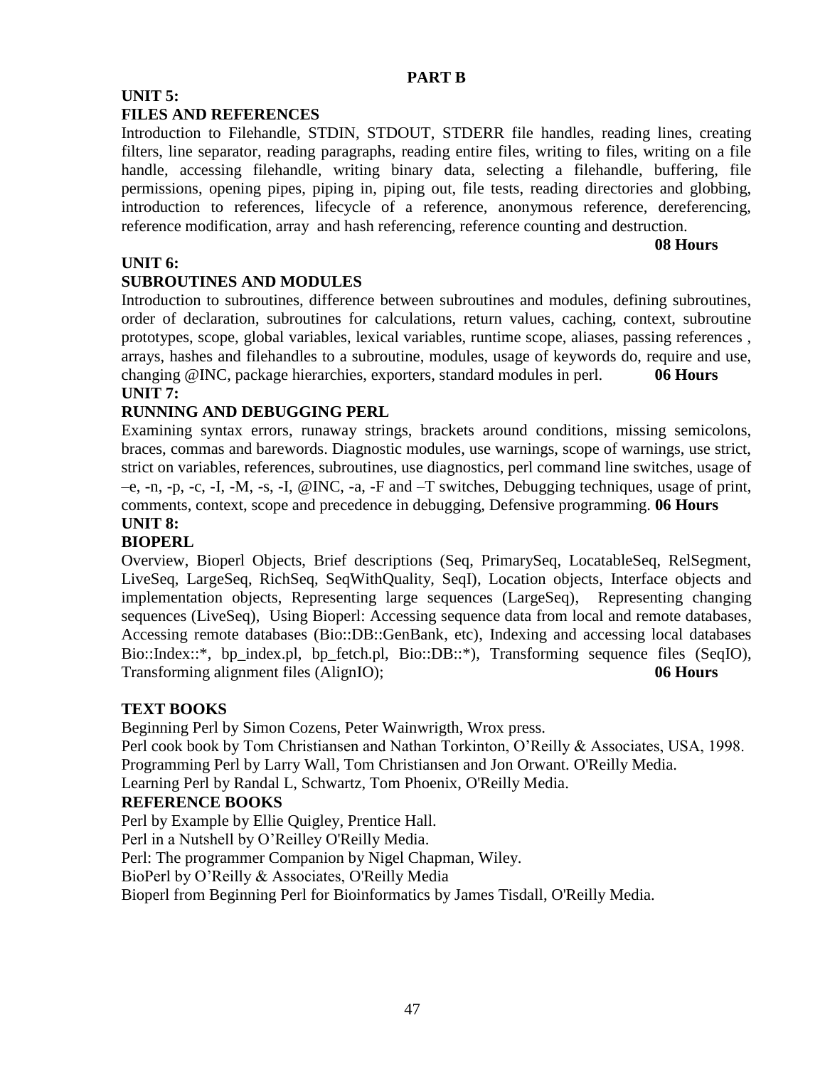## PART B

### UNIT 5:
### FILES AND REFERENCES

Introduction to Filehandle, STDIN, STDOUT, STDERR file handles, reading lines, creating filters, line separator, reading paragraphs, reading entire files, writing to files, writing on a file handle, accessing filehandle, writing binary data, selecting a filehandle, buffering, file permissions, opening pipes, piping in, piping out, file tests, reading directories and globbing, introduction to references, lifecycle of a reference, anonymous reference, dereferencing, reference modification, array and hash referencing, reference counting and destruction.

**08 Hours**

### UNIT 6:
### SUBROUTINES AND MODULES

Introduction to subroutines, difference between subroutines and modules, defining subroutines, order of declaration, subroutines for calculations, return values, caching, context, subroutine prototypes, scope, global variables, lexical variables, runtime scope, aliases, passing references , arrays, hashes and filehandles to a subroutine, modules, usage of keywords do, require and use, changing @INC, package hierarchies, exporters, standard modules in perl. **06 Hours**

### UNIT 7:
### RUNNING AND DEBUGGING PERL

Examining syntax errors, runaway strings, brackets around conditions, missing semicolons, braces, commas and barewords. Diagnostic modules, use warnings, scope of warnings, use strict, strict on variables, references, subroutines, use diagnostics, perl command line switches, usage of –e, -n, -p, -c, -I, -M, -s, -I, @INC, -a, -F and –T switches, Debugging techniques, usage of print, comments, context, scope and precedence in debugging, Defensive programming. **06 Hours**

### UNIT 8:
### BIOPERL

Overview, Bioperl Objects, Brief descriptions (Seq, PrimarySeq, LocatableSeq, RelSegment, LiveSeq, LargeSeq, RichSeq, SeqWithQuality, SeqI), Location objects, Interface objects and implementation objects, Representing large sequences (LargeSeq), Representing changing sequences (LiveSeq), Using Bioperl: Accessing sequence data from local and remote databases, Accessing remote databases (Bio::DB::GenBank, etc), Indexing and accessing local databases Bio::Index::*, bp_index.pl, bp_fetch.pl, Bio::DB::*), Transforming sequence files (SeqIO), Transforming alignment files (AlignIO); **06 Hours**

### TEXT BOOKS

Beginning Perl by Simon Cozens, Peter Wainwrigth, Wrox press.
Perl cook book by Tom Christiansen and Nathan Torkinton, O'Reilly & Associates, USA, 1998.
Programming Perl by Larry Wall, Tom Christiansen and Jon Orwant. O'Reilly Media.
Learning Perl by Randal L, Schwartz, Tom Phoenix, O'Reilly Media.

### REFERENCE BOOKS

Perl by Example by Ellie Quigley, Prentice Hall.
Perl in a Nutshell by O'Reilley O'Reilly Media.
Perl: The programmer Companion by Nigel Chapman, Wiley.
BioPerl by O'Reilly & Associates, O'Reilly Media
Bioperl from Beginning Perl for Bioinformatics by James Tisdall, O'Reilly Media.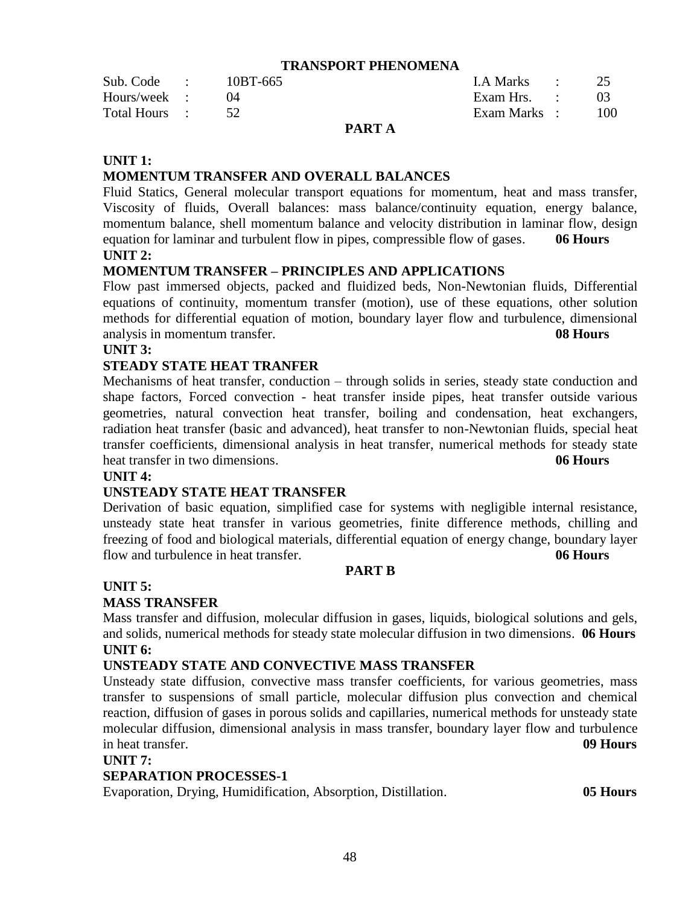# TRANSPORT PHENOMENA

| Sub. Code | : | 10BT-665 | I.A Marks | : | 25 |
|---|---|---|---|---|---|
| Hours/week | : | 04 | Exam Hrs. | : | 03 |
| Total Hours | : | 52 | Exam Marks | : | 100 |

## PART A

**UNIT 1:**

**MOMENTUM TRANSFER AND OVERALL BALANCES**

Fluid Statics, General molecular transport equations for momentum, heat and mass transfer, Viscosity of fluids, Overall balances: mass balance/continuity equation, energy balance, momentum balance, shell momentum balance and velocity distribution in laminar flow, design equation for laminar and turbulent flow in pipes, compressible flow of gases. **06 Hours**

**UNIT 2:**

**MOMENTUM TRANSFER – PRINCIPLES AND APPLICATIONS**

Flow past immersed objects, packed and fluidized beds, Non-Newtonian fluids, Differential equations of continuity, momentum transfer (motion), use of these equations, other solution methods for differential equation of motion, boundary layer flow and turbulence, dimensional analysis in momentum transfer. **08 Hours**

**UNIT 3:**

**STEADY STATE HEAT TRANFER**

Mechanisms of heat transfer, conduction – through solids in series, steady state conduction and shape factors, Forced convection - heat transfer inside pipes, heat transfer outside various geometries, natural convection heat transfer, boiling and condensation, heat exchangers, radiation heat transfer (basic and advanced), heat transfer to non-Newtonian fluids, special heat transfer coefficients, dimensional analysis in heat transfer, numerical methods for steady state heat transfer in two dimensions. **06 Hours**

**UNIT 4:**

**UNSTEADY STATE HEAT TRANSFER**

Derivation of basic equation, simplified case for systems with negligible internal resistance, unsteady state heat transfer in various geometries, finite difference methods, chilling and freezing of food and biological materials, differential equation of energy change, boundary layer flow and turbulence in heat transfer. **06 Hours**

## PART B

**UNIT 5:**

**MASS TRANSFER**

Mass transfer and diffusion, molecular diffusion in gases, liquids, biological solutions and gels, and solids, numerical methods for steady state molecular diffusion in two dimensions. **06 Hours**

**UNIT 6:**

**UNSTEADY STATE AND CONVECTIVE MASS TRANSFER**

Unsteady state diffusion, convective mass transfer coefficients, for various geometries, mass transfer to suspensions of small particle, molecular diffusion plus convection and chemical reaction, diffusion of gases in porous solids and capillaries, numerical methods for unsteady state molecular diffusion, dimensional analysis in mass transfer, boundary layer flow and turbulence in heat transfer. **09 Hours**

**UNIT 7:**

**SEPARATION PROCESSES-1**

Evaporation, Drying, Humidification, Absorption, Distillation. **05 Hours**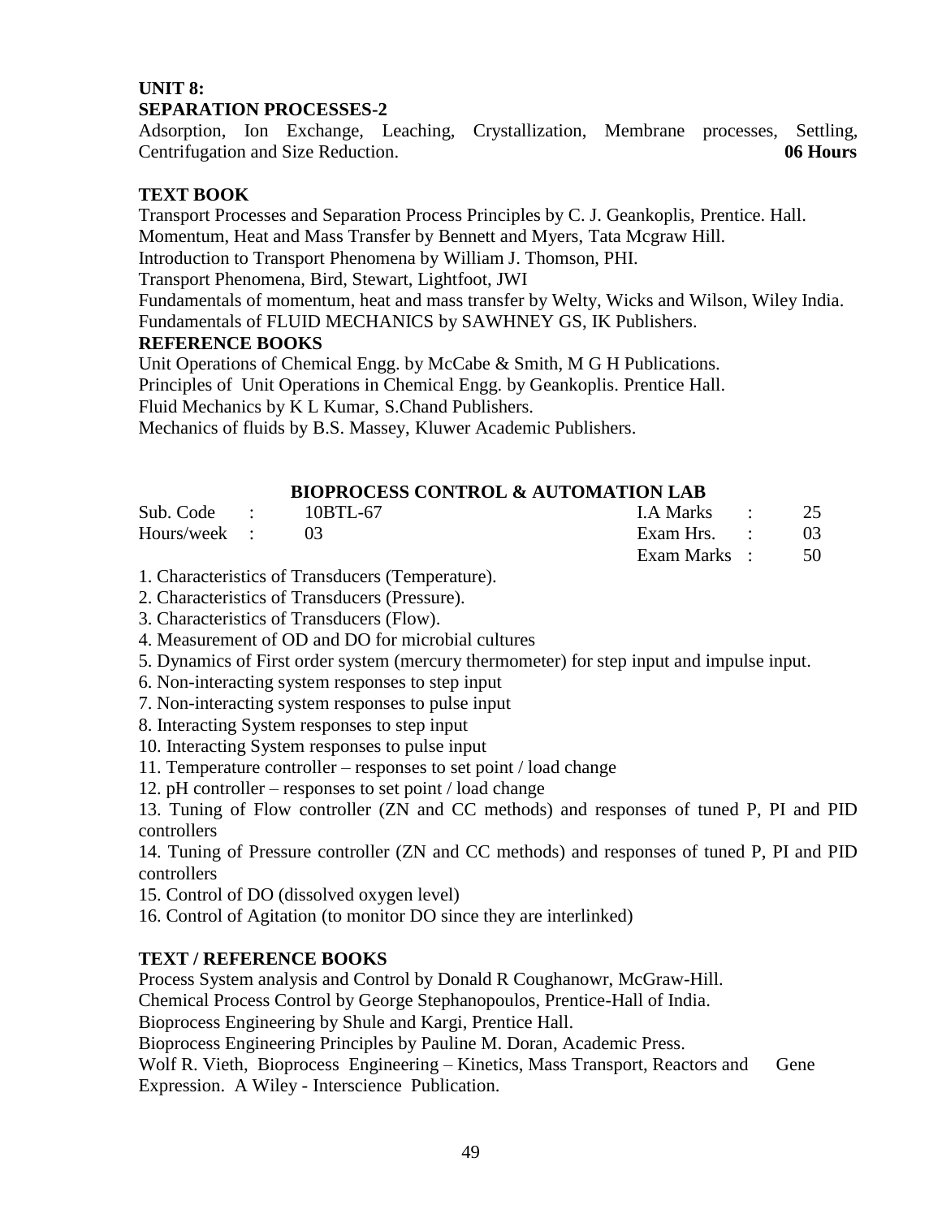## UNIT 8:
## SEPARATION PROCESSES-2

Adsorption, Ion Exchange, Leaching, Crystallization, Membrane processes, Settling, Centrifugation and Size Reduction. **06 Hours**

### TEXT BOOK

Transport Processes and Separation Process Principles by C. J. Geankoplis, Prentice. Hall.
Momentum, Heat and Mass Transfer by Bennett and Myers, Tata Mcgraw Hill.
Introduction to Transport Phenomena by William J. Thomson, PHI.
Transport Phenomena, Bird, Stewart, Lightfoot, JWI
Fundamentals of momentum, heat and mass transfer by Welty, Wicks and Wilson, Wiley India.
Fundamentals of FLUID MECHANICS by SAWHNEY GS, IK Publishers.

### REFERENCE BOOKS

Unit Operations of Chemical Engg. by McCabe & Smith, M G H Publications.
Principles of Unit Operations in Chemical Engg. by Geankoplis. Prentice Hall.
Fluid Mechanics by K L Kumar, S.Chand Publishers.
Mechanics of fluids by B.S. Massey, Kluwer Academic Publishers.

## BIOPROCESS CONTROL & AUTOMATION LAB

| | | | | | |
|---|---|---|---|---|---|
| Sub. Code | : | 10BTL-67 | I.A Marks | : | 25 |
| Hours/week | : | 03 | Exam Hrs. | : | 03 |
| | | | Exam Marks | : | 50 |

1. Characteristics of Transducers (Temperature).
2. Characteristics of Transducers (Pressure).
3. Characteristics of Transducers (Flow).
4. Measurement of OD and DO for microbial cultures
5. Dynamics of First order system (mercury thermometer) for step input and impulse input.
6. Non-interacting system responses to step input
7. Non-interacting system responses to pulse input
8. Interacting System responses to step input
10. Interacting System responses to pulse input
11. Temperature controller – responses to set point / load change
12. pH controller – responses to set point / load change
13. Tuning of Flow controller (ZN and CC methods) and responses of tuned P, PI and PID controllers
14. Tuning of Pressure controller (ZN and CC methods) and responses of tuned P, PI and PID controllers
15. Control of DO (dissolved oxygen level)
16. Control of Agitation (to monitor DO since they are interlinked)

### TEXT / REFERENCE BOOKS

Process System analysis and Control by Donald R Coughanowr, McGraw-Hill.
Chemical Process Control by George Stephanopoulos, Prentice-Hall of India.
Bioprocess Engineering by Shule and Kargi, Prentice Hall.
Bioprocess Engineering Principles by Pauline M. Doran, Academic Press.
Wolf R. Vieth, Bioprocess Engineering – Kinetics, Mass Transport, Reactors and Gene Expression. A Wiley - Interscience Publication.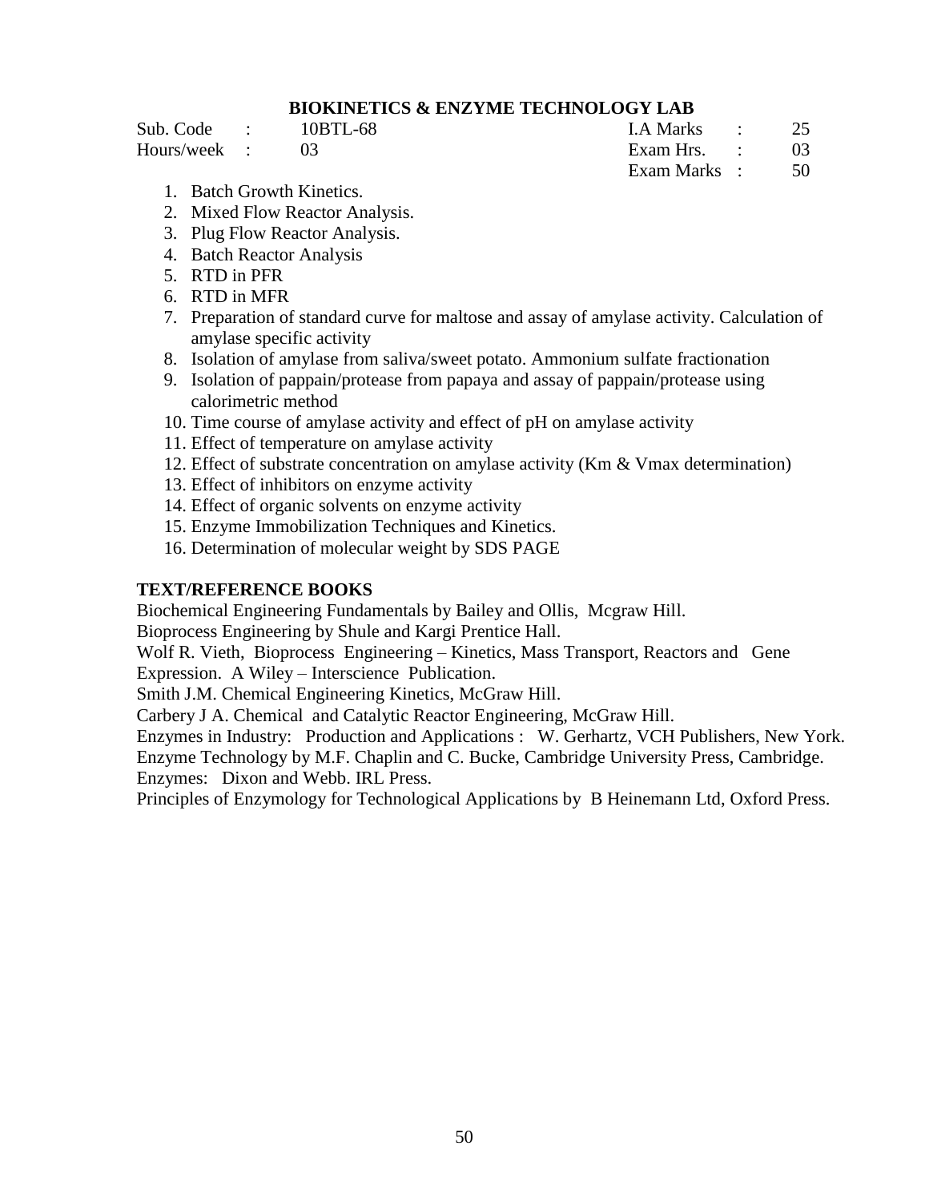## BIOKINETICS & ENZYME TECHNOLOGY LAB

| Sub. Code | : | 10BTL-68 | I.A Marks | : | 25 |
|---|---|---|---|---|---|
| Hours/week | : | 03 | Exam Hrs. | : | 03 |
| | | | Exam Marks | : | 50 |

1. Batch Growth Kinetics.
2. Mixed Flow Reactor Analysis.
3. Plug Flow Reactor Analysis.
4. Batch Reactor Analysis
5. RTD in PFR
6. RTD in MFR
7. Preparation of standard curve for maltose and assay of amylase activity. Calculation of amylase specific activity
8. Isolation of amylase from saliva/sweet potato. Ammonium sulfate fractionation
9. Isolation of pappain/protease from papaya and assay of pappain/protease using calorimetric method
10. Time course of amylase activity and effect of pH on amylase activity
11. Effect of temperature on amylase activity
12. Effect of substrate concentration on amylase activity (Km & Vmax determination)
13. Effect of inhibitors on enzyme activity
14. Effect of organic solvents on enzyme activity
15. Enzyme Immobilization Techniques and Kinetics.
16. Determination of molecular weight by SDS PAGE

### TEXT/REFERENCE BOOKS

Biochemical Engineering Fundamentals by Bailey and Ollis, Mcgraw Hill.
Bioprocess Engineering by Shule and Kargi Prentice Hall.
Wolf R. Vieth, Bioprocess Engineering – Kinetics, Mass Transport, Reactors and Gene Expression. A Wiley – Interscience Publication.
Smith J.M. Chemical Engineering Kinetics, McGraw Hill.
Carbery J A. Chemical and Catalytic Reactor Engineering, McGraw Hill.
Enzymes in Industry: Production and Applications : W. Gerhartz, VCH Publishers, New York.
Enzyme Technology by M.F. Chaplin and C. Bucke, Cambridge University Press, Cambridge.
Enzymes: Dixon and Webb. IRL Press.
Principles of Enzymology for Technological Applications by B Heinemann Ltd, Oxford Press.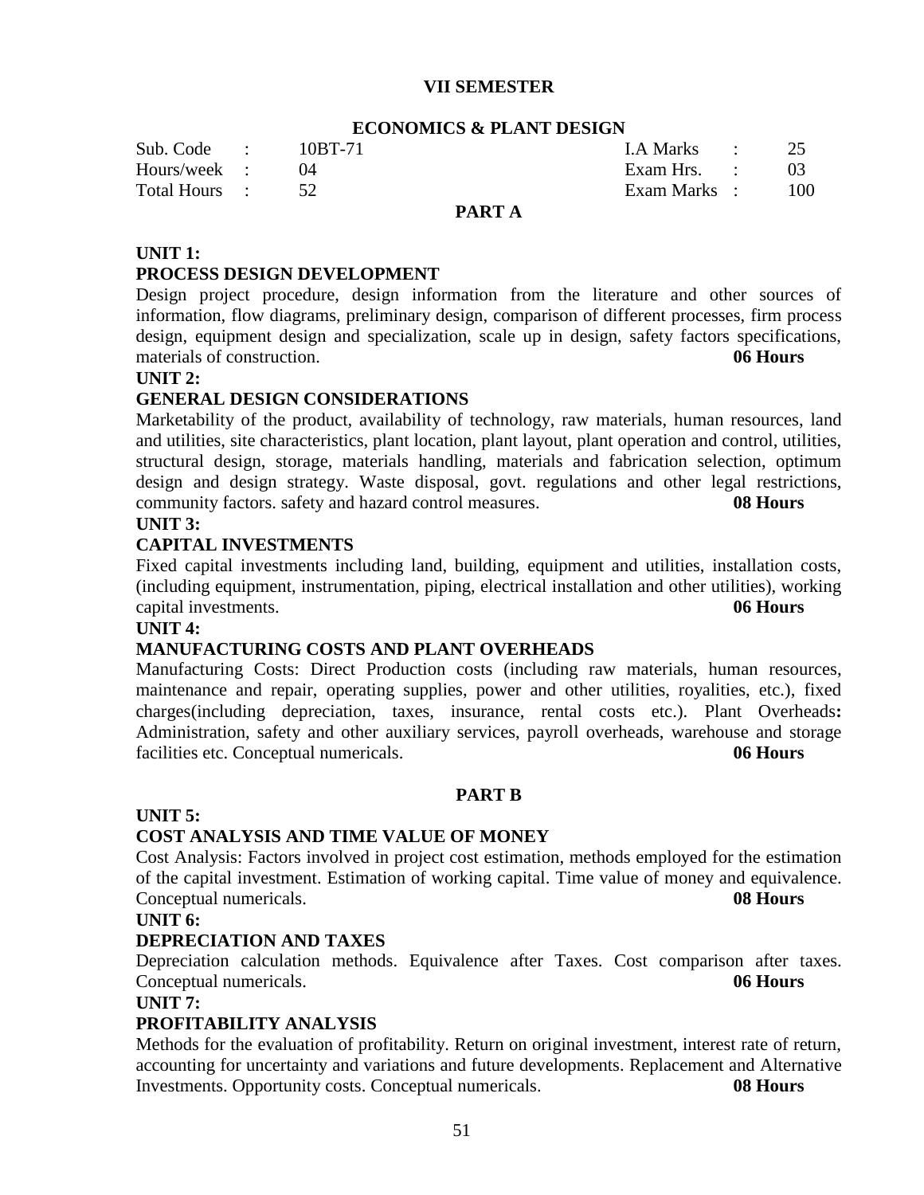## VII SEMESTER

### ECONOMICS & PLANT DESIGN

| Sub. Code : | 10BT-71 | I.A Marks : | 25 |
|---|---|---|---|
| Hours/week : | 04 | Exam Hrs. : | 03 |
| Total Hours : | 52 | Exam Marks : | 100 |

### PART A

**UNIT 1:**

**PROCESS DESIGN DEVELOPMENT**

Design project procedure, design information from the literature and other sources of information, flow diagrams, preliminary design, comparison of different processes, firm process design, equipment design and specialization, scale up in design, safety factors specifications, materials of construction. **06 Hours**

**UNIT 2:**

**GENERAL DESIGN CONSIDERATIONS**

Marketability of the product, availability of technology, raw materials, human resources, land and utilities, site characteristics, plant location, plant layout, plant operation and control, utilities, structural design, storage, materials handling, materials and fabrication selection, optimum design and design strategy. Waste disposal, govt. regulations and other legal restrictions, community factors. safety and hazard control measures. **08 Hours**

**UNIT 3:**

**CAPITAL INVESTMENTS**

Fixed capital investments including land, building, equipment and utilities, installation costs, (including equipment, instrumentation, piping, electrical installation and other utilities), working capital investments. **06 Hours**

**UNIT 4:**

**MANUFACTURING COSTS AND PLANT OVERHEADS**

Manufacturing Costs: Direct Production costs (including raw materials, human resources, maintenance and repair, operating supplies, power and other utilities, royalities, etc.), fixed charges(including depreciation, taxes, insurance, rental costs etc.). Plant Overheads**:** Administration, safety and other auxiliary services, payroll overheads, warehouse and storage facilities etc. Conceptual numericals. **06 Hours**

### PART B

**UNIT 5:**

**COST ANALYSIS AND TIME VALUE OF MONEY**

Cost Analysis: Factors involved in project cost estimation, methods employed for the estimation of the capital investment. Estimation of working capital. Time value of money and equivalence. Conceptual numericals. **08 Hours**

**UNIT 6:**

**DEPRECIATION AND TAXES**

Depreciation calculation methods. Equivalence after Taxes. Cost comparison after taxes. Conceptual numericals. **06 Hours**

**UNIT 7:**

**PROFITABILITY ANALYSIS**

Methods for the evaluation of profitability. Return on original investment, interest rate of return, accounting for uncertainty and variations and future developments. Replacement and Alternative Investments. Opportunity costs. Conceptual numericals. **08 Hours**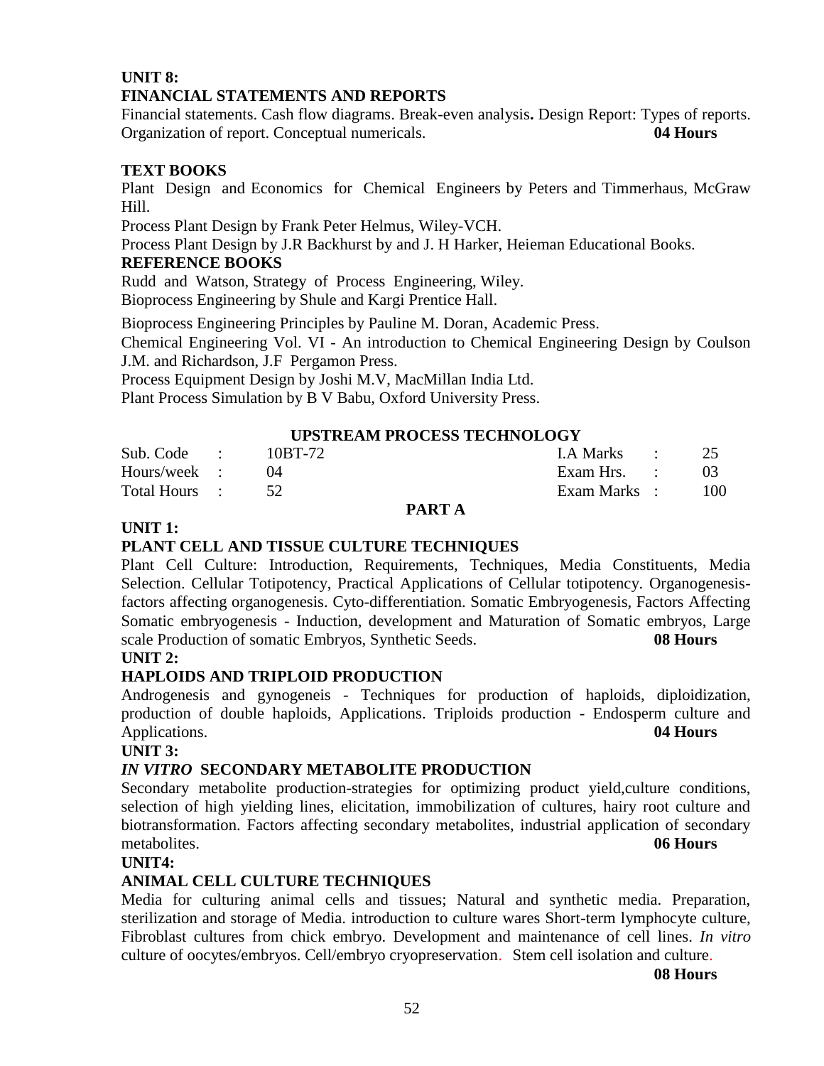**UNIT 8:**

**FINANCIAL STATEMENTS AND REPORTS**

Financial statements. Cash flow diagrams. Break-even analysis**.** Design Report: Types of reports. Organization of report. Conceptual numericals. **04 Hours**

**TEXT BOOKS**

Plant Design and Economics for Chemical Engineers by Peters and Timmerhaus, McGraw Hill.

Process Plant Design by Frank Peter Helmus, Wiley-VCH.

Process Plant Design by J.R Backhurst by and J. H Harker, Heieman Educational Books.

**REFERENCE BOOKS**

Rudd and Watson, Strategy of Process Engineering, Wiley.

Bioprocess Engineering by Shule and Kargi Prentice Hall.

Bioprocess Engineering Principles by Pauline M. Doran, Academic Press.

Chemical Engineering Vol. VI - An introduction to Chemical Engineering Design by Coulson J.M. and Richardson, J.F Pergamon Press.

Process Equipment Design by Joshi M.V, MacMillan India Ltd.

Plant Process Simulation by B V Babu, Oxford University Press.

## UPSTREAM PROCESS TECHNOLOGY

| | | | | | |
|---|---|---|---|---|---|
| Sub. Code | : | 10BT-72 | I.A Marks | : | 25 |
| Hours/week | : | 04 | Exam Hrs. | : | 03 |
| Total Hours | : | 52 | Exam Marks | : | 100 |

### PART A

**UNIT 1:**

**PLANT CELL AND TISSUE CULTURE TECHNIQUES**

Plant Cell Culture: Introduction, Requirements, Techniques, Media Constituents, Media Selection. Cellular Totipotency, Practical Applications of Cellular totipotency. Organogenesis-factors affecting organogenesis. Cyto-differentiation. Somatic Embryogenesis, Factors Affecting Somatic embryogenesis - Induction, development and Maturation of Somatic embryos, Large scale Production of somatic Embryos, Synthetic Seeds. **08 Hours**

**UNIT 2:**

**HAPLOIDS AND TRIPLOID PRODUCTION**

Androgenesis and gynogeneis - Techniques for production of haploids, diploidization, production of double haploids, Applications. Triploids production - Endosperm culture and Applications. **04 Hours**

**UNIT 3:**

***IN VITRO* SECONDARY METABOLITE PRODUCTION**

Secondary metabolite production-strategies for optimizing product yield,culture conditions, selection of high yielding lines, elicitation, immobilization of cultures, hairy root culture and biotransformation. Factors affecting secondary metabolites, industrial application of secondary metabolites. **06 Hours**

**UNIT4:**

**ANIMAL CELL CULTURE TECHNIQUES**

Media for culturing animal cells and tissues; Natural and synthetic media. Preparation, sterilization and storage of Media. introduction to culture wares Short-term lymphocyte culture, Fibroblast cultures from chick embryo. Development and maintenance of cell lines. *In vitro* culture of oocytes/embryos. Cell/embryo cryopreservation. Stem cell isolation and culture.

**08 Hours**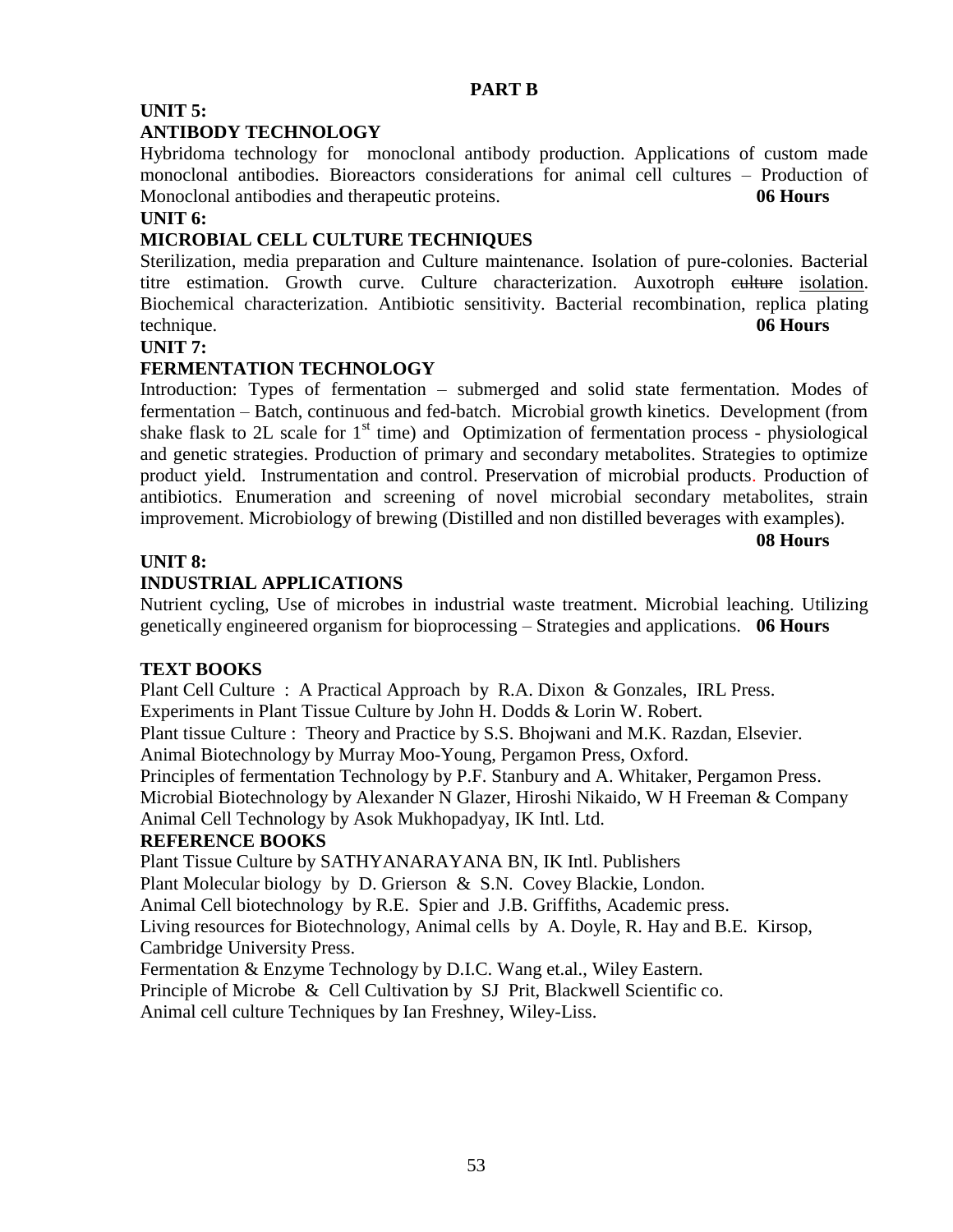## PART B

### UNIT 5:

### ANTIBODY TECHNOLOGY

Hybridoma technology for monoclonal antibody production. Applications of custom made monoclonal antibodies. Bioreactors considerations for animal cell cultures – Production of Monoclonal antibodies and therapeutic proteins. **06 Hours**

### UNIT 6:

### MICROBIAL CELL CULTURE TECHNIQUES

Sterilization, media preparation and Culture maintenance. Isolation of pure-colonies. Bacterial titre estimation. Growth curve. Culture characterization. Auxotroph ~~culture~~ isolation. Biochemical characterization. Antibiotic sensitivity. Bacterial recombination, replica plating technique. **06 Hours**

### UNIT 7:

### FERMENTATION TECHNOLOGY

Introduction: Types of fermentation – submerged and solid state fermentation. Modes of fermentation – Batch, continuous and fed-batch. Microbial growth kinetics. Development (from shake flask to 2L scale for 1st time) and Optimization of fermentation process - physiological and genetic strategies. Production of primary and secondary metabolites. Strategies to optimize product yield. Instrumentation and control. Preservation of microbial products. Production of antibiotics. Enumeration and screening of novel microbial secondary metabolites, strain improvement. Microbiology of brewing (Distilled and non distilled beverages with examples).

**08 Hours**

### UNIT 8:

### INDUSTRIAL APPLICATIONS

Nutrient cycling, Use of microbes in industrial waste treatment. Microbial leaching. Utilizing genetically engineered organism for bioprocessing – Strategies and applications. **06 Hours**

### TEXT BOOKS

Plant Cell Culture : A Practical Approach by R.A. Dixon & Gonzales, IRL Press.
Experiments in Plant Tissue Culture by John H. Dodds & Lorin W. Robert.
Plant tissue Culture : Theory and Practice by S.S. Bhojwani and M.K. Razdan, Elsevier.
Animal Biotechnology by Murray Moo-Young, Pergamon Press, Oxford.
Principles of fermentation Technology by P.F. Stanbury and A. Whitaker, Pergamon Press.
Microbial Biotechnology by Alexander N Glazer, Hiroshi Nikaido, W H Freeman & Company
Animal Cell Technology by Asok Mukhopadyay, IK Intl. Ltd.

### REFERENCE BOOKS

Plant Tissue Culture by SATHYANARAYANA BN, IK Intl. Publishers
Plant Molecular biology by D. Grierson & S.N. Covey Blackie, London.
Animal Cell biotechnology by R.E. Spier and J.B. Griffiths, Academic press.
Living resources for Biotechnology, Animal cells by A. Doyle, R. Hay and B.E. Kirsop, Cambridge University Press.
Fermentation & Enzyme Technology by D.I.C. Wang et.al., Wiley Eastern.
Principle of Microbe & Cell Cultivation by SJ Prit, Blackwell Scientific co.
Animal cell culture Techniques by Ian Freshney, Wiley-Liss.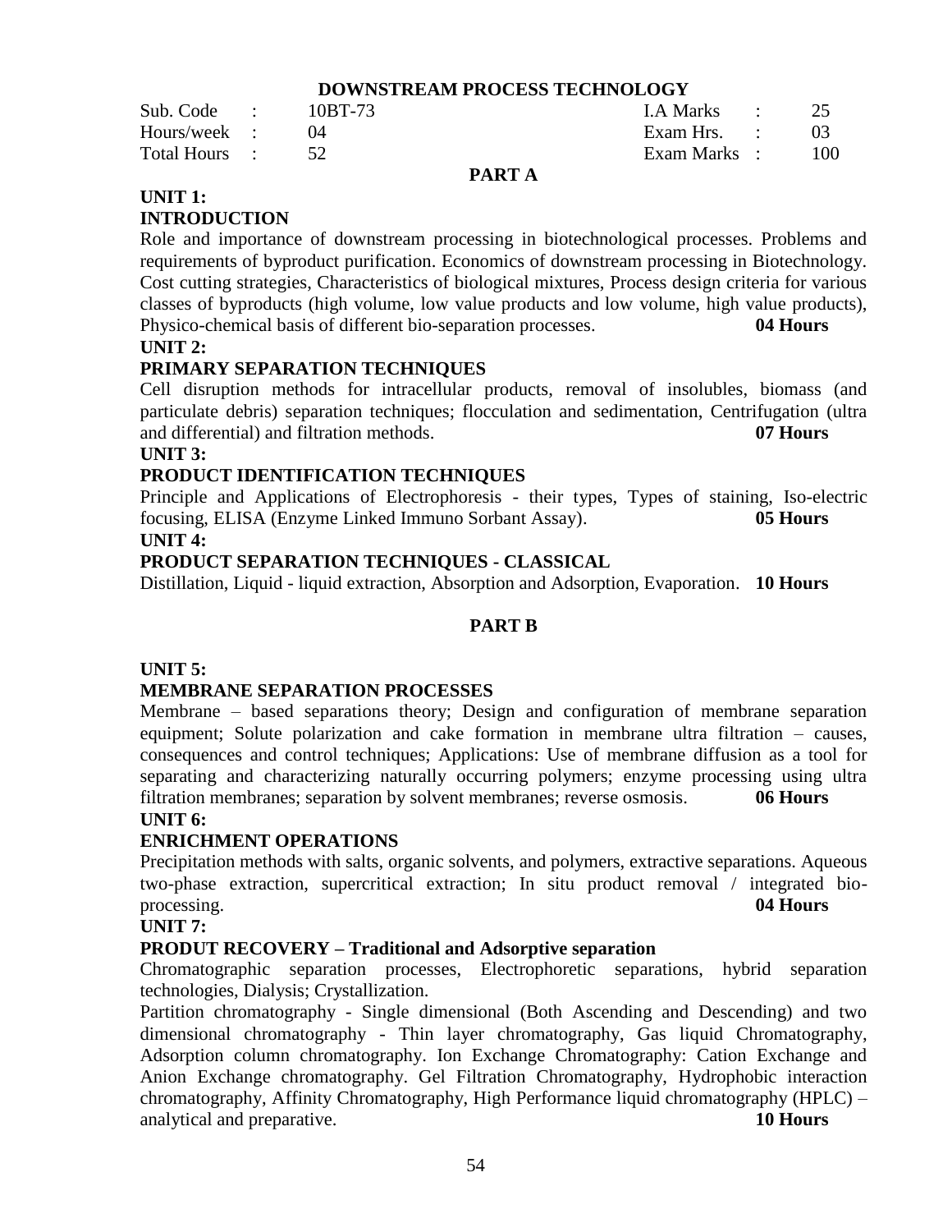## DOWNSTREAM PROCESS TECHNOLOGY

| | | | | | |
|---|---|---|---|---|---|
| Sub. Code | : | 10BT-73 | I.A Marks | : | 25 |
| Hours/week | : | 04 | Exam Hrs. | : | 03 |
| Total Hours | : | 52 | Exam Marks | : | 100 |

### PART A

**UNIT 1:**

**INTRODUCTION**

Role and importance of downstream processing in biotechnological processes. Problems and requirements of byproduct purification. Economics of downstream processing in Biotechnology. Cost cutting strategies, Characteristics of biological mixtures, Process design criteria for various classes of byproducts (high volume, low value products and low volume, high value products), Physico-chemical basis of different bio-separation processes. **04 Hours**

**UNIT 2:**

**PRIMARY SEPARATION TECHNIQUES**

Cell disruption methods for intracellular products, removal of insolubles, biomass (and particulate debris) separation techniques; flocculation and sedimentation, Centrifugation (ultra and differential) and filtration methods. **07 Hours**

**UNIT 3:**

**PRODUCT IDENTIFICATION TECHNIQUES**

Principle and Applications of Electrophoresis - their types, Types of staining, Iso-electric focusing, ELISA (Enzyme Linked Immuno Sorbant Assay). **05 Hours**

**UNIT 4:**

**PRODUCT SEPARATION TECHNIQUES - CLASSICAL**

Distillation, Liquid - liquid extraction, Absorption and Adsorption, Evaporation. **10 Hours**

### PART B

**UNIT 5:**

**MEMBRANE SEPARATION PROCESSES**

Membrane – based separations theory; Design and configuration of membrane separation equipment; Solute polarization and cake formation in membrane ultra filtration – causes, consequences and control techniques; Applications: Use of membrane diffusion as a tool for separating and characterizing naturally occurring polymers; enzyme processing using ultra filtration membranes; separation by solvent membranes; reverse osmosis. **06 Hours**

**UNIT 6:**

**ENRICHMENT OPERATIONS**

Precipitation methods with salts, organic solvents, and polymers, extractive separations. Aqueous two-phase extraction, supercritical extraction; In situ product removal / integrated bio-processing. **04 Hours**

**UNIT 7:**

**PRODUT RECOVERY – Traditional and Adsorptive separation**

Chromatographic separation processes, Electrophoretic separations, hybrid separation technologies, Dialysis; Crystallization.

Partition chromatography - Single dimensional (Both Ascending and Descending) and two dimensional chromatography - Thin layer chromatography, Gas liquid Chromatography, Adsorption column chromatography. Ion Exchange Chromatography: Cation Exchange and Anion Exchange chromatography. Gel Filtration Chromatography, Hydrophobic interaction chromatography, Affinity Chromatography, High Performance liquid chromatography (HPLC) – analytical and preparative. **10 Hours**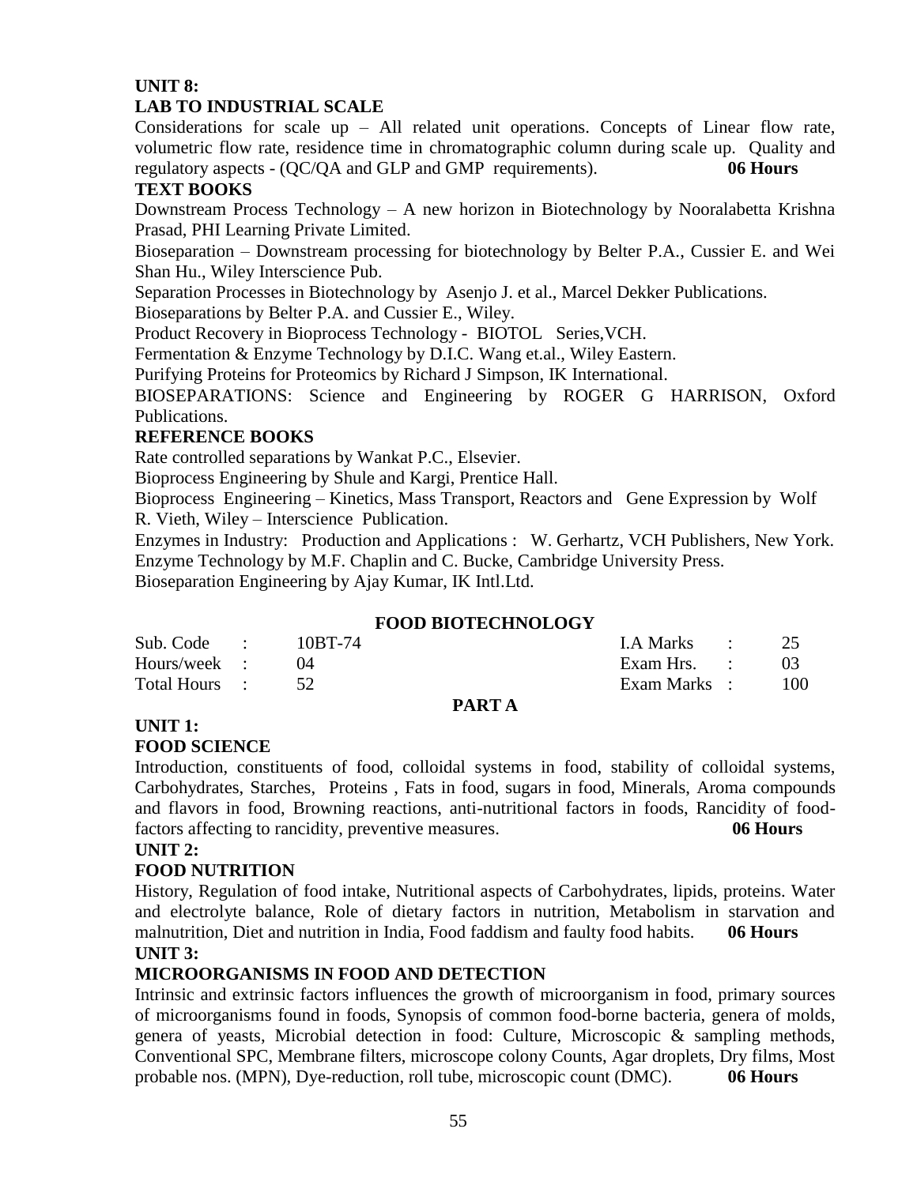**UNIT 8:**

**LAB TO INDUSTRIAL SCALE**

Considerations for scale up – All related unit operations. Concepts of Linear flow rate, volumetric flow rate, residence time in chromatographic column during scale up. Quality and regulatory aspects - (QC/QA and GLP and GMP requirements). **06 Hours**

**TEXT BOOKS**

Downstream Process Technology – A new horizon in Biotechnology by Nooralabetta Krishna Prasad, PHI Learning Private Limited.

Bioseparation – Downstream processing for biotechnology by Belter P.A., Cussier E. and Wei Shan Hu., Wiley Interscience Pub.

Separation Processes in Biotechnology by Asenjo J. et al., Marcel Dekker Publications.

Bioseparations by Belter P.A. and Cussier E., Wiley.

Product Recovery in Bioprocess Technology - BIOTOL Series,VCH.

Fermentation & Enzyme Technology by D.I.C. Wang et.al., Wiley Eastern.

Purifying Proteins for Proteomics by Richard J Simpson, IK International.

BIOSEPARATIONS: Science and Engineering by ROGER G HARRISON, Oxford Publications.

**REFERENCE BOOKS**

Rate controlled separations by Wankat P.C., Elsevier.

Bioprocess Engineering by Shule and Kargi, Prentice Hall.

Bioprocess Engineering – Kinetics, Mass Transport, Reactors and Gene Expression by Wolf R. Vieth, Wiley – Interscience Publication.

Enzymes in Industry: Production and Applications : W. Gerhartz, VCH Publishers, New York.

Enzyme Technology by M.F. Chaplin and C. Bucke, Cambridge University Press.

Bioseparation Engineering by Ajay Kumar, IK Intl.Ltd.

## FOOD BIOTECHNOLOGY

| | | | | |
|---|---|---|---|---|
| Sub. Code | : 10BT-74 | | I.A Marks | : 25 |
| Hours/week | : 04 | | Exam Hrs. | : 03 |
| Total Hours | : 52 | | Exam Marks | : 100 |

**PART A**

**UNIT 1:**

**FOOD SCIENCE**

Introduction, constituents of food, colloidal systems in food, stability of colloidal systems, Carbohydrates, Starches, Proteins , Fats in food, sugars in food, Minerals, Aroma compounds and flavors in food, Browning reactions, anti-nutritional factors in foods, Rancidity of food-factors affecting to rancidity, preventive measures. **06 Hours**

**UNIT 2:**

**FOOD NUTRITION**

History, Regulation of food intake, Nutritional aspects of Carbohydrates, lipids, proteins. Water and electrolyte balance, Role of dietary factors in nutrition, Metabolism in starvation and malnutrition, Diet and nutrition in India, Food faddism and faulty food habits. **06 Hours**

**UNIT 3:**

**MICROORGANISMS IN FOOD AND DETECTION**

Intrinsic and extrinsic factors influences the growth of microorganism in food, primary sources of microorganisms found in foods, Synopsis of common food-borne bacteria, genera of molds, genera of yeasts, Microbial detection in food: Culture, Microscopic & sampling methods, Conventional SPC, Membrane filters, microscope colony Counts, Agar droplets, Dry films, Most probable nos. (MPN), Dye-reduction, roll tube, microscopic count (DMC). **06 Hours**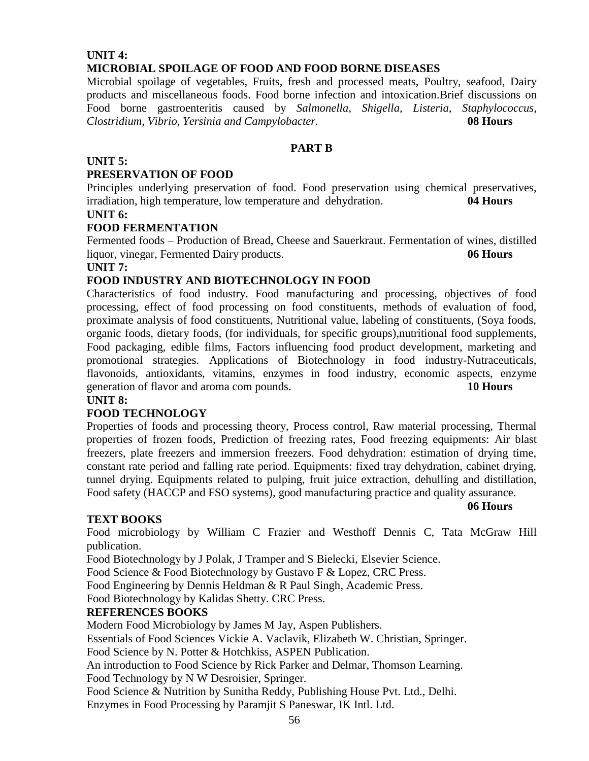**UNIT 4:**

**MICROBIAL SPOILAGE OF FOOD AND FOOD BORNE DISEASES**

Microbial spoilage of vegetables, Fruits, fresh and processed meats, Poultry, seafood, Dairy products and miscellaneous foods. Food borne infection and intoxication.Brief discussions on Food borne gastroenteritis caused by *Salmonella, Shigella, Listeria, Staphylococcus, Clostridium, Vibrio, Yersinia and Campylobacter.* **08 Hours**

## PART B

**UNIT 5:**

**PRESERVATION OF FOOD**

Principles underlying preservation of food. Food preservation using chemical preservatives, irradiation, high temperature, low temperature and dehydration. **04 Hours**

**UNIT 6:**

**FOOD FERMENTATION**

Fermented foods – Production of Bread, Cheese and Sauerkraut. Fermentation of wines, distilled liquor, vinegar, Fermented Dairy products. **06 Hours**

**UNIT 7:**

**FOOD INDUSTRY AND BIOTECHNOLOGY IN FOOD**

Characteristics of food industry. Food manufacturing and processing, objectives of food processing, effect of food processing on food constituents, methods of evaluation of food, proximate analysis of food constituents, Nutritional value, labeling of constituents, (Soya foods, organic foods, dietary foods, (for individuals, for specific groups),nutritional food supplements, Food packaging, edible films, Factors influencing food product development, marketing and promotional strategies. Applications of Biotechnology in food industry-Nutraceuticals, flavonoids, antioxidants, vitamins, enzymes in food industry, economic aspects, enzyme generation of flavor and aroma com pounds. **10 Hours**

**UNIT 8:**

**FOOD TECHNOLOGY**

Properties of foods and processing theory, Process control, Raw material processing, Thermal properties of frozen foods, Prediction of freezing rates, Food freezing equipments: Air blast freezers, plate freezers and immersion freezers. Food dehydration: estimation of drying time, constant rate period and falling rate period. Equipments: fixed tray dehydration, cabinet drying, tunnel drying. Equipments related to pulping, fruit juice extraction, dehulling and distillation, Food safety (HACCP and FSO systems), good manufacturing practice and quality assurance.

**06 Hours**

**TEXT BOOKS**

Food microbiology by William C Frazier and Westhoff Dennis C, Tata McGraw Hill publication.

Food Biotechnology by J Polak, J Tramper and S Bielecki, Elsevier Science.

Food Science & Food Biotechnology by Gustavo F & Lopez, CRC Press.

Food Engineering by Dennis Heldman & R Paul Singh, Academic Press.

Food Biotechnology by Kalidas Shetty. CRC Press.

**REFERENCES BOOKS**

Modern Food Microbiology by James M Jay, Aspen Publishers.

Essentials of Food Sciences Vickie A. Vaclavik, Elizabeth W. Christian, Springer.

Food Science by N. Potter & Hotchkiss, ASPEN Publication.

An introduction to Food Science by Rick Parker and Delmar, Thomson Learning.

Food Technology by N W Desroisier, Springer.

Food Science & Nutrition by Sunitha Reddy, Publishing House Pvt. Ltd., Delhi.

Enzymes in Food Processing by Paramjit S Paneswar, IK Intl. Ltd.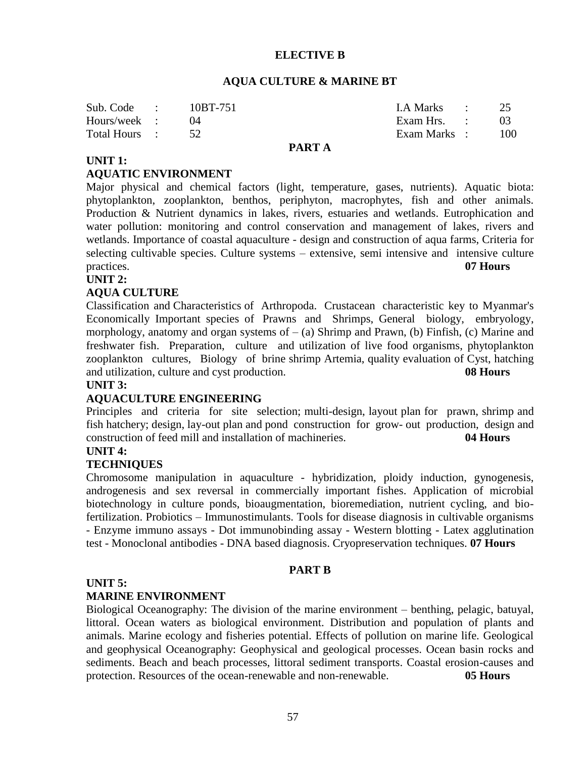## ELECTIVE B

## AQUA CULTURE & MARINE BT

| Sub. Code | : | 10BT-751 | I.A Marks | : | 25 |
|---|---|---|---|---|---|
| Hours/week | : | 04 | Exam Hrs. | : | 03 |
| Total Hours | : | 52 | Exam Marks | : | 100 |

## PART A

**UNIT 1:**

**AQUATIC ENVIRONMENT**

Major physical and chemical factors (light, temperature, gases, nutrients). Aquatic biota: phytoplankton, zooplankton, benthos, periphyton, macrophytes, fish and other animals. Production & Nutrient dynamics in lakes, rivers, estuaries and wetlands. Eutrophication and water pollution: monitoring and control conservation and management of lakes, rivers and wetlands. Importance of coastal aquaculture - design and construction of aqua farms, Criteria for selecting cultivable species. Culture systems – extensive, semi intensive and intensive culture practices. **07 Hours**

**UNIT 2:**

**AQUA CULTURE**

Classification and Characteristics of Arthropoda. Crustacean characteristic key to Myanmar's Economically Important species of Prawns and Shrimps, General biology, embryology, morphology, anatomy and organ systems of – (a) Shrimp and Prawn, (b) Finfish, (c) Marine and freshwater fish. Preparation, culture and utilization of live food organisms, phytoplankton zooplankton cultures, Biology of brine shrimp Artemia, quality evaluation of Cyst, hatching and utilization, culture and cyst production. **08 Hours**

**UNIT 3:**

**AQUACULTURE ENGINEERING**

Principles and criteria for site selection; multi-design, layout plan for prawn, shrimp and fish hatchery; design, lay-out plan and pond construction for grow- out production, design and construction of feed mill and installation of machineries. **04 Hours**

**UNIT 4:**

**TECHNIQUES**

Chromosome manipulation in aquaculture - hybridization, ploidy induction, gynogenesis, androgenesis and sex reversal in commercially important fishes. Application of microbial biotechnology in culture ponds, bioaugmentation, bioremediation, nutrient cycling, and bio-fertilization. Probiotics – Immunostimulants. Tools for disease diagnosis in cultivable organisms - Enzyme immuno assays - Dot immunobinding assay - Western blotting - Latex agglutination test - Monoclonal antibodies - DNA based diagnosis. Cryopreservation techniques. **07 Hours**

## PART B

**UNIT 5:**

**MARINE ENVIRONMENT**

Biological Oceanography: The division of the marine environment – benthing, pelagic, batuyal, littoral. Ocean waters as biological environment. Distribution and population of plants and animals. Marine ecology and fisheries potential. Effects of pollution on marine life. Geological and geophysical Oceanography: Geophysical and geological processes. Ocean basin rocks and sediments. Beach and beach processes, littoral sediment transports. Coastal erosion-causes and protection. Resources of the ocean-renewable and non-renewable. **05 Hours**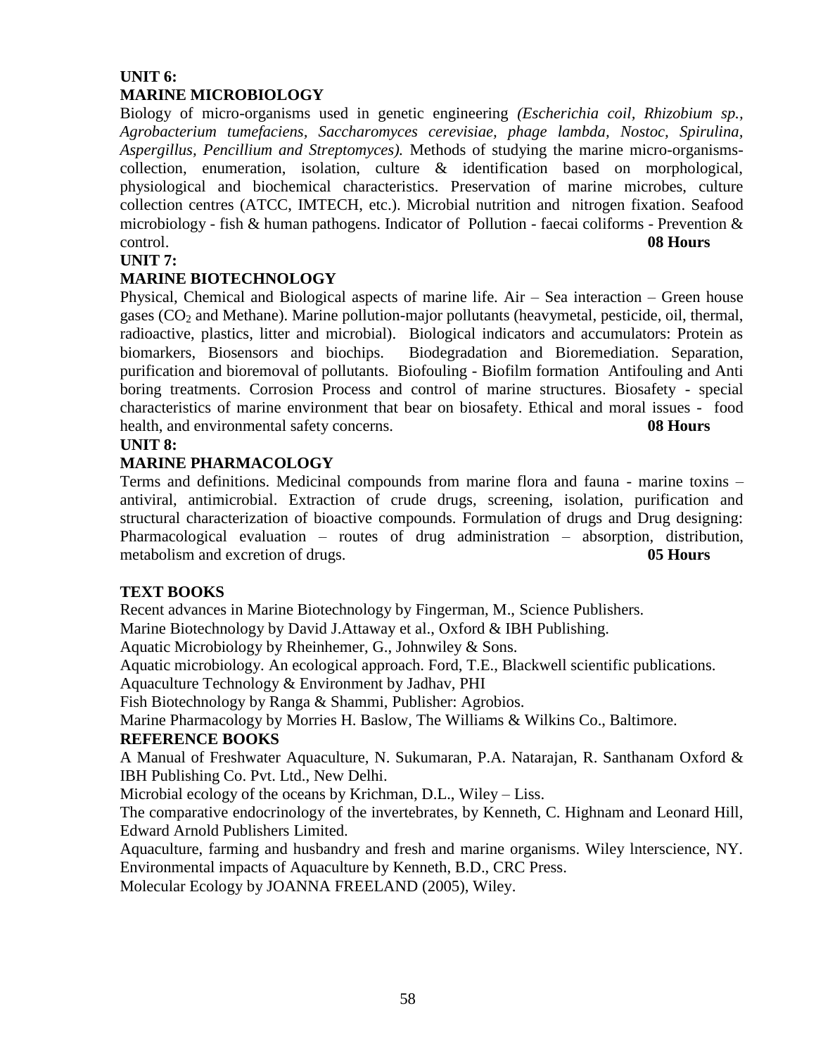## UNIT 6:
## MARINE MICROBIOLOGY

Biology of micro-organisms used in genetic engineering *(Escherichia coil, Rhizobium sp., Agrobacterium tumefaciens, Saccharomyces cerevisiae, phage lambda, Nostoc, Spirulina, Aspergillus, Pencillium and Streptomyces).* Methods of studying the marine micro-organisms- collection, enumeration, isolation, culture & identification based on morphological, physiological and biochemical characteristics. Preservation of marine microbes, culture collection centres (ATCC, IMTECH, etc.). Microbial nutrition and nitrogen fixation. Seafood microbiology - fish & human pathogens. Indicator of Pollution - faecai coliforms - Prevention & control. **08 Hours**

## UNIT 7:
## MARINE BIOTECHNOLOGY

Physical, Chemical and Biological aspects of marine life. Air – Sea interaction – Green house gases ($CO_2$ and Methane). Marine pollution-major pollutants (heavymetal, pesticide, oil, thermal, radioactive, plastics, litter and microbial). Biological indicators and accumulators: Protein as biomarkers, Biosensors and biochips. Biodegradation and Bioremediation. Separation, purification and bioremoval of pollutants. Biofouling - Biofilm formation Antifouling and Anti boring treatments. Corrosion Process and control of marine structures. Biosafety - special characteristics of marine environment that bear on biosafety. Ethical and moral issues - food health, and environmental safety concerns. **08 Hours**

## UNIT 8:
## MARINE PHARMACOLOGY

Terms and definitions. Medicinal compounds from marine flora and fauna - marine toxins – antiviral, antimicrobial. Extraction of crude drugs, screening, isolation, purification and structural characterization of bioactive compounds. Formulation of drugs and Drug designing: Pharmacological evaluation – routes of drug administration – absorption, distribution, metabolism and excretion of drugs. **05 Hours**

### TEXT BOOKS

Recent advances in Marine Biotechnology by Fingerman, M., Science Publishers.

Marine Biotechnology by David J.Attaway et al., Oxford & IBH Publishing.

Aquatic Microbiology by Rheinhemer, G., Johnwiley & Sons.

Aquatic microbiology. An ecological approach. Ford, T.E., Blackwell scientific publications.

Aquaculture Technology & Environment by Jadhav, PHI

Fish Biotechnology by Ranga & Shammi, Publisher: Agrobios.

Marine Pharmacology by Morries H. Baslow, The Williams & Wilkins Co., Baltimore.

### REFERENCE BOOKS

A Manual of Freshwater Aquaculture, N. Sukumaran, P.A. Natarajan, R. Santhanam Oxford & IBH Publishing Co. Pvt. Ltd., New Delhi.

Microbial ecology of the oceans by Krichman, D.L., Wiley – Liss.

The comparative endocrinology of the invertebrates, by Kenneth, C. Highnam and Leonard Hill, Edward Arnold Publishers Limited.

Aquaculture, farming and husbandry and fresh and marine organisms. Wiley lnterscience, NY.

Environmental impacts of Aquaculture by Kenneth, B.D., CRC Press.

Molecular Ecology by JOANNA FREELAND (2005), Wiley.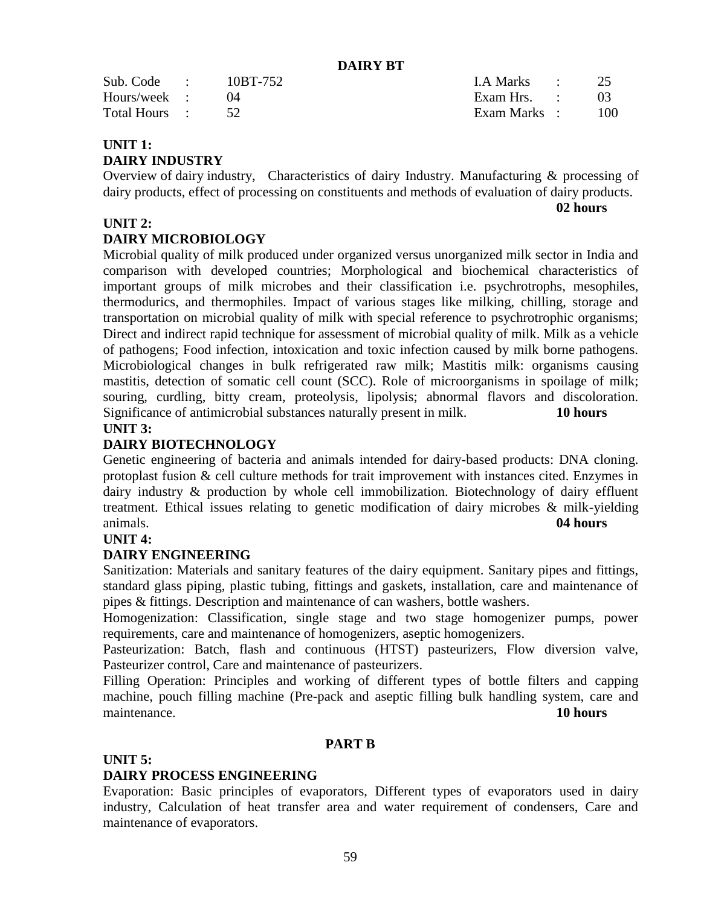# DAIRY BT

| Sub. Code | : | 10BT-752 | I.A Marks | : | 25 |
|---|---|---|---|---|---|
| Hours/week | : | 04 | Exam Hrs. | : | 03 |
| Total Hours | : | 52 | Exam Marks | : | 100 |

## UNIT 1:
## DAIRY INDUSTRY

Overview of dairy industry, Characteristics of dairy Industry. Manufacturing & processing of dairy products, effect of processing on constituents and methods of evaluation of dairy products.

**02 hours**

## UNIT 2:
## DAIRY MICROBIOLOGY

Microbial quality of milk produced under organized versus unorganized milk sector in India and comparison with developed countries; Morphological and biochemical characteristics of important groups of milk microbes and their classification i.e. psychrotrophs, mesophiles, thermodurics, and thermophiles. Impact of various stages like milking, chilling, storage and transportation on microbial quality of milk with special reference to psychrotrophic organisms; Direct and indirect rapid technique for assessment of microbial quality of milk. Milk as a vehicle of pathogens; Food infection, intoxication and toxic infection caused by milk borne pathogens. Microbiological changes in bulk refrigerated raw milk; Mastitis milk: organisms causing mastitis, detection of somatic cell count (SCC). Role of microorganisms in spoilage of milk; souring, curdling, bitty cream, proteolysis, lipolysis; abnormal flavors and discoloration. Significance of antimicrobial substances naturally present in milk. **10 hours**

## UNIT 3:
## DAIRY BIOTECHNOLOGY

Genetic engineering of bacteria and animals intended for dairy-based products: DNA cloning. protoplast fusion & cell culture methods for trait improvement with instances cited. Enzymes in dairy industry & production by whole cell immobilization. Biotechnology of dairy effluent treatment. Ethical issues relating to genetic modification of dairy microbes & milk-yielding animals. **04 hours**

## UNIT 4:
## DAIRY ENGINEERING

Sanitization: Materials and sanitary features of the dairy equipment. Sanitary pipes and fittings, standard glass piping, plastic tubing, fittings and gaskets, installation, care and maintenance of pipes & fittings. Description and maintenance of can washers, bottle washers.

Homogenization: Classification, single stage and two stage homogenizer pumps, power requirements, care and maintenance of homogenizers, aseptic homogenizers.

Pasteurization: Batch, flash and continuous (HTST) pasteurizers, Flow diversion valve, Pasteurizer control, Care and maintenance of pasteurizers.

Filling Operation: Principles and working of different types of bottle filters and capping machine, pouch filling machine (Pre-pack and aseptic filling bulk handling system, care and maintenance. **10 hours**

# PART B

## UNIT 5:
## DAIRY PROCESS ENGINEERING

Evaporation: Basic principles of evaporators, Different types of evaporators used in dairy industry, Calculation of heat transfer area and water requirement of condensers, Care and maintenance of evaporators.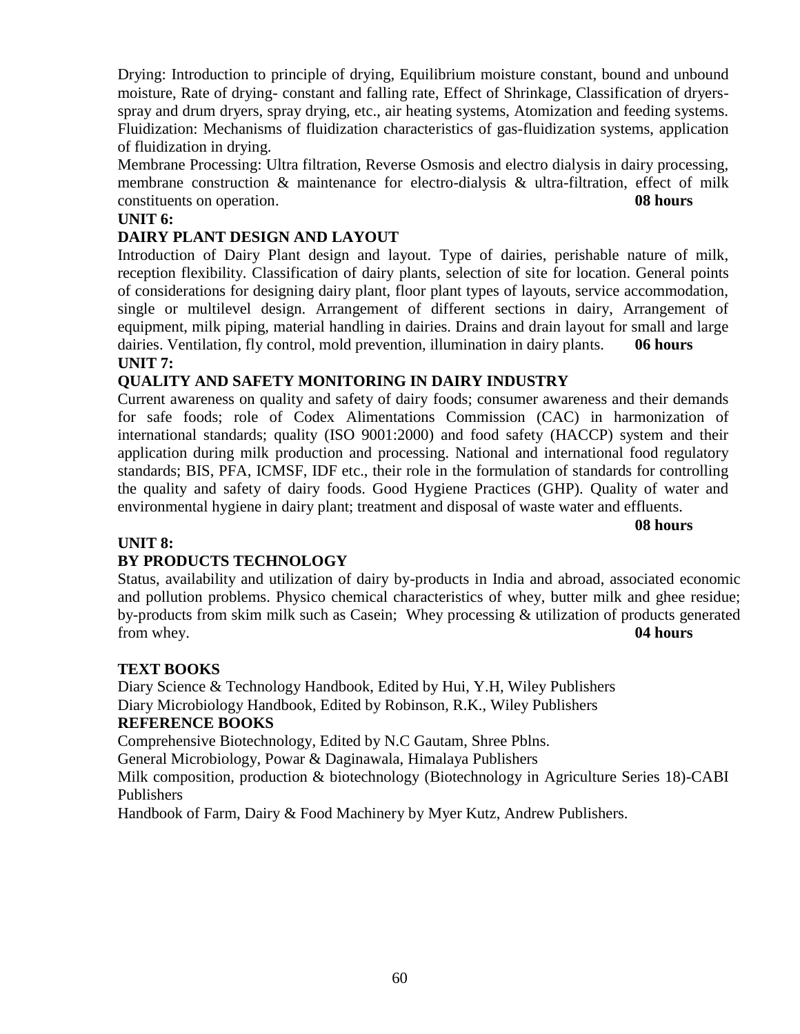Drying: Introduction to principle of drying, Equilibrium moisture constant, bound and unbound moisture, Rate of drying- constant and falling rate, Effect of Shrinkage, Classification of dryers-spray and drum dryers, spray drying, etc., air heating systems, Atomization and feeding systems. Fluidization: Mechanisms of fluidization characteristics of gas-fluidization systems, application of fluidization in drying.

Membrane Processing: Ultra filtration, Reverse Osmosis and electro dialysis in dairy processing, membrane construction & maintenance for electro-dialysis & ultra-filtration, effect of milk constituents on operation. **08 hours**

**UNIT 6:**

**DAIRY PLANT DESIGN AND LAYOUT**

Introduction of Dairy Plant design and layout. Type of dairies, perishable nature of milk, reception flexibility. Classification of dairy plants, selection of site for location. General points of considerations for designing dairy plant, floor plant types of layouts, service accommodation, single or multilevel design. Arrangement of different sections in dairy, Arrangement of equipment, milk piping, material handling in dairies. Drains and drain layout for small and large dairies. Ventilation, fly control, mold prevention, illumination in dairy plants. **06 hours**

**UNIT 7:**

**QUALITY AND SAFETY MONITORING IN DAIRY INDUSTRY**

Current awareness on quality and safety of dairy foods; consumer awareness and their demands for safe foods; role of Codex Alimentations Commission (CAC) in harmonization of international standards; quality (ISO 9001:2000) and food safety (HACCP) system and their application during milk production and processing. National and international food regulatory standards; BIS, PFA, ICMSF, IDF etc., their role in the formulation of standards for controlling the quality and safety of dairy foods. Good Hygiene Practices (GHP). Quality of water and environmental hygiene in dairy plant; treatment and disposal of waste water and effluents.

**08 hours**

**UNIT 8:**

**BY PRODUCTS TECHNOLOGY**

Status, availability and utilization of dairy by-products in India and abroad, associated economic and pollution problems. Physico chemical characteristics of whey, butter milk and ghee residue; by-products from skim milk such as Casein; Whey processing & utilization of products generated from whey. **04 hours**

**TEXT BOOKS**

Diary Science & Technology Handbook, Edited by Hui, Y.H, Wiley Publishers

Diary Microbiology Handbook, Edited by Robinson, R.K., Wiley Publishers

**REFERENCE BOOKS**

Comprehensive Biotechnology, Edited by N.C Gautam, Shree Pblns.

General Microbiology, Powar & Daginawala, Himalaya Publishers

Milk composition, production & biotechnology (Biotechnology in Agriculture Series 18)-CABI Publishers

Handbook of Farm, Dairy & Food Machinery by Myer Kutz, Andrew Publishers.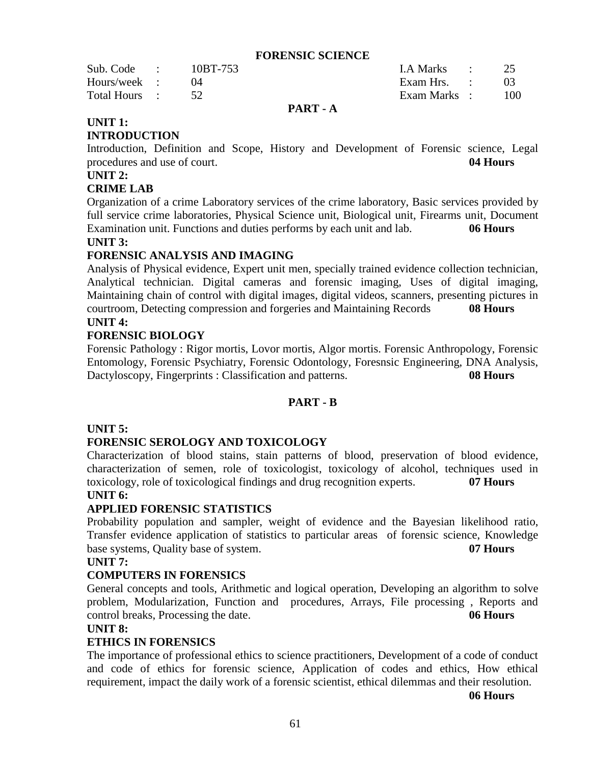# FORENSIC SCIENCE

| Sub. Code | : | 10BT-753 | I.A Marks | : | 25 |
| --- | --- | --- | --- | --- | --- |
| Hours/week | : | 04 | Exam Hrs. | : | 03 |
| Total Hours | : | 52 | Exam Marks | : | 100 |

## PART - A

**UNIT 1:**

**INTRODUCTION**

Introduction, Definition and Scope, History and Development of Forensic science, Legal procedures and use of court. **04 Hours**

**UNIT 2:**

**CRIME LAB**

Organization of a crime Laboratory services of the crime laboratory, Basic services provided by full service crime laboratories, Physical Science unit, Biological unit, Firearms unit, Document Examination unit. Functions and duties performs by each unit and lab. **06 Hours**

**UNIT 3:**

**FORENSIC ANALYSIS AND IMAGING**

Analysis of Physical evidence, Expert unit men, specially trained evidence collection technician, Analytical technician. Digital cameras and forensic imaging, Uses of digital imaging, Maintaining chain of control with digital images, digital videos, scanners, presenting pictures in courtroom, Detecting compression and forgeries and Maintaining Records **08 Hours**

**UNIT 4:**

**FORENSIC BIOLOGY**

Forensic Pathology : Rigor mortis, Lovor mortis, Algor mortis. Forensic Anthropology, Forensic Entomology, Forensic Psychiatry, Forensic Odontology, Foresnsic Engineering, DNA Analysis, Dactyloscopy, Fingerprints : Classification and patterns. **08 Hours**

## PART - B

**UNIT 5:**

**FORENSIC SEROLOGY AND TOXICOLOGY**

Characterization of blood stains, stain patterns of blood, preservation of blood evidence, characterization of semen, role of toxicologist, toxicology of alcohol, techniques used in toxicology, role of toxicological findings and drug recognition experts. **07 Hours**

**UNIT 6:**

**APPLIED FORENSIC STATISTICS**

Probability population and sampler, weight of evidence and the Bayesian likelihood ratio, Transfer evidence application of statistics to particular areas of forensic science, Knowledge base systems, Quality base of system. **07 Hours**

**UNIT 7:**

**COMPUTERS IN FORENSICS**

General concepts and tools, Arithmetic and logical operation, Developing an algorithm to solve problem, Modularization, Function and procedures, Arrays, File processing , Reports and control breaks, Processing the date. **06 Hours**

**UNIT 8:**

**ETHICS IN FORENSICS**

The importance of professional ethics to science practitioners, Development of a code of conduct and code of ethics for forensic science, Application of codes and ethics, How ethical requirement, impact the daily work of a forensic scientist, ethical dilemmas and their resolution. **06 Hours**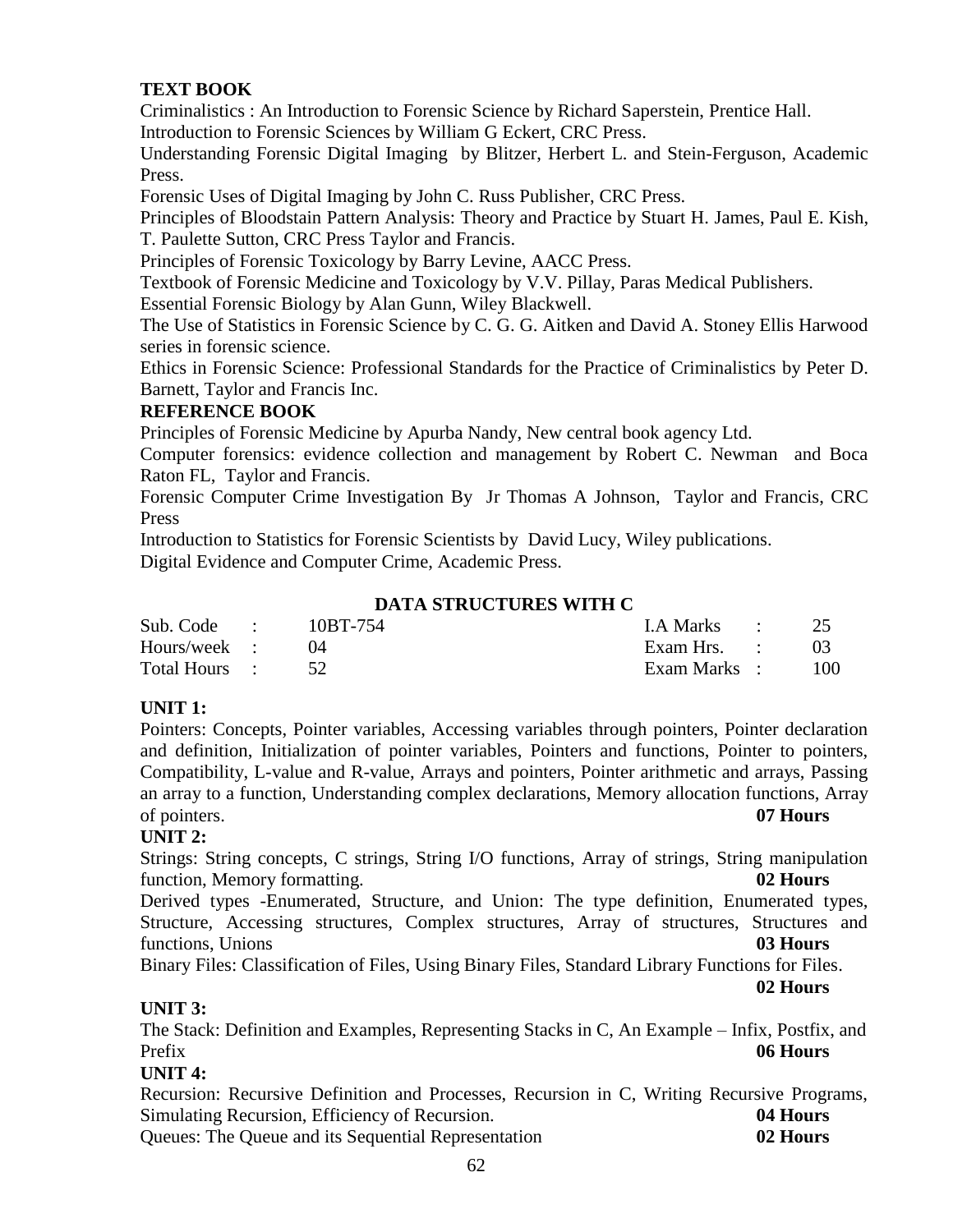**TEXT BOOK**

Criminalistics : An Introduction to Forensic Science by Richard Saperstein, Prentice Hall.

Introduction to Forensic Sciences by William G Eckert, CRC Press.

Understanding Forensic Digital Imaging by Blitzer, Herbert L. and Stein-Ferguson, Academic Press.

Forensic Uses of Digital Imaging by John C. Russ Publisher, CRC Press.

Principles of Bloodstain Pattern Analysis: Theory and Practice by Stuart H. James, Paul E. Kish, T. Paulette Sutton, CRC Press Taylor and Francis.

Principles of Forensic Toxicology by Barry Levine, AACC Press.

Textbook of Forensic Medicine and Toxicology by V.V. Pillay, Paras Medical Publishers.

Essential Forensic Biology by Alan Gunn, Wiley Blackwell.

The Use of Statistics in Forensic Science by C. G. G. Aitken and David A. Stoney Ellis Harwood series in forensic science.

Ethics in Forensic Science: Professional Standards for the Practice of Criminalistics by Peter D. Barnett, Taylor and Francis Inc.

**REFERENCE BOOK**

Principles of Forensic Medicine by Apurba Nandy, New central book agency Ltd.

Computer forensics: evidence collection and management by Robert C. Newman and Boca Raton FL, Taylor and Francis.

Forensic Computer Crime Investigation By Jr Thomas A Johnson, Taylor and Francis, CRC Press

Introduction to Statistics for Forensic Scientists by David Lucy, Wiley publications.

Digital Evidence and Computer Crime, Academic Press.

## DATA STRUCTURES WITH C

| | | | | | |
|---|---|---|---|---|---|
| Sub. Code | : 10BT-754 | | I.A Marks | : | 25 |
| Hours/week | : 04 | | Exam Hrs. | : | 03 |
| Total Hours | : 52 | | Exam Marks | : | 100 |

**UNIT 1:**

Pointers: Concepts, Pointer variables, Accessing variables through pointers, Pointer declaration and definition, Initialization of pointer variables, Pointers and functions, Pointer to pointers, Compatibility, L-value and R-value, Arrays and pointers, Pointer arithmetic and arrays, Passing an array to a function, Understanding complex declarations, Memory allocation functions, Array of pointers. **07 Hours**

**UNIT 2:**

Strings: String concepts, C strings, String I/O functions, Array of strings, String manipulation function, Memory formatting. **02 Hours**

Derived types -Enumerated, Structure, and Union: The type definition, Enumerated types, Structure, Accessing structures, Complex structures, Array of structures, Structures and functions, Unions **03 Hours**

Binary Files: Classification of Files, Using Binary Files, Standard Library Functions for Files. **02 Hours**

**UNIT 3:**

The Stack: Definition and Examples, Representing Stacks in C, An Example – Infix, Postfix, and Prefix **06 Hours**

**UNIT 4:**

Recursion: Recursive Definition and Processes, Recursion in C, Writing Recursive Programs, Simulating Recursion, Efficiency of Recursion. **04 Hours**

Queues: The Queue and its Sequential Representation **02 Hours**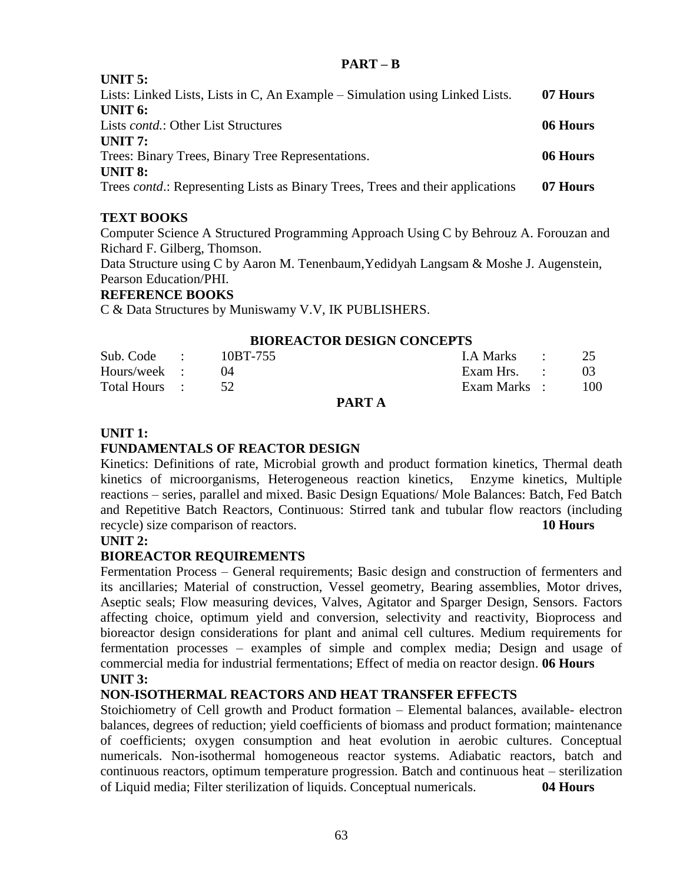## PART – B

**UNIT 5:**

Lists: Linked Lists, Lists in C, An Example – Simulation using Linked Lists. **07 Hours**

**UNIT 6:**

Lists *contd.*: Other List Structures **06 Hours**

**UNIT 7:**

Trees: Binary Trees, Binary Tree Representations. **06 Hours**

**UNIT 8:**

Trees *contd*.: Representing Lists as Binary Trees, Trees and their applications **07 Hours**

### TEXT BOOKS

Computer Science A Structured Programming Approach Using C by Behrouz A. Forouzan and Richard F. Gilberg, Thomson.

Data Structure using C by Aaron M. Tenenbaum,Yedidyah Langsam & Moshe J. Augenstein, Pearson Education/PHI.

### REFERENCE BOOKS

C & Data Structures by Muniswamy V.V, IK PUBLISHERS.

## BIOREACTOR DESIGN CONCEPTS

| | | | | | |
|---|---|---|---|---|---|
| Sub. Code | : | 10BT-755 | I.A Marks | : | 25 |
| Hours/week | : | 04 | Exam Hrs. | : | 03 |
| Total Hours | : | 52 | Exam Marks | : | 100 |

## PART A

**UNIT 1:**

**FUNDAMENTALS OF REACTOR DESIGN**

Kinetics: Definitions of rate, Microbial growth and product formation kinetics, Thermal death kinetics of microorganisms, Heterogeneous reaction kinetics, Enzyme kinetics, Multiple reactions – series, parallel and mixed. Basic Design Equations/ Mole Balances: Batch, Fed Batch and Repetitive Batch Reactors, Continuous: Stirred tank and tubular flow reactors (including recycle) size comparison of reactors. **10 Hours**

**UNIT 2:**

**BIOREACTOR REQUIREMENTS**

Fermentation Process – General requirements; Basic design and construction of fermenters and its ancillaries; Material of construction, Vessel geometry, Bearing assemblies, Motor drives, Aseptic seals; Flow measuring devices, Valves, Agitator and Sparger Design, Sensors. Factors affecting choice, optimum yield and conversion, selectivity and reactivity, Bioprocess and bioreactor design considerations for plant and animal cell cultures. Medium requirements for fermentation processes – examples of simple and complex media; Design and usage of commercial media for industrial fermentations; Effect of media on reactor design. **06 Hours**

**UNIT 3:**

**NON-ISOTHERMAL REACTORS AND HEAT TRANSFER EFFECTS**

Stoichiometry of Cell growth and Product formation – Elemental balances, available- electron balances, degrees of reduction; yield coefficients of biomass and product formation; maintenance of coefficients; oxygen consumption and heat evolution in aerobic cultures. Conceptual numericals. Non-isothermal homogeneous reactor systems. Adiabatic reactors, batch and continuous reactors, optimum temperature progression. Batch and continuous heat – sterilization of Liquid media; Filter sterilization of liquids. Conceptual numericals. **04 Hours**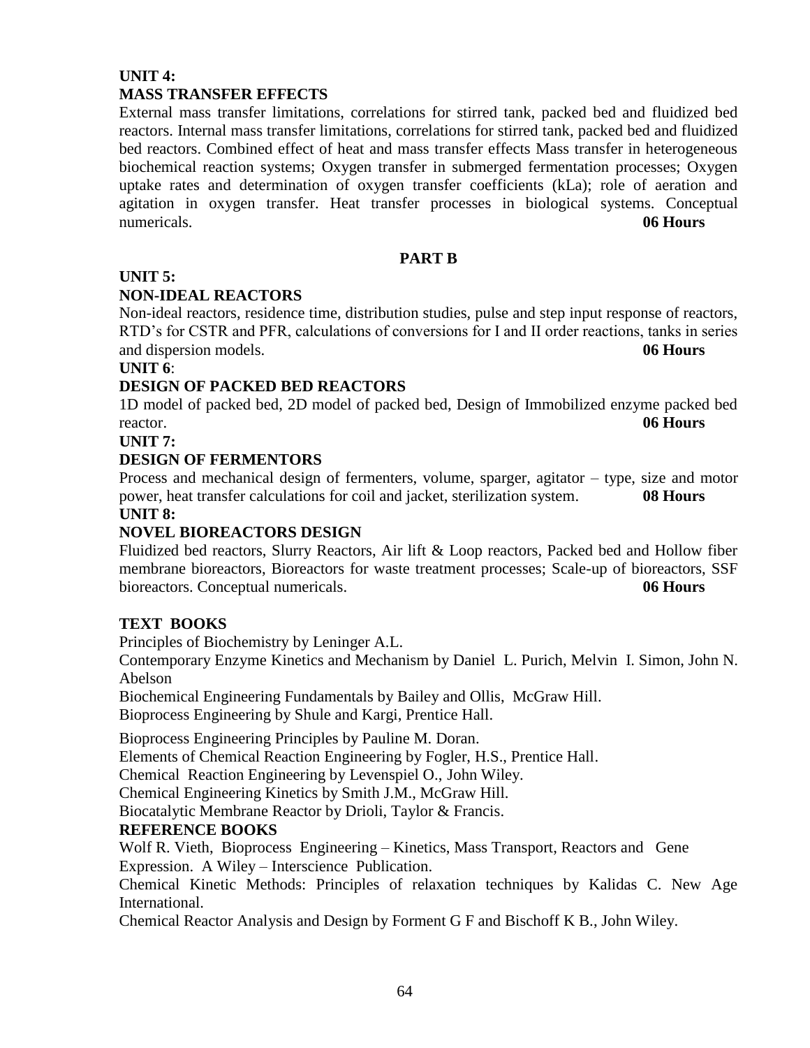**UNIT 4:**

**MASS TRANSFER EFFECTS**

External mass transfer limitations, correlations for stirred tank, packed bed and fluidized bed reactors. Internal mass transfer limitations, correlations for stirred tank, packed bed and fluidized bed reactors. Combined effect of heat and mass transfer effects Mass transfer in heterogeneous biochemical reaction systems; Oxygen transfer in submerged fermentation processes; Oxygen uptake rates and determination of oxygen transfer coefficients (kLa); role of aeration and agitation in oxygen transfer. Heat transfer processes in biological systems. Conceptual numericals. **06 Hours**

**PART B**

**UNIT 5:**

**NON-IDEAL REACTORS**

Non-ideal reactors, residence time, distribution studies, pulse and step input response of reactors, RTD's for CSTR and PFR, calculations of conversions for I and II order reactions, tanks in series and dispersion models. **06 Hours**

**UNIT 6**:

**DESIGN OF PACKED BED REACTORS**

1D model of packed bed, 2D model of packed bed, Design of Immobilized enzyme packed bed reactor. **06 Hours**

**UNIT 7:**

**DESIGN OF FERMENTORS**

Process and mechanical design of fermenters, volume, sparger, agitator – type, size and motor power, heat transfer calculations for coil and jacket, sterilization system. **08 Hours**

**UNIT 8:**

**NOVEL BIOREACTORS DESIGN**

Fluidized bed reactors, Slurry Reactors, Air lift & Loop reactors, Packed bed and Hollow fiber membrane bioreactors, Bioreactors for waste treatment processes; Scale-up of bioreactors, SSF bioreactors. Conceptual numericals. **06 Hours**

**TEXT BOOKS**

Principles of Biochemistry by Leninger A.L.

Contemporary Enzyme Kinetics and Mechanism by Daniel L. Purich, Melvin I. Simon, John N. Abelson

Biochemical Engineering Fundamentals by Bailey and Ollis, McGraw Hill.

Bioprocess Engineering by Shule and Kargi, Prentice Hall.

Bioprocess Engineering Principles by Pauline M. Doran.

Elements of Chemical Reaction Engineering by Fogler, H.S., Prentice Hall.

Chemical Reaction Engineering by Levenspiel O., John Wiley.

Chemical Engineering Kinetics by Smith J.M., McGraw Hill.

Biocatalytic Membrane Reactor by Drioli, Taylor & Francis.

**REFERENCE BOOKS**

Wolf R. Vieth, Bioprocess Engineering – Kinetics, Mass Transport, Reactors and Gene Expression. A Wiley – Interscience Publication.

Chemical Kinetic Methods: Principles of relaxation techniques by Kalidas C. New Age International.

Chemical Reactor Analysis and Design by Forment G F and Bischoff K B., John Wiley.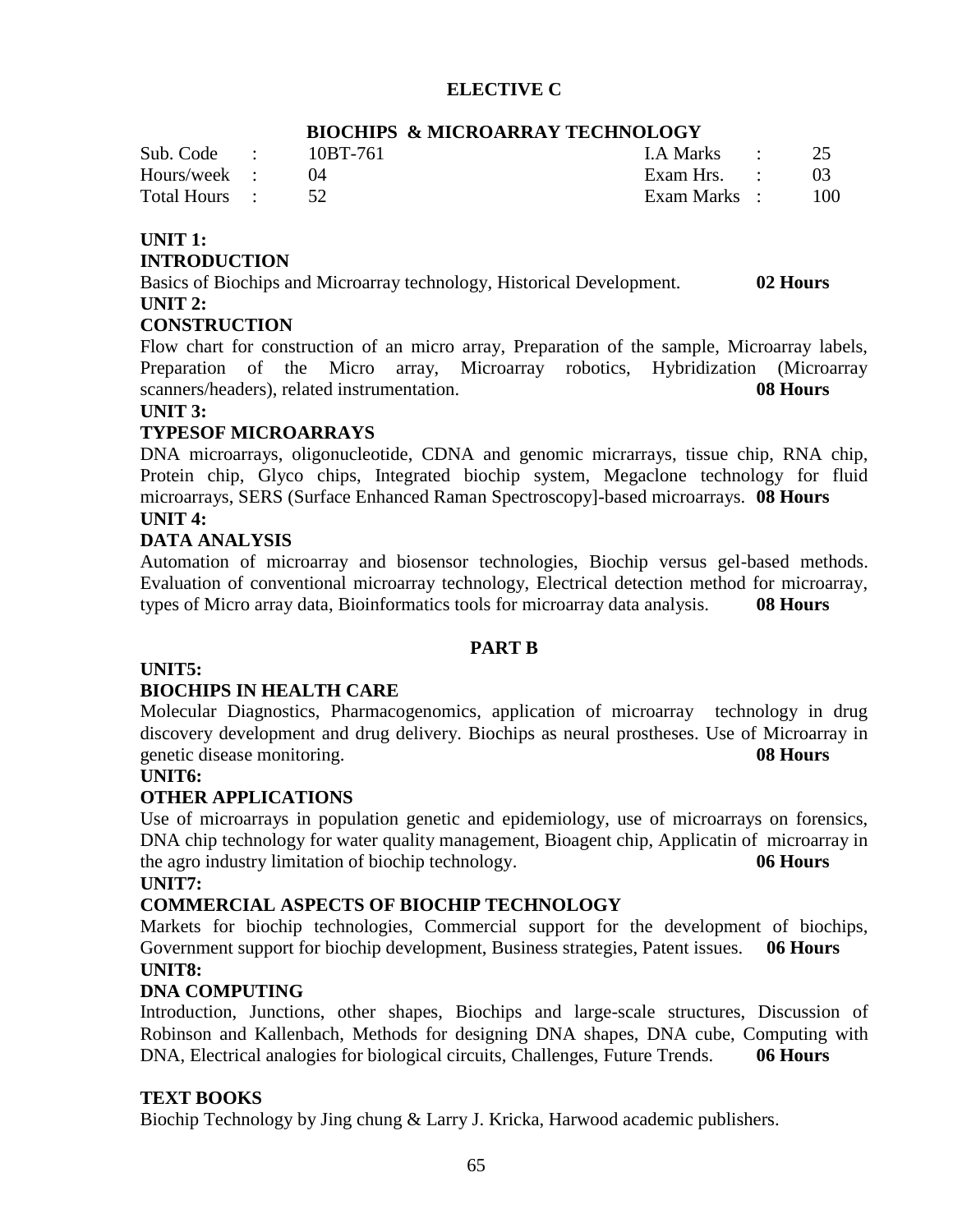## ELECTIVE C

### BIOCHIPS & MICROARRAY TECHNOLOGY

| | | | | | |
|---|---|---|---|---|---|
| Sub. Code | : 10BT-761 | | I.A Marks | : | 25 |
| Hours/week | : 04 | | Exam Hrs. | : | 03 |
| Total Hours | : 52 | | Exam Marks | : | 100 |

**UNIT 1:**

**INTRODUCTION**

Basics of Biochips and Microarray technology, Historical Development. **02 Hours**

**UNIT 2:**

**CONSTRUCTION**

Flow chart for construction of an micro array, Preparation of the sample, Microarray labels, Preparation of the Micro array, Microarray robotics, Hybridization (Microarray scanners/headers), related instrumentation. **08 Hours**

**UNIT 3:**

**TYPESOF MICROARRAYS**

DNA microarrays, oligonucleotide, CDNA and genomic micrarrays, tissue chip, RNA chip, Protein chip, Glyco chips, Integrated biochip system, Megaclone technology for fluid microarrays, SERS (Surface Enhanced Raman Spectroscopy]-based microarrays. **08 Hours**

**UNIT 4:**

**DATA ANALYSIS**

Automation of microarray and biosensor technologies, Biochip versus gel-based methods. Evaluation of conventional microarray technology, Electrical detection method for microarray, types of Micro array data, Bioinformatics tools for microarray data analysis. **08 Hours**

**PART B**

**UNIT5:**

**BIOCHIPS IN HEALTH CARE**

Molecular Diagnostics, Pharmacogenomics, application of microarray technology in drug discovery development and drug delivery. Biochips as neural prostheses. Use of Microarray in genetic disease monitoring. **08 Hours**

**UNIT6:**

**OTHER APPLICATIONS**

Use of microarrays in population genetic and epidemiology, use of microarrays on forensics, DNA chip technology for water quality management, Bioagent chip, Applicatin of microarray in the agro industry limitation of biochip technology. **06 Hours**

**UNIT7:**

**COMMERCIAL ASPECTS OF BIOCHIP TECHNOLOGY**

Markets for biochip technologies, Commercial support for the development of biochips, Government support for biochip development, Business strategies, Patent issues. **06 Hours**

**UNIT8:**

**DNA COMPUTING**

Introduction, Junctions, other shapes, Biochips and large-scale structures, Discussion of Robinson and Kallenbach, Methods for designing DNA shapes, DNA cube, Computing with DNA, Electrical analogies for biological circuits, Challenges, Future Trends. **06 Hours**

**TEXT BOOKS**

Biochip Technology by Jing chung & Larry J. Kricka, Harwood academic publishers.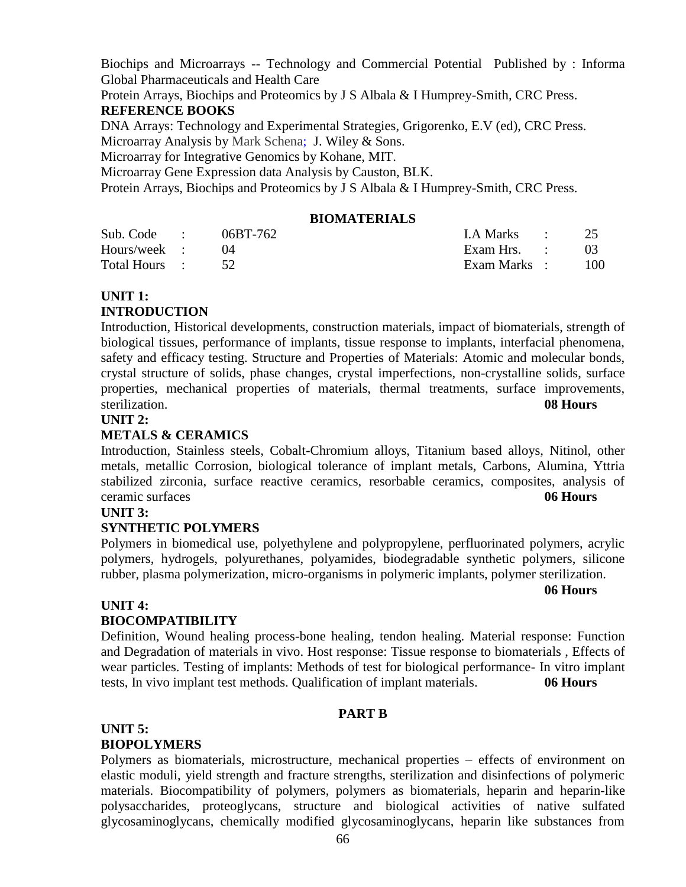Biochips and Microarrays -- Technology and Commercial Potential Published by : Informa Global Pharmaceuticals and Health Care

Protein Arrays, Biochips and Proteomics by J S Albala & I Humprey-Smith, CRC Press.

**REFERENCE BOOKS**

DNA Arrays: Technology and Experimental Strategies, Grigorenko, E.V (ed), CRC Press.

Microarray Analysis by Mark Schena; J. Wiley & Sons.

Microarray for Integrative Genomics by Kohane, MIT.

Microarray Gene Expression data Analysis by Causton, BLK.

Protein Arrays, Biochips and Proteomics by J S Albala & I Humprey-Smith, CRC Press.

## BIOMATERIALS

| | | | | | |
|---|---|---|---|---|---|
| Sub. Code | : | 06BT-762 | I.A Marks | : | 25 |
| Hours/week | : | 04 | Exam Hrs. | : | 03 |
| Total Hours | : | 52 | Exam Marks | : | 100 |

**UNIT 1:**

**INTRODUCTION**

Introduction, Historical developments, construction materials, impact of biomaterials, strength of biological tissues, performance of implants, tissue response to implants, interfacial phenomena, safety and efficacy testing. Structure and Properties of Materials: Atomic and molecular bonds, crystal structure of solids, phase changes, crystal imperfections, non-crystalline solids, surface properties, mechanical properties of materials, thermal treatments, surface improvements, sterilization. **08 Hours**

**UNIT 2:**

**METALS & CERAMICS**

Introduction, Stainless steels, Cobalt-Chromium alloys, Titanium based alloys, Nitinol, other metals, metallic Corrosion, biological tolerance of implant metals, Carbons, Alumina, Yttria stabilized zirconia, surface reactive ceramics, resorbable ceramics, composites, analysis of ceramic surfaces **06 Hours**

**UNIT 3:**

**SYNTHETIC POLYMERS**

Polymers in biomedical use, polyethylene and polypropylene, perfluorinated polymers, acrylic polymers, hydrogels, polyurethanes, polyamides, biodegradable synthetic polymers, silicone rubber, plasma polymerization, micro-organisms in polymeric implants, polymer sterilization. **06 Hours**

**UNIT 4:**

**BIOCOMPATIBILITY**

Definition, Wound healing process-bone healing, tendon healing. Material response: Function and Degradation of materials in vivo. Host response: Tissue response to biomaterials , Effects of wear particles. Testing of implants: Methods of test for biological performance- In vitro implant tests, In vivo implant test methods. Qualification of implant materials. **06 Hours**

## PART B

**UNIT 5:**

**BIOPOLYMERS**

Polymers as biomaterials, microstructure, mechanical properties – effects of environment on elastic moduli, yield strength and fracture strengths, sterilization and disinfections of polymeric materials. Biocompatibility of polymers, polymers as biomaterials, heparin and heparin-like polysaccharides, proteoglycans, structure and biological activities of native sulfated glycosaminoglycans, chemically modified glycosaminoglycans, heparin like substances from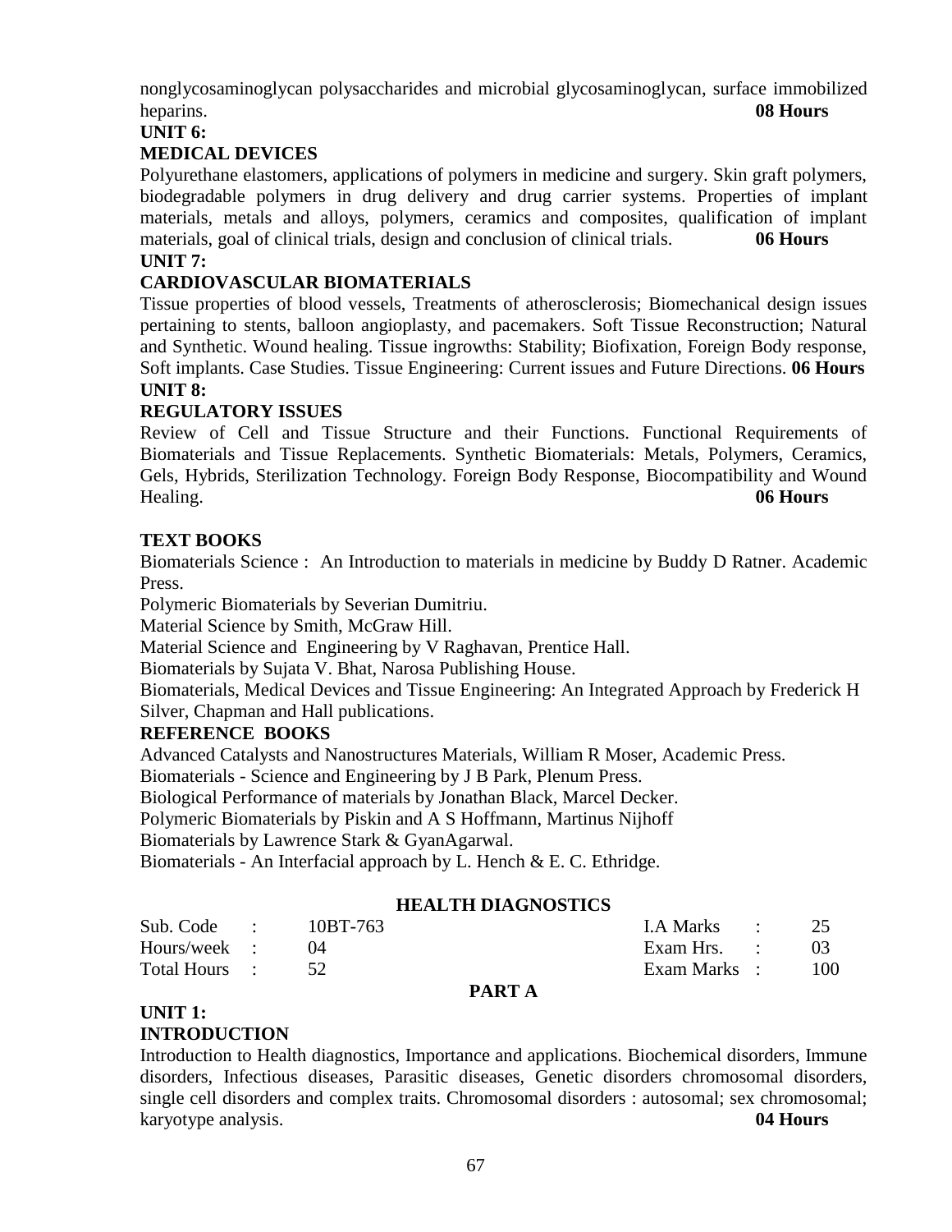nonglycosaminoglycan polysaccharides and microbial glycosaminoglycan, surface immobilized heparins. **08 Hours**

**UNIT 6:**

**MEDICAL DEVICES**

Polyurethane elastomers, applications of polymers in medicine and surgery. Skin graft polymers, biodegradable polymers in drug delivery and drug carrier systems. Properties of implant materials, metals and alloys, polymers, ceramics and composites, qualification of implant materials, goal of clinical trials, design and conclusion of clinical trials. **06 Hours**

**UNIT 7:**

**CARDIOVASCULAR BIOMATERIALS**

Tissue properties of blood vessels, Treatments of atherosclerosis; Biomechanical design issues pertaining to stents, balloon angioplasty, and pacemakers. Soft Tissue Reconstruction; Natural and Synthetic. Wound healing. Tissue ingrowths: Stability; Biofixation, Foreign Body response, Soft implants. Case Studies. Tissue Engineering: Current issues and Future Directions. **06 Hours**

**UNIT 8:**

**REGULATORY ISSUES**

Review of Cell and Tissue Structure and their Functions. Functional Requirements of Biomaterials and Tissue Replacements. Synthetic Biomaterials: Metals, Polymers, Ceramics, Gels, Hybrids, Sterilization Technology. Foreign Body Response, Biocompatibility and Wound Healing. **06 Hours**

**TEXT BOOKS**

Biomaterials Science : An Introduction to materials in medicine by Buddy D Ratner. Academic Press.

Polymeric Biomaterials by Severian Dumitriu.

Material Science by Smith, McGraw Hill.

Material Science and Engineering by V Raghavan, Prentice Hall.

Biomaterials by Sujata V. Bhat, Narosa Publishing House.

Biomaterials, Medical Devices and Tissue Engineering: An Integrated Approach by Frederick H Silver, Chapman and Hall publications.

**REFERENCE BOOKS**

Advanced Catalysts and Nanostructures Materials, William R Moser, Academic Press.

Biomaterials - Science and Engineering by J B Park, Plenum Press.

Biological Performance of materials by Jonathan Black, Marcel Decker.

Polymeric Biomaterials by Piskin and A S Hoffmann, Martinus Nijhoff

Biomaterials by Lawrence Stark & GyanAgarwal.

Biomaterials - An Interfacial approach by L. Hench & E. C. Ethridge.

## HEALTH DIAGNOSTICS

| | | | | | |
|---|---|---|---|---|---|
| Sub. Code | : | 10BT-763 | I.A Marks | : | 25 |
| Hours/week | : | 04 | Exam Hrs. | : | 03 |
| Total Hours | : | 52 | Exam Marks | : | 100 |

**PART A**

**UNIT 1:**

**INTRODUCTION**

Introduction to Health diagnostics, Importance and applications. Biochemical disorders, Immune disorders, Infectious diseases, Parasitic diseases, Genetic disorders chromosomal disorders, single cell disorders and complex traits. Chromosomal disorders : autosomal; sex chromosomal; karyotype analysis. **04 Hours**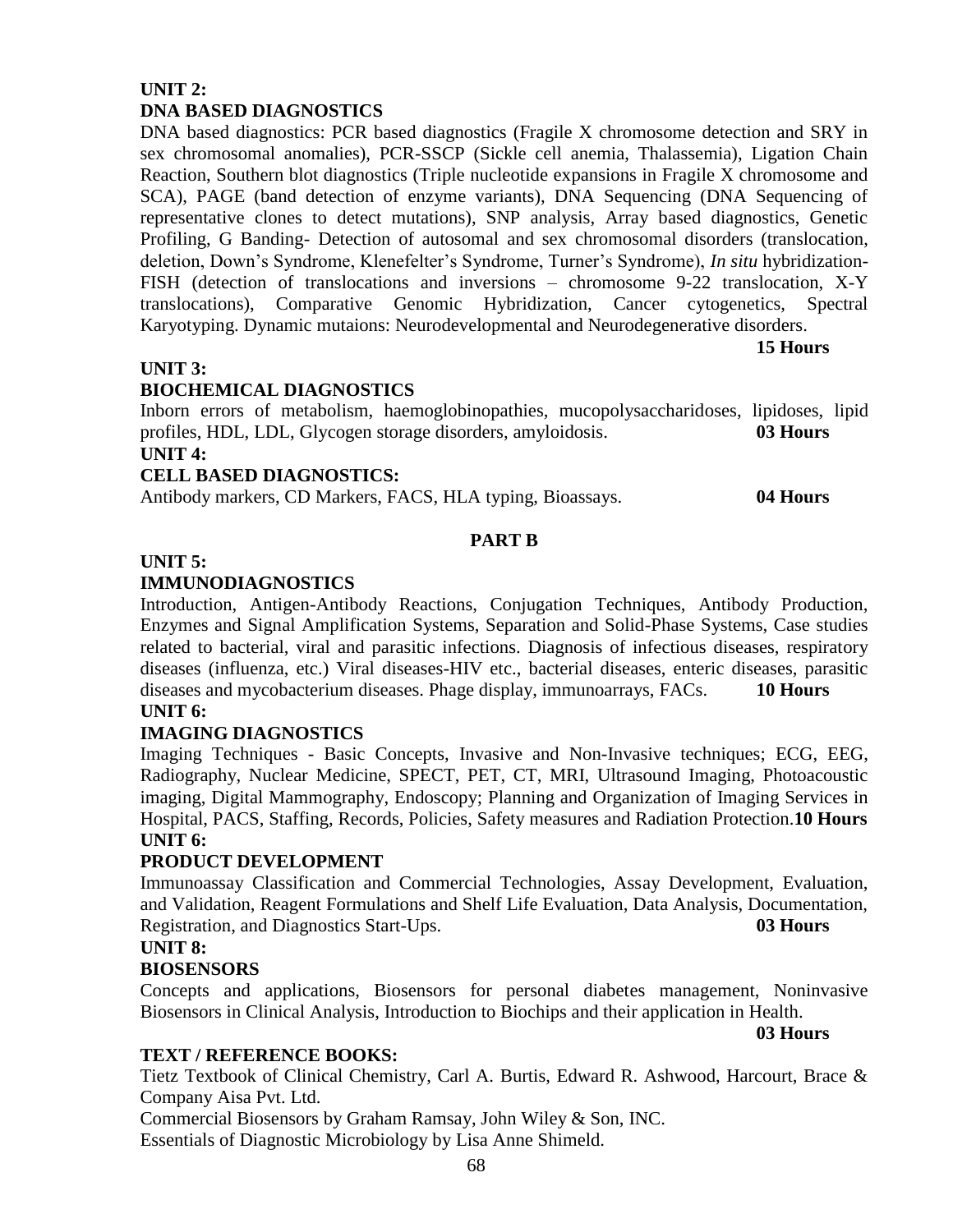**UNIT 2:**

**DNA BASED DIAGNOSTICS**

DNA based diagnostics: PCR based diagnostics (Fragile X chromosome detection and SRY in sex chromosomal anomalies), PCR-SSCP (Sickle cell anemia, Thalassemia), Ligation Chain Reaction, Southern blot diagnostics (Triple nucleotide expansions in Fragile X chromosome and SCA), PAGE (band detection of enzyme variants), DNA Sequencing (DNA Sequencing of representative clones to detect mutations), SNP analysis, Array based diagnostics, Genetic Profiling, G Banding- Detection of autosomal and sex chromosomal disorders (translocation, deletion, Down's Syndrome, Klenefelter's Syndrome, Turner's Syndrome), *In situ* hybridization-FISH (detection of translocations and inversions – chromosome 9-22 translocation, X-Y translocations), Comparative Genomic Hybridization, Cancer cytogenetics, Spectral Karyotyping. Dynamic mutaions: Neurodevelopmental and Neurodegenerative disorders.

**15 Hours**

**UNIT 3:**

**BIOCHEMICAL DIAGNOSTICS**

Inborn errors of metabolism, haemoglobinopathies, mucopolysaccharidoses, lipidoses, lipid profiles, HDL, LDL, Glycogen storage disorders, amyloidosis. **03 Hours**

**UNIT 4:**

**CELL BASED DIAGNOSTICS:**

Antibody markers, CD Markers, FACS, HLA typing, Bioassays. **04 Hours**

**PART B**

**UNIT 5:**

**IMMUNODIAGNOSTICS**

Introduction, Antigen-Antibody Reactions, Conjugation Techniques, Antibody Production, Enzymes and Signal Amplification Systems, Separation and Solid-Phase Systems, Case studies related to bacterial, viral and parasitic infections. Diagnosis of infectious diseases, respiratory diseases (influenza, etc.) Viral diseases-HIV etc., bacterial diseases, enteric diseases, parasitic diseases and mycobacterium diseases. Phage display, immunoarrays, FACs. **10 Hours**

**UNIT 6:**

**IMAGING DIAGNOSTICS**

Imaging Techniques - Basic Concepts, Invasive and Non-Invasive techniques; ECG, EEG, Radiography, Nuclear Medicine, SPECT, PET, CT, MRI, Ultrasound Imaging, Photoacoustic imaging, Digital Mammography, Endoscopy; Planning and Organization of Imaging Services in Hospital, PACS, Staffing, Records, Policies, Safety measures and Radiation Protection.**10 Hours**

**UNIT 6:**

**PRODUCT DEVELOPMENT**

Immunoassay Classification and Commercial Technologies, Assay Development, Evaluation, and Validation, Reagent Formulations and Shelf Life Evaluation, Data Analysis, Documentation, Registration, and Diagnostics Start-Ups. **03 Hours**

**UNIT 8:**

**BIOSENSORS**

Concepts and applications, Biosensors for personal diabetes management, Noninvasive Biosensors in Clinical Analysis, Introduction to Biochips and their application in Health.

**03 Hours**

**TEXT / REFERENCE BOOKS:**

Tietz Textbook of Clinical Chemistry, Carl A. Burtis, Edward R. Ashwood, Harcourt, Brace & Company Aisa Pvt. Ltd.

Commercial Biosensors by Graham Ramsay, John Wiley & Son, INC.

Essentials of Diagnostic Microbiology by Lisa Anne Shimeld.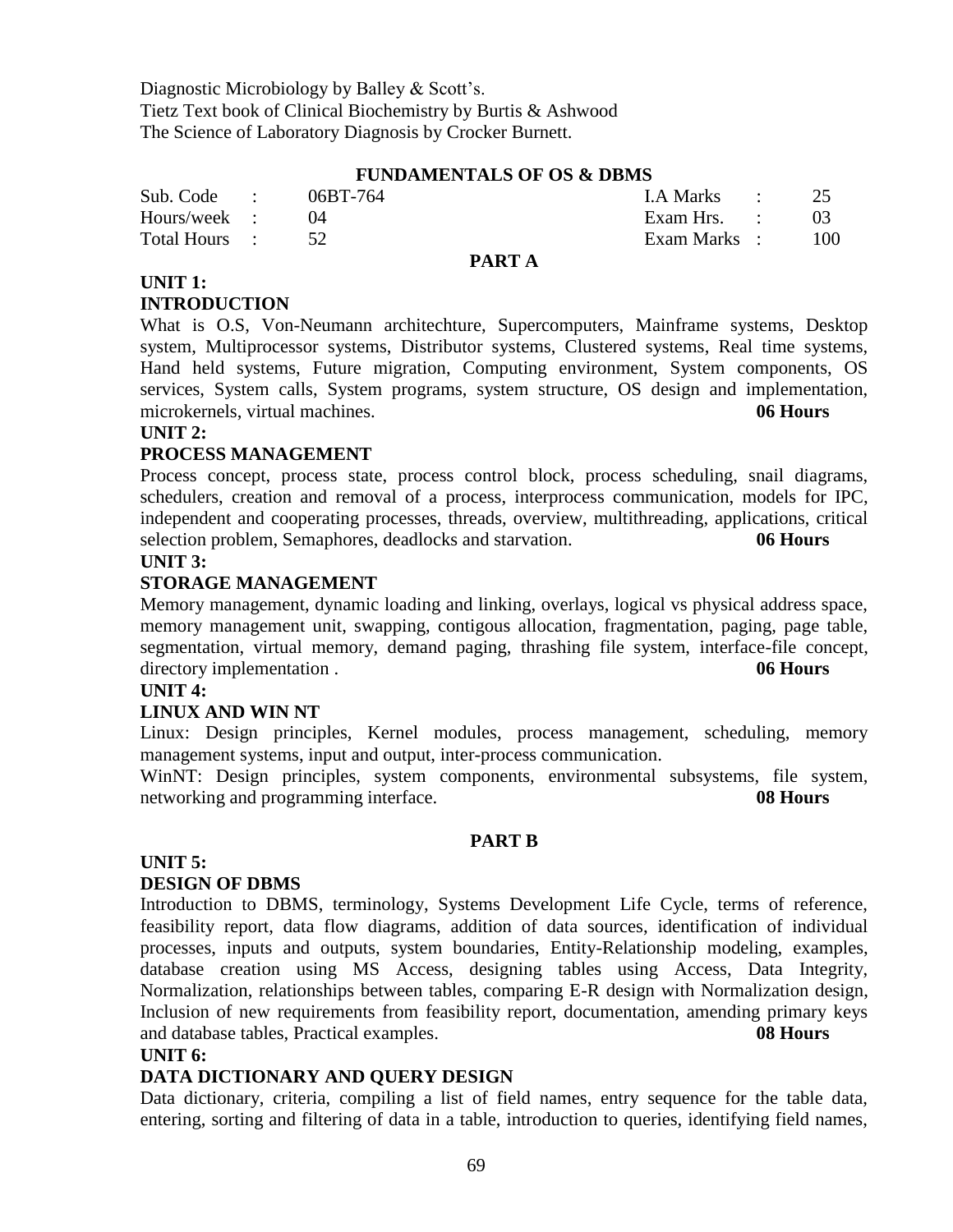Diagnostic Microbiology by Balley & Scott's.
Tietz Text book of Clinical Biochemistry by Burtis & Ashwood
The Science of Laboratory Diagnosis by Crocker Burnett.

## FUNDAMENTALS OF OS & DBMS

| | | | | |
|---|---|---|---|---|
| Sub. Code : | 06BT-764 | | I.A Marks : | 25 |
| Hours/week : | 04 | | Exam Hrs. : | 03 |
| Total Hours : | 52 | | Exam Marks : | 100 |

### PART A

**UNIT 1:**

**INTRODUCTION**

What is O.S, Von-Neumann architechture, Supercomputers, Mainframe systems, Desktop system, Multiprocessor systems, Distributor systems, Clustered systems, Real time systems, Hand held systems, Future migration, Computing environment, System components, OS services, System calls, System programs, system structure, OS design and implementation, microkernels, virtual machines. **06 Hours**

**UNIT 2:**

**PROCESS MANAGEMENT**

Process concept, process state, process control block, process scheduling, snail diagrams, schedulers, creation and removal of a process, interprocess communication, models for IPC, independent and cooperating processes, threads, overview, multithreading, applications, critical selection problem, Semaphores, deadlocks and starvation. **06 Hours**

**UNIT 3:**

**STORAGE MANAGEMENT**

Memory management, dynamic loading and linking, overlays, logical vs physical address space, memory management unit, swapping, contigous allocation, fragmentation, paging, page table, segmentation, virtual memory, demand paging, thrashing file system, interface-file concept, directory implementation . **06 Hours**

**UNIT 4:**

**LINUX AND WIN NT**

Linux: Design principles, Kernel modules, process management, scheduling, memory management systems, input and output, inter-process communication.

WinNT: Design principles, system components, environmental subsystems, file system, networking and programming interface. **08 Hours**

### PART B

**UNIT 5:**

**DESIGN OF DBMS**

Introduction to DBMS, terminology, Systems Development Life Cycle, terms of reference, feasibility report, data flow diagrams, addition of data sources, identification of individual processes, inputs and outputs, system boundaries, Entity-Relationship modeling, examples, database creation using MS Access, designing tables using Access, Data Integrity, Normalization, relationships between tables, comparing E-R design with Normalization design, Inclusion of new requirements from feasibility report, documentation, amending primary keys and database tables, Practical examples. **08 Hours**

**UNIT 6:**

**DATA DICTIONARY AND QUERY DESIGN**

Data dictionary, criteria, compiling a list of field names, entry sequence for the table data, entering, sorting and filtering of data in a table, introduction to queries, identifying field names,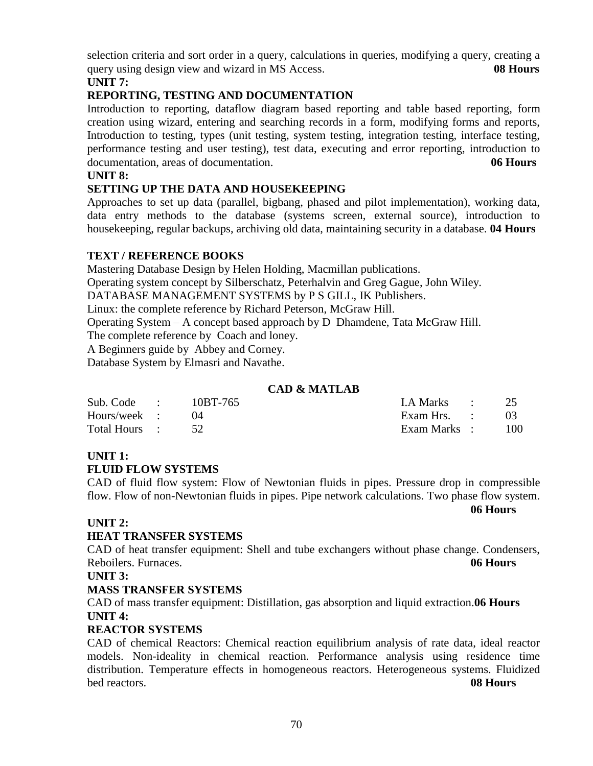selection criteria and sort order in a query, calculations in queries, modifying a query, creating a query using design view and wizard in MS Access. **08 Hours**

**UNIT 7:**

**REPORTING, TESTING AND DOCUMENTATION**

Introduction to reporting, dataflow diagram based reporting and table based reporting, form creation using wizard, entering and searching records in a form, modifying forms and reports, Introduction to testing, types (unit testing, system testing, integration testing, interface testing, performance testing and user testing), test data, executing and error reporting, introduction to documentation, areas of documentation. **06 Hours**

**UNIT 8:**

**SETTING UP THE DATA AND HOUSEKEEPING**

Approaches to set up data (parallel, bigbang, phased and pilot implementation), working data, data entry methods to the database (systems screen, external source), introduction to housekeeping, regular backups, archiving old data, maintaining security in a database. **04 Hours**

**TEXT / REFERENCE BOOKS**

Mastering Database Design by Helen Holding, Macmillan publications.
Operating system concept by Silberschatz, Peterhalvin and Greg Gague, John Wiley.
DATABASE MANAGEMENT SYSTEMS by P S GILL, IK Publishers.
Linux: the complete reference by Richard Peterson, McGraw Hill.
Operating System – A concept based approach by D Dhamdene, Tata McGraw Hill.
The complete reference by Coach and loney.
A Beginners guide by Abbey and Corney.
Database System by Elmasri and Navathe.

## CAD & MATLAB

| | | | | | |
|---|---|---|---|---|---|
| Sub. Code | : 10BT-765 | | I.A Marks | : | 25 |
| Hours/week | : 04 | | Exam Hrs. | : | 03 |
| Total Hours | : 52 | | Exam Marks | : | 100 |

**UNIT 1:**

**FLUID FLOW SYSTEMS**

CAD of fluid flow system: Flow of Newtonian fluids in pipes. Pressure drop in compressible flow. Flow of non-Newtonian fluids in pipes. Pipe network calculations. Two phase flow system. **06 Hours**

**UNIT 2:**

**HEAT TRANSFER SYSTEMS**

CAD of heat transfer equipment: Shell and tube exchangers without phase change. Condensers, Reboilers. Furnaces. **06 Hours**

**UNIT 3:**

**MASS TRANSFER SYSTEMS**

CAD of mass transfer equipment: Distillation, gas absorption and liquid extraction. **06 Hours**

**UNIT 4:**

**REACTOR SYSTEMS**

CAD of chemical Reactors: Chemical reaction equilibrium analysis of rate data, ideal reactor models. Non-ideality in chemical reaction. Performance analysis using residence time distribution. Temperature effects in homogeneous reactors. Heterogeneous systems. Fluidized bed reactors. **08 Hours**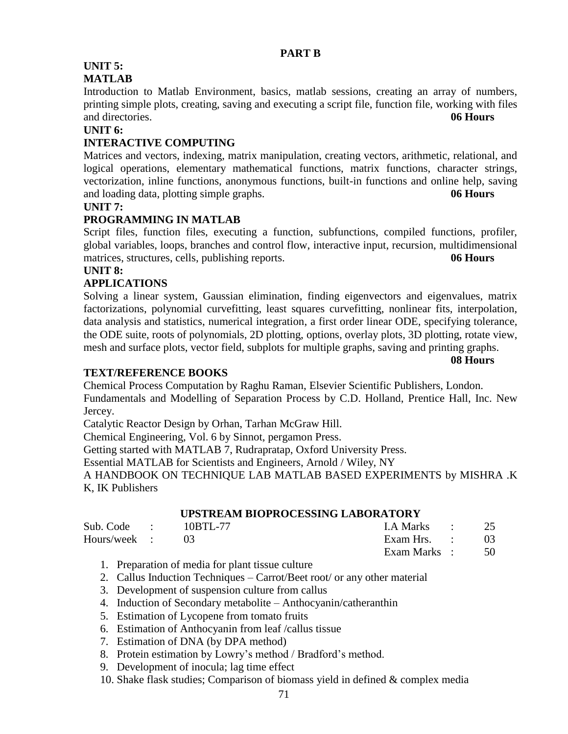## PART B

**UNIT 5:**

**MATLAB**

Introduction to Matlab Environment, basics, matlab sessions, creating an array of numbers, printing simple plots, creating, saving and executing a script file, function file, working with files and directories. **06 Hours**

**UNIT 6:**

**INTERACTIVE COMPUTING**

Matrices and vectors, indexing, matrix manipulation, creating vectors, arithmetic, relational, and logical operations, elementary mathematical functions, matrix functions, character strings, vectorization, inline functions, anonymous functions, built-in functions and online help, saving and loading data, plotting simple graphs. **06 Hours**

**UNIT 7:**

**PROGRAMMING IN MATLAB**

Script files, function files, executing a function, subfunctions, compiled functions, profiler, global variables, loops, branches and control flow, interactive input, recursion, multidimensional matrices, structures, cells, publishing reports. **06 Hours**

**UNIT 8:**

**APPLICATIONS**

Solving a linear system, Gaussian elimination, finding eigenvectors and eigenvalues, matrix factorizations, polynomial curvefitting, least squares curvefitting, nonlinear fits, interpolation, data analysis and statistics, numerical integration, a first order linear ODE, specifying tolerance, the ODE suite, roots of polynomials, 2D plotting, options, overlay plots, 3D plotting, rotate view, mesh and surface plots, vector field, subplots for multiple graphs, saving and printing graphs. **08 Hours**

**TEXT/REFERENCE BOOKS**

Chemical Process Computation by Raghu Raman, Elsevier Scientific Publishers, London.

Fundamentals and Modelling of Separation Process by C.D. Holland, Prentice Hall, Inc. New Jercey.

Catalytic Reactor Design by Orhan, Tarhan McGraw Hill.

Chemical Engineering, Vol. 6 by Sinnot, pergamon Press.

Getting started with MATLAB 7, Rudrapratap, Oxford University Press.

Essential MATLAB for Scientists and Engineers, Arnold / Wiley, NY

A HANDBOOK ON TECHNIQUE LAB MATLAB BASED EXPERIMENTS by MISHRA .K K, IK Publishers

## UPSTREAM BIOPROCESSING LABORATORY

| | | | | | |
|---|---|---|---|---|---|
| Sub. Code | : | 10BTL-77 | I.A Marks | : | 25 |
| Hours/week | : | 03 | Exam Hrs. | : | 03 |
| | | | Exam Marks | : | 50 |

1. Preparation of media for plant tissue culture
2. Callus Induction Techniques – Carrot/Beet root/ or any other material
3. Development of suspension culture from callus
4. Induction of Secondary metabolite – Anthocyanin/catheranthin
5. Estimation of Lycopene from tomato fruits
6. Estimation of Anthocyanin from leaf /callus tissue
7. Estimation of DNA (by DPA method)
8. Protein estimation by Lowry's method / Bradford's method.
9. Development of inocula; lag time effect
10. Shake flask studies; Comparison of biomass yield in defined & complex media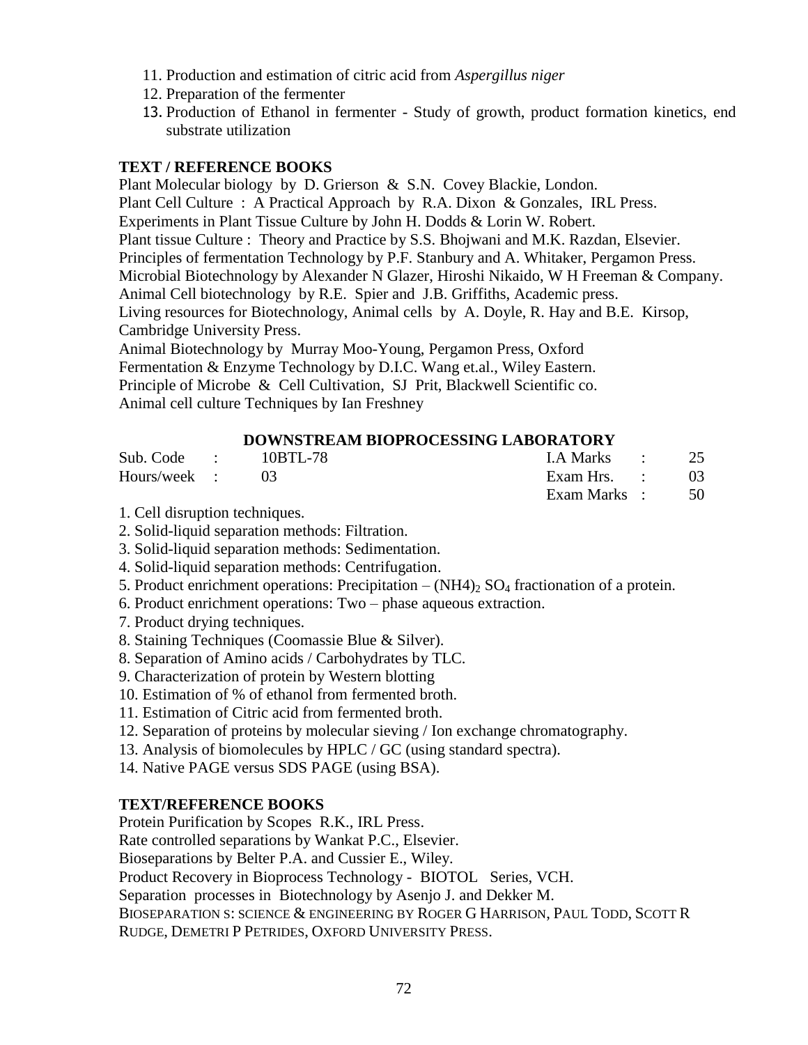11. Production and estimation of citric acid from *Aspergillus niger*
12. Preparation of the fermenter
13. Production of Ethanol in fermenter - Study of growth, product formation kinetics, end substrate utilization

**TEXT / REFERENCE BOOKS**

Plant Molecular biology by D. Grierson & S.N. Covey Blackie, London.
Plant Cell Culture : A Practical Approach by R.A. Dixon & Gonzales, IRL Press.
Experiments in Plant Tissue Culture by John H. Dodds & Lorin W. Robert.
Plant tissue Culture : Theory and Practice by S.S. Bhojwani and M.K. Razdan, Elsevier.
Principles of fermentation Technology by P.F. Stanbury and A. Whitaker, Pergamon Press.
Microbial Biotechnology by Alexander N Glazer, Hiroshi Nikaido, W H Freeman & Company.
Animal Cell biotechnology by R.E. Spier and J.B. Griffiths, Academic press.
Living resources for Biotechnology, Animal cells by A. Doyle, R. Hay and B.E. Kirsop, Cambridge University Press.
Animal Biotechnology by Murray Moo-Young, Pergamon Press, Oxford
Fermentation & Enzyme Technology by D.I.C. Wang et.al., Wiley Eastern.
Principle of Microbe & Cell Cultivation, SJ Prit, Blackwell Scientific co.
Animal cell culture Techniques by Ian Freshney

## DOWNSTREAM BIOPROCESSING LABORATORY

| | | | | | |
|---|---|---|---|---|---|
| Sub. Code | : | 10BTL-78 | I.A Marks | : | 25 |
| Hours/week | : | 03 | Exam Hrs. | : | 03 |
| | | | Exam Marks | : | 50 |

1. Cell disruption techniques.
2. Solid-liquid separation methods: Filtration.
3. Solid-liquid separation methods: Sedimentation.
4. Solid-liquid separation methods: Centrifugation.
5. Product enrichment operations: Precipitation – $(NH4)_2$ $SO_4$ fractionation of a protein.
6. Product enrichment operations: Two – phase aqueous extraction.
7. Product drying techniques.
8. Staining Techniques (Coomassie Blue & Silver).
8. Separation of Amino acids / Carbohydrates by TLC.
9. Characterization of protein by Western blotting
10. Estimation of % of ethanol from fermented broth.
11. Estimation of Citric acid from fermented broth.
12. Separation of proteins by molecular sieving / Ion exchange chromatography.
13. Analysis of biomolecules by HPLC / GC (using standard spectra).
14. Native PAGE versus SDS PAGE (using BSA).

**TEXT/REFERENCE BOOKS**

Protein Purification by Scopes R.K., IRL Press.
Rate controlled separations by Wankat P.C., Elsevier.
Bioseparations by Belter P.A. and Cussier E., Wiley.
Product Recovery in Bioprocess Technology - BIOTOL Series, VCH.
Separation processes in Biotechnology by Asenjo J. and Dekker M.
BIOSEPARATION S: SCIENCE & ENGINEERING BY ROGER G HARRISON, PAUL TODD, SCOTT R RUDGE, DEMETRI P PETRIDES, OXFORD UNIVERSITY PRESS.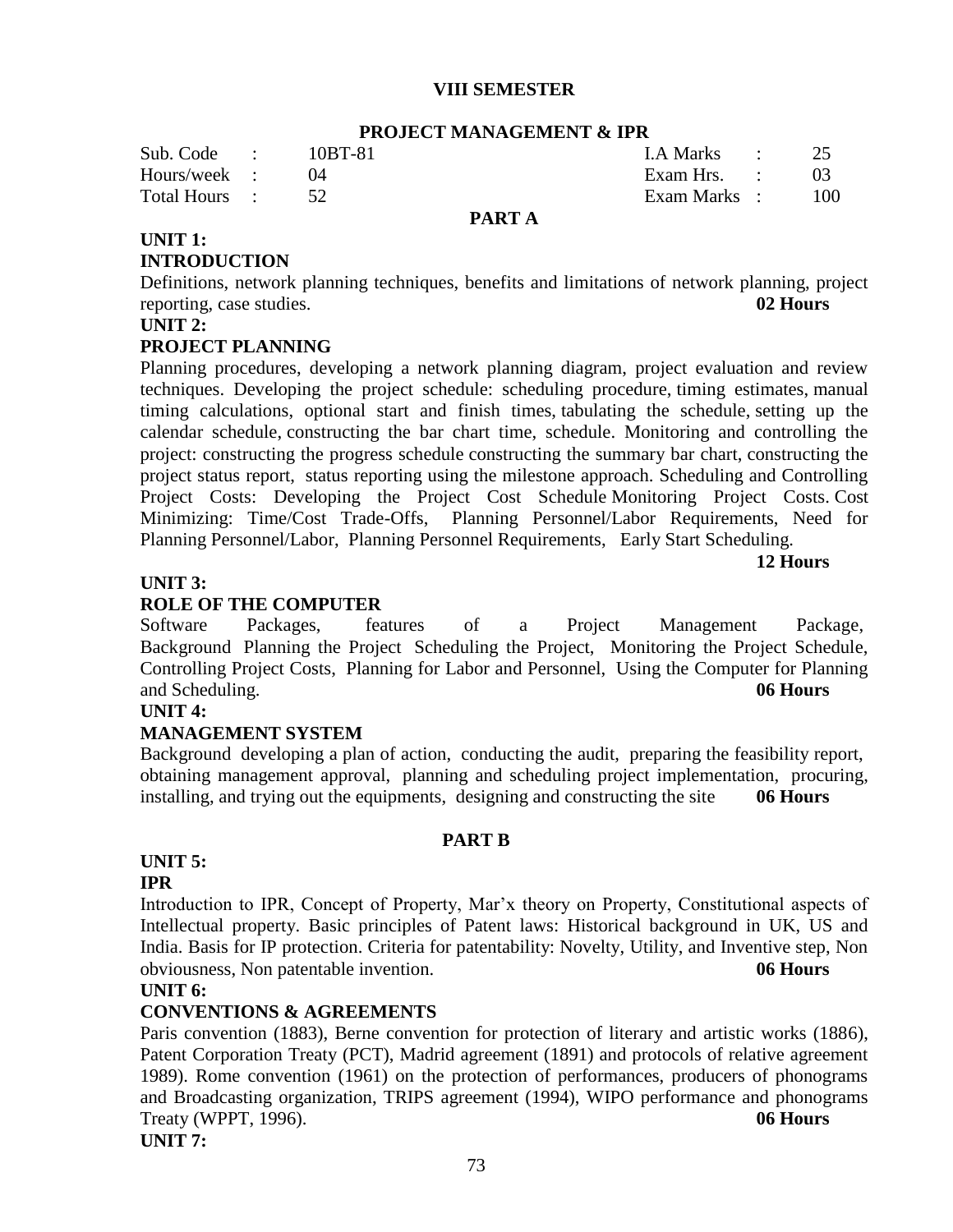## VIII SEMESTER

### PROJECT MANAGEMENT & IPR

| | | | | | |
|---|---|---|---|---|---|
| Sub. Code | : | 10BT-81 | I.A Marks | : | 25 |
| Hours/week | : | 04 | Exam Hrs. | : | 03 |
| Total Hours | : | 52 | Exam Marks | : | 100 |

### PART A

**UNIT 1:**

**INTRODUCTION**

Definitions, network planning techniques, benefits and limitations of network planning, project reporting, case studies. **02 Hours**

**UNIT 2:**

**PROJECT PLANNING**

Planning procedures, developing a network planning diagram, project evaluation and review techniques. Developing the project schedule: scheduling procedure, timing estimates, manual timing calculations, optional start and finish times, tabulating the schedule, setting up the calendar schedule, constructing the bar chart time, schedule. Monitoring and controlling the project: constructing the progress schedule constructing the summary bar chart, constructing the project status report, status reporting using the milestone approach. Scheduling and Controlling Project Costs: Developing the Project Cost Schedule Monitoring Project Costs. Cost Minimizing: Time/Cost Trade-Offs, Planning Personnel/Labor Requirements, Need for Planning Personnel/Labor, Planning Personnel Requirements, Early Start Scheduling.

**12 Hours**

**UNIT 3:**

**ROLE OF THE COMPUTER**

Software Packages, features of a Project Management Package, Background Planning the Project Scheduling the Project, Monitoring the Project Schedule, Controlling Project Costs, Planning for Labor and Personnel, Using the Computer for Planning and Scheduling. **06 Hours**

**UNIT 4:**

**MANAGEMENT SYSTEM**

Background developing a plan of action, conducting the audit, preparing the feasibility report, obtaining management approval, planning and scheduling project implementation, procuring, installing, and trying out the equipments, designing and constructing the site **06 Hours**

### PART B

**UNIT 5:**

**IPR**

Introduction to IPR, Concept of Property, Mar'x theory on Property, Constitutional aspects of Intellectual property. Basic principles of Patent laws: Historical background in UK, US and India. Basis for IP protection. Criteria for patentability: Novelty, Utility, and Inventive step, Non obviousness, Non patentable invention. **06 Hours**

**UNIT 6:**

**CONVENTIONS & AGREEMENTS**

Paris convention (1883), Berne convention for protection of literary and artistic works (1886), Patent Corporation Treaty (PCT), Madrid agreement (1891) and protocols of relative agreement 1989). Rome convention (1961) on the protection of performances, producers of phonograms and Broadcasting organization, TRIPS agreement (1994), WIPO performance and phonograms Treaty (WPPT, 1996). **06 Hours**

**UNIT 7:**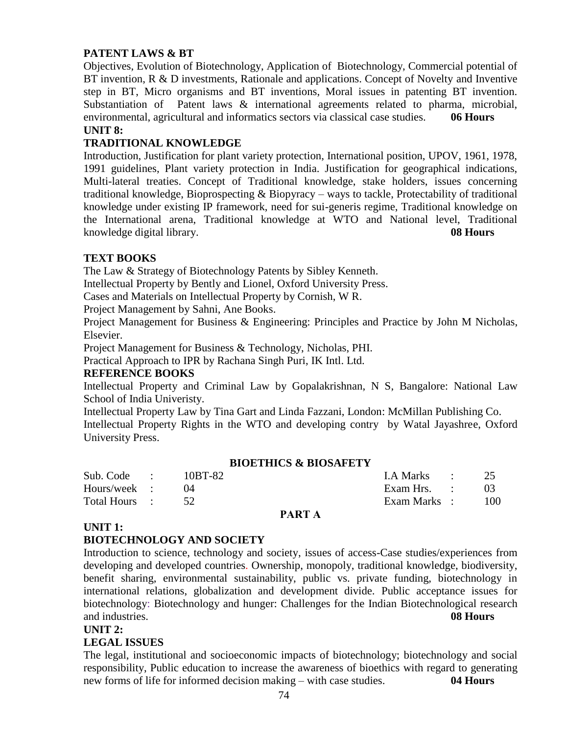**PATENT LAWS & BT**

Objectives, Evolution of Biotechnology, Application of Biotechnology, Commercial potential of BT invention, R & D investments, Rationale and applications. Concept of Novelty and Inventive step in BT, Micro organisms and BT inventions, Moral issues in patenting BT invention. Substantiation of Patent laws & international agreements related to pharma, microbial, environmental, agricultural and informatics sectors via classical case studies. **06 Hours**

**UNIT 8:**

**TRADITIONAL KNOWLEDGE**

Introduction, Justification for plant variety protection, International position, UPOV, 1961, 1978, 1991 guidelines, Plant variety protection in India. Justification for geographical indications, Multi-lateral treaties. Concept of Traditional knowledge, stake holders, issues concerning traditional knowledge, Bioprospecting & Biopyracy – ways to tackle, Protectability of traditional knowledge under existing IP framework, need for sui-generis regime, Traditional knowledge on the International arena, Traditional knowledge at WTO and National level, Traditional knowledge digital library. **08 Hours**

**TEXT BOOKS**

The Law & Strategy of Biotechnology Patents by Sibley Kenneth.

Intellectual Property by Bently and Lionel, Oxford University Press.

Cases and Materials on Intellectual Property by Cornish, W R.

Project Management by Sahni, Ane Books.

Project Management for Business & Engineering: Principles and Practice by John M Nicholas, Elsevier.

Project Management for Business & Technology, Nicholas, PHI.

Practical Approach to IPR by Rachana Singh Puri, IK Intl. Ltd.

**REFERENCE BOOKS**

Intellectual Property and Criminal Law by Gopalakrishnan, N S, Bangalore: National Law School of India Univeristy.

Intellectual Property Law by Tina Gart and Linda Fazzani, London: McMillan Publishing Co.

Intellectual Property Rights in the WTO and developing contry by Watal Jayashree, Oxford University Press.

## BIOETHICS & BIOSAFETY

| | | | | | |
|---|---|---|---|---|---|
| Sub. Code | : 10BT-82 | | I.A Marks | : | 25 |
| Hours/week | : 04 | | Exam Hrs. | : | 03 |
| Total Hours | : 52 | | Exam Marks | : | 100 |

### PART A

**UNIT 1:**

**BIOTECHNOLOGY AND SOCIETY**

Introduction to science, technology and society, issues of access-Case studies/experiences from developing and developed countries. Ownership, monopoly, traditional knowledge, biodiversity, benefit sharing, environmental sustainability, public vs. private funding, biotechnology in international relations, globalization and development divide. Public acceptance issues for biotechnology: Biotechnology and hunger: Challenges for the Indian Biotechnological research and industries. **08 Hours**

**UNIT 2:**

**LEGAL ISSUES**

The legal, institutional and socioeconomic impacts of biotechnology; biotechnology and social responsibility, Public education to increase the awareness of bioethics with regard to generating new forms of life for informed decision making – with case studies. **04 Hours**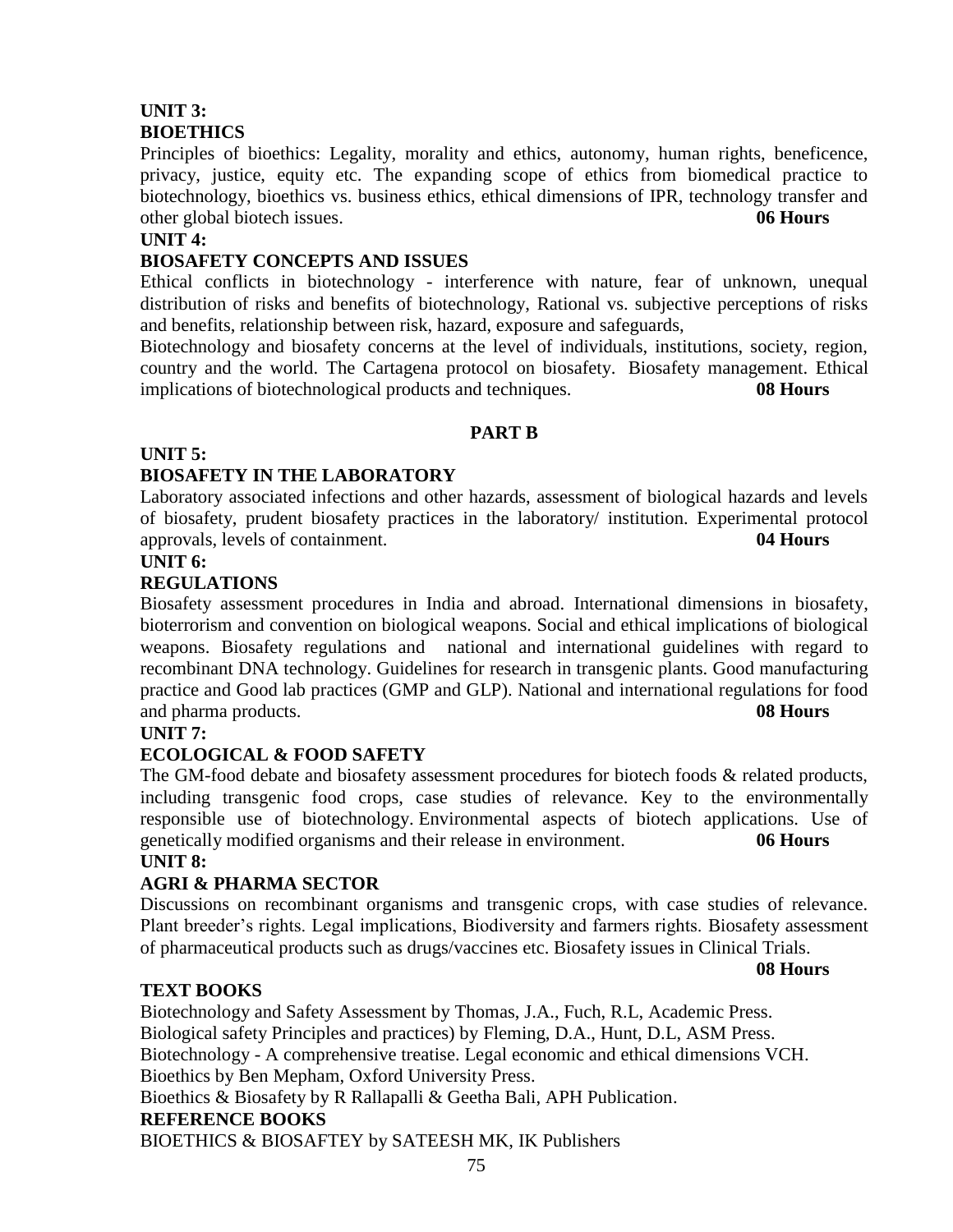**UNIT 3:**

**BIOETHICS**

Principles of bioethics: Legality, morality and ethics, autonomy, human rights, beneficence, privacy, justice, equity etc. The expanding scope of ethics from biomedical practice to biotechnology, bioethics vs. business ethics, ethical dimensions of IPR, technology transfer and other global biotech issues. **06 Hours**

**UNIT 4:**

**BIOSAFETY CONCEPTS AND ISSUES**

Ethical conflicts in biotechnology - interference with nature, fear of unknown, unequal distribution of risks and benefits of biotechnology, Rational vs. subjective perceptions of risks and benefits, relationship between risk, hazard, exposure and safeguards,

Biotechnology and biosafety concerns at the level of individuals, institutions, society, region, country and the world. The Cartagena protocol on biosafety. Biosafety management. Ethical implications of biotechnological products and techniques. **08 Hours**

**PART B**

**UNIT 5:**

**BIOSAFETY IN THE LABORATORY**

Laboratory associated infections and other hazards, assessment of biological hazards and levels of biosafety, prudent biosafety practices in the laboratory/ institution. Experimental protocol approvals, levels of containment. **04 Hours**

**UNIT 6:**

**REGULATIONS**

Biosafety assessment procedures in India and abroad. International dimensions in biosafety, bioterrorism and convention on biological weapons. Social and ethical implications of biological weapons. Biosafety regulations and national and international guidelines with regard to recombinant DNA technology. Guidelines for research in transgenic plants. Good manufacturing practice and Good lab practices (GMP and GLP). National and international regulations for food and pharma products. **08 Hours**

**UNIT 7:**

**ECOLOGICAL & FOOD SAFETY**

The GM-food debate and biosafety assessment procedures for biotech foods & related products, including transgenic food crops, case studies of relevance. Key to the environmentally responsible use of biotechnology. Environmental aspects of biotech applications. Use of genetically modified organisms and their release in environment. **06 Hours**

**UNIT 8:**

**AGRI & PHARMA SECTOR**

Discussions on recombinant organisms and transgenic crops, with case studies of relevance. Plant breeder's rights. Legal implications, Biodiversity and farmers rights. Biosafety assessment of pharmaceutical products such as drugs/vaccines etc. Biosafety issues in Clinical Trials.

**08 Hours**

**TEXT BOOKS**

Biotechnology and Safety Assessment by Thomas, J.A., Fuch, R.L, Academic Press.

Biological safety Principles and practices) by Fleming, D.A., Hunt, D.L, ASM Press.

Biotechnology - A comprehensive treatise. Legal economic and ethical dimensions VCH.

Bioethics by Ben Mepham, Oxford University Press.

Bioethics & Biosafety by R Rallapalli & Geetha Bali, APH Publication.

**REFERENCE BOOKS**

BIOETHICS & BIOSAFTEY by SATEESH MK, IK Publishers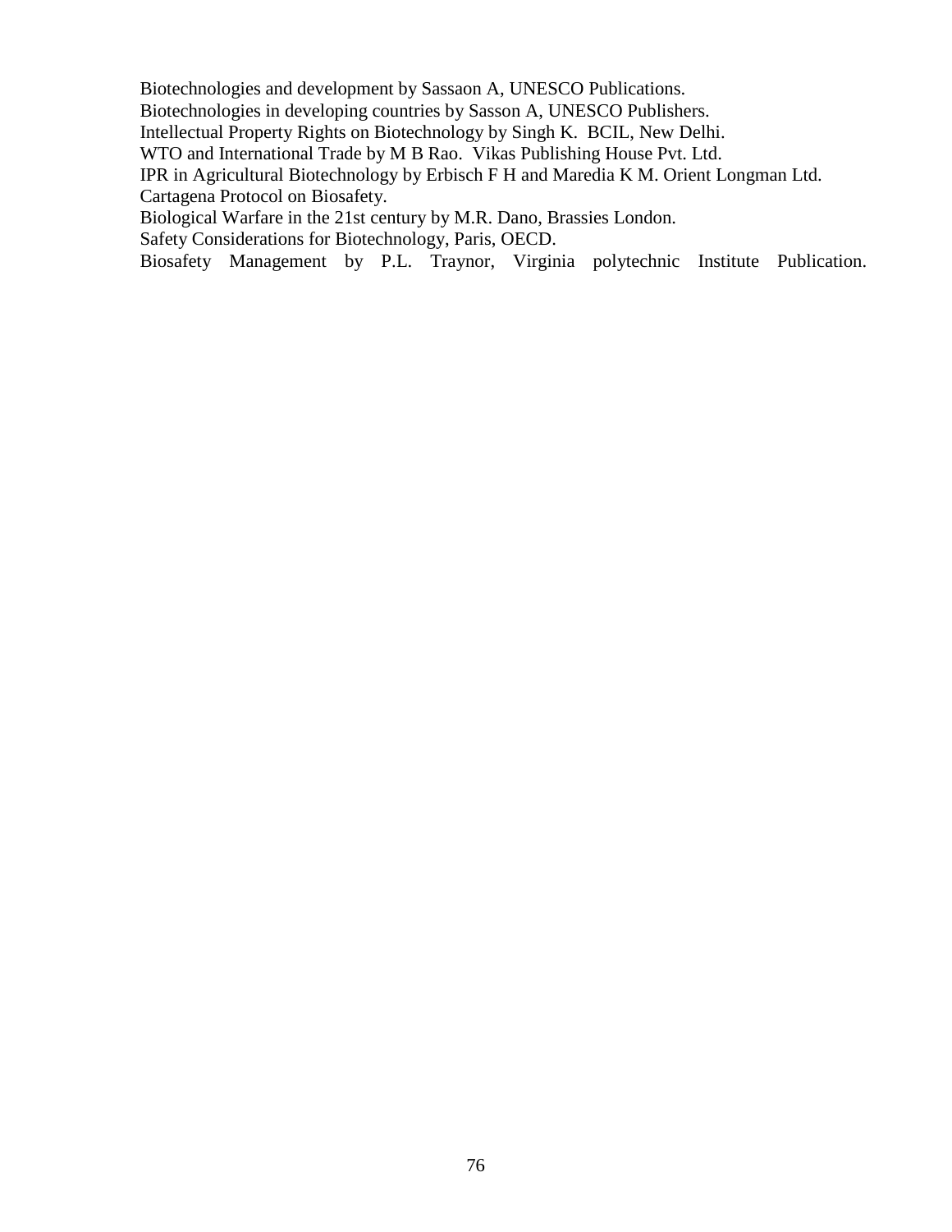Biotechnologies and development by Sassaon A, UNESCO Publications.

Biotechnologies in developing countries by Sasson A, UNESCO Publishers.

Intellectual Property Rights on Biotechnology by Singh K. BCIL, New Delhi.

WTO and International Trade by M B Rao. Vikas Publishing House Pvt. Ltd.

IPR in Agricultural Biotechnology by Erbisch F H and Maredia K M. Orient Longman Ltd.

Cartagena Protocol on Biosafety.

Biological Warfare in the 21st century by M.R. Dano, Brassies London.

Safety Considerations for Biotechnology, Paris, OECD.

Biosafety Management by P.L. Traynor, Virginia polytechnic Institute Publication.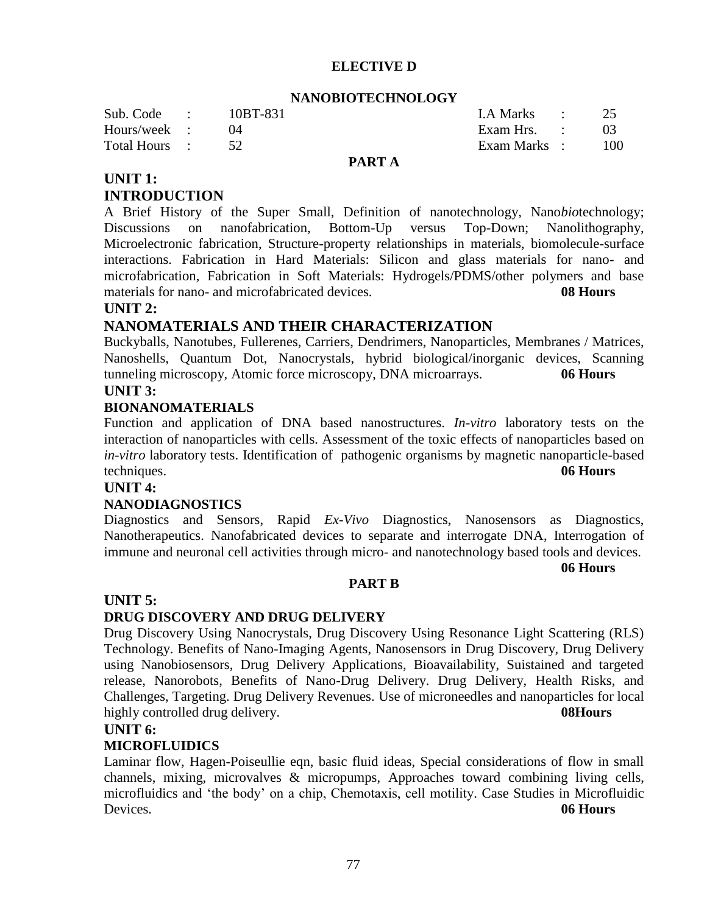## ELECTIVE D

## NANOBIOTECHNOLOGY

| Sub. Code | : | 10BT-831 | I.A Marks | : | 25 |
|---|---|---|---|---|---|
| Hours/week | : | 04 | Exam Hrs. | : | 03 |
| Total Hours | : | 52 | Exam Marks | : | 100 |

## PART A

### UNIT 1:
### INTRODUCTION

A Brief History of the Super Small, Definition of nanotechnology, Nano*bio*technology; Discussions on nanofabrication, Bottom-Up versus Top-Down; Nanolithography, Microelectronic fabrication, Structure-property relationships in materials, biomolecule-surface interactions. Fabrication in Hard Materials: Silicon and glass materials for nano- and microfabrication, Fabrication in Soft Materials: Hydrogels/PDMS/other polymers and base materials for nano- and microfabricated devices. **08 Hours**

### UNIT 2:
### NANOMATERIALS AND THEIR CHARACTERIZATION

Buckyballs, Nanotubes, Fullerenes, Carriers, Dendrimers, Nanoparticles, Membranes / Matrices, Nanoshells, Quantum Dot, Nanocrystals, hybrid biological/inorganic devices, Scanning tunneling microscopy, Atomic force microscopy, DNA microarrays. **06 Hours**

### UNIT 3:
### BIONANOMATERIALS

Function and application of DNA based nanostructures. *In-vitro* laboratory tests on the interaction of nanoparticles with cells. Assessment of the toxic effects of nanoparticles based on *in-vitro* laboratory tests. Identification of pathogenic organisms by magnetic nanoparticle-based techniques. **06 Hours**

### UNIT 4:
### NANODIAGNOSTICS

Diagnostics and Sensors, Rapid *Ex-Vivo* Diagnostics, Nanosensors as Diagnostics, Nanotherapeutics. Nanofabricated devices to separate and interrogate DNA, Interrogation of immune and neuronal cell activities through micro- and nanotechnology based tools and devices. **06 Hours**

## PART B

### UNIT 5:
### DRUG DISCOVERY AND DRUG DELIVERY

Drug Discovery Using Nanocrystals, Drug Discovery Using Resonance Light Scattering (RLS) Technology. Benefits of Nano-Imaging Agents, Nanosensors in Drug Discovery, Drug Delivery using Nanobiosensors, Drug Delivery Applications, Bioavailability, Suistained and targeted release, Nanorobots, Benefits of Nano-Drug Delivery. Drug Delivery, Health Risks, and Challenges, Targeting. Drug Delivery Revenues. Use of microneedles and nanoparticles for local highly controlled drug delivery. **08Hours**

### UNIT 6:
### MICROFLUIDICS

Laminar flow, Hagen-Poiseullie eqn, basic fluid ideas, Special considerations of flow in small channels, mixing, microvalves & micropumps, Approaches toward combining living cells, microfluidics and 'the body' on a chip, Chemotaxis, cell motility. Case Studies in Microfluidic Devices. **06 Hours**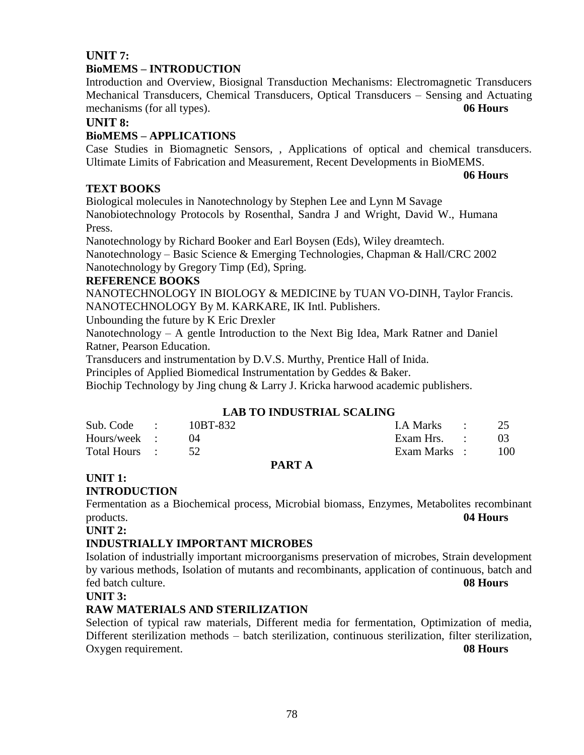**UNIT 7:**

**BioMEMS – INTRODUCTION**

Introduction and Overview, Biosignal Transduction Mechanisms: Electromagnetic Transducers Mechanical Transducers, Chemical Transducers, Optical Transducers – Sensing and Actuating mechanisms (for all types). **06 Hours**

**UNIT 8:**

**BioMEMS – APPLICATIONS**

Case Studies in Biomagnetic Sensors, , Applications of optical and chemical transducers. Ultimate Limits of Fabrication and Measurement, Recent Developments in BioMEMS.

**06 Hours**

**TEXT BOOKS**

Biological molecules in Nanotechnology by Stephen Lee and Lynn M Savage

Nanobiotechnology Protocols by Rosenthal, Sandra J and Wright, David W., Humana Press.

Nanotechnology by Richard Booker and Earl Boysen (Eds), Wiley dreamtech.

Nanotechnology – Basic Science & Emerging Technologies, Chapman & Hall/CRC 2002

Nanotechnology by Gregory Timp (Ed), Spring.

**REFERENCE BOOKS**

NANOTECHNOLOGY IN BIOLOGY & MEDICINE by TUAN VO-DINH, Taylor Francis.

NANOTECHNOLOGY By M. KARKARE, IK Intl. Publishers.

Unbounding the future by K Eric Drexler

Nanotechnology – A gentle Introduction to the Next Big Idea, Mark Ratner and Daniel Ratner, Pearson Education.

Transducers and instrumentation by D.V.S. Murthy, Prentice Hall of Inida.

Principles of Applied Biomedical Instrumentation by Geddes & Baker.

Biochip Technology by Jing chung & Larry J. Kricka harwood academic publishers.

## LAB TO INDUSTRIAL SCALING

| | | | | | |
|---|---|---|---|---|---|
| Sub. Code | : | 10BT-832 | I.A Marks | : | 25 |
| Hours/week | : | 04 | Exam Hrs. | : | 03 |
| Total Hours | : | 52 | Exam Marks | : | 100 |

**PART A**

**UNIT 1:**

**INTRODUCTION**

Fermentation as a Biochemical process, Microbial biomass, Enzymes, Metabolites recombinant products. **04 Hours**

**UNIT 2:**

**INDUSTRIALLY IMPORTANT MICROBES**

Isolation of industrially important microorganisms preservation of microbes, Strain development by various methods, Isolation of mutants and recombinants, application of continuous, batch and fed batch culture. **08 Hours**

**UNIT 3:**

**RAW MATERIALS AND STERILIZATION**

Selection of typical raw materials, Different media for fermentation, Optimization of media, Different sterilization methods – batch sterilization, continuous sterilization, filter sterilization, Oxygen requirement. **08 Hours**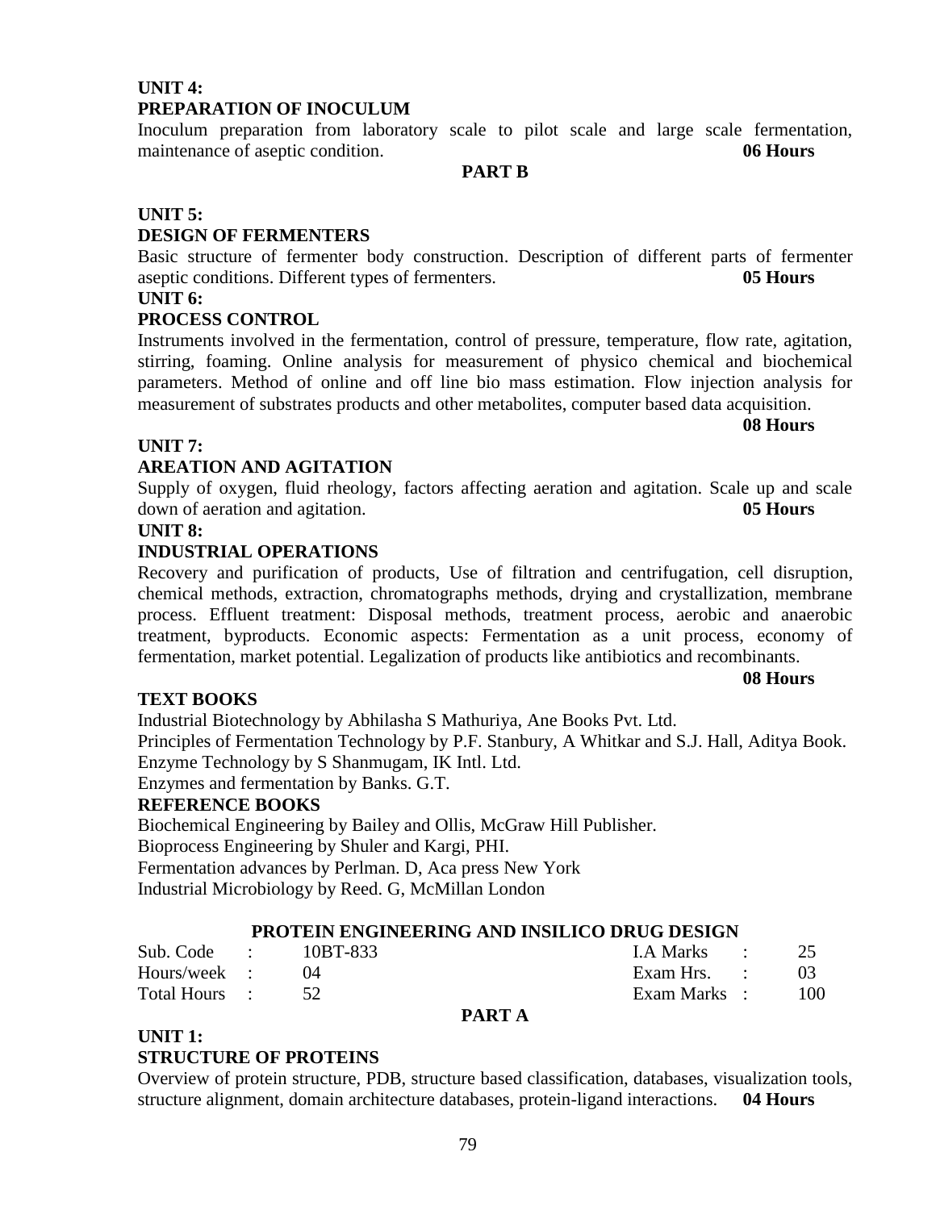**UNIT 4:**
**PREPARATION OF INOCULUM**

Inoculum preparation from laboratory scale to pilot scale and large scale fermentation, maintenance of aseptic condition. **06 Hours**

**PART B**

**UNIT 5:**
**DESIGN OF FERMENTERS**

Basic structure of fermenter body construction. Description of different parts of fermenter aseptic conditions. Different types of fermenters. **05 Hours**

**UNIT 6:**
**PROCESS CONTROL**

Instruments involved in the fermentation, control of pressure, temperature, flow rate, agitation, stirring, foaming. Online analysis for measurement of physico chemical and biochemical parameters. Method of online and off line bio mass estimation. Flow injection analysis for measurement of substrates products and other metabolites, computer based data acquisition. **08 Hours**

**UNIT 7:**
**AREATION AND AGITATION**

Supply of oxygen, fluid rheology, factors affecting aeration and agitation. Scale up and scale down of aeration and agitation. **05 Hours**

**UNIT 8:**
**INDUSTRIAL OPERATIONS**

Recovery and purification of products, Use of filtration and centrifugation, cell disruption, chemical methods, extraction, chromatographs methods, drying and crystallization, membrane process. Effluent treatment: Disposal methods, treatment process, aerobic and anaerobic treatment, byproducts. Economic aspects: Fermentation as a unit process, economy of fermentation, market potential. Legalization of products like antibiotics and recombinants. **08 Hours**

**TEXT BOOKS**

Industrial Biotechnology by Abhilasha S Mathuriya, Ane Books Pvt. Ltd.
Principles of Fermentation Technology by P.F. Stanbury, A Whitkar and S.J. Hall, Aditya Book.
Enzyme Technology by S Shanmugam, IK Intl. Ltd.
Enzymes and fermentation by Banks. G.T.

**REFERENCE BOOKS**

Biochemical Engineering by Bailey and Ollis, McGraw Hill Publisher.
Bioprocess Engineering by Shuler and Kargi, PHI.
Fermentation advances by Perlman. D, Aca press New York
Industrial Microbiology by Reed. G, McMillan London

## PROTEIN ENGINEERING AND INSILICO DRUG DESIGN

| | | | | | |
|---|---|---|---|---|---|
| Sub. Code | : 10BT-833 | | I.A Marks | : | 25 |
| Hours/week | : 04 | | Exam Hrs. | : | 03 |
| Total Hours | : 52 | | Exam Marks | : | 100 |

**PART A**

**UNIT 1:**
**STRUCTURE OF PROTEINS**

Overview of protein structure, PDB, structure based classification, databases, visualization tools, structure alignment, domain architecture databases, protein-ligand interactions. **04 Hours**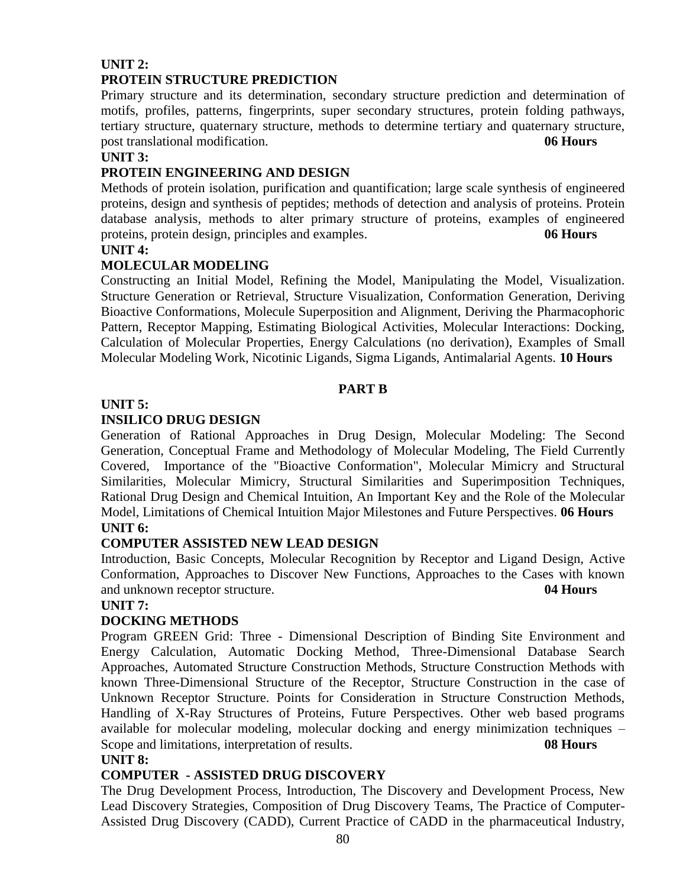**UNIT 2:**

**PROTEIN STRUCTURE PREDICTION**

Primary structure and its determination, secondary structure prediction and determination of motifs, profiles, patterns, fingerprints, super secondary structures, protein folding pathways, tertiary structure, quaternary structure, methods to determine tertiary and quaternary structure, post translational modification. **06 Hours**

**UNIT 3:**

**PROTEIN ENGINEERING AND DESIGN**

Methods of protein isolation, purification and quantification; large scale synthesis of engineered proteins, design and synthesis of peptides; methods of detection and analysis of proteins. Protein database analysis, methods to alter primary structure of proteins, examples of engineered proteins, protein design, principles and examples. **06 Hours**

**UNIT 4:**

**MOLECULAR MODELING**

Constructing an Initial Model, Refining the Model, Manipulating the Model, Visualization. Structure Generation or Retrieval, Structure Visualization, Conformation Generation, Deriving Bioactive Conformations, Molecule Superposition and Alignment, Deriving the Pharmacophoric Pattern, Receptor Mapping, Estimating Biological Activities, Molecular Interactions: Docking, Calculation of Molecular Properties, Energy Calculations (no derivation), Examples of Small Molecular Modeling Work, Nicotinic Ligands, Sigma Ligands, Antimalarial Agents. **10 Hours**

**PART B**

**UNIT 5:**

**INSILICO DRUG DESIGN**

Generation of Rational Approaches in Drug Design, Molecular Modeling: The Second Generation, Conceptual Frame and Methodology of Molecular Modeling, The Field Currently Covered, Importance of the "Bioactive Conformation", Molecular Mimicry and Structural Similarities, Molecular Mimicry, Structural Similarities and Superimposition Techniques, Rational Drug Design and Chemical Intuition, An Important Key and the Role of the Molecular Model, Limitations of Chemical Intuition Major Milestones and Future Perspectives. **06 Hours**

**UNIT 6:**

**COMPUTER ASSISTED NEW LEAD DESIGN**

Introduction, Basic Concepts, Molecular Recognition by Receptor and Ligand Design, Active Conformation, Approaches to Discover New Functions, Approaches to the Cases with known and unknown receptor structure. **04 Hours**

**UNIT 7:**

**DOCKING METHODS**

Program GREEN Grid: Three - Dimensional Description of Binding Site Environment and Energy Calculation, Automatic Docking Method, Three-Dimensional Database Search Approaches, Automated Structure Construction Methods, Structure Construction Methods with known Three-Dimensional Structure of the Receptor, Structure Construction in the case of Unknown Receptor Structure. Points for Consideration in Structure Construction Methods, Handling of X-Ray Structures of Proteins, Future Perspectives. Other web based programs available for molecular modeling, molecular docking and energy minimization techniques – Scope and limitations, interpretation of results. **08 Hours**

**UNIT 8:**

**COMPUTER - ASSISTED DRUG DISCOVERY**

The Drug Development Process, Introduction, The Discovery and Development Process, New Lead Discovery Strategies, Composition of Drug Discovery Teams, The Practice of Computer-Assisted Drug Discovery (CADD), Current Practice of CADD in the pharmaceutical Industry,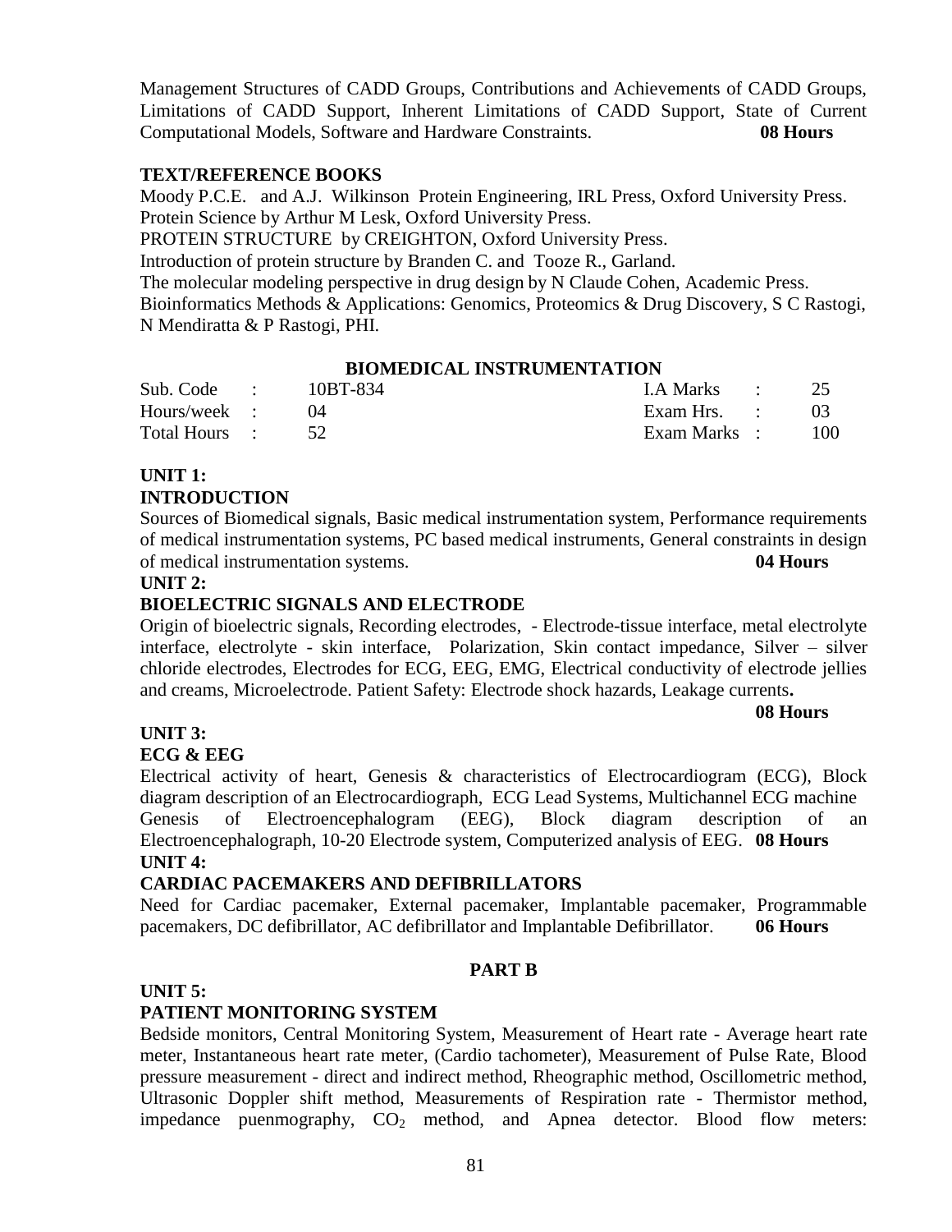Management Structures of CADD Groups, Contributions and Achievements of CADD Groups, Limitations of CADD Support, Inherent Limitations of CADD Support, State of Current Computational Models, Software and Hardware Constraints. **08 Hours**

**TEXT/REFERENCE BOOKS**

Moody P.C.E. and A.J. Wilkinson Protein Engineering, IRL Press, Oxford University Press.
Protein Science by Arthur M Lesk, Oxford University Press.
PROTEIN STRUCTURE by CREIGHTON, Oxford University Press.
Introduction of protein structure by Branden C. and Tooze R., Garland.
The molecular modeling perspective in drug design by N Claude Cohen, Academic Press.
Bioinformatics Methods & Applications: Genomics, Proteomics & Drug Discovery, S C Rastogi, N Mendiratta & P Rastogi, PHI.

## BIOMEDICAL INSTRUMENTATION

| | | | | | |
|---|---|---|---|---|---|
| Sub. Code | : | 10BT-834 | I.A Marks | : | 25 |
| Hours/week | : | 04 | Exam Hrs. | : | 03 |
| Total Hours | : | 52 | Exam Marks | : | 100 |

**UNIT 1:**

**INTRODUCTION**

Sources of Biomedical signals, Basic medical instrumentation system, Performance requirements of medical instrumentation systems, PC based medical instruments, General constraints in design of medical instrumentation systems. **04 Hours**

**UNIT 2:**

**BIOELECTRIC SIGNALS AND ELECTRODE**

Origin of bioelectric signals, Recording electrodes, - Electrode-tissue interface, metal electrolyte interface, electrolyte - skin interface, Polarization, Skin contact impedance, Silver – silver chloride electrodes, Electrodes for ECG, EEG, EMG, Electrical conductivity of electrode jellies and creams, Microelectrode. Patient Safety: Electrode shock hazards, Leakage currents**.**

**08 Hours**

**UNIT 3:**

**ECG & EEG**

Electrical activity of heart, Genesis & characteristics of Electrocardiogram (ECG), Block diagram description of an Electrocardiograph, ECG Lead Systems, Multichannel ECG machine Genesis of Electroencephalogram (EEG), Block diagram description of an Electroencephalograph, 10-20 Electrode system, Computerized analysis of EEG. **08 Hours**

**UNIT 4:**

**CARDIAC PACEMAKERS AND DEFIBRILLATORS**

Need for Cardiac pacemaker, External pacemaker, Implantable pacemaker, Programmable pacemakers, DC defibrillator, AC defibrillator and Implantable Defibrillator. **06 Hours**

## PART B

**UNIT 5:**

**PATIENT MONITORING SYSTEM**

Bedside monitors, Central Monitoring System, Measurement of Heart rate - Average heart rate meter, Instantaneous heart rate meter, (Cardio tachometer), Measurement of Pulse Rate, Blood pressure measurement - direct and indirect method, Rheographic method, Oscillometric method, Ultrasonic Doppler shift method, Measurements of Respiration rate - Thermistor method, impedance puenmography, $CO_2$ method, and Apnea detector. Blood flow meters: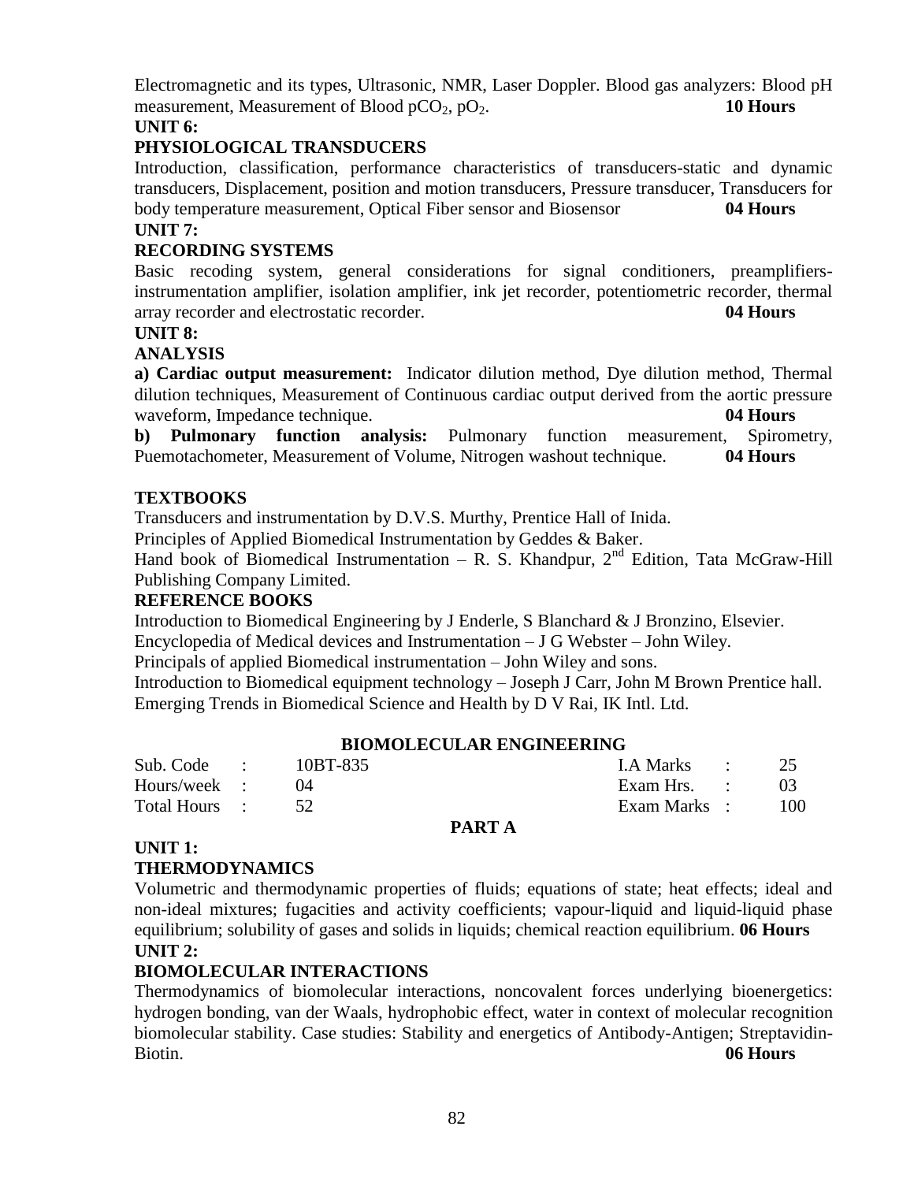Electromagnetic and its types, Ultrasonic, NMR, Laser Doppler. Blood gas analyzers: Blood pH measurement, Measurement of Blood $pCO_2$, $pO_2$. **10 Hours**

**UNIT 6:**

**PHYSIOLOGICAL TRANSDUCERS**

Introduction, classification, performance characteristics of transducers-static and dynamic transducers, Displacement, position and motion transducers, Pressure transducer, Transducers for body temperature measurement, Optical Fiber sensor and Biosensor **04 Hours**

**UNIT 7:**

**RECORDING SYSTEMS**

Basic recoding system, general considerations for signal conditioners, preamplifiers-instrumentation amplifier, isolation amplifier, ink jet recorder, potentiometric recorder, thermal array recorder and electrostatic recorder. **04 Hours**

**UNIT 8:**

**ANALYSIS**

**a) Cardiac output measurement:** Indicator dilution method, Dye dilution method, Thermal dilution techniques, Measurement of Continuous cardiac output derived from the aortic pressure waveform, Impedance technique. **04 Hours**

**b) Pulmonary function analysis:** Pulmonary function measurement, Spirometry, Puemotachometer, Measurement of Volume, Nitrogen washout technique. **04 Hours**

**TEXTBOOKS**

Transducers and instrumentation by D.V.S. Murthy, Prentice Hall of Inida.

Principles of Applied Biomedical Instrumentation by Geddes & Baker.

Hand book of Biomedical Instrumentation – R. S. Khandpur, 2nd Edition, Tata McGraw-Hill Publishing Company Limited.

**REFERENCE BOOKS**

Introduction to Biomedical Engineering by J Enderle, S Blanchard & J Bronzino, Elsevier.

Encyclopedia of Medical devices and Instrumentation – J G Webster – John Wiley.

Principals of applied Biomedical instrumentation – John Wiley and sons.

Introduction to Biomedical equipment technology – Joseph J Carr, John M Brown Prentice hall.

Emerging Trends in Biomedical Science and Health by D V Rai, IK Intl. Ltd.

## BIOMOLECULAR ENGINEERING

| | | | | | |
|---|---|---|---|---|---|
| Sub. Code | : | 10BT-835 | I.A Marks | : | 25 |
| Hours/week | : | 04 | Exam Hrs. | : | 03 |
| Total Hours | : | 52 | Exam Marks | : | 100 |

### PART A

**UNIT 1:**

**THERMODYNAMICS**

Volumetric and thermodynamic properties of fluids; equations of state; heat effects; ideal and non-ideal mixtures; fugacities and activity coefficients; vapour-liquid and liquid-liquid phase equilibrium; solubility of gases and solids in liquids; chemical reaction equilibrium. **06 Hours**

**UNIT 2:**

**BIOMOLECULAR INTERACTIONS**

Thermodynamics of biomolecular interactions, noncovalent forces underlying bioenergetics: hydrogen bonding, van der Waals, hydrophobic effect, water in context of molecular recognition biomolecular stability. Case studies: Stability and energetics of Antibody-Antigen; Streptavidin-Biotin. **06 Hours**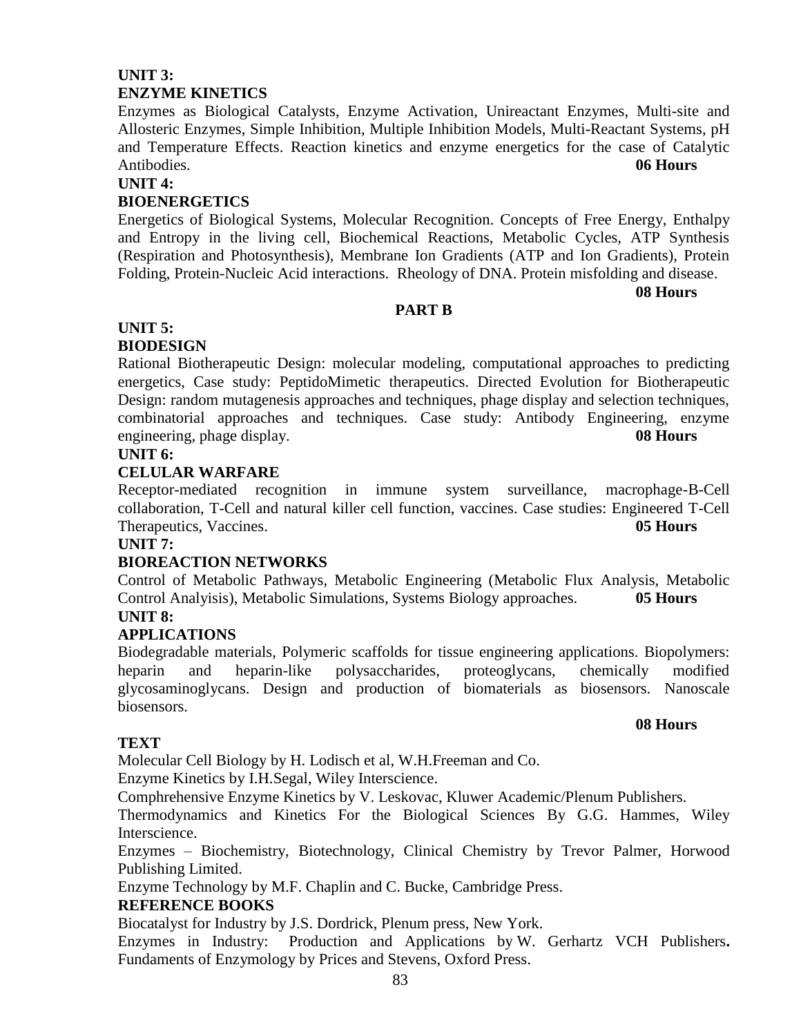**UNIT 3:**

**ENZYME KINETICS**

Enzymes as Biological Catalysts, Enzyme Activation, Unireactant Enzymes, Multi-site and Allosteric Enzymes, Simple Inhibition, Multiple Inhibition Models, Multi-Reactant Systems, pH and Temperature Effects. Reaction kinetics and enzyme energetics for the case of Catalytic Antibodies. **06 Hours**

**UNIT 4:**

**BIOENERGETICS**

Energetics of Biological Systems, Molecular Recognition. Concepts of Free Energy, Enthalpy and Entropy in the living cell, Biochemical Reactions, Metabolic Cycles, ATP Synthesis (Respiration and Photosynthesis), Membrane Ion Gradients (ATP and Ion Gradients), Protein Folding, Protein-Nucleic Acid interactions. Rheology of DNA. Protein misfolding and disease.

**08 Hours**

**PART B**

**UNIT 5:**

**BIODESIGN**

Rational Biotherapeutic Design: molecular modeling, computational approaches to predicting energetics, Case study: PeptidoMimetic therapeutics. Directed Evolution for Biotherapeutic Design: random mutagenesis approaches and techniques, phage display and selection techniques, combinatorial approaches and techniques. Case study: Antibody Engineering, enzyme engineering, phage display. **08 Hours**

**UNIT 6:**

**CELULAR WARFARE**

Receptor-mediated recognition in immune system surveillance, macrophage-B-Cell collaboration, T-Cell and natural killer cell function, vaccines. Case studies: Engineered T-Cell Therapeutics, Vaccines. **05 Hours**

**UNIT 7:**

**BIOREACTION NETWORKS**

Control of Metabolic Pathways, Metabolic Engineering (Metabolic Flux Analysis, Metabolic Control Analyisis), Metabolic Simulations, Systems Biology approaches. **05 Hours**

**UNIT 8:**

**APPLICATIONS**

Biodegradable materials, Polymeric scaffolds for tissue engineering applications. Biopolymers: heparin and heparin-like polysaccharides, proteoglycans, chemically modified glycosaminoglycans. Design and production of biomaterials as biosensors. Nanoscale biosensors.

**08 Hours**

**TEXT**

Molecular Cell Biology by H. Lodisch et al, W.H.Freeman and Co.

Enzyme Kinetics by I.H.Segal, Wiley Interscience.

Comphrehensive Enzyme Kinetics by V. Leskovac, Kluwer Academic/Plenum Publishers.

Thermodynamics and Kinetics For the Biological Sciences By G.G. Hammes, Wiley Interscience.

Enzymes – Biochemistry, Biotechnology, Clinical Chemistry by Trevor Palmer, Horwood Publishing Limited.

Enzyme Technology by M.F. Chaplin and C. Bucke, Cambridge Press.

**REFERENCE BOOKS**

Biocatalyst for Industry by J.S. Dordrick, Plenum press, New York.

Enzymes in Industry: Production and Applications by W. Gerhartz VCH Publishers**.**

Fundaments of Enzymology by Prices and Stevens, Oxford Press.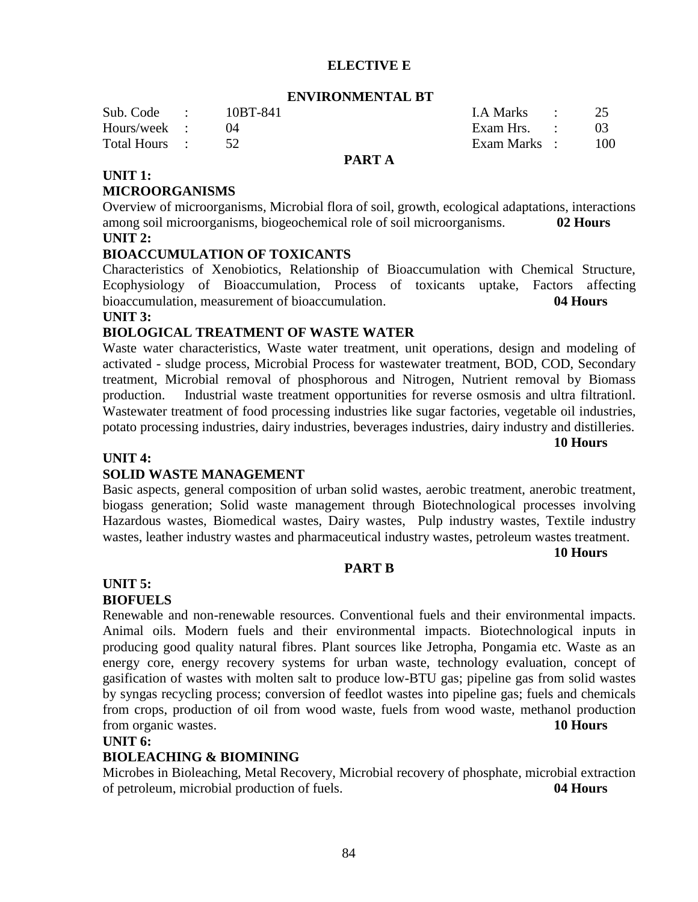## ELECTIVE E

## ENVIRONMENTAL BT

| Sub. Code | : | 10BT-841 | I.A Marks | : | 25 |
|---|---|---|---|---|---|
| Hours/week | : | 04 | Exam Hrs. | : | 03 |
| Total Hours | : | 52 | Exam Marks | : | 100 |

### PART A

**UNIT 1:**

**MICROORGANISMS**

Overview of microorganisms, Microbial flora of soil, growth, ecological adaptations, interactions among soil microorganisms, biogeochemical role of soil microorganisms. **02 Hours**

**UNIT 2:**

**BIOACCUMULATION OF TOXICANTS**

Characteristics of Xenobiotics, Relationship of Bioaccumulation with Chemical Structure, Ecophysiology of Bioaccumulation, Process of toxicants uptake, Factors affecting bioaccumulation, measurement of bioaccumulation. **04 Hours**

**UNIT 3:**

**BIOLOGICAL TREATMENT OF WASTE WATER**

Waste water characteristics, Waste water treatment, unit operations, design and modeling of activated - sludge process, Microbial Process for wastewater treatment, BOD, COD, Secondary treatment, Microbial removal of phosphorous and Nitrogen, Nutrient removal by Biomass production. Industrial waste treatment opportunities for reverse osmosis and ultra filtrationl. Wastewater treatment of food processing industries like sugar factories, vegetable oil industries, potato processing industries, dairy industries, beverages industries, dairy industry and distilleries. **10 Hours**

**UNIT 4:**

**SOLID WASTE MANAGEMENT**

Basic aspects, general composition of urban solid wastes, aerobic treatment, anerobic treatment, biogass generation; Solid waste management through Biotechnological processes involving Hazardous wastes, Biomedical wastes, Dairy wastes, Pulp industry wastes, Textile industry wastes, leather industry wastes and pharmaceutical industry wastes, petroleum wastes treatment. **10 Hours**

### PART B

**UNIT 5:**

**BIOFUELS**

Renewable and non-renewable resources. Conventional fuels and their environmental impacts. Animal oils. Modern fuels and their environmental impacts. Biotechnological inputs in producing good quality natural fibres. Plant sources like Jetropha, Pongamia etc. Waste as an energy core, energy recovery systems for urban waste, technology evaluation, concept of gasification of wastes with molten salt to produce low-BTU gas; pipeline gas from solid wastes by syngas recycling process; conversion of feedlot wastes into pipeline gas; fuels and chemicals from crops, production of oil from wood waste, fuels from wood waste, methanol production from organic wastes. **10 Hours**

**UNIT 6:**

**BIOLEACHING & BIOMINING**

Microbes in Bioleaching, Metal Recovery, Microbial recovery of phosphate, microbial extraction of petroleum, microbial production of fuels. **04 Hours**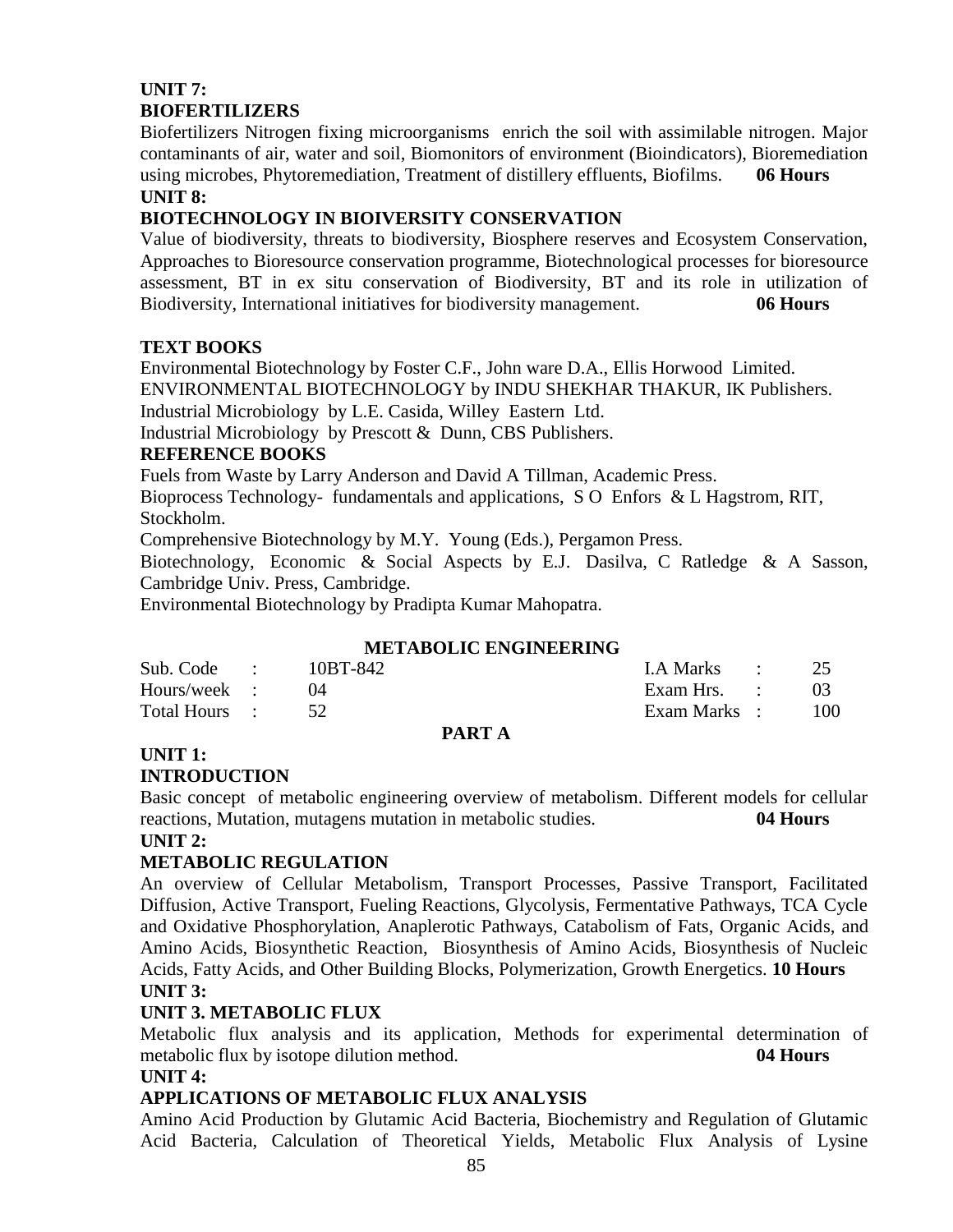**UNIT 7:**

**BIOFERTILIZERS**

Biofertilizers Nitrogen fixing microorganisms enrich the soil with assimilable nitrogen. Major contaminants of air, water and soil, Biomonitors of environment (Bioindicators), Bioremediation using microbes, Phytoremediation, Treatment of distillery effluents, Biofilms. **06 Hours**

**UNIT 8:**

**BIOTECHNOLOGY IN BIOIVERSITY CONSERVATION**

Value of biodiversity, threats to biodiversity, Biosphere reserves and Ecosystem Conservation, Approaches to Bioresource conservation programme, Biotechnological processes for bioresource assessment, BT in ex situ conservation of Biodiversity, BT and its role in utilization of Biodiversity, International initiatives for biodiversity management. **06 Hours**

**TEXT BOOKS**

Environmental Biotechnology by Foster C.F., John ware D.A., Ellis Horwood Limited.

ENVIRONMENTAL BIOTECHNOLOGY by INDU SHEKHAR THAKUR, IK Publishers.

Industrial Microbiology by L.E. Casida, Willey Eastern Ltd.

Industrial Microbiology by Prescott & Dunn, CBS Publishers.

**REFERENCE BOOKS**

Fuels from Waste by Larry Anderson and David A Tillman, Academic Press.

Bioprocess Technology- fundamentals and applications, S O Enfors & L Hagstrom, RIT, Stockholm.

Comprehensive Biotechnology by M.Y. Young (Eds.), Pergamon Press.

Biotechnology, Economic & Social Aspects by E.J. Dasilva, C Ratledge & A Sasson, Cambridge Univ. Press, Cambridge.

Environmental Biotechnology by Pradipta Kumar Mahopatra.

## METABOLIC ENGINEERING

| | | | | | |
|---|---|---|---|---|---|
| Sub. Code | : | 10BT-842 | I.A Marks | : | 25 |
| Hours/week | : | 04 | Exam Hrs. | : | 03 |
| Total Hours | : | 52 | Exam Marks | : | 100 |

**PART A**

**UNIT 1:**

**INTRODUCTION**

Basic concept of metabolic engineering overview of metabolism. Different models for cellular reactions, Mutation, mutagens mutation in metabolic studies. **04 Hours**

**UNIT 2:**

**METABOLIC REGULATION**

An overview of Cellular Metabolism, Transport Processes, Passive Transport, Facilitated Diffusion, Active Transport, Fueling Reactions, Glycolysis, Fermentative Pathways, TCA Cycle and Oxidative Phosphorylation, Anaplerotic Pathways, Catabolism of Fats, Organic Acids, and Amino Acids, Biosynthetic Reaction, Biosynthesis of Amino Acids, Biosynthesis of Nucleic Acids, Fatty Acids, and Other Building Blocks, Polymerization, Growth Energetics. **10 Hours**

**UNIT 3:**

**UNIT 3. METABOLIC FLUX**

Metabolic flux analysis and its application, Methods for experimental determination of metabolic flux by isotope dilution method. **04 Hours**

**UNIT 4:**

**APPLICATIONS OF METABOLIC FLUX ANALYSIS**

Amino Acid Production by Glutamic Acid Bacteria, Biochemistry and Regulation of Glutamic Acid Bacteria, Calculation of Theoretical Yields, Metabolic Flux Analysis of Lysine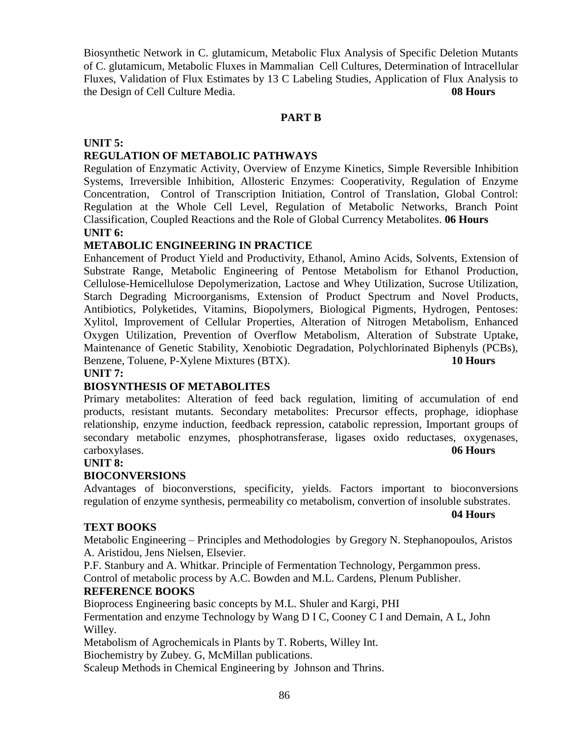Biosynthetic Network in C. glutamicum, Metabolic Flux Analysis of Specific Deletion Mutants of C. glutamicum, Metabolic Fluxes in Mammalian Cell Cultures, Determination of Intracellular Fluxes, Validation of Flux Estimates by 13 C Labeling Studies, Application of Flux Analysis to the Design of Cell Culture Media. **08 Hours**

## PART B

**UNIT 5:**

**REGULATION OF METABOLIC PATHWAYS**

Regulation of Enzymatic Activity, Overview of Enzyme Kinetics, Simple Reversible Inhibition Systems, Irreversible Inhibition, Allosteric Enzymes: Cooperativity, Regulation of Enzyme Concentration, Control of Transcription Initiation, Control of Translation, Global Control: Regulation at the Whole Cell Level, Regulation of Metabolic Networks, Branch Point Classification, Coupled Reactions and the Role of Global Currency Metabolites. **06 Hours**

**UNIT 6:**

**METABOLIC ENGINEERING IN PRACTICE**

Enhancement of Product Yield and Productivity, Ethanol, Amino Acids, Solvents, Extension of Substrate Range, Metabolic Engineering of Pentose Metabolism for Ethanol Production, Cellulose-Hemicellulose Depolymerization, Lactose and Whey Utilization, Sucrose Utilization, Starch Degrading Microorganisms, Extension of Product Spectrum and Novel Products, Antibiotics, Polyketides, Vitamins, Biopolymers, Biological Pigments, Hydrogen, Pentoses: Xylitol, Improvement of Cellular Properties, Alteration of Nitrogen Metabolism, Enhanced Oxygen Utilization, Prevention of Overflow Metabolism, Alteration of Substrate Uptake, Maintenance of Genetic Stability, Xenobiotic Degradation, Polychlorinated Biphenyls (PCBs), Benzene, Toluene, P-Xylene Mixtures (BTX). **10 Hours**

**UNIT 7:**

**BIOSYNTHESIS OF METABOLITES**

Primary metabolites: Alteration of feed back regulation, limiting of accumulation of end products, resistant mutants. Secondary metabolites: Precursor effects, prophage, idiophase relationship, enzyme induction, feedback repression, catabolic repression, Important groups of secondary metabolic enzymes, phosphotransferase, ligases oxido reductases, oxygenases, carboxylases. **06 Hours**

**UNIT 8:**

**BIOCONVERSIONS**

Advantages of bioconverstions, specificity, yields. Factors important to bioconversions regulation of enzyme synthesis, permeability co metabolism, convertion of insoluble substrates. **04 Hours**

**TEXT BOOKS**

Metabolic Engineering – Principles and Methodologies by Gregory N. Stephanopoulos, Aristos A. Aristidou, Jens Nielsen, Elsevier.

P.F. Stanbury and A. Whitkar. Principle of Fermentation Technology, Pergammon press.

Control of metabolic process by A.C. Bowden and M.L. Cardens, Plenum Publisher.

**REFERENCE BOOKS**

Bioprocess Engineering basic concepts by M.L. Shuler and Kargi, PHI

Fermentation and enzyme Technology by Wang D I C, Cooney C I and Demain, A L, John Willey.

Metabolism of Agrochemicals in Plants by T. Roberts, Willey Int.

Biochemistry by Zubey. G, McMillan publications.

Scaleup Methods in Chemical Engineering by Johnson and Thrins.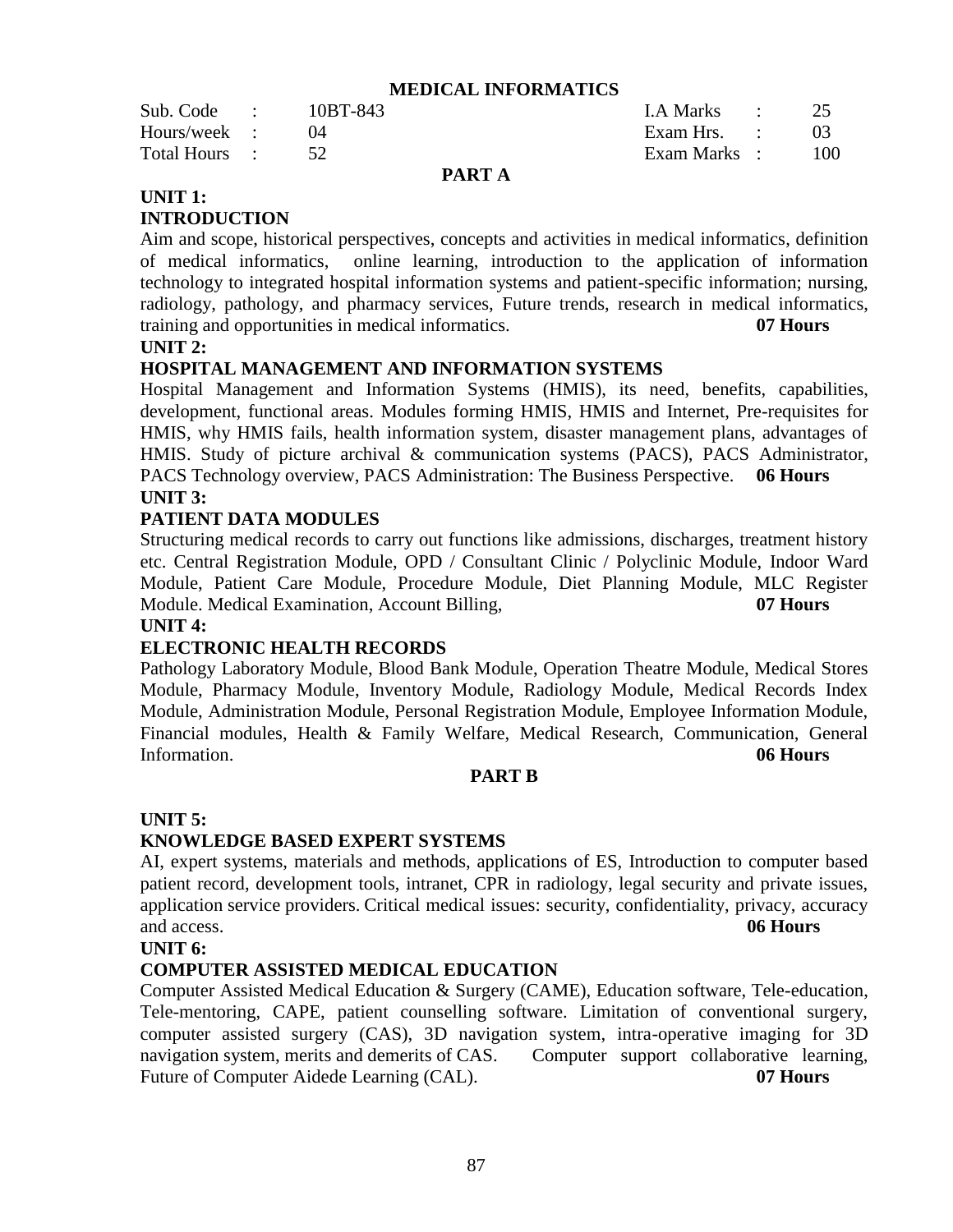# MEDICAL INFORMATICS

| Sub. Code | : | 10BT-843 | I.A Marks | : | 25 |
|---|---|---|---|---|---|
| Hours/week | : | 04 | Exam Hrs. | : | 03 |
| Total Hours | : | 52 | Exam Marks | : | 100 |

## PART A

### UNIT 1:
### INTRODUCTION

Aim and scope, historical perspectives, concepts and activities in medical informatics, definition of medical informatics, online learning, introduction to the application of information technology to integrated hospital information systems and patient-specific information; nursing, radiology, pathology, and pharmacy services, Future trends, research in medical informatics, training and opportunities in medical informatics. **07 Hours**

### UNIT 2:
### HOSPITAL MANAGEMENT AND INFORMATION SYSTEMS

Hospital Management and Information Systems (HMIS), its need, benefits, capabilities, development, functional areas. Modules forming HMIS, HMIS and Internet, Pre-requisites for HMIS, why HMIS fails, health information system, disaster management plans, advantages of HMIS. Study of picture archival & communication systems (PACS), PACS Administrator, PACS Technology overview, PACS Administration: The Business Perspective. **06 Hours**

### UNIT 3:
### PATIENT DATA MODULES

Structuring medical records to carry out functions like admissions, discharges, treatment history etc. Central Registration Module, OPD / Consultant Clinic / Polyclinic Module, Indoor Ward Module, Patient Care Module, Procedure Module, Diet Planning Module, MLC Register Module. Medical Examination, Account Billing, **07 Hours**

### UNIT 4:
### ELECTRONIC HEALTH RECORDS

Pathology Laboratory Module, Blood Bank Module, Operation Theatre Module, Medical Stores Module, Pharmacy Module, Inventory Module, Radiology Module, Medical Records Index Module, Administration Module, Personal Registration Module, Employee Information Module, Financial modules, Health & Family Welfare, Medical Research, Communication, General Information. **06 Hours**

## PART B

### UNIT 5:
### KNOWLEDGE BASED EXPERT SYSTEMS

AI, expert systems, materials and methods, applications of ES, Introduction to computer based patient record, development tools, intranet, CPR in radiology, legal security and private issues, application service providers. Critical medical issues: security, confidentiality, privacy, accuracy and access. **06 Hours**

### UNIT 6:
### COMPUTER ASSISTED MEDICAL EDUCATION

Computer Assisted Medical Education & Surgery (CAME), Education software, Tele-education, Tele-mentoring, CAPE, patient counselling software. Limitation of conventional surgery, computer assisted surgery (CAS), 3D navigation system, intra-operative imaging for 3D navigation system, merits and demerits of CAS. Computer support collaborative learning, Future of Computer Aidede Learning (CAL). **07 Hours**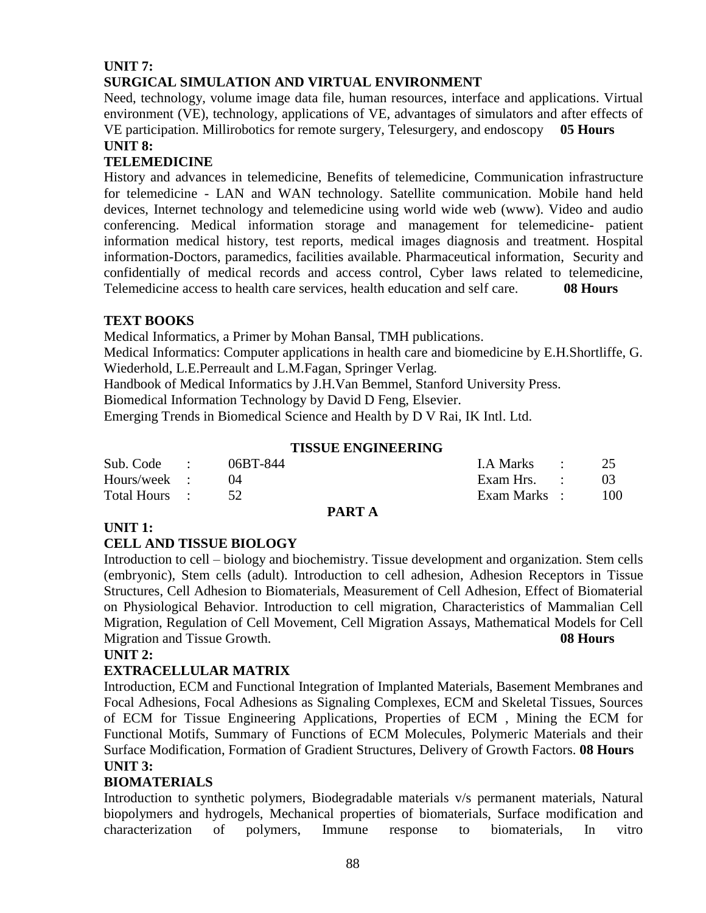**UNIT 7:**

**SURGICAL SIMULATION AND VIRTUAL ENVIRONMENT**

Need, technology, volume image data file, human resources, interface and applications. Virtual environment (VE), technology, applications of VE, advantages of simulators and after effects of VE participation. Millirobotics for remote surgery, Telesurgery, and endoscopy **05 Hours**

**UNIT 8:**

**TELEMEDICINE**

History and advances in telemedicine, Benefits of telemedicine, Communication infrastructure for telemedicine - LAN and WAN technology. Satellite communication. Mobile hand held devices, Internet technology and telemedicine using world wide web (www). Video and audio conferencing. Medical information storage and management for telemedicine- patient information medical history, test reports, medical images diagnosis and treatment. Hospital information-Doctors, paramedics, facilities available. Pharmaceutical information, Security and confidentially of medical records and access control, Cyber laws related to telemedicine, Telemedicine access to health care services, health education and self care. **08 Hours**

**TEXT BOOKS**

Medical Informatics, a Primer by Mohan Bansal, TMH publications.

Medical Informatics: Computer applications in health care and biomedicine by E.H.Shortliffe, G. Wiederhold, L.E.Perreault and L.M.Fagan, Springer Verlag.

Handbook of Medical Informatics by J.H.Van Bemmel, Stanford University Press.

Biomedical Information Technology by David D Feng, Elsevier.

Emerging Trends in Biomedical Science and Health by D V Rai, IK Intl. Ltd.

## TISSUE ENGINEERING

| | | | | | |
|---|---|---|---|---|---|
| Sub. Code | : | 06BT-844 | I.A Marks | : | 25 |
| Hours/week | : | 04 | Exam Hrs. | : | 03 |
| Total Hours | : | 52 | Exam Marks | : | 100 |

### PART A

**UNIT 1:**

**CELL AND TISSUE BIOLOGY**

Introduction to cell – biology and biochemistry. Tissue development and organization. Stem cells (embryonic), Stem cells (adult). Introduction to cell adhesion, Adhesion Receptors in Tissue Structures, Cell Adhesion to Biomaterials, Measurement of Cell Adhesion, Effect of Biomaterial on Physiological Behavior. Introduction to cell migration, Characteristics of Mammalian Cell Migration, Regulation of Cell Movement, Cell Migration Assays, Mathematical Models for Cell Migration and Tissue Growth. **08 Hours**

**UNIT 2:**

**EXTRACELLULAR MATRIX**

Introduction, ECM and Functional Integration of Implanted Materials, Basement Membranes and Focal Adhesions, Focal Adhesions as Signaling Complexes, ECM and Skeletal Tissues, Sources of ECM for Tissue Engineering Applications, Properties of ECM , Mining the ECM for Functional Motifs, Summary of Functions of ECM Molecules, Polymeric Materials and their Surface Modification, Formation of Gradient Structures, Delivery of Growth Factors. **08 Hours**

**UNIT 3:**

**BIOMATERIALS**

Introduction to synthetic polymers, Biodegradable materials v/s permanent materials, Natural biopolymers and hydrogels, Mechanical properties of biomaterials, Surface modification and characterization of polymers, Immune response to biomaterials, In vitro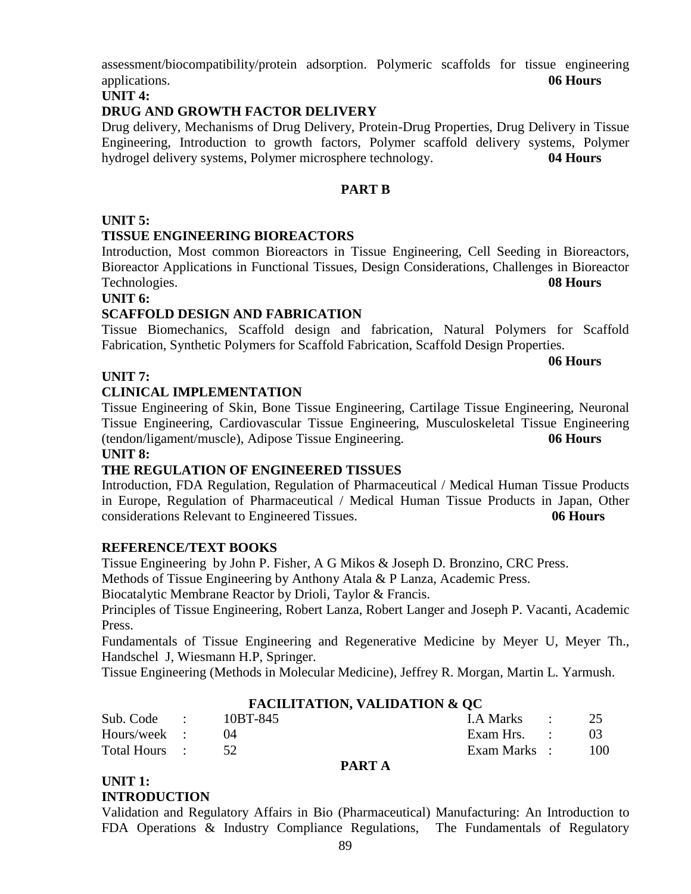assessment/biocompatibility/protein adsorption. Polymeric scaffolds for tissue engineering applications. **06 Hours**

**UNIT 4:**

**DRUG AND GROWTH FACTOR DELIVERY**

Drug delivery, Mechanisms of Drug Delivery, Protein-Drug Properties, Drug Delivery in Tissue Engineering, Introduction to growth factors, Polymer scaffold delivery systems, Polymer hydrogel delivery systems, Polymer microsphere technology. **04 Hours**

**PART B**

**UNIT 5:**

**TISSUE ENGINEERING BIOREACTORS**

Introduction, Most common Bioreactors in Tissue Engineering, Cell Seeding in Bioreactors, Bioreactor Applications in Functional Tissues, Design Considerations, Challenges in Bioreactor Technologies. **08 Hours**

**UNIT 6:**

**SCAFFOLD DESIGN AND FABRICATION**

Tissue Biomechanics, Scaffold design and fabrication, Natural Polymers for Scaffold Fabrication, Synthetic Polymers for Scaffold Fabrication, Scaffold Design Properties. **06 Hours**

**UNIT 7:**

**CLINICAL IMPLEMENTATION**

Tissue Engineering of Skin, Bone Tissue Engineering, Cartilage Tissue Engineering, Neuronal Tissue Engineering, Cardiovascular Tissue Engineering, Musculoskeletal Tissue Engineering (tendon/ligament/muscle), Adipose Tissue Engineering. **06 Hours**

**UNIT 8:**

**THE REGULATION OF ENGINEERED TISSUES**

Introduction, FDA Regulation, Regulation of Pharmaceutical / Medical Human Tissue Products in Europe, Regulation of Pharmaceutical / Medical Human Tissue Products in Japan, Other considerations Relevant to Engineered Tissues. **06 Hours**

**REFERENCE/TEXT BOOKS**

Tissue Engineering by John P. Fisher, A G Mikos & Joseph D. Bronzino, CRC Press.

Methods of Tissue Engineering by Anthony Atala & P Lanza, Academic Press.

Biocatalytic Membrane Reactor by Drioli, Taylor & Francis.

Principles of Tissue Engineering, Robert Lanza, Robert Langer and Joseph P. Vacanti, Academic Press.

Fundamentals of Tissue Engineering and Regenerative Medicine by Meyer U, Meyer Th., Handschel J, Wiesmann H.P, Springer.

Tissue Engineering (Methods in Molecular Medicine), Jeffrey R. Morgan, Martin L. Yarmush.

## FACILITATION, VALIDATION & QC

| | | | | | |
|---|---|---|---|---|---|
| Sub. Code | : 10BT-845 | | I.A Marks | : | 25 |
| Hours/week | : 04 | | Exam Hrs. | : | 03 |
| Total Hours | : 52 | | Exam Marks | : | 100 |

**PART A**

**UNIT 1:**

**INTRODUCTION**

Validation and Regulatory Affairs in Bio (Pharmaceutical) Manufacturing: An Introduction to FDA Operations & Industry Compliance Regulations, The Fundamentals of Regulatory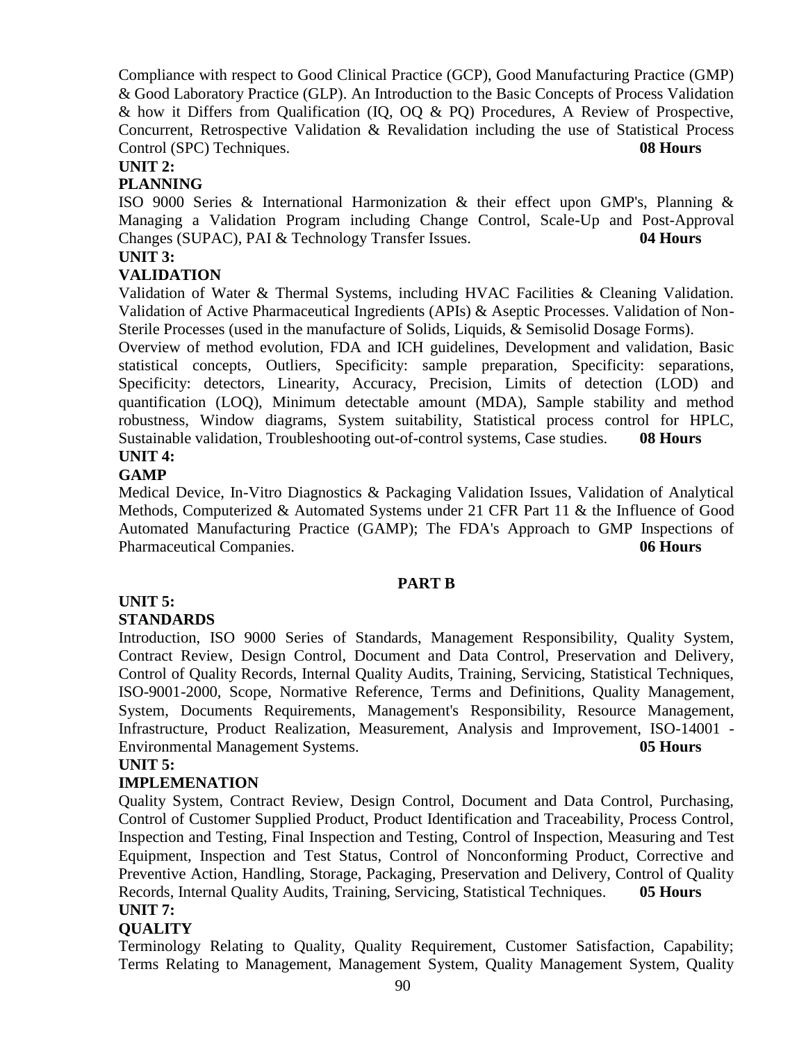Compliance with respect to Good Clinical Practice (GCP), Good Manufacturing Practice (GMP) & Good Laboratory Practice (GLP). An Introduction to the Basic Concepts of Process Validation & how it Differs from Qualification (IQ, OQ & PQ) Procedures, A Review of Prospective, Concurrent, Retrospective Validation & Revalidation including the use of Statistical Process Control (SPC) Techniques. **08 Hours**

**UNIT 2:**

**PLANNING**

ISO 9000 Series & International Harmonization & their effect upon GMP's, Planning & Managing a Validation Program including Change Control, Scale-Up and Post-Approval Changes (SUPAC), PAI & Technology Transfer Issues. **04 Hours**

**UNIT 3:**

**VALIDATION**

Validation of Water & Thermal Systems, including HVAC Facilities & Cleaning Validation. Validation of Active Pharmaceutical Ingredients (APIs) & Aseptic Processes. Validation of Non-Sterile Processes (used in the manufacture of Solids, Liquids, & Semisolid Dosage Forms).

Overview of method evolution, FDA and ICH guidelines, Development and validation, Basic statistical concepts, Outliers, Specificity: sample preparation, Specificity: separations, Specificity: detectors, Linearity, Accuracy, Precision, Limits of detection (LOD) and quantification (LOQ), Minimum detectable amount (MDA), Sample stability and method robustness, Window diagrams, System suitability, Statistical process control for HPLC, Sustainable validation, Troubleshooting out-of-control systems, Case studies. **08 Hours**

**UNIT 4:**

**GAMP**

Medical Device, In-Vitro Diagnostics & Packaging Validation Issues, Validation of Analytical Methods, Computerized & Automated Systems under 21 CFR Part 11 & the Influence of Good Automated Manufacturing Practice (GAMP); The FDA's Approach to GMP Inspections of Pharmaceutical Companies. **06 Hours**

## PART B

**UNIT 5:**

**STANDARDS**

Introduction, ISO 9000 Series of Standards, Management Responsibility, Quality System, Contract Review, Design Control, Document and Data Control, Preservation and Delivery, Control of Quality Records, Internal Quality Audits, Training, Servicing, Statistical Techniques, ISO-9001-2000, Scope, Normative Reference, Terms and Definitions, Quality Management, System, Documents Requirements, Management's Responsibility, Resource Management, Infrastructure, Product Realization, Measurement, Analysis and Improvement, ISO-14001 - Environmental Management Systems. **05 Hours**

**UNIT 5:**

**IMPLEMENATION**

Quality System, Contract Review, Design Control, Document and Data Control, Purchasing, Control of Customer Supplied Product, Product Identification and Traceability, Process Control, Inspection and Testing, Final Inspection and Testing, Control of Inspection, Measuring and Test Equipment, Inspection and Test Status, Control of Nonconforming Product, Corrective and Preventive Action, Handling, Storage, Packaging, Preservation and Delivery, Control of Quality Records, Internal Quality Audits, Training, Servicing, Statistical Techniques. **05 Hours**

**UNIT 7:**

**QUALITY**

Terminology Relating to Quality, Quality Requirement, Customer Satisfaction, Capability; Terms Relating to Management, Management System, Quality Management System, Quality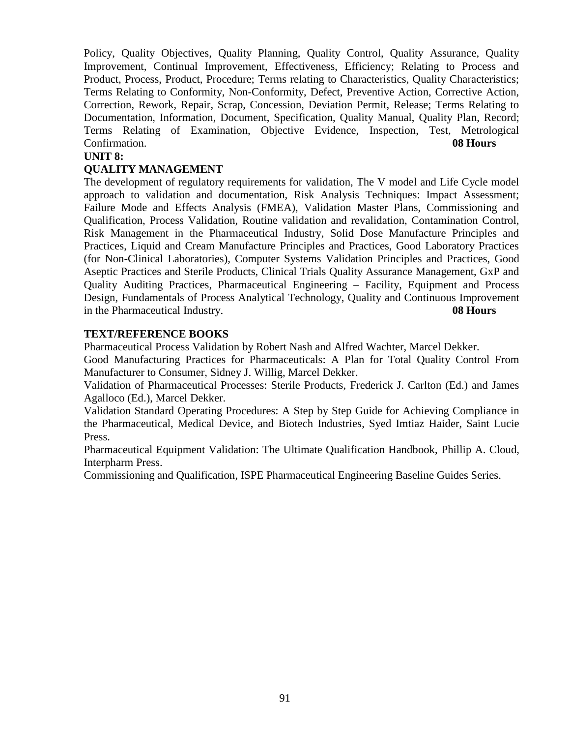Policy, Quality Objectives, Quality Planning, Quality Control, Quality Assurance, Quality Improvement, Continual Improvement, Effectiveness, Efficiency; Relating to Process and Product, Process, Product, Procedure; Terms relating to Characteristics, Quality Characteristics; Terms Relating to Conformity, Non-Conformity, Defect, Preventive Action, Corrective Action, Correction, Rework, Repair, Scrap, Concession, Deviation Permit, Release; Terms Relating to Documentation, Information, Document, Specification, Quality Manual, Quality Plan, Record; Terms Relating of Examination, Objective Evidence, Inspection, Test, Metrological Confirmation. **08 Hours**

**UNIT 8:**

**QUALITY MANAGEMENT**

The development of regulatory requirements for validation, The V model and Life Cycle model approach to validation and documentation, Risk Analysis Techniques: Impact Assessment; Failure Mode and Effects Analysis (FMEA), Validation Master Plans, Commissioning and Qualification, Process Validation, Routine validation and revalidation, Contamination Control, Risk Management in the Pharmaceutical Industry, Solid Dose Manufacture Principles and Practices, Liquid and Cream Manufacture Principles and Practices, Good Laboratory Practices (for Non-Clinical Laboratories), Computer Systems Validation Principles and Practices, Good Aseptic Practices and Sterile Products, Clinical Trials Quality Assurance Management, GxP and Quality Auditing Practices, Pharmaceutical Engineering – Facility, Equipment and Process Design, Fundamentals of Process Analytical Technology, Quality and Continuous Improvement in the Pharmaceutical Industry. **08 Hours**

**TEXT/REFERENCE BOOKS**

Pharmaceutical Process Validation by Robert Nash and Alfred Wachter, Marcel Dekker.

Good Manufacturing Practices for Pharmaceuticals: A Plan for Total Quality Control From Manufacturer to Consumer, Sidney J. Willig, Marcel Dekker.

Validation of Pharmaceutical Processes: Sterile Products, Frederick J. Carlton (Ed.) and James Agalloco (Ed.), Marcel Dekker.

Validation Standard Operating Procedures: A Step by Step Guide for Achieving Compliance in the Pharmaceutical, Medical Device, and Biotech Industries, Syed Imtiaz Haider, Saint Lucie Press.

Pharmaceutical Equipment Validation: The Ultimate Qualification Handbook, Phillip A. Cloud, Interpharm Press.

Commissioning and Qualification, ISPE Pharmaceutical Engineering Baseline Guides Series.